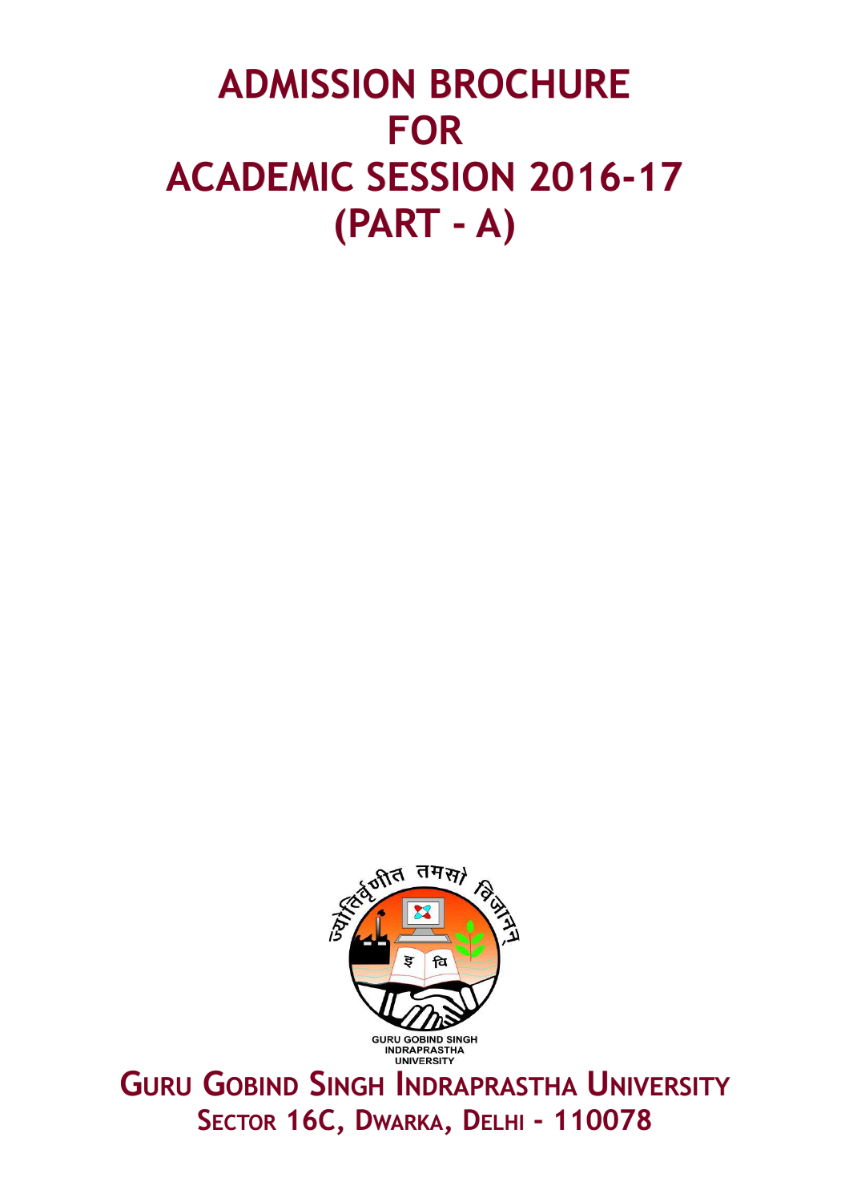# ADMISSION BROCHURE
# FOR
# ACADEMIC SESSION 2016-17
# (PART - A)

ज्योतिर्वृणीत तमसो विज्ञानन्

इ वि

GURU GOBIND SINGH INDRAPRASTHA UNIVERSITY

## GURU GOBIND SINGH INDRAPRASTHA UNIVERSITY
### SECTOR 16C, DWARKA, DELHI - 110078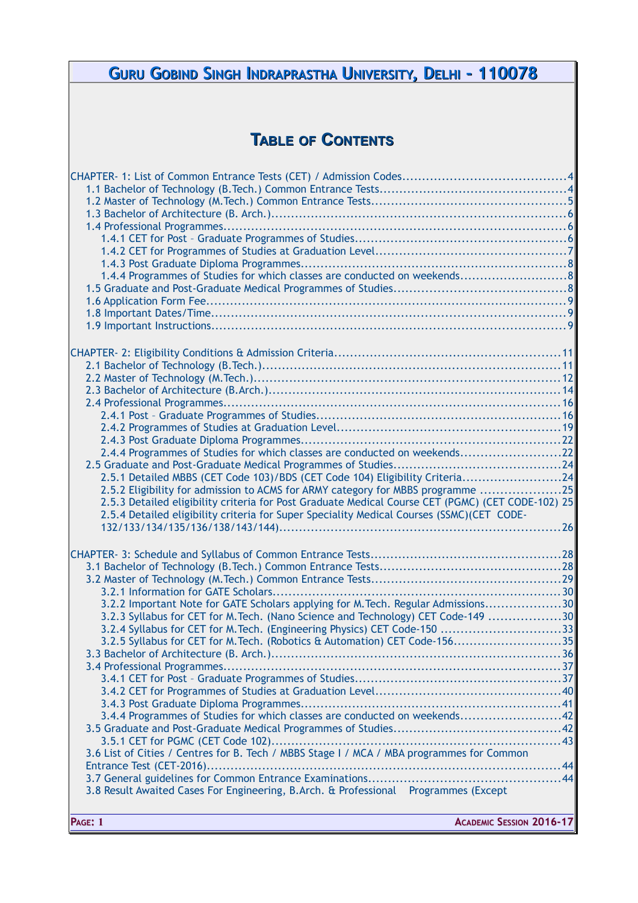# Table of Contents

CHAPTER- 1: List of Common Entrance Tests (CET) / Admission Codes....4
- 1.1 Bachelor of Technology (B.Tech.) Common Entrance Tests....4
- 1.2 Master of Technology (M.Tech.) Common Entrance Tests....5
- 1.3 Bachelor of Architecture (B. Arch.)....6
- 1.4 Professional Programmes....6
  - 1.4.1 CET for Post – Graduate Programmes of Studies....6
  - 1.4.2 CET for Programmes of Studies at Graduation Level....7
  - 1.4.3 Post Graduate Diploma Programmes....8
  - 1.4.4 Programmes of Studies for which classes are conducted on weekends....8
- 1.5 Graduate and Post-Graduate Medical Programmes of Studies....8
- 1.6 Application Form Fee....9
- 1.8 Important Dates/Time....9
- 1.9 Important Instructions....9

CHAPTER- 2: Eligibility Conditions & Admission Criteria....11
- 2.1 Bachelor of Technology (B.Tech.)....11
- 2.2 Master of Technology (M.Tech.)....12
- 2.3 Bachelor of Architecture (B.Arch.)....14
- 2.4 Professional Programmes....16
  - 2.4.1 Post – Graduate Programmes of Studies....16
  - 2.4.2 Programmes of Studies at Graduation Level....19
  - 2.4.3 Post Graduate Diploma Programmes....22
  - 2.4.4 Programmes of Studies for which classes are conducted on weekends....22
- 2.5 Graduate and Post-Graduate Medical Programmes of Studies....24
  - 2.5.1 Detailed MBBS (CET Code 103)/BDS (CET Code 104) Eligibility Criteria....24
  - 2.5.2 Eligibility for admission to ACMS for ARMY category for MBBS programme....25
  - 2.5.3 Detailed eligibility criteria for Post Graduate Medical Course CET (PGMC) (CET CODE-102)....25
  - 2.5.4 Detailed eligibility criteria for Super Speciality Medical Courses (SSMC)(CET CODE-132/133/134/135/136/138/143/144)....26

CHAPTER- 3: Schedule and Syllabus of Common Entrance Tests....28
- 3.1 Bachelor of Technology (B.Tech.) Common Entrance Tests....28
- 3.2 Master of Technology (M.Tech.) Common Entrance Tests....29
  - 3.2.1 Information for GATE Scholars....30
  - 3.2.2 Important Note for GATE Scholars applying for M.Tech. Regular Admissions....30
  - 3.2.3 Syllabus for CET for M.Tech. (Nano Science and Technology) CET Code-149....30
  - 3.2.4 Syllabus for CET for M.Tech. (Engineering Physics) CET Code-150....33
  - 3.2.5 Syllabus for CET for M.Tech. (Robotics & Automation) CET Code-156....35
- 3.3 Bachelor of Architecture (B. Arch.)....36
- 3.4 Professional Programmes....37
  - 3.4.1 CET for Post – Graduate Programmes of Studies....37
  - 3.4.2 CET for Programmes of Studies at Graduation Level....40
  - 3.4.3 Post Graduate Diploma Programmes....41
  - 3.4.4 Programmes of Studies for which classes are conducted on weekends....42
- 3.5 Graduate and Post-Graduate Medical Programmes of Studies....42
  - 3.5.1 CET for PGMC (CET Code 102)....43
- 3.6 List of Cities / Centres for B. Tech / MBBS Stage I / MCA / MBA programmes for Common Entrance Test (CET-2016)....44
- 3.7 General guidelines for Common Entrance Examinations....44
- 3.8 Result Awaited Cases For Engineering, B.Arch. & Professional Programmes (Except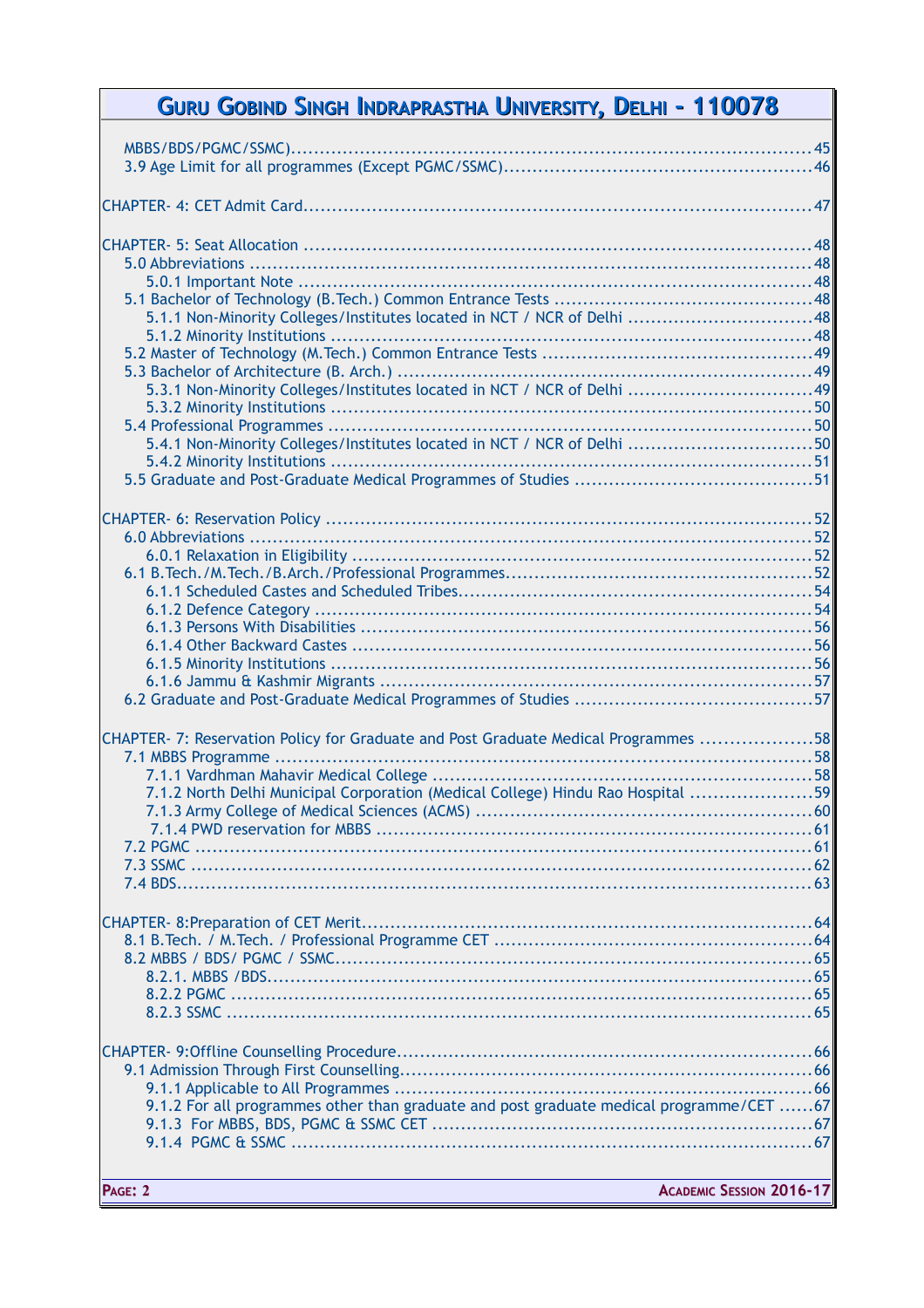MBBS/BDS/PGMC/SSMC)........................................................................................45
3.9 Age Limit for all programmes (Except PGMC/SSMC)....................................................46

CHAPTER- 4: CET Admit Card.......................................................................................47

CHAPTER- 5: Seat Allocation .......................................................................................48
- 5.0 Abbreviations ..............................................................................................48
  - 5.0.1 Important Note .......................................................................................48
- 5.1 Bachelor of Technology (B.Tech.) Common Entrance Tests ............................................48
  - 5.1.1 Non-Minority Colleges/Institutes located in NCT / NCR of Delhi ...............................48
  - 5.1.2 Minority Institutions ..................................................................................48
- 5.2 Master of Technology (M.Tech.) Common Entrance Tests .............................................49
- 5.3 Bachelor of Architecture (B. Arch.) .......................................................................49
  - 5.3.1 Non-Minority Colleges/Institutes located in NCT / NCR of Delhi ...............................49
  - 5.3.2 Minority Institutions ..................................................................................50
- 5.4 Professional Programmes ...................................................................................50
  - 5.4.1 Non-Minority Colleges/Institutes located in NCT / NCR of Delhi ...............................50
  - 5.4.2 Minority Institutions ..................................................................................51
- 5.5 Graduate and Post-Graduate Medical Programmes of Studies ........................................51

CHAPTER- 6: Reservation Policy ....................................................................................52
- 6.0 Abbreviations ..............................................................................................52
  - 6.0.1 Relaxation in Eligibility ...............................................................................52
- 6.1 B.Tech./M.Tech./B.Arch./Professional Programmes.....................................................52
  - 6.1.1 Scheduled Castes and Scheduled Tribes.............................................................54
  - 6.1.2 Defence Category .....................................................................................54
  - 6.1.3 Persons With Disabilities .............................................................................56
  - 6.1.4 Other Backward Castes ...............................................................................56
  - 6.1.5 Minority Institutions ..................................................................................56
  - 6.1.6 Jammu & Kashmir Migrants ..........................................................................57
- 6.2 Graduate and Post-Graduate Medical Programmes of Studies ........................................57

CHAPTER- 7: Reservation Policy for Graduate and Post Graduate Medical Programmes ...................58
- 7.1 MBBS Programme ............................................................................................58
  - 7.1.1 Vardhman Mahavir Medical College .................................................................58
  - 7.1.2 North Delhi Municipal Corporation (Medical College) Hindu Rao Hospital .....................59
  - 7.1.3 Army College of Medical Sciences (ACMS) ..........................................................60
  - 7.1.4 PWD reservation for MBBS ...........................................................................61
- 7.2 PGMC .........................................................................................................61
- 7.3 SSMC .........................................................................................................62
- 7.4 BDS............................................................................................................63

CHAPTER- 8:Preparation of CET Merit.............................................................................64
- 8.1 B.Tech. / M.Tech. / Professional Programme CET .......................................................64
- 8.2 MBBS / BDS/ PGMC / SSMC..................................................................................65
  - 8.2.1. MBBS /BDS...............................................................................................65
  - 8.2.2 PGMC ....................................................................................................65
  - 8.2.3 SSMC .....................................................................................................65

CHAPTER- 9:Offline Counselling Procedure.......................................................................66
- 9.1 Admission Through First Counselling.......................................................................66
  - 9.1.1 Applicable to All Programmes ........................................................................66
  - 9.1.2 For all programmes other than graduate and post graduate medical programme/CET ......67
  - 9.1.3 For MBBS, BDS, PGMC & SSMC CET .................................................................67
  - 9.1.4 PGMC & SSMC ..........................................................................................67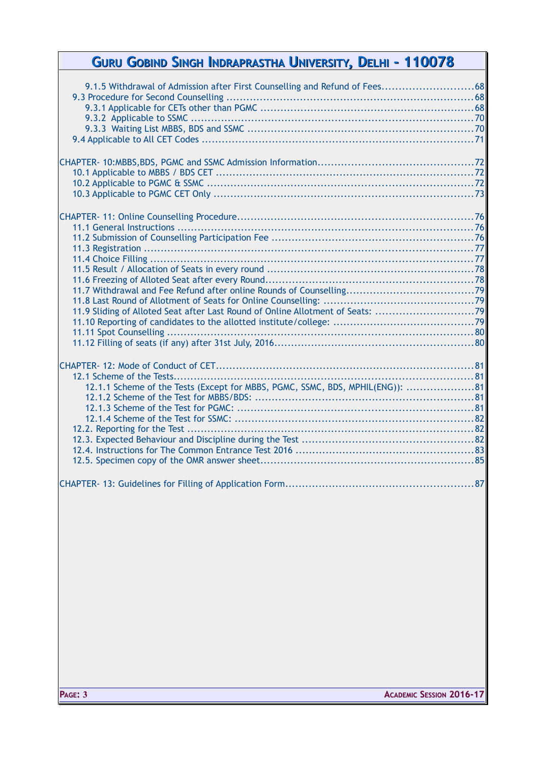9.1.5 Withdrawal of Admission after First Counselling and Refund of Fees........................... 68
9.3 Procedure for Second Counselling ........................................................................... 68
9.3.1 Applicable for CETs other than PGMC ................................................................ 68
9.3.2 Applicable to SSMC ........................................................................................ 70
9.3.3 Waiting List MBBS, BDS and SSMC ................................................................... 70
9.4 Applicable to All CET Codes ...................................................................................... 71

CHAPTER- 10:MBBS,BDS, PGMC and SSMC Admission Information............................................. 72
10.1 Applicable to MBBS / BDS CET ................................................................................. 72
10.2 Applicable to PGMC & SSMC ..................................................................................... 72
10.3 Applicable to PGMC CET Only ................................................................................... 73

CHAPTER- 11: Online Counselling Procedure.................................................................... 76
11.1 General Instructions ................................................................................................ 76
11.2 Submission of Counselling Participation Fee ............................................................ 76
11.3 Registration ............................................................................................................ 77
11.4 Choice Filling .......................................................................................................... 77
11.5 Result / Allocation of Seats in every round ............................................................... 78
11.6 Freezing of Alloted Seat after every Round................................................................ 78
11.7 Withdrawal and Fee Refund after online Rounds of Counselling...................................... 79
11.8 Last Round of Allotment of Seats for Online Counselling: ............................................. 79
11.9 Sliding of Alloted Seat after Last Round of Online Allotment of Seats: ............................ 79
11.10 Reporting of candidates to the allotted institute/college: .......................................... 79
11.11 Spot Counselling .................................................................................................... 80
11.12 Filling of seats (if any) after 31st July, 2016............................................................. 80

CHAPTER- 12: Mode of Conduct of CET............................................................................ 81
12.1 Scheme of the Tests.................................................................................................. 81
12.1.1 Scheme of the Tests (Except for MBBS, PGMC, SSMC, BDS, MPHIL(ENG)): ..................... 81
12.1.2 Scheme of the Test for MBBS/BDS: ........................................................................ 81
12.1.3 Scheme of the Test for PGMC: .............................................................................. 81
12.1.4 Scheme of the Test for SSMC: .............................................................................. 82
12.2. Reporting for the Test ............................................................................................ 82
12.3. Expected Behaviour and Discipline during the Test ................................................... 82
12.4. Instructions for The Common Entrance Test 2016 ..................................................... 83
12.5. Specimen copy of the OMR answer sheet................................................................. 85

CHAPTER- 13: Guidelines for Filling of Application Form....................................................... 87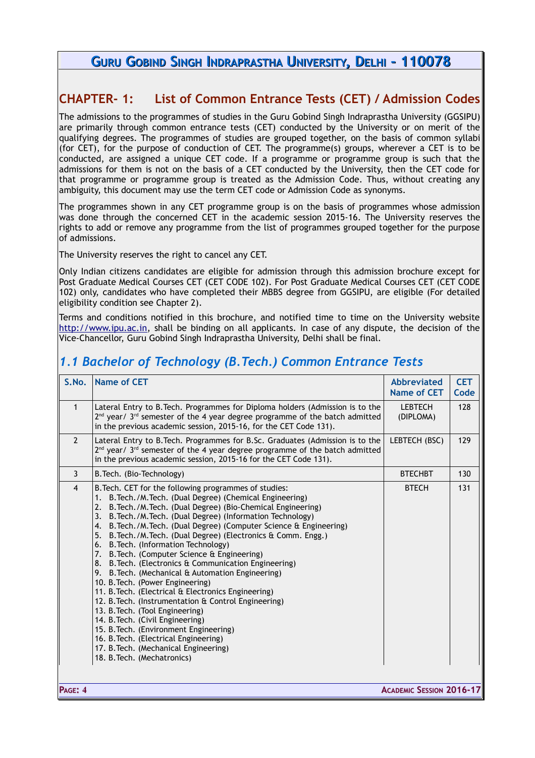## CHAPTER- 1: List of Common Entrance Tests (CET) / Admission Codes

The admissions to the programmes of studies in the Guru Gobind Singh Indraprastha University (GGSIPU) are primarily through common entrance tests (CET) conducted by the University or on merit of the qualifying degrees. The programmes of studies are grouped together, on the basis of common syllabi (for CET), for the purpose of conduction of CET. The programme(s) groups, wherever a CET is to be conducted, are assigned a unique CET code. If a programme or programme group is such that the admissions for them is not on the basis of a CET conducted by the University, then the CET code for that programme or programme group is treated as the Admission Code. Thus, without creating any ambiguity, this document may use the term CET code or Admission Code as synonyms.

The programmes shown in any CET programme group is on the basis of programmes whose admission was done through the concerned CET in the academic session 2015-16. The University reserves the rights to add or remove any programme from the list of programmes grouped together for the purpose of admissions.

The University reserves the right to cancel any CET.

Only Indian citizens candidates are eligible for admission through this admission brochure except for Post Graduate Medical Courses CET (CET CODE 102). For Post Graduate Medical Courses CET (CET CODE 102) only, candidates who have completed their MBBS degree from GGSIPU, are eligible (For detailed eligibility condition see Chapter 2).

Terms and conditions notified in this brochure, and notified time to time on the University website http://www.ipu.ac.in, shall be binding on all applicants. In case of any dispute, the decision of the Vice-Chancellor, Guru Gobind Singh Indraprastha University, Delhi shall be final.

### *1.1 Bachelor of Technology (B.Tech.) Common Entrance Tests*

| S.No. | Name of CET | Abbreviated Name of CET | CET Code |
|---|---|---|---|
| 1 | Lateral Entry to B.Tech. Programmes for Diploma holders (Admission is to the 2nd year/ 3rd semester of the 4 year degree programme of the batch admitted in the previous academic session, 2015-16, for the CET Code 131). | LEBTECH (DIPLOMA) | 128 |
| 2 | Lateral Entry to B.Tech. Programmes for B.Sc. Graduates (Admission is to the 2nd year/ 3rd semester of the 4 year degree programme of the batch admitted in the previous academic session, 2015-16 for the CET Code 131). | LEBTECH (BSC) | 129 |
| 3 | B.Tech. (Bio-Technology) | BTECHBT | 130 |
| 4 | B.Tech. CET for the following programmes of studies:<br>1. B.Tech./M.Tech. (Dual Degree) (Chemical Engineering)<br>2. B.Tech./M.Tech. (Dual Degree) (Bio-Chemical Engineering)<br>3. B.Tech./M.Tech. (Dual Degree) (Information Technology)<br>4. B.Tech./M.Tech. (Dual Degree) (Computer Science & Engineering)<br>5. B.Tech./M.Tech. (Dual Degree) (Electronics & Comm. Engg.)<br>6. B.Tech. (Information Technology)<br>7. B.Tech. (Computer Science & Engineering)<br>8. B.Tech. (Electronics & Communication Engineering)<br>9. B.Tech. (Mechanical & Automation Engineering)<br>10. B.Tech. (Power Engineering)<br>11. B.Tech. (Electrical & Electronics Engineering)<br>12. B.Tech. (Instrumentation & Control Engineering)<br>13. B.Tech. (Tool Engineering)<br>14. B.Tech. (Civil Engineering)<br>15. B.Tech. (Environment Engineering)<br>16. B.Tech. (Electrical Engineering)<br>17. B.Tech. (Mechanical Engineering)<br>18. B.Tech. (Mechatronics) | BTECH | 131 |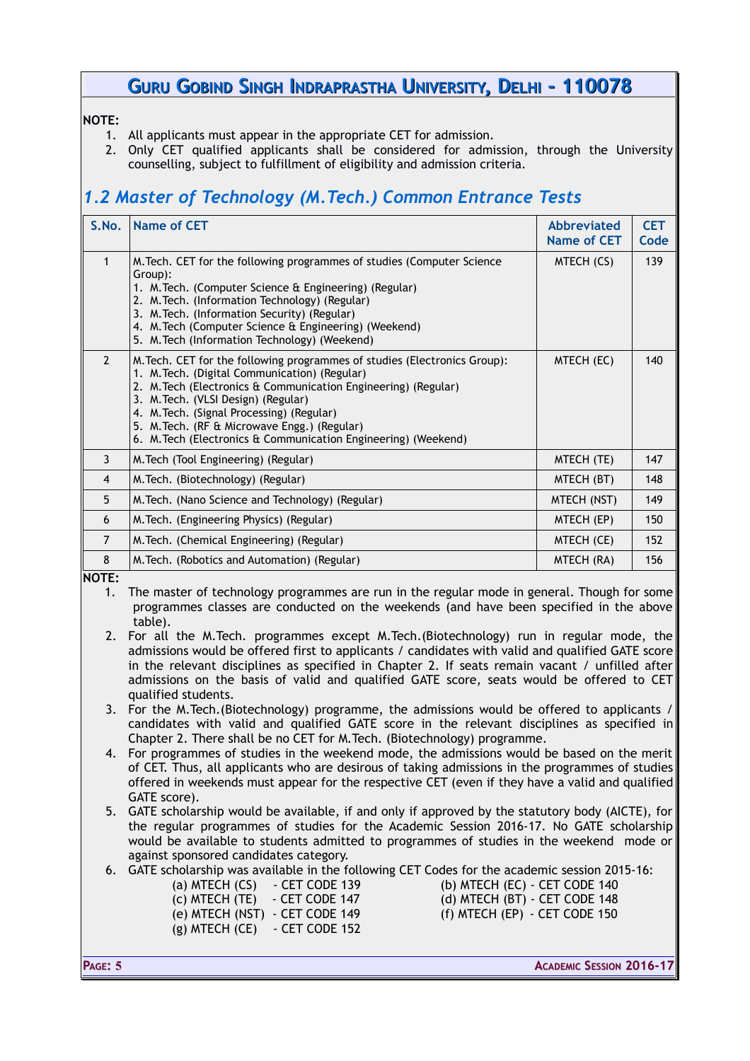# Guru Gobind Singh Indraprastha University, Delhi - 110078

**NOTE:**

1. All applicants must appear in the appropriate CET for admission.
2. Only CET qualified applicants shall be considered for admission, through the University counselling, subject to fulfillment of eligibility and admission criteria.

## *1.2 Master of Technology (M.Tech.) Common Entrance Tests*

| S.No. | Name of CET | Abbreviated Name of CET | CET Code |
|---|---|---|---|
| 1 | M.Tech. CET for the following programmes of studies (Computer Science Group):<br>1. M.Tech. (Computer Science & Engineering) (Regular)<br>2. M.Tech. (Information Technology) (Regular)<br>3. M.Tech. (Information Security) (Regular)<br>4. M.Tech (Computer Science & Engineering) (Weekend)<br>5. M.Tech (Information Technology) (Weekend) | MTECH (CS) | 139 |
| 2 | M.Tech. CET for the following programmes of studies (Electronics Group):<br>1. M.Tech. (Digital Communication) (Regular)<br>2. M.Tech (Electronics & Communication Engineering) (Regular)<br>3. M.Tech. (VLSI Design) (Regular)<br>4. M.Tech. (Signal Processing) (Regular)<br>5. M.Tech. (RF & Microwave Engg.) (Regular)<br>6. M.Tech (Electronics & Communication Engineering) (Weekend) | MTECH (EC) | 140 |
| 3 | M.Tech (Tool Engineering) (Regular) | MTECH (TE) | 147 |
| 4 | M.Tech. (Biotechnology) (Regular) | MTECH (BT) | 148 |
| 5 | M.Tech. (Nano Science and Technology) (Regular) | MTECH (NST) | 149 |
| 6 | M.Tech. (Engineering Physics) (Regular) | MTECH (EP) | 150 |
| 7 | M.Tech. (Chemical Engineering) (Regular) | MTECH (CE) | 152 |
| 8 | M.Tech. (Robotics and Automation) (Regular) | MTECH (RA) | 156 |

**NOTE:**

1. The master of technology programmes are run in the regular mode in general. Though for some programmes classes are conducted on the weekends (and have been specified in the above table).
2. For all the M.Tech. programmes except M.Tech.(Biotechnology) run in regular mode, the admissions would be offered first to applicants / candidates with valid and qualified GATE score in the relevant disciplines as specified in Chapter 2. If seats remain vacant / unfilled after admissions on the basis of valid and qualified GATE score, seats would be offered to CET qualified students.
3. For the M.Tech.(Biotechnology) programme, the admissions would be offered to applicants / candidates with valid and qualified GATE score in the relevant disciplines as specified in Chapter 2. There shall be no CET for M.Tech. (Biotechnology) programme.
4. For programmes of studies in the weekend mode, the admissions would be based on the merit of CET. Thus, all applicants who are desirous of taking admissions in the programmes of studies offered in weekends must appear for the respective CET (even if they have a valid and qualified GATE score).
5. GATE scholarship would be available, if and only if approved by the statutory body (AICTE), for the regular programmes of studies for the Academic Session 2016-17. No GATE scholarship would be available to students admitted to programmes of studies in the weekend mode or against sponsored candidates category.
6. GATE scholarship was available in the following CET Codes for the academic session 2015-16:
   - (a) MTECH (CS) - CET CODE 139
   - (b) MTECH (EC) - CET CODE 140
   - (c) MTECH (TE) - CET CODE 147
   - (d) MTECH (BT) - CET CODE 148
   - (e) MTECH (NST) - CET CODE 149
   - (f) MTECH (EP) - CET CODE 150
   - (g) MTECH (CE) - CET CODE 152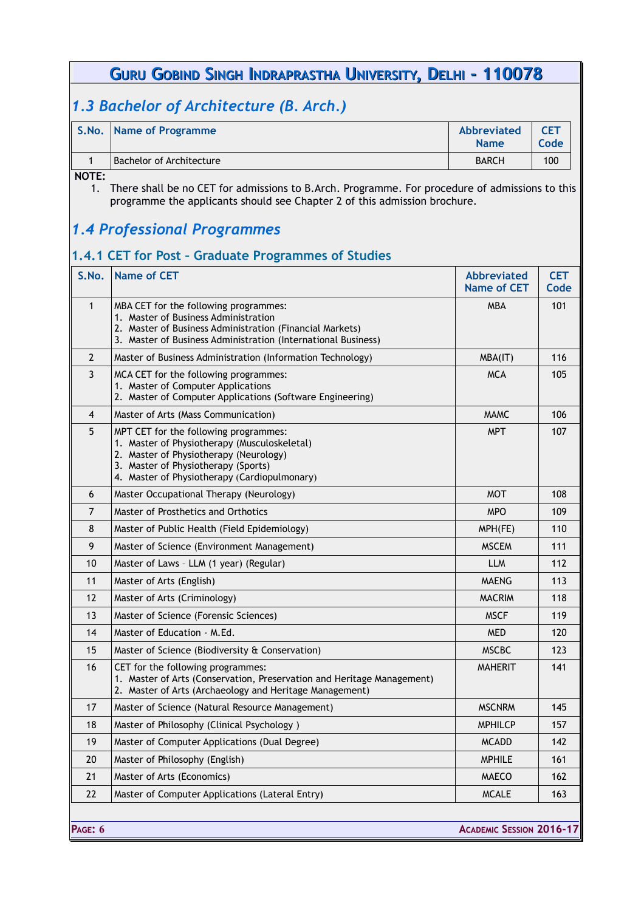## *1.3 Bachelor of Architecture (B. Arch.)*

| S.No. | Name of Programme | Abbreviated Name | CET Code |
|---|---|---|---|
| 1 | Bachelor of Architecture | BARCH | 100 |

**NOTE:**

1. There shall be no CET for admissions to B.Arch. Programme. For procedure of admissions to this programme the applicants should see Chapter 2 of this admission brochure.

## *1.4 Professional Programmes*

### 1.4.1 CET for Post – Graduate Programmes of Studies

| S.No. | Name of CET | Abbreviated Name of CET | CET Code |
|---|---|---|---|
| 1 | MBA CET for the following programmes:<br>1. Master of Business Administration<br>2. Master of Business Administration (Financial Markets)<br>3. Master of Business Administration (International Business) | MBA | 101 |
| 2 | Master of Business Administration (Information Technology) | MBA(IT) | 116 |
| 3 | MCA CET for the following programmes:<br>1. Master of Computer Applications<br>2. Master of Computer Applications (Software Engineering) | MCA | 105 |
| 4 | Master of Arts (Mass Communication) | MAMC | 106 |
| 5 | MPT CET for the following programmes:<br>1. Master of Physiotherapy (Musculoskeletal)<br>2. Master of Physiotherapy (Neurology)<br>3. Master of Physiotherapy (Sports)<br>4. Master of Physiotherapy (Cardiopulmonary) | MPT | 107 |
| 6 | Master Occupational Therapy (Neurology) | MOT | 108 |
| 7 | Master of Prosthetics and Orthotics | MPO | 109 |
| 8 | Master of Public Health (Field Epidemiology) | MPH(FE) | 110 |
| 9 | Master of Science (Environment Management) | MSCEM | 111 |
| 10 | Master of Laws – LLM (1 year) (Regular) | LLM | 112 |
| 11 | Master of Arts (English) | MAENG | 113 |
| 12 | Master of Arts (Criminology) | MACRIM | 118 |
| 13 | Master of Science (Forensic Sciences) | MSCF | 119 |
| 14 | Master of Education - M.Ed. | MED | 120 |
| 15 | Master of Science (Biodiversity & Conservation) | MSCBC | 123 |
| 16 | CET for the following programmes:<br>1. Master of Arts (Conservation, Preservation and Heritage Management)<br>2. Master of Arts (Archaeology and Heritage Management) | MAHERIT | 141 |
| 17 | Master of Science (Natural Resource Management) | MSCNRM | 145 |
| 18 | Master of Philosophy (Clinical Psychology ) | MPHILCP | 157 |
| 19 | Master of Computer Applications (Dual Degree) | MCADD | 142 |
| 20 | Master of Philosophy (English) | MPHILE | 161 |
| 21 | Master of Arts (Economics) | MAECO | 162 |
| 22 | Master of Computer Applications (Lateral Entry) | MCALE | 163 |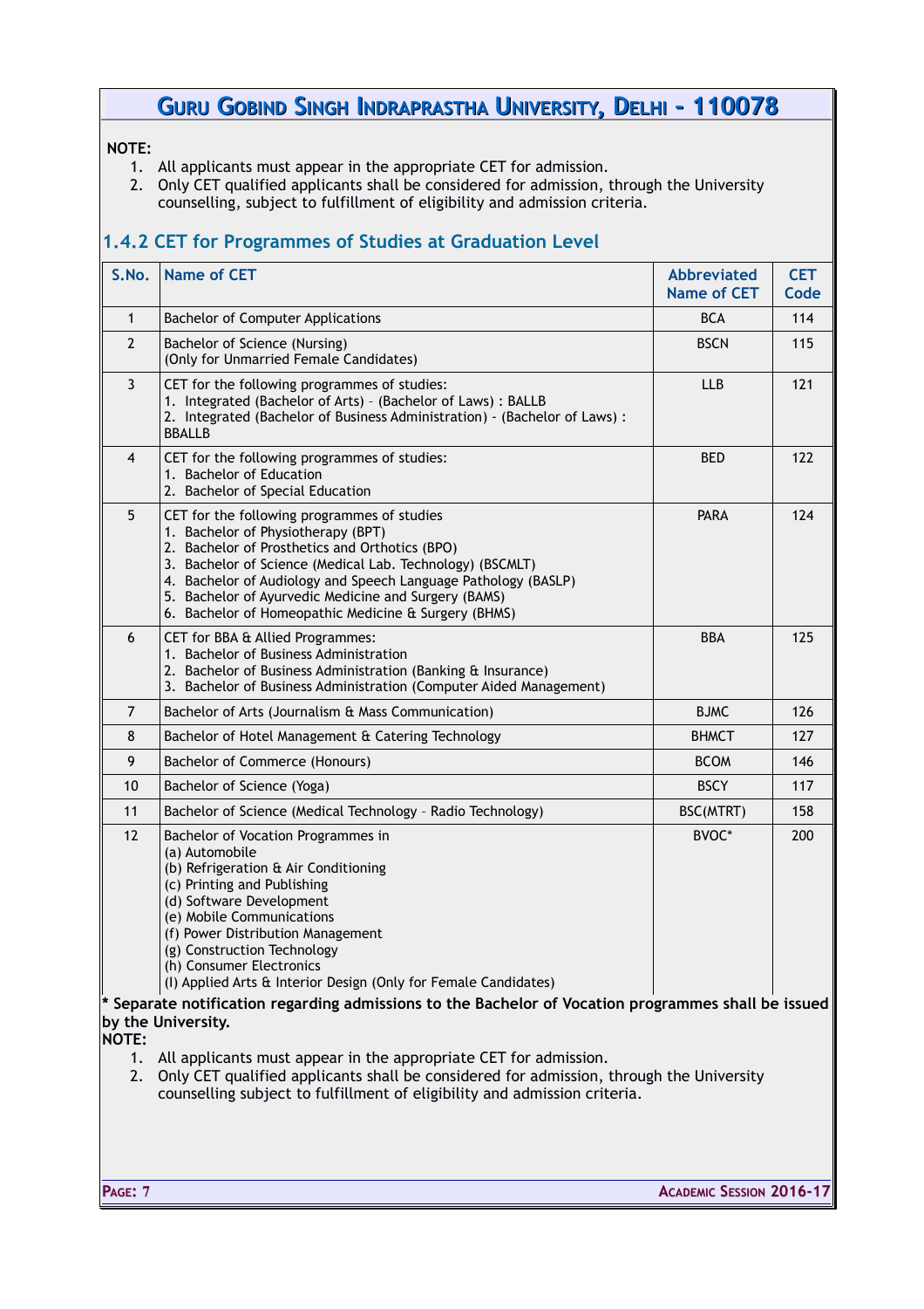**NOTE:**

1. All applicants must appear in the appropriate CET for admission.
2. Only CET qualified applicants shall be considered for admission, through the University counselling, subject to fulfillment of eligibility and admission criteria.

### 1.4.2 CET for Programmes of Studies at Graduation Level

| S.No. | Name of CET | Abbreviated Name of CET | CET Code |
|---|---|---|---|
| 1 | Bachelor of Computer Applications | BCA | 114 |
| 2 | Bachelor of Science (Nursing)<br>(Only for Unmarried Female Candidates) | BSCN | 115 |
| 3 | CET for the following programmes of studies:<br>1. Integrated (Bachelor of Arts) – (Bachelor of Laws) : BALLB<br>2. Integrated (Bachelor of Business Administration) - (Bachelor of Laws) : BBALLB | LLB | 121 |
| 4 | CET for the following programmes of studies:<br>1. Bachelor of Education<br>2. Bachelor of Special Education | BED | 122 |
| 5 | CET for the following programmes of studies<br>1. Bachelor of Physiotherapy (BPT)<br>2. Bachelor of Prosthetics and Orthotics (BPO)<br>3. Bachelor of Science (Medical Lab. Technology) (BSCMLT)<br>4. Bachelor of Audiology and Speech Language Pathology (BASLP)<br>5. Bachelor of Ayurvedic Medicine and Surgery (BAMS)<br>6. Bachelor of Homeopathic Medicine & Surgery (BHMS) | PARA | 124 |
| 6 | CET for BBA & Allied Programmes:<br>1. Bachelor of Business Administration<br>2. Bachelor of Business Administration (Banking & Insurance)<br>3. Bachelor of Business Administration (Computer Aided Management) | BBA | 125 |
| 7 | Bachelor of Arts (Journalism & Mass Communication) | BJMC | 126 |
| 8 | Bachelor of Hotel Management & Catering Technology | BHMCT | 127 |
| 9 | Bachelor of Commerce (Honours) | BCOM | 146 |
| 10 | Bachelor of Science (Yoga) | BSCY | 117 |
| 11 | Bachelor of Science (Medical Technology – Radio Technology) | BSC(MTRT) | 158 |
| 12 | Bachelor of Vocation Programmes in<br>(a) Automobile<br>(b) Refrigeration & Air Conditioning<br>(c) Printing and Publishing<br>(d) Software Development<br>(e) Mobile Communications<br>(f) Power Distribution Management<br>(g) Construction Technology<br>(h) Consumer Electronics<br>(I) Applied Arts & Interior Design (Only for Female Candidates) | BVOC* | 200 |

**\* Separate notification regarding admissions to the Bachelor of Vocation programmes shall be issued by the University.**

**NOTE:**

1. All applicants must appear in the appropriate CET for admission.
2. Only CET qualified applicants shall be considered for admission, through the University counselling subject to fulfillment of eligibility and admission criteria.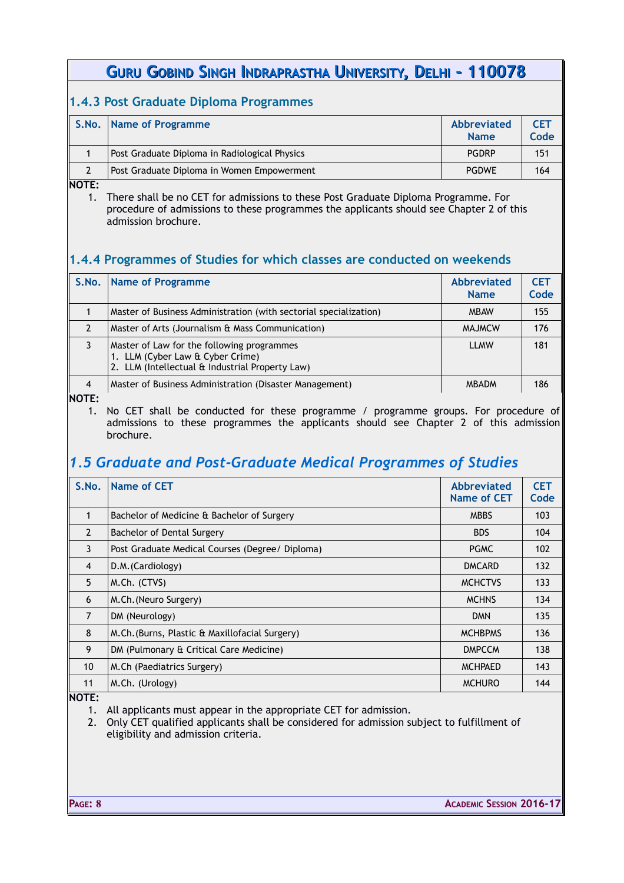### 1.4.3 Post Graduate Diploma Programmes

| S.No. | Name of Programme | Abbreviated Name | CET Code |
|---|---|---|---|
| 1 | Post Graduate Diploma in Radiological Physics | PGDRP | 151 |
| 2 | Post Graduate Diploma in Women Empowerment | PGDWE | 164 |

**NOTE:**

1. There shall be no CET for admissions to these Post Graduate Diploma Programme. For procedure of admissions to these programmes the applicants should see Chapter 2 of this admission brochure.

### 1.4.4 Programmes of Studies for which classes are conducted on weekends

| S.No. | Name of Programme | Abbreviated Name | CET Code |
|---|---|---|---|
| 1 | Master of Business Administration (with sectorial specialization) | MBAW | 155 |
| 2 | Master of Arts (Journalism & Mass Communication) | MAJMCW | 176 |
| 3 | Master of Law for the following programmes<br>1. LLM (Cyber Law & Cyber Crime)<br>2. LLM (Intellectual & Industrial Property Law) | LLMW | 181 |
| 4 | Master of Business Administration (Disaster Management) | MBADM | 186 |

**NOTE:**

1. No CET shall be conducted for these programme / programme groups. For procedure of admissions to these programmes the applicants should see Chapter 2 of this admission brochure.

## *1.5 Graduate and Post-Graduate Medical Programmes of Studies*

| S.No. | Name of CET | Abbreviated Name of CET | CET Code |
|---|---|---|---|
| 1 | Bachelor of Medicine & Bachelor of Surgery | MBBS | 103 |
| 2 | Bachelor of Dental Surgery | BDS | 104 |
| 3 | Post Graduate Medical Courses (Degree/ Diploma) | PGMC | 102 |
| 4 | D.M.(Cardiology) | DMCARD | 132 |
| 5 | M.Ch. (CTVS) | MCHCTVS | 133 |
| 6 | M.Ch.(Neuro Surgery) | MCHNS | 134 |
| 7 | DM (Neurology) | DMN | 135 |
| 8 | M.Ch.(Burns, Plastic & Maxillofacial Surgery) | MCHBPMS | 136 |
| 9 | DM (Pulmonary & Critical Care Medicine) | DMPCCM | 138 |
| 10 | M.Ch (Paediatrics Surgery) | MCHPAED | 143 |
| 11 | M.Ch. (Urology) | MCHURO | 144 |

**NOTE:**

1. All applicants must appear in the appropriate CET for admission.
2. Only CET qualified applicants shall be considered for admission subject to fulfillment of eligibility and admission criteria.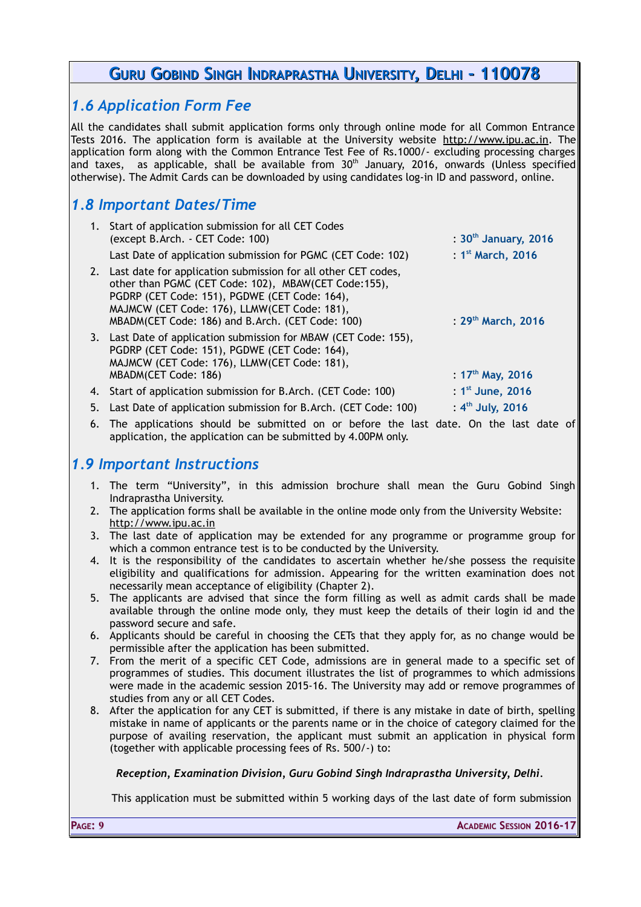## 1.6 Application Form Fee

All the candidates shall submit application forms only through online mode for all Common Entrance Tests 2016. The application form is available at the University website http://www.ipu.ac.in. The application form along with the Common Entrance Test Fee of Rs.1000/- excluding processing charges and taxes, as applicable, shall be available from 30th January, 2016, onwards (Unless specified otherwise). The Admit Cards can be downloaded by using candidates log-in ID and password, online.

## 1.8 Important Dates/Time

1. Start of application submission for all CET Codes (except B.Arch. - CET Code: 100) : **30th January, 2016**

   Last Date of application submission for PGMC (CET Code: 102) : **1st March, 2016**
2. Last date for application submission for all other CET codes, other than PGMC (CET Code: 102), MBAW(CET Code:155), PGDRP (CET Code: 151), PGDWE (CET Code: 164), MAJMCW (CET Code: 176), LLMW(CET Code: 181), MBADM(CET Code: 186) and B.Arch. (CET Code: 100) : **29th March, 2016**
3. Last Date of application submission for MBAW (CET Code: 155), PGDRP (CET Code: 151), PGDWE (CET Code: 164), MAJMCW (CET Code: 176), LLMW(CET Code: 181), MBADM(CET Code: 186) : **17th May, 2016**
4. Start of application submission for B.Arch. (CET Code: 100) : **1st June, 2016**
5. Last Date of application submission for B.Arch. (CET Code: 100) : **4th July, 2016**
6. The applications should be submitted on or before the last date. On the last date of application, the application can be submitted by 4.00PM only.

## 1.9 Important Instructions

1. The term "University", in this admission brochure shall mean the Guru Gobind Singh Indraprastha University.
2. The application forms shall be available in the online mode only from the University Website: http://www.ipu.ac.in
3. The last date of application may be extended for any programme or programme group for which a common entrance test is to be conducted by the University.
4. It is the responsibility of the candidates to ascertain whether he/she possess the requisite eligibility and qualifications for admission. Appearing for the written examination does not necessarily mean acceptance of eligibility (Chapter 2).
5. The applicants are advised that since the form filling as well as admit cards shall be made available through the online mode only, they must keep the details of their login id and the password secure and safe.
6. Applicants should be careful in choosing the CETs that they apply for, as no change would be permissible after the application has been submitted.
7. From the merit of a specific CET Code, admissions are in general made to a specific set of programmes of studies. This document illustrates the list of programmes to which admissions were made in the academic session 2015-16. The University may add or remove programmes of studies from any or all CET Codes.
8. After the application for any CET is submitted, if there is any mistake in date of birth, spelling mistake in name of applicants or the parents name or in the choice of category claimed for the purpose of availing reservation, the applicant must submit an application in physical form (together with applicable processing fees of Rs. 500/-) to:

   ***Reception, Examination Division, Guru Gobind Singh Indraprastha University, Delhi.***

   This application must be submitted within 5 working days of the last date of form submission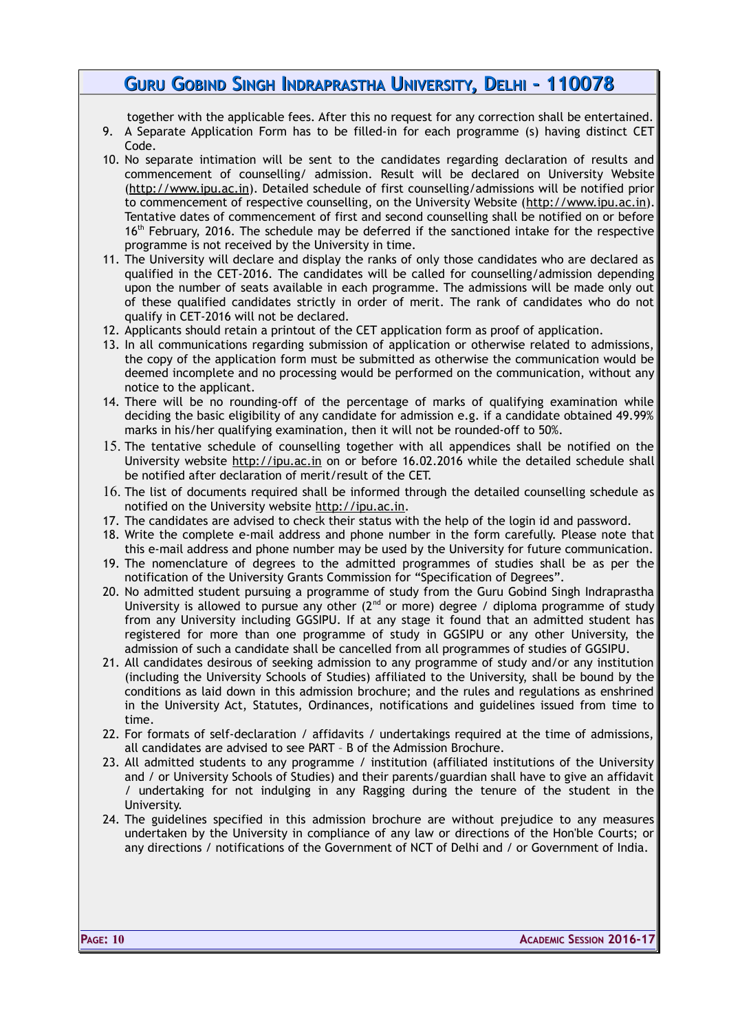together with the applicable fees. After this no request for any correction shall be entertained.

9. A Separate Application Form has to be filled-in for each programme (s) having distinct CET Code.
10. No separate intimation will be sent to the candidates regarding declaration of results and commencement of counselling/ admission. Result will be declared on University Website (http://www.ipu.ac.in). Detailed schedule of first counselling/admissions will be notified prior to commencement of respective counselling, on the University Website (http://www.ipu.ac.in). Tentative dates of commencement of first and second counselling shall be notified on or before 16th February, 2016. The schedule may be deferred if the sanctioned intake for the respective programme is not received by the University in time.
11. The University will declare and display the ranks of only those candidates who are declared as qualified in the CET-2016. The candidates will be called for counselling/admission depending upon the number of seats available in each programme. The admissions will be made only out of these qualified candidates strictly in order of merit. The rank of candidates who do not qualify in CET-2016 will not be declared.
12. Applicants should retain a printout of the CET application form as proof of application.
13. In all communications regarding submission of application or otherwise related to admissions, the copy of the application form must be submitted as otherwise the communication would be deemed incomplete and no processing would be performed on the communication, without any notice to the applicant.
14. There will be no rounding-off of the percentage of marks of qualifying examination while deciding the basic eligibility of any candidate for admission e.g. if a candidate obtained 49.99% marks in his/her qualifying examination, then it will not be rounded-off to 50%.
15. The tentative schedule of counselling together with all appendices shall be notified on the University website http://ipu.ac.in on or before 16.02.2016 while the detailed schedule shall be notified after declaration of merit/result of the CET.
16. The list of documents required shall be informed through the detailed counselling schedule as notified on the University website http://ipu.ac.in.
17. The candidates are advised to check their status with the help of the login id and password.
18. Write the complete e-mail address and phone number in the form carefully. Please note that this e-mail address and phone number may be used by the University for future communication.
19. The nomenclature of degrees to the admitted programmes of studies shall be as per the notification of the University Grants Commission for "Specification of Degrees".
20. No admitted student pursuing a programme of study from the Guru Gobind Singh Indraprastha University is allowed to pursue any other (2nd or more) degree / diploma programme of study from any University including GGSIPU. If at any stage it found that an admitted student has registered for more than one programme of study in GGSIPU or any other University, the admission of such a candidate shall be cancelled from all programmes of studies of GGSIPU.
21. All candidates desirous of seeking admission to any programme of study and/or any institution (including the University Schools of Studies) affiliated to the University, shall be bound by the conditions as laid down in this admission brochure; and the rules and regulations as enshrined in the University Act, Statutes, Ordinances, notifications and guidelines issued from time to time.
22. For formats of self-declaration / affidavits / undertakings required at the time of admissions, all candidates are advised to see PART – B of the Admission Brochure.
23. All admitted students to any programme / institution (affiliated institutions of the University and / or University Schools of Studies) and their parents/guardian shall have to give an affidavit / undertaking for not indulging in any Ragging during the tenure of the student in the University.
24. The guidelines specified in this admission brochure are without prejudice to any measures undertaken by the University in compliance of any law or directions of the Hon'ble Courts; or any directions / notifications of the Government of NCT of Delhi and / or Government of India.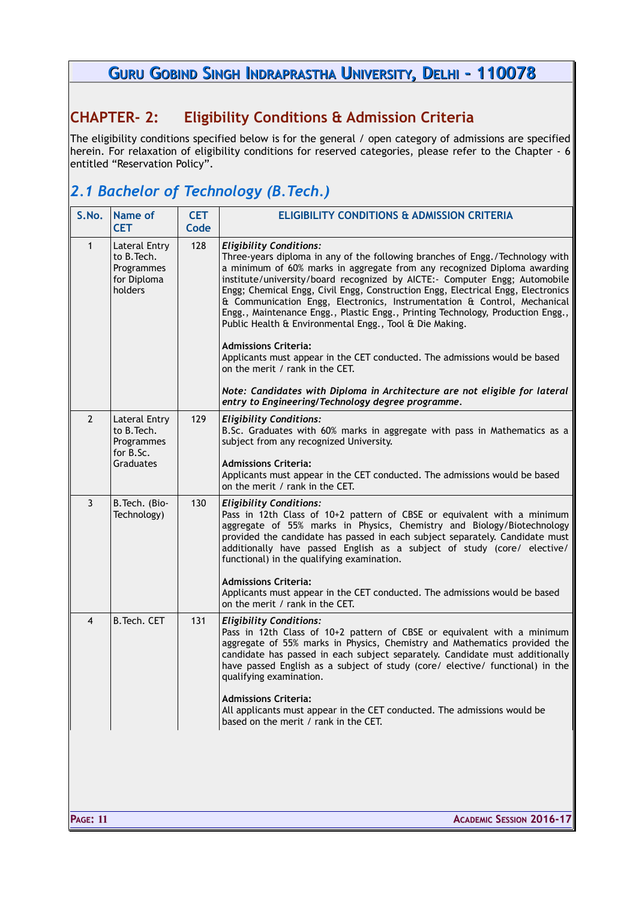## CHAPTER- 2: Eligibility Conditions & Admission Criteria

The eligibility conditions specified below is for the general / open category of admissions are specified herein. For relaxation of eligibility conditions for reserved categories, please refer to the Chapter - 6 entitled "Reservation Policy".

### *2.1 Bachelor of Technology (B.Tech.)*

| S.No. | Name of CET | CET Code | ELIGIBILITY CONDITIONS & ADMISSION CRITERIA |
|---|---|---|---|
| 1 | Lateral Entry to B.Tech. Programmes for Diploma holders | 128 | ***Eligibility Conditions:*** <br> Three-years diploma in any of the following branches of Engg./Technology with a minimum of 60% marks in aggregate from any recognized Diploma awarding institute/university/board recognized by AICTE:- Computer Engg; Automobile Engg; Chemical Engg, Civil Engg, Construction Engg, Electrical Engg, Electronics & Communication Engg, Electronics, Instrumentation & Control, Mechanical Engg., Maintenance Engg., Plastic Engg., Printing Technology, Production Engg., Public Health & Environmental Engg., Tool & Die Making. <br><br> **Admissions Criteria:** <br> Applicants must appear in the CET conducted. The admissions would be based on the merit / rank in the CET. <br><br> ***Note: Candidates with Diploma in Architecture are not eligible for lateral entry to Engineering/Technology degree programme.*** |
| 2 | Lateral Entry to B.Tech. Programmes for B.Sc. Graduates | 129 | ***Eligibility Conditions:*** <br> B.Sc. Graduates with 60% marks in aggregate with pass in Mathematics as a subject from any recognized University. <br><br> **Admissions Criteria:** <br> Applicants must appear in the CET conducted. The admissions would be based on the merit / rank in the CET. |
| 3 | B.Tech. (Bio-Technology) | 130 | ***Eligibility Conditions:*** <br> Pass in 12th Class of 10+2 pattern of CBSE or equivalent with a minimum aggregate of 55% marks in Physics, Chemistry and Biology/Biotechnology provided the candidate has passed in each subject separately. Candidate must additionally have passed English as a subject of study (core/ elective/ functional) in the qualifying examination. <br><br> **Admissions Criteria:** <br> Applicants must appear in the CET conducted. The admissions would be based on the merit / rank in the CET. |
| 4 | B.Tech. CET | 131 | ***Eligibility Conditions:*** <br> Pass in 12th Class of 10+2 pattern of CBSE or equivalent with a minimum aggregate of 55% marks in Physics, Chemistry and Mathematics provided the candidate has passed in each subject separately. Candidate must additionally have passed English as a subject of study (core/ elective/ functional) in the qualifying examination. <br><br> **Admissions Criteria:** <br> All applicants must appear in the CET conducted. The admissions would be based on the merit / rank in the CET. |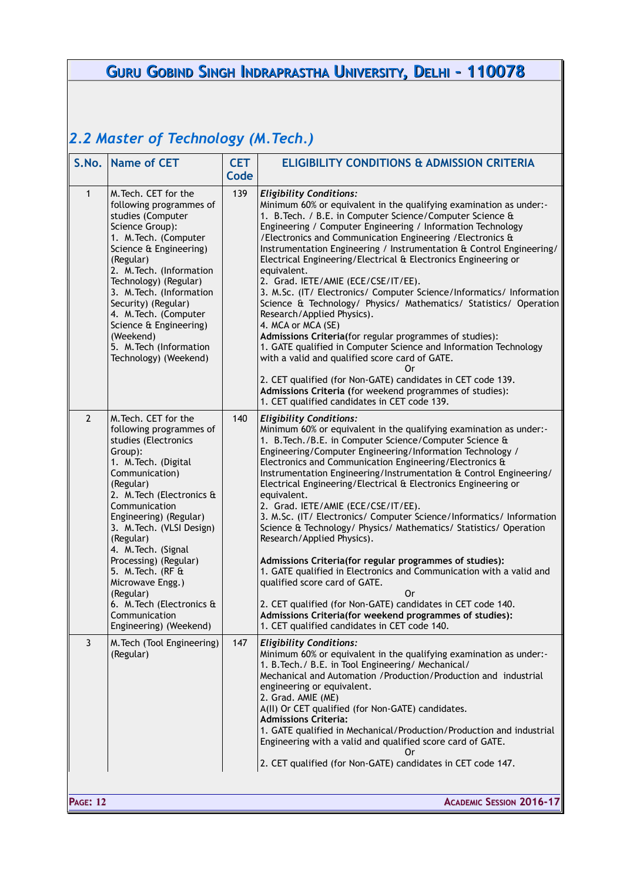## *2.2 Master of Technology (M.Tech.)*

| S.No. | Name of CET | CET Code | ELIGIBILITY CONDITIONS & ADMISSION CRITERIA |
|---|---|---|---|
| 1 | M.Tech. CET for the following programmes of studies (Computer Science Group):<br>1. M.Tech. (Computer Science & Engineering) (Regular)<br>2. M.Tech. (Information Technology) (Regular)<br>3. M.Tech. (Information Security) (Regular)<br>4. M.Tech. (Computer Science & Engineering) (Weekend)<br>5. M.Tech (Information Technology) (Weekend) | 139 | ***Eligibility Conditions:***<br>Minimum 60% or equivalent in the qualifying examination as under:-<br>1. B.Tech. / B.E. in Computer Science/Computer Science & Engineering / Computer Engineering / Information Technology /Electronics and Communication Engineering /Electronics & Instrumentation Engineering / Instrumentation & Control Engineering/ Electrical Engineering/Electrical & Electronics Engineering or equivalent.<br>2. Grad. IETE/AMIE (ECE/CSE/IT/EE).<br>3. M.Sc. (IT/ Electronics/ Computer Science/Informatics/ Information Science & Technology/ Physics/ Mathematics/ Statistics/ Operation Research/Applied Physics).<br>4. MCA or MCA (SE)<br>**Admissions Criteria**(for regular programmes of studies):<br>1. GATE qualified in Computer Science and Information Technology with a valid and qualified score card of GATE.<br>Or<br>2. CET qualified (for Non-GATE) candidates in CET code 139.<br>**Admissions Criteria** (for weekend programmes of studies):<br>1. CET qualified candidates in CET code 139. |
| 2 | M.Tech. CET for the following programmes of studies (Electronics Group):<br>1. M.Tech. (Digital Communication) (Regular)<br>2. M.Tech (Electronics & Communication Engineering) (Regular)<br>3. M.Tech. (VLSI Design) (Regular)<br>4. M.Tech. (Signal Processing) (Regular)<br>5. M.Tech. (RF & Microwave Engg.) (Regular)<br>6. M.Tech (Electronics & Communication Engineering) (Weekend) | 140 | ***Eligibility Conditions:***<br>Minimum 60% or equivalent in the qualifying examination as under:-<br>1. B.Tech./B.E. in Computer Science/Computer Science & Engineering/Computer Engineering/Information Technology / Electronics and Communication Engineering/Electronics & Instrumentation Engineering/Instrumentation & Control Engineering/ Electrical Engineering/Electrical & Electronics Engineering or equivalent.<br>2. Grad. IETE/AMIE (ECE/CSE/IT/EE).<br>3. M.Sc. (IT/ Electronics/ Computer Science/Informatics/ Information Science & Technology/ Physics/ Mathematics/ Statistics/ Operation Research/Applied Physics).<br><br>**Admissions Criteria(for regular programmes of studies):**<br>1. GATE qualified in Electronics and Communication with a valid and qualified score card of GATE.<br>Or<br>2. CET qualified (for Non-GATE) candidates in CET code 140.<br>**Admissions Criteria(for weekend programmes of studies):**<br>1. CET qualified candidates in CET code 140. |
| 3 | M.Tech (Tool Engineering) (Regular) | 147 | ***Eligibility Conditions:***<br>Minimum 60% or equivalent in the qualifying examination as under:-<br>1. B.Tech./ B.E. in Tool Engineering/ Mechanical/ Mechanical and Automation /Production/Production and industrial engineering or equivalent.<br>2. Grad. AMIE (ME)<br>A(II) Or CET qualified (for Non-GATE) candidates.<br>**Admissions Criteria:**<br>1. GATE qualified in Mechanical/Production/Production and industrial Engineering with a valid and qualified score card of GATE.<br>Or<br>2. CET qualified (for Non-GATE) candidates in CET code 147. |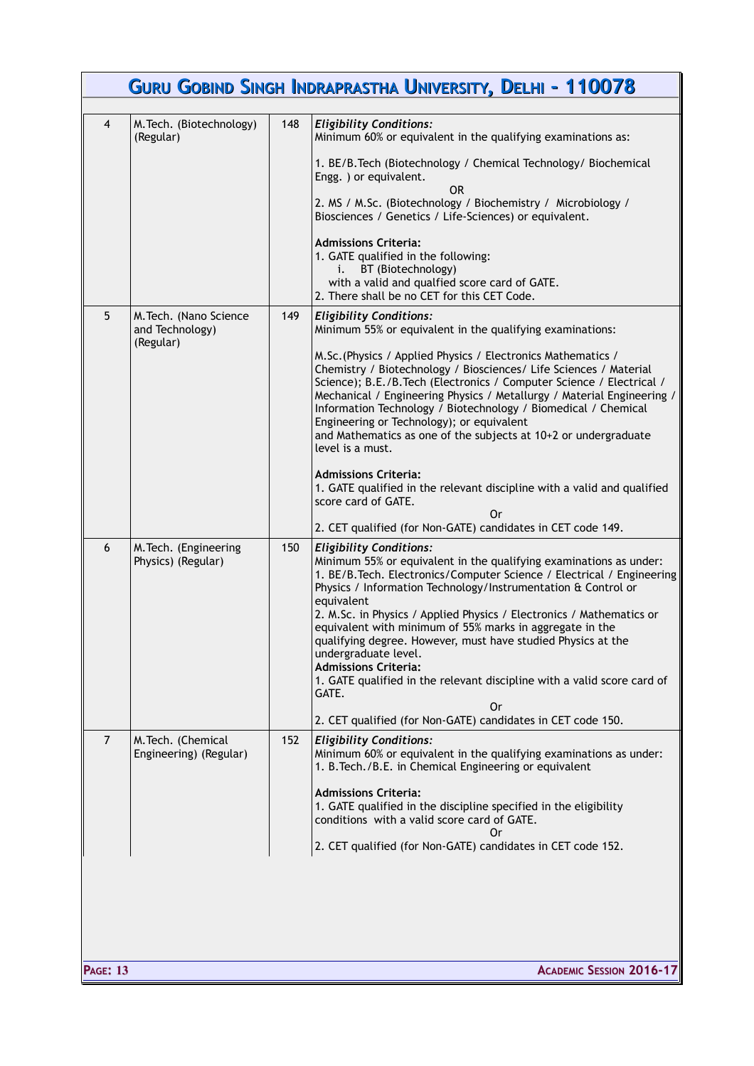| 4 | M.Tech. (Biotechnology) (Regular) | 148 | *Eligibility Conditions:*<br>Minimum 60% or equivalent in the qualifying examinations as:<br><br>1. BE/B.Tech (Biotechnology / Chemical Technology/ Biochemical Engg. ) or equivalent.<br>OR<br>2. MS / M.Sc. (Biotechnology / Biochemistry / Microbiology / Biosciences / Genetics / Life-Sciences) or equivalent.<br><br>**Admissions Criteria:**<br>1. GATE qualified in the following:<br>i. BT (Biotechnology)<br>with a valid and qualfied score card of GATE.<br>2. There shall be no CET for this CET Code. |
|---|---|---|---|
| 5 | M.Tech. (Nano Science and Technology) (Regular) | 149 | *Eligibility Conditions:*<br>Minimum 55% or equivalent in the qualifying examinations:<br><br>M.Sc.(Physics / Applied Physics / Electronics Mathematics / Chemistry / Biotechnology / Biosciences/ Life Sciences / Material Science); B.E./B.Tech (Electronics / Computer Science / Electrical / Mechanical / Engineering Physics / Metallurgy / Material Engineering / Information Technology / Biotechnology / Biomedical / Chemical Engineering or Technology); or equivalent<br>and Mathematics as one of the subjects at 10+2 or undergraduate level is a must.<br><br>**Admissions Criteria:**<br>1. GATE qualified in the relevant discipline with a valid and qualified score card of GATE.<br>Or<br>2. CET qualified (for Non-GATE) candidates in CET code 149. |
| 6 | M.Tech. (Engineering Physics) (Regular) | 150 | *Eligibility Conditions:*<br>Minimum 55% or equivalent in the qualifying examinations as under:<br>1. BE/B.Tech. Electronics/Computer Science / Electrical / Engineering Physics / Information Technology/Instrumentation & Control or equivalent<br>2. M.Sc. in Physics / Applied Physics / Electronics / Mathematics or equivalent with minimum of 55% marks in aggregate in the qualifying degree. However, must have studied Physics at the undergraduate level.<br>**Admissions Criteria:**<br>1. GATE qualified in the relevant discipline with a valid score card of GATE.<br>Or<br>2. CET qualified (for Non-GATE) candidates in CET code 150. |
| 7 | M.Tech. (Chemical Engineering) (Regular) | 152 | *Eligibility Conditions:*<br>Minimum 60% or equivalent in the qualifying examinations as under:<br>1. B.Tech./B.E. in Chemical Engineering or equivalent<br><br>**Admissions Criteria:**<br>1. GATE qualified in the discipline specified in the eligibility conditions with a valid score card of GATE.<br>Or<br>2. CET qualified (for Non-GATE) candidates in CET code 152. |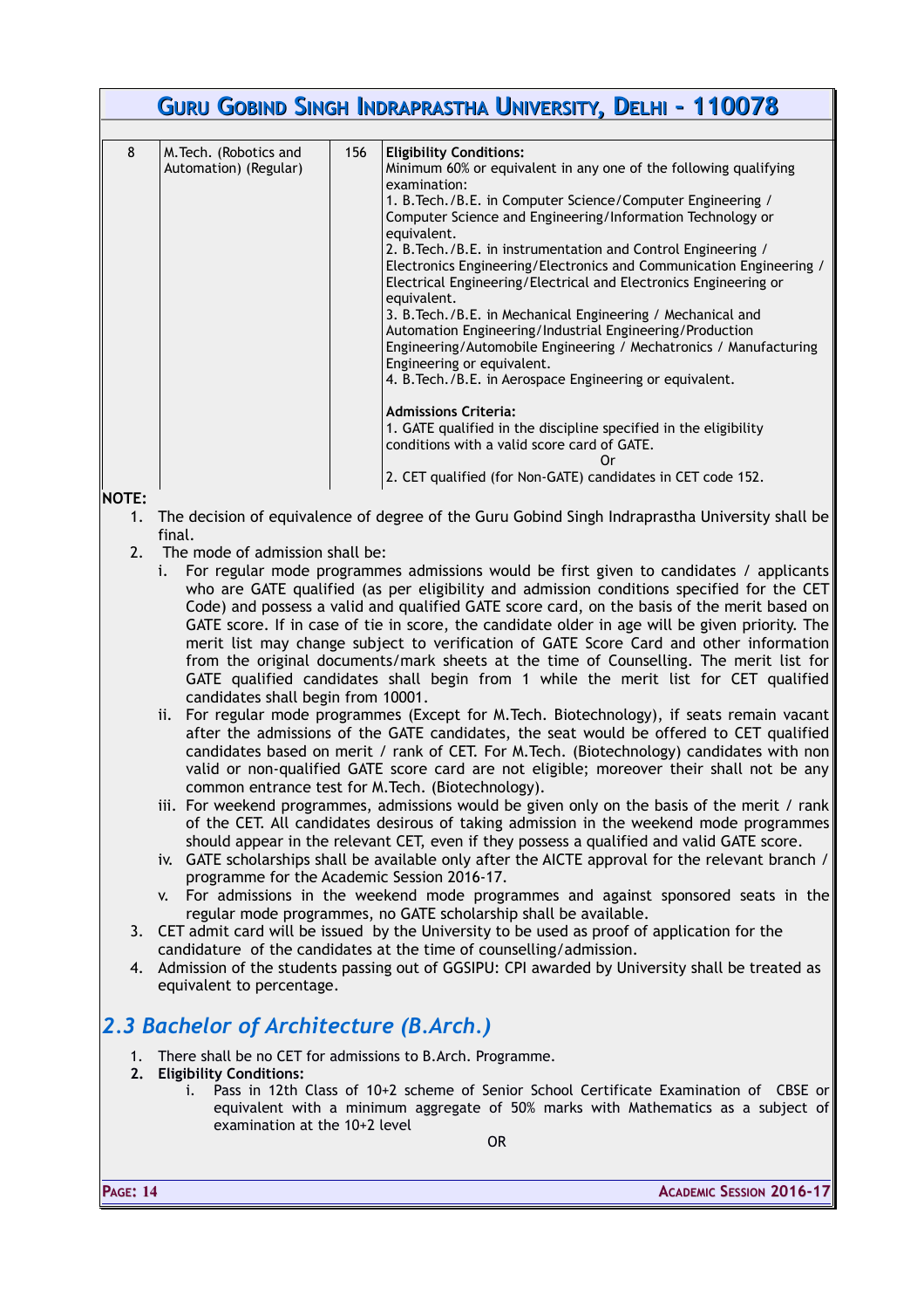| 8 | M.Tech. (Robotics and Automation) (Regular) | 156 | **Eligibility Conditions:**<br>Minimum 60% or equivalent in any one of the following qualifying examination:<br>1. B.Tech./B.E. in Computer Science/Computer Engineering / Computer Science and Engineering/Information Technology or equivalent.<br>2. B.Tech./B.E. in instrumentation and Control Engineering / Electronics Engineering/Electronics and Communication Engineering / Electrical Engineering/Electrical and Electronics Engineering or equivalent.<br>3. B.Tech./B.E. in Mechanical Engineering / Mechanical and Automation Engineering/Industrial Engineering/Production Engineering/Automobile Engineering / Mechatronics / Manufacturing Engineering or equivalent.<br>4. B.Tech./B.E. in Aerospace Engineering or equivalent.<br><br>**Admissions Criteria:**<br>1. GATE qualified in the discipline specified in the eligibility conditions with a valid score card of GATE.<br>Or<br>2. CET qualified (for Non-GATE) candidates in CET code 152. |
|---|---|---|---|

**NOTE:**

1. The decision of equivalence of degree of the Guru Gobind Singh Indraprastha University shall be final.
2. The mode of admission shall be:
   i. For regular mode programmes admissions would be first given to candidates / applicants who are GATE qualified (as per eligibility and admission conditions specified for the CET Code) and possess a valid and qualified GATE score card, on the basis of the merit based on GATE score. If in case of tie in score, the candidate older in age will be given priority. The merit list may change subject to verification of GATE Score Card and other information from the original documents/mark sheets at the time of Counselling. The merit list for GATE qualified candidates shall begin from 1 while the merit list for CET qualified candidates shall begin from 10001.
   ii. For regular mode programmes (Except for M.Tech. Biotechnology), if seats remain vacant after the admissions of the GATE candidates, the seat would be offered to CET qualified candidates based on merit / rank of CET. For M.Tech. (Biotechnology) candidates with non valid or non-qualified GATE score card are not eligible; moreover their shall not be any common entrance test for M.Tech. (Biotechnology).
   iii. For weekend programmes, admissions would be given only on the basis of the merit / rank of the CET. All candidates desirous of taking admission in the weekend mode programmes should appear in the relevant CET, even if they possess a qualified and valid GATE score.
   iv. GATE scholarships shall be available only after the AICTE approval for the relevant branch / programme for the Academic Session 2016-17.
   v. For admissions in the weekend mode programmes and against sponsored seats in the regular mode programmes, no GATE scholarship shall be available.
3. CET admit card will be issued by the University to be used as proof of application for the candidature of the candidates at the time of counselling/admission.
4. Admission of the students passing out of GGSIPU: CPI awarded by University shall be treated as equivalent to percentage.

## *2.3 Bachelor of Architecture (B.Arch.)*

1. There shall be no CET for admissions to B.Arch. Programme.
2. **Eligibility Conditions:**
   i. Pass in 12th Class of 10+2 scheme of Senior School Certificate Examination of CBSE or equivalent with a minimum aggregate of 50% marks with Mathematics as a subject of examination at the 10+2 level

   OR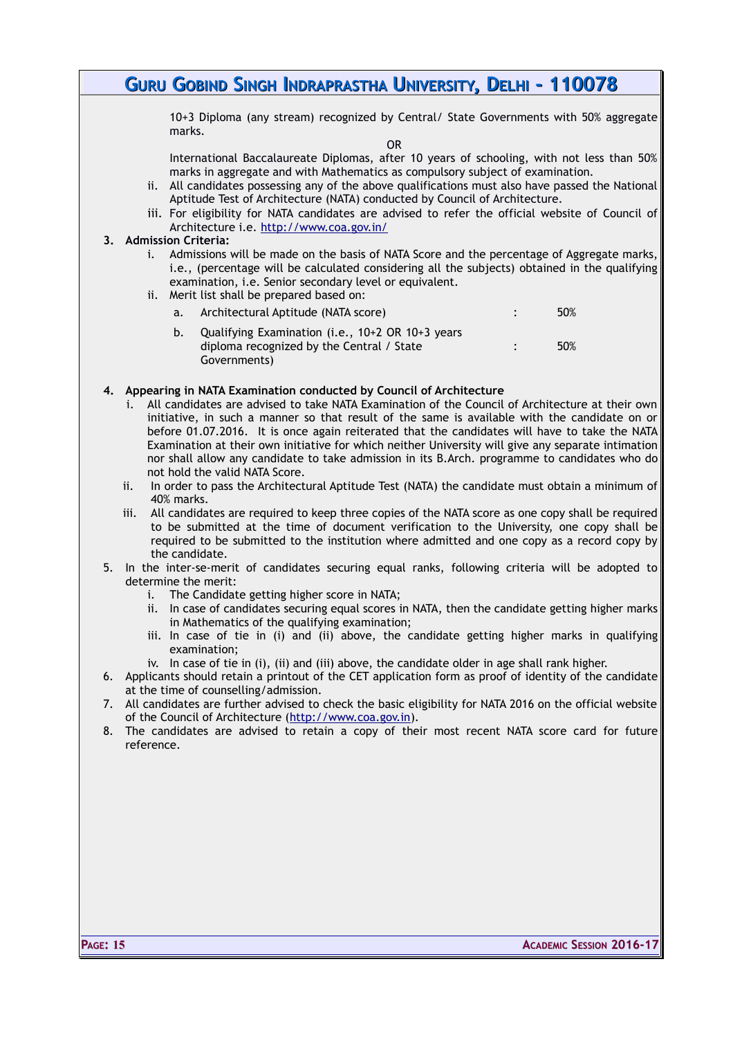10+3 Diploma (any stream) recognized by Central/ State Governments with 50% aggregate marks.

OR

International Baccalaureate Diplomas, after 10 years of schooling, with not less than 50% marks in aggregate and with Mathematics as compulsory subject of examination.

ii. All candidates possessing any of the above qualifications must also have passed the National Aptitude Test of Architecture (NATA) conducted by Council of Architecture.

iii. For eligibility for NATA candidates are advised to refer the official website of Council of Architecture i.e. http://www.coa.gov.in/

3. **Admission Criteria:**

   i. Admissions will be made on the basis of NATA Score and the percentage of Aggregate marks, i.e., (percentage will be calculated considering all the subjects) obtained in the qualifying examination, i.e. Senior secondary level or equivalent.

   ii. Merit list shall be prepared based on:

| | | | |
|---|---|---|---|
| a. | Architectural Aptitude (NATA score) | : | 50% |
| b. | Qualifying Examination (i.e., 10+2 OR 10+3 years diploma recognized by the Central / State Governments) | : | 50% |

4. **Appearing in NATA Examination conducted by Council of Architecture**

   i. All candidates are advised to take NATA Examination of the Council of Architecture at their own initiative, in such a manner so that result of the same is available with the candidate on or before 01.07.2016. It is once again reiterated that the candidates will have to take the NATA Examination at their own initiative for which neither University will give any separate intimation nor shall allow any candidate to take admission in its B.Arch. programme to candidates who do not hold the valid NATA Score.

   ii. In order to pass the Architectural Aptitude Test (NATA) the candidate must obtain a minimum of 40% marks.

   iii. All candidates are required to keep three copies of the NATA score as one copy shall be required to be submitted at the time of document verification to the University, one copy shall be required to be submitted to the institution where admitted and one copy as a record copy by the candidate.

5. In the inter-se-merit of candidates securing equal ranks, following criteria will be adopted to determine the merit:

   i. The Candidate getting higher score in NATA;

   ii. In case of candidates securing equal scores in NATA, then the candidate getting higher marks in Mathematics of the qualifying examination;

   iii. In case of tie in (i) and (ii) above, the candidate getting higher marks in qualifying examination;

   iv. In case of tie in (i), (ii) and (iii) above, the candidate older in age shall rank higher.

6. Applicants should retain a printout of the CET application form as proof of identity of the candidate at the time of counselling/admission.

7. All candidates are further advised to check the basic eligibility for NATA 2016 on the official website of the Council of Architecture (http://www.coa.gov.in).

8. The candidates are advised to retain a copy of their most recent NATA score card for future reference.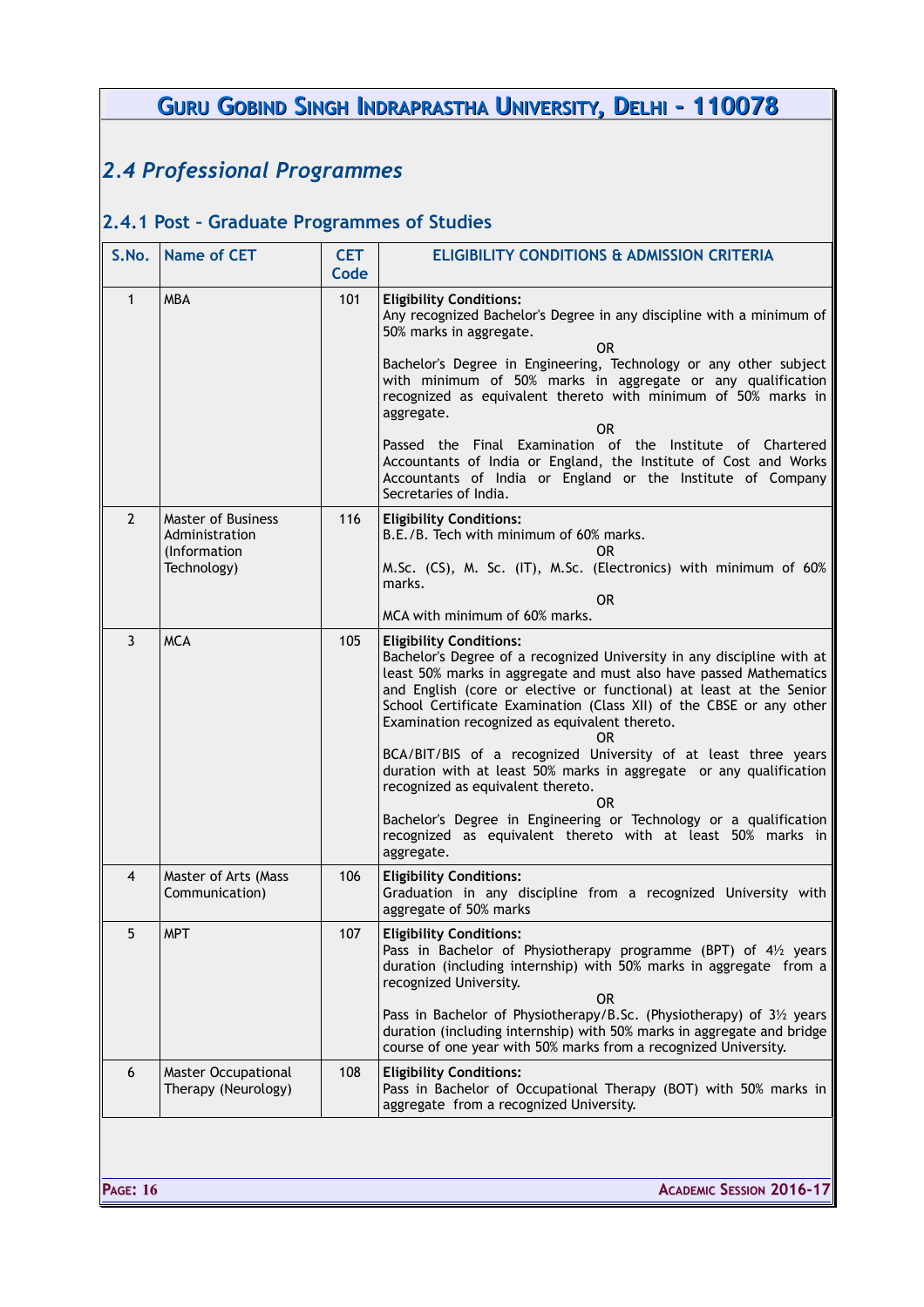## 2.4 Professional Programmes

### 2.4.1 Post – Graduate Programmes of Studies

| S.No. | Name of CET | CET Code | ELIGIBILITY CONDITIONS & ADMISSION CRITERIA |
|---|---|---|---|
| 1 | MBA | 101 | **Eligibility Conditions:** Any recognized Bachelor's Degree in any discipline with a minimum of 50% marks in aggregate. OR Bachelor's Degree in Engineering, Technology or any other subject with minimum of 50% marks in aggregate or any qualification recognized as equivalent thereto with minimum of 50% marks in aggregate. OR Passed the Final Examination of the Institute of Chartered Accountants of India or England, the Institute of Cost and Works Accountants of India or England or the Institute of Company Secretaries of India. |
| 2 | Master of Business Administration (Information Technology) | 116 | **Eligibility Conditions:** B.E./B. Tech with minimum of 60% marks. OR M.Sc. (CS), M. Sc. (IT), M.Sc. (Electronics) with minimum of 60% marks. OR MCA with minimum of 60% marks. |
| 3 | MCA | 105 | **Eligibility Conditions:** Bachelor's Degree of a recognized University in any discipline with at least 50% marks in aggregate and must also have passed Mathematics and English (core or elective or functional) at least at the Senior School Certificate Examination (Class XII) of the CBSE or any other Examination recognized as equivalent thereto. OR BCA/BIT/BIS of a recognized University of at least three years duration with at least 50% marks in aggregate or any qualification recognized as equivalent thereto. OR Bachelor's Degree in Engineering or Technology or a qualification recognized as equivalent thereto with at least 50% marks in aggregate. |
| 4 | Master of Arts (Mass Communication) | 106 | **Eligibility Conditions:** Graduation in any discipline from a recognized University with aggregate of 50% marks |
| 5 | MPT | 107 | **Eligibility Conditions:** Pass in Bachelor of Physiotherapy programme (BPT) of 4½ years duration (including internship) with 50% marks in aggregate from a recognized University. OR Pass in Bachelor of Physiotherapy/B.Sc. (Physiotherapy) of 3½ years duration (including internship) with 50% marks in aggregate and bridge course of one year with 50% marks from a recognized University. |
| 6 | Master Occupational Therapy (Neurology) | 108 | **Eligibility Conditions:** Pass in Bachelor of Occupational Therapy (BOT) with 50% marks in aggregate from a recognized University. |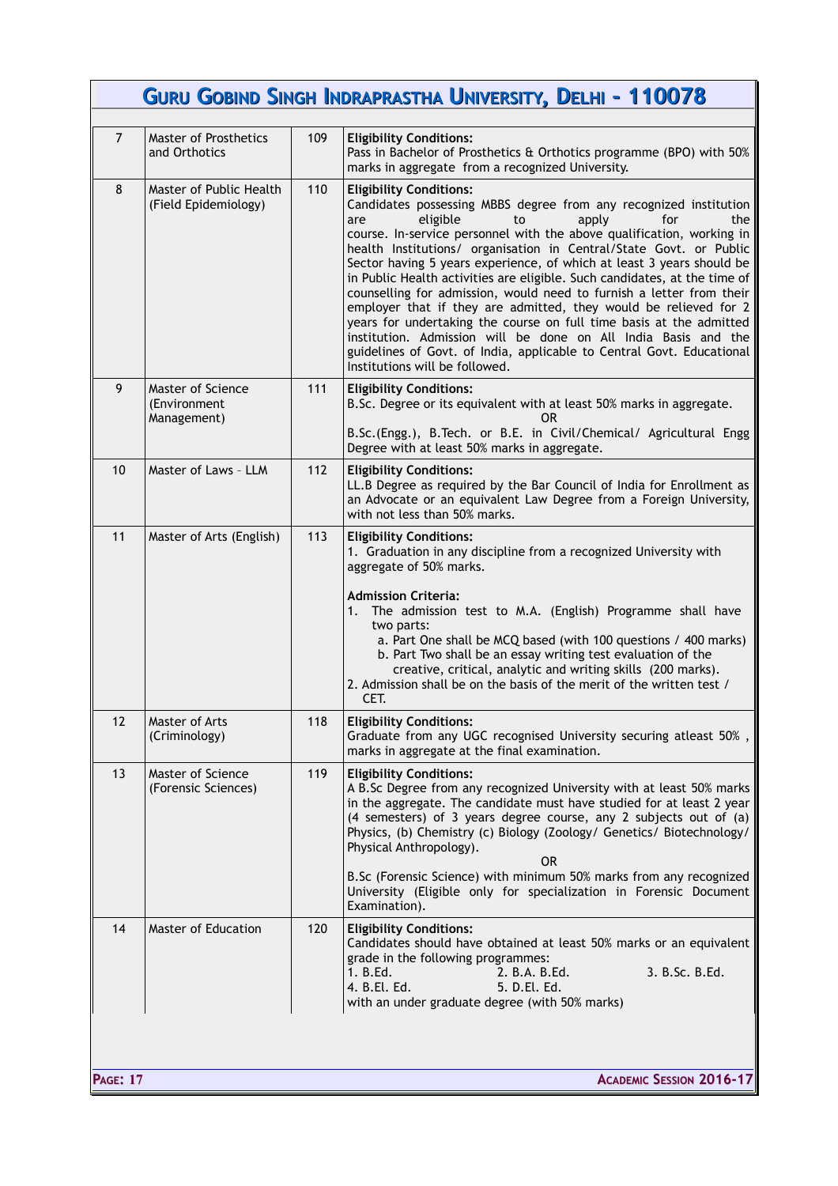| 7 | Master of Prosthetics and Orthotics | 109 | **Eligibility Conditions:**<br>Pass in Bachelor of Prosthetics & Orthotics programme (BPO) with 50% marks in aggregate from a recognized University. |
|---|---|---|---|
| 8 | Master of Public Health (Field Epidemiology) | 110 | **Eligibility Conditions:**<br>Candidates possessing MBBS degree from any recognized institution are eligible to apply for the course. In-service personnel with the above qualification, working in health Institutions/ organisation in Central/State Govt. or Public Sector having 5 years experience, of which at least 3 years should be in Public Health activities are eligible. Such candidates, at the time of counselling for admission, would need to furnish a letter from their employer that if they are admitted, they would be relieved for 2 years for undertaking the course on full time basis at the admitted institution. Admission will be done on All India Basis and the guidelines of Govt. of India, applicable to Central Govt. Educational Institutions will be followed. |
| 9 | Master of Science (Environment Management) | 111 | **Eligibility Conditions:**<br>B.Sc. Degree or its equivalent with at least 50% marks in aggregate.<br>OR<br>B.Sc.(Engg.), B.Tech. or B.E. in Civil/Chemical/ Agricultural Engg Degree with at least 50% marks in aggregate. |
| 10 | Master of Laws – LLM | 112 | **Eligibility Conditions:**<br>LL.B Degree as required by the Bar Council of India for Enrollment as an Advocate or an equivalent Law Degree from a Foreign University, with not less than 50% marks. |
| 11 | Master of Arts (English) | 113 | **Eligibility Conditions:**<br>1. Graduation in any discipline from a recognized University with aggregate of 50% marks.<br><br>**Admission Criteria:**<br>1. The admission test to M.A. (English) Programme shall have two parts:<br>a. Part One shall be MCQ based (with 100 questions / 400 marks)<br>b. Part Two shall be an essay writing test evaluation of the creative, critical, analytic and writing skills (200 marks).<br>2. Admission shall be on the basis of the merit of the written test / CET. |
| 12 | Master of Arts (Criminology) | 118 | **Eligibility Conditions:**<br>Graduate from any UGC recognised University securing atleast 50% , marks in aggregate at the final examination. |
| 13 | Master of Science (Forensic Sciences) | 119 | **Eligibility Conditions:**<br>A B.Sc Degree from any recognized University with at least 50% marks in the aggregate. The candidate must have studied for at least 2 year (4 semesters) of 3 years degree course, any 2 subjects out of (a) Physics, (b) Chemistry (c) Biology (Zoology/ Genetics/ Biotechnology/ Physical Anthropology).<br>OR<br>B.Sc (Forensic Science) with minimum 50% marks from any recognized University (Eligible only for specialization in Forensic Document Examination). |
| 14 | Master of Education | 120 | **Eligibility Conditions:**<br>Candidates should have obtained at least 50% marks or an equivalent grade in the following programmes:<br>1. B.Ed. 2. B.A. B.Ed. 3. B.Sc. B.Ed.<br>4. B.El. Ed. 5. D.El. Ed.<br>with an under graduate degree (with 50% marks) |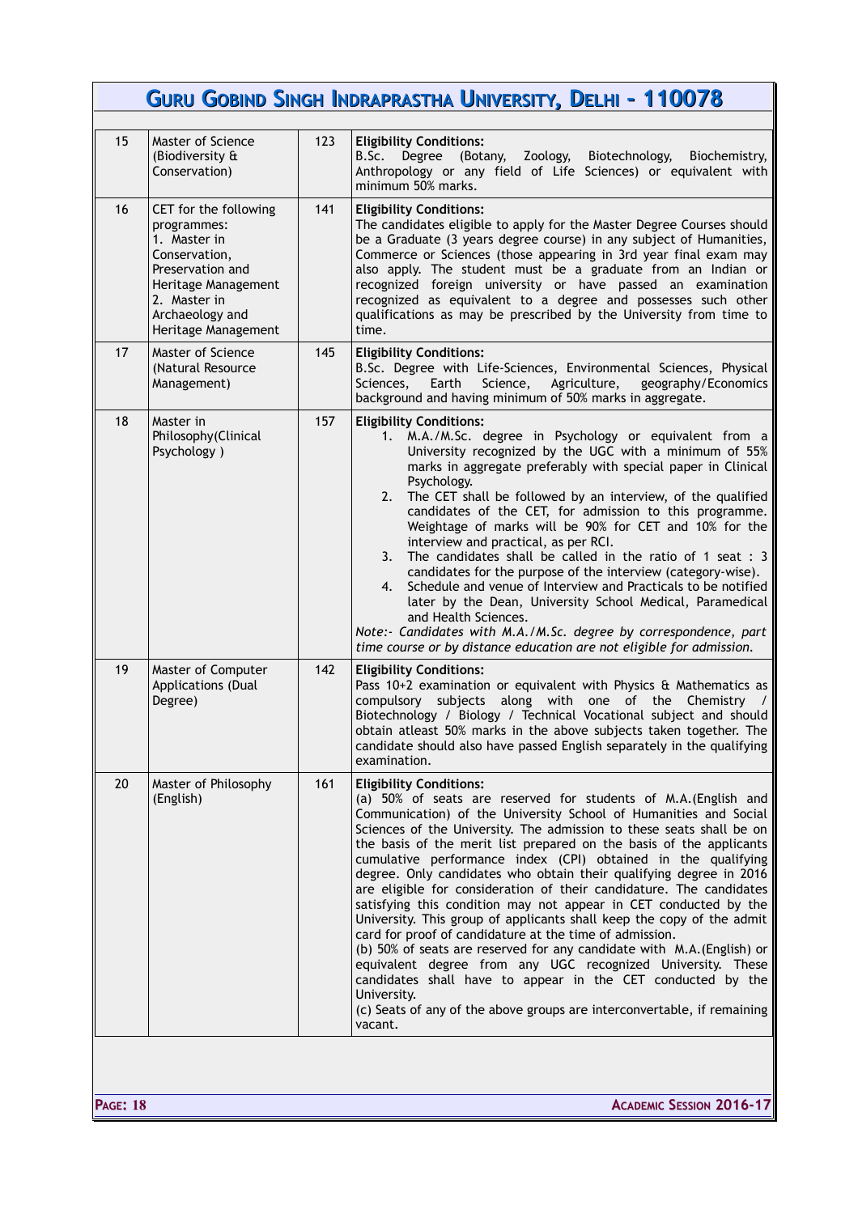| | | | |
|---|---|---|---|
| 15 | Master of Science (Biodiversity & Conservation) | 123 | **Eligibility Conditions:**<br>B.Sc. Degree (Botany, Zoology, Biotechnology, Biochemistry, Anthropology or any field of Life Sciences) or equivalent with minimum 50% marks. |
| 16 | CET for the following programmes:<br>1. Master in Conservation, Preservation and Heritage Management<br>2. Master in Archaeology and Heritage Management | 141 | **Eligibility Conditions:**<br>The candidates eligible to apply for the Master Degree Courses should be a Graduate (3 years degree course) in any subject of Humanities, Commerce or Sciences (those appearing in 3rd year final exam may also apply. The student must be a graduate from an Indian or recognized foreign university or have passed an examination recognized as equivalent to a degree and possesses such other qualifications as may be prescribed by the University from time to time. |
| 17 | Master of Science (Natural Resource Management) | 145 | **Eligibility Conditions:**<br>B.Sc. Degree with Life-Sciences, Environmental Sciences, Physical Sciences, Earth Science, Agriculture, geography/Economics background and having minimum of 50% marks in aggregate. |
| 18 | Master in Philosophy(Clinical Psychology ) | 157 | **Eligibility Conditions:**<br>1. M.A./M.Sc. degree in Psychology or equivalent from a University recognized by the UGC with a minimum of 55% marks in aggregate preferably with special paper in Clinical Psychology.<br>2. The CET shall be followed by an interview, of the qualified candidates of the CET, for admission to this programme. Weightage of marks will be 90% for CET and 10% for the interview and practical, as per RCI.<br>3. The candidates shall be called in the ratio of 1 seat : 3 candidates for the purpose of the interview (category-wise).<br>4. Schedule and venue of Interview and Practicals to be notified later by the Dean, University School Medical, Paramedical and Health Sciences.<br>*Note:- Candidates with M.A./M.Sc. degree by correspondence, part time course or by distance education are not eligible for admission.* |
| 19 | Master of Computer Applications (Dual Degree) | 142 | **Eligibility Conditions:**<br>Pass 10+2 examination or equivalent with Physics & Mathematics as compulsory subjects along with one of the Chemistry / Biotechnology / Biology / Technical Vocational subject and should obtain atleast 50% marks in the above subjects taken together. The candidate should also have passed English separately in the qualifying examination. |
| 20 | Master of Philosophy (English) | 161 | **Eligibility Conditions:**<br>(a) 50% of seats are reserved for students of M.A.(English and Communication) of the University School of Humanities and Social Sciences of the University. The admission to these seats shall be on the basis of the merit list prepared on the basis of the applicants cumulative performance index (CPI) obtained in the qualifying degree. Only candidates who obtain their qualifying degree in 2016 are eligible for consideration of their candidature. The candidates satisfying this condition may not appear in CET conducted by the University. This group of applicants shall keep the copy of the admit card for proof of candidature at the time of admission.<br>(b) 50% of seats are reserved for any candidate with M.A.(English) or equivalent degree from any UGC recognized University. These candidates shall have to appear in the CET conducted by the University.<br>(c) Seats of any of the above groups are interconvertable, if remaining vacant. |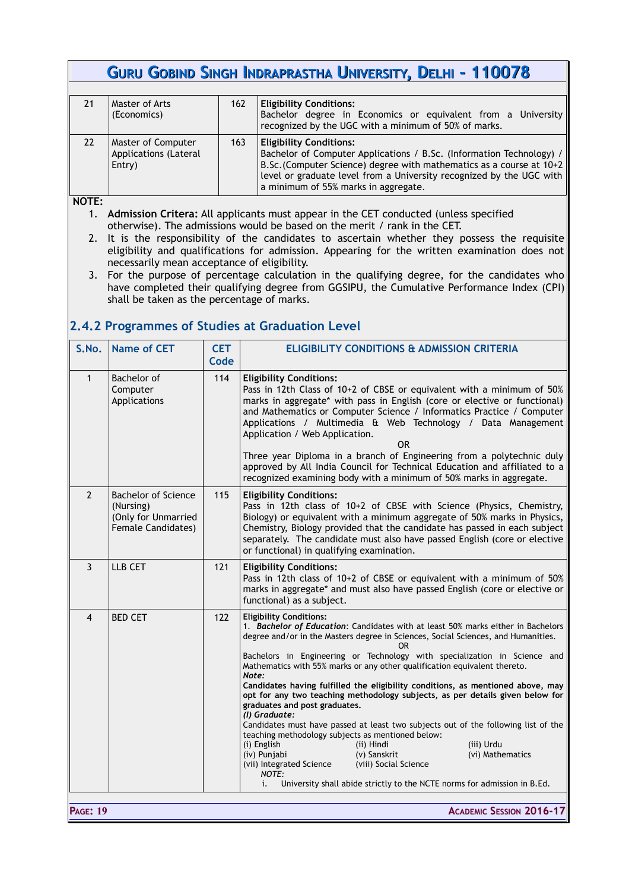| 21 | Master of Arts (Economics) | 162 | **Eligibility Conditions:** Bachelor degree in Economics or equivalent from a University recognized by the UGC with a minimum of 50% of marks. |
|---|---|---|---|
| 22 | Master of Computer Applications (Lateral Entry) | 163 | **Eligibility Conditions:** Bachelor of Computer Applications / B.Sc. (Information Technology) / B.Sc.(Computer Science) degree with mathematics as a course at 10+2 level or graduate level from a University recognized by the UGC with a minimum of 55% marks in aggregate. |

**NOTE:**

1. **Admission Critera:** All applicants must appear in the CET conducted (unless specified otherwise). The admissions would be based on the merit / rank in the CET.
2. It is the responsibility of the candidates to ascertain whether they possess the requisite eligibility and qualifications for admission. Appearing for the written examination does not necessarily mean acceptance of eligibility.
3. For the purpose of percentage calculation in the qualifying degree, for the candidates who have completed their qualifying degree from GGSIPU, the Cumulative Performance Index (CPI) shall be taken as the percentage of marks.

## 2.4.2 Programmes of Studies at Graduation Level

| S.No. | Name of CET | CET Code | ELIGIBILITY CONDITIONS & ADMISSION CRITERIA |
|---|---|---|---|
| 1 | Bachelor of Computer Applications | 114 | **Eligibility Conditions:** Pass in 12th Class of 10+2 of CBSE or equivalent with a minimum of 50% marks in aggregate* with pass in English (core or elective or functional) and Mathematics or Computer Science / Informatics Practice / Computer Applications / Multimedia & Web Technology / Data Management Application / Web Application. OR Three year Diploma in a branch of Engineering from a polytechnic duly approved by All India Council for Technical Education and affiliated to a recognized examining body with a minimum of 50% marks in aggregate. |
| 2 | Bachelor of Science (Nursing) (Only for Unmarried Female Candidates) | 115 | **Eligibility Conditions:** Pass in 12th class of 10+2 of CBSE with Science (Physics, Chemistry, Biology) or equivalent with a minimum aggregate of 50% marks in Physics, Chemistry, Biology provided that the candidate has passed in each subject separately. The candidate must also have passed English (core or elective or functional) in qualifying examination. |
| 3 | LLB CET | 121 | **Eligibility Conditions:** Pass in 12th class of 10+2 of CBSE or equivalent with a minimum of 50% marks in aggregate* and must also have passed English (core or elective or functional) as a subject. |
| 4 | BED CET | 122 | **Eligibility Conditions:** 1. ***Bachelor of Education***: Candidates with at least 50% marks either in Bachelors degree and/or in the Masters degree in Sciences, Social Sciences, and Humanities. OR Bachelors in Engineering or Technology with specialization in Science and Mathematics with 55% marks or any other qualification equivalent thereto. ***Note:*** **Candidates having fulfilled the eligibility conditions, as mentioned above, may opt for any two teaching methodology subjects, as per details given below for graduates and post graduates.** ***(I) Graduate:*** Candidates must have passed at least two subjects out of the following list of the teaching methodology subjects as mentioned below: (i) English (ii) Hindi (iii) Urdu (iv) Punjabi (v) Sanskrit (vi) Mathematics (vii) Integrated Science (viii) Social Science *NOTE:* i. University shall abide strictly to the NCTE norms for admission in B.Ed. |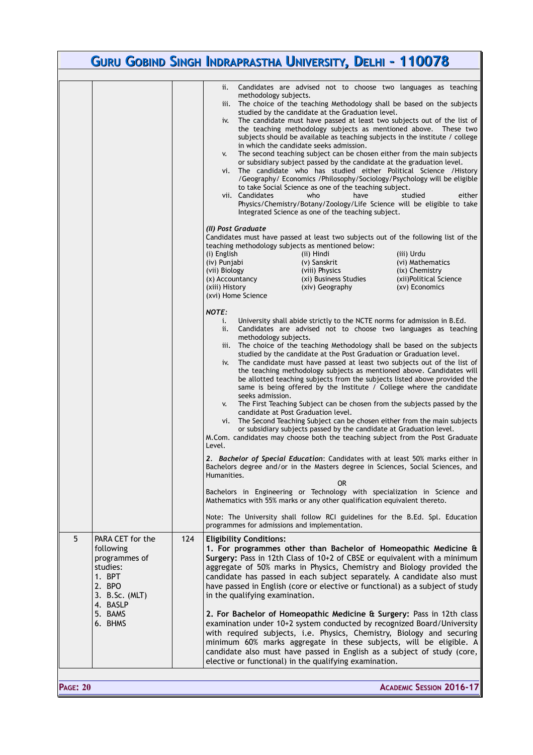| | | | |
|---|---|---|---|
| | | | ii. Candidates are advised not to choose two languages as teaching methodology subjects.<br>iii. The choice of the teaching Methodology shall be based on the subjects studied by the candidate at the Graduation level.<br>iv. The candidate must have passed at least two subjects out of the list of the teaching methodology subjects as mentioned above. These two subjects should be available as teaching subjects in the institute / college in which the candidate seeks admission.<br>v. The second teaching subject can be chosen either from the main subjects or subsidiary subject passed by the candidate at the graduation level.<br>vi. The candidate who has studied either Political Science /History /Geography/ Economics /Philosophy/Sociology/Psychology will be eligible to take Social Science as one of the teaching subject.<br>vii. Candidates who have studied either Physics/Chemistry/Botany/Zoology/Life Science will be eligible to take Integrated Science as one of the teaching subject.<br><br>***(II) Post Graduate***<br>Candidates must have passed at least two subjects out of the following list of the teaching methodology subjects as mentioned below:<br>(i) English (ii) Hindi (iii) Urdu<br>(iv) Punjabi (v) Sanskrit (vi) Mathematics<br>(vii) Biology (viii) Physics (ix) Chemistry<br>(x) Accountancy (xi) Business Studies (xii)Political Science<br>(xiii) History (xiv) Geography (xv) Economics<br>(xvi) Home Science<br><br>***NOTE:***<br>i. University shall abide strictly to the NCTE norms for admission in B.Ed.<br>ii. Candidates are advised not to choose two languages as teaching methodology subjects.<br>iii. The choice of the teaching Methodology shall be based on the subjects studied by the candidate at the Post Graduation or Graduation level.<br>iv. The candidate must have passed at least two subjects out of the list of the teaching methodology subjects as mentioned above. Candidates will be allotted teaching subjects from the subjects listed above provided the same is being offered by the Institute / College where the candidate seeks admission.<br>v. The First Teaching Subject can be chosen from the subjects passed by the candidate at Post Graduation level.<br>vi. The Second Teaching Subject can be chosen either from the main subjects or subsidiary subjects passed by the candidate at Graduation level.<br>M.Com. candidates may choose both the teaching subject from the Post Graduate Level.<br><br>2. ***Bachelor of Special Education***: Candidates with at least 50% marks either in Bachelors degree and/or in the Masters degree in Sciences, Social Sciences, and Humanities.<br>OR<br>Bachelors in Engineering or Technology with specialization in Science and Mathematics with 55% marks or any other qualification equivalent thereto.<br><br>Note: The University shall follow RCI guidelines for the B.Ed. Spl. Education programmes for admissions and implementation. |
| 5 | PARA CET for the following programmes of studies:<br>1. BPT<br>2. BPO<br>3. B.Sc. (MLT)<br>4. BASLP<br>5. BAMS<br>6. BHMS | 124 | **Eligibility Conditions:**<br>**1. For programmes other than Bachelor of Homeopathic Medicine & Surgery:** Pass in 12th Class of 10+2 of CBSE or equivalent with a minimum aggregate of 50% marks in Physics, Chemistry and Biology provided the candidate has passed in each subject separately. A candidate also must have passed in English (core or elective or functional) as a subject of study in the qualifying examination.<br><br>**2. For Bachelor of Homeopathic Medicine & Surgery:** Pass in 12th class examination under 10+2 system conducted by recognized Board/University with required subjects, i.e. Physics, Chemistry, Biology and securing minimum 60% marks aggregate in these subjects, will be eligible. A candidate also must have passed in English as a subject of study (core, elective or functional) in the qualifying examination. |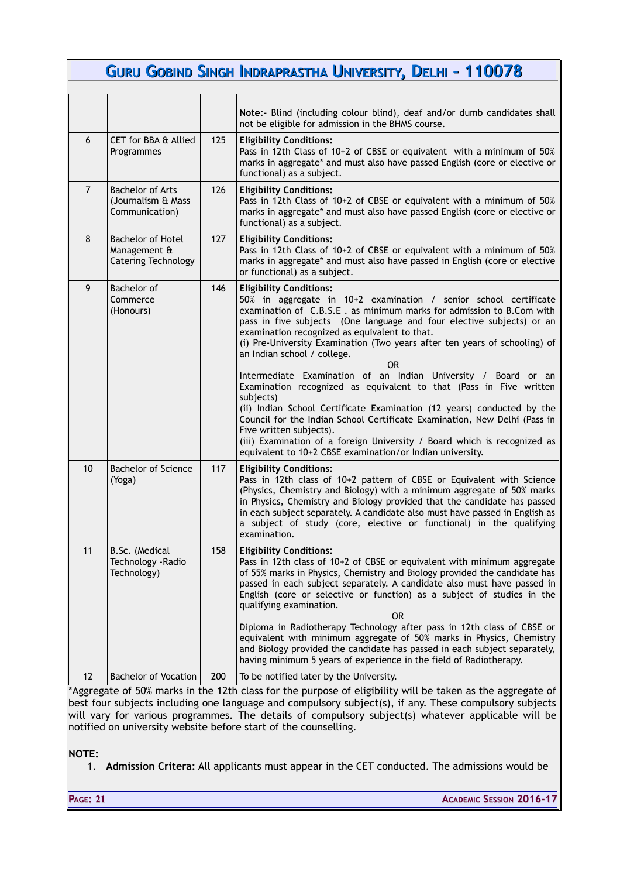| | | | |
|---|---|---|---|
| | | | **Note**:- Blind (including colour blind), deaf and/or dumb candidates shall not be eligible for admission in the BHMS course. |
| 6 | CET for BBA & Allied Programmes | 125 | **Eligibility Conditions:** Pass in 12th Class of 10+2 of CBSE or equivalent with a minimum of 50% marks in aggregate* and must also have passed English (core or elective or functional) as a subject. |
| 7 | Bachelor of Arts (Journalism & Mass Communication) | 126 | **Eligibility Conditions:** Pass in 12th Class of 10+2 of CBSE or equivalent with a minimum of 50% marks in aggregate* and must also have passed English (core or elective or functional) as a subject. |
| 8 | Bachelor of Hotel Management & Catering Technology | 127 | **Eligibility Conditions:** Pass in 12th Class of 10+2 of CBSE or equivalent with a minimum of 50% marks in aggregate* and must also have passed in English (core or elective or functional) as a subject. |
| 9 | Bachelor of Commerce (Honours) | 146 | **Eligibility Conditions:** 50% in aggregate in 10+2 examination / senior school certificate examination of C.B.S.E . as minimum marks for admission to B.Com with pass in five subjects (One language and four elective subjects) or an examination recognized as equivalent to that. (i) Pre-University Examination (Two years after ten years of schooling) of an Indian school / college. OR Intermediate Examination of an Indian University / Board or an Examination recognized as equivalent to that (Pass in Five written subjects) (ii) Indian School Certificate Examination (12 years) conducted by the Council for the Indian School Certificate Examination, New Delhi (Pass in Five written subjects). (iii) Examination of a foreign University / Board which is recognized as equivalent to 10+2 CBSE examination/or Indian university. |
| 10 | Bachelor of Science (Yoga) | 117 | **Eligibility Conditions:** Pass in 12th class of 10+2 pattern of CBSE or Equivalent with Science (Physics, Chemistry and Biology) with a minimum aggregate of 50% marks in Physics, Chemistry and Biology provided that the candidate has passed in each subject separately. A candidate also must have passed in English as a subject of study (core, elective or functional) in the qualifying examination. |
| 11 | B.Sc. (Medical Technology -Radio Technology) | 158 | **Eligibility Conditions:** Pass in 12th class of 10+2 of CBSE or equivalent with minimum aggregate of 55% marks in Physics, Chemistry and Biology provided the candidate has passed in each subject separately. A candidate also must have passed in English (core or selective or function) as a subject of studies in the qualifying examination. OR Diploma in Radiotherapy Technology after pass in 12th class of CBSE or equivalent with minimum aggregate of 50% marks in Physics, Chemistry and Biology provided the candidate has passed in each subject separately, having minimum 5 years of experience in the field of Radiotherapy. |
| 12 | Bachelor of Vocation | 200 | To be notified later by the University. |

*Aggregate of 50% marks in the 12th class for the purpose of eligibility will be taken as the aggregate of best four subjects including one language and compulsory subject(s), if any. These compulsory subjects will vary for various programmes. The details of compulsory subject(s) whatever applicable will be notified on university website before start of the counselling.

**NOTE:**

1. **Admission Critera:** All applicants must appear in the CET conducted. The admissions would be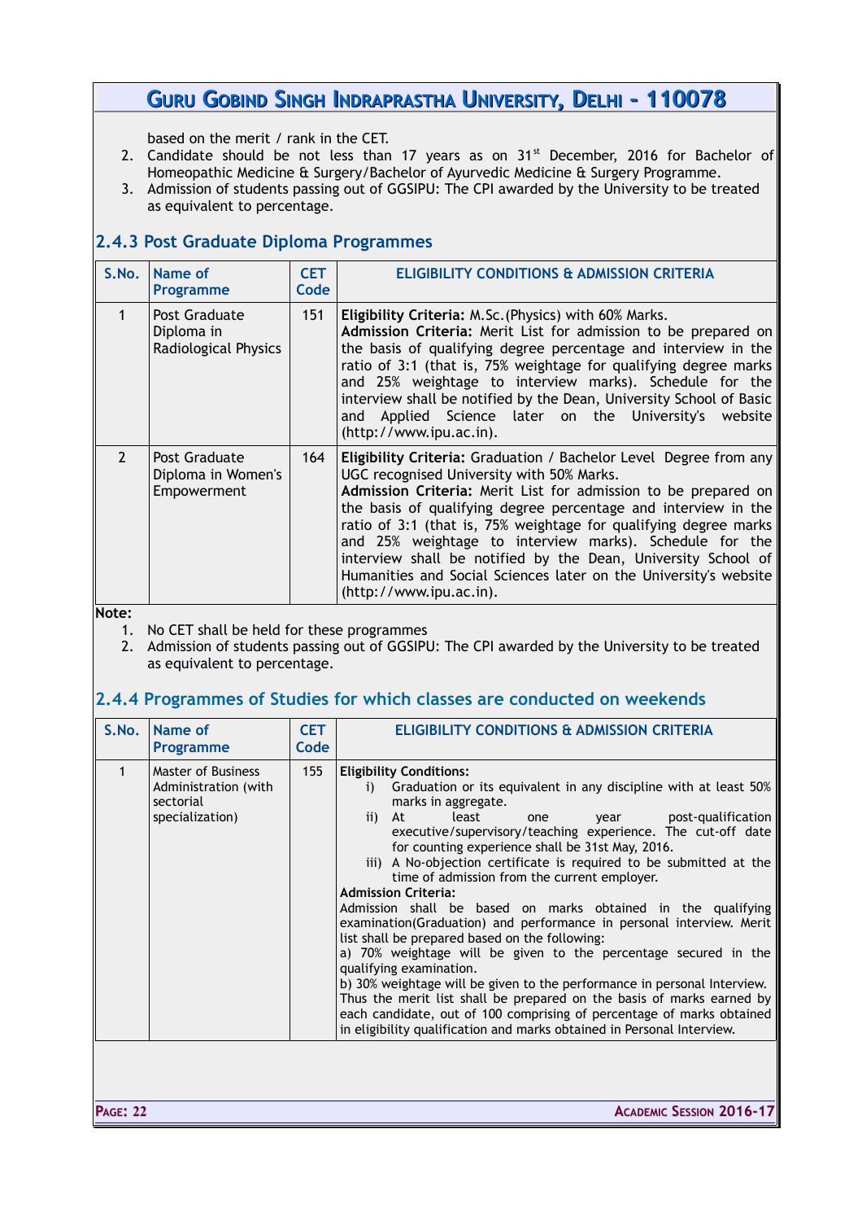based on the merit / rank in the CET.

2. Candidate should be not less than 17 years as on 31st December, 2016 for Bachelor of Homeopathic Medicine & Surgery/Bachelor of Ayurvedic Medicine & Surgery Programme.
3. Admission of students passing out of GGSIPU: The CPI awarded by the University to be treated as equivalent to percentage.

### 2.4.3 Post Graduate Diploma Programmes

| S.No. | Name of Programme | CET Code | ELIGIBILITY CONDITIONS & ADMISSION CRITERIA |
|---|---|---|---|
| 1 | Post Graduate Diploma in Radiological Physics | 151 | **Eligibility Criteria:** M.Sc.(Physics) with 60% Marks. **Admission Criteria:** Merit List for admission to be prepared on the basis of qualifying degree percentage and interview in the ratio of 3:1 (that is, 75% weightage for qualifying degree marks and 25% weightage to interview marks). Schedule for the interview shall be notified by the Dean, University School of Basic and Applied Science later on the University's website (http://www.ipu.ac.in). |
| 2 | Post Graduate Diploma in Women's Empowerment | 164 | **Eligibility Criteria:** Graduation / Bachelor Level Degree from any UGC recognised University with 50% Marks. **Admission Criteria:** Merit List for admission to be prepared on the basis of qualifying degree percentage and interview in the ratio of 3:1 (that is, 75% weightage for qualifying degree marks and 25% weightage to interview marks). Schedule for the interview shall be notified by the Dean, University School of Humanities and Social Sciences later on the University's website (http://www.ipu.ac.in). |

**Note:**

1. No CET shall be held for these programmes
2. Admission of students passing out of GGSIPU: The CPI awarded by the University to be treated as equivalent to percentage.

### 2.4.4 Programmes of Studies for which classes are conducted on weekends

| S.No. | Name of Programme | CET Code | ELIGIBILITY CONDITIONS & ADMISSION CRITERIA |
|---|---|---|---|
| 1 | Master of Business Administration (with sectorial specialization) | 155 | **Eligibility Conditions:** i) Graduation or its equivalent in any discipline with at least 50% marks in aggregate. ii) At least one year post-qualification executive/supervisory/teaching experience. The cut-off date for counting experience shall be 31st May, 2016. iii) A No-objection certificate is required to be submitted at the time of admission from the current employer. **Admission Criteria:** Admission shall be based on marks obtained in the qualifying examination(Graduation) and performance in personal interview. Merit list shall be prepared based on the following: a) 70% weightage will be given to the percentage secured in the qualifying examination. b) 30% weightage will be given to the performance in personal Interview. Thus the merit list shall be prepared on the basis of marks earned by each candidate, out of 100 comprising of percentage of marks obtained in eligibility qualification and marks obtained in Personal Interview. |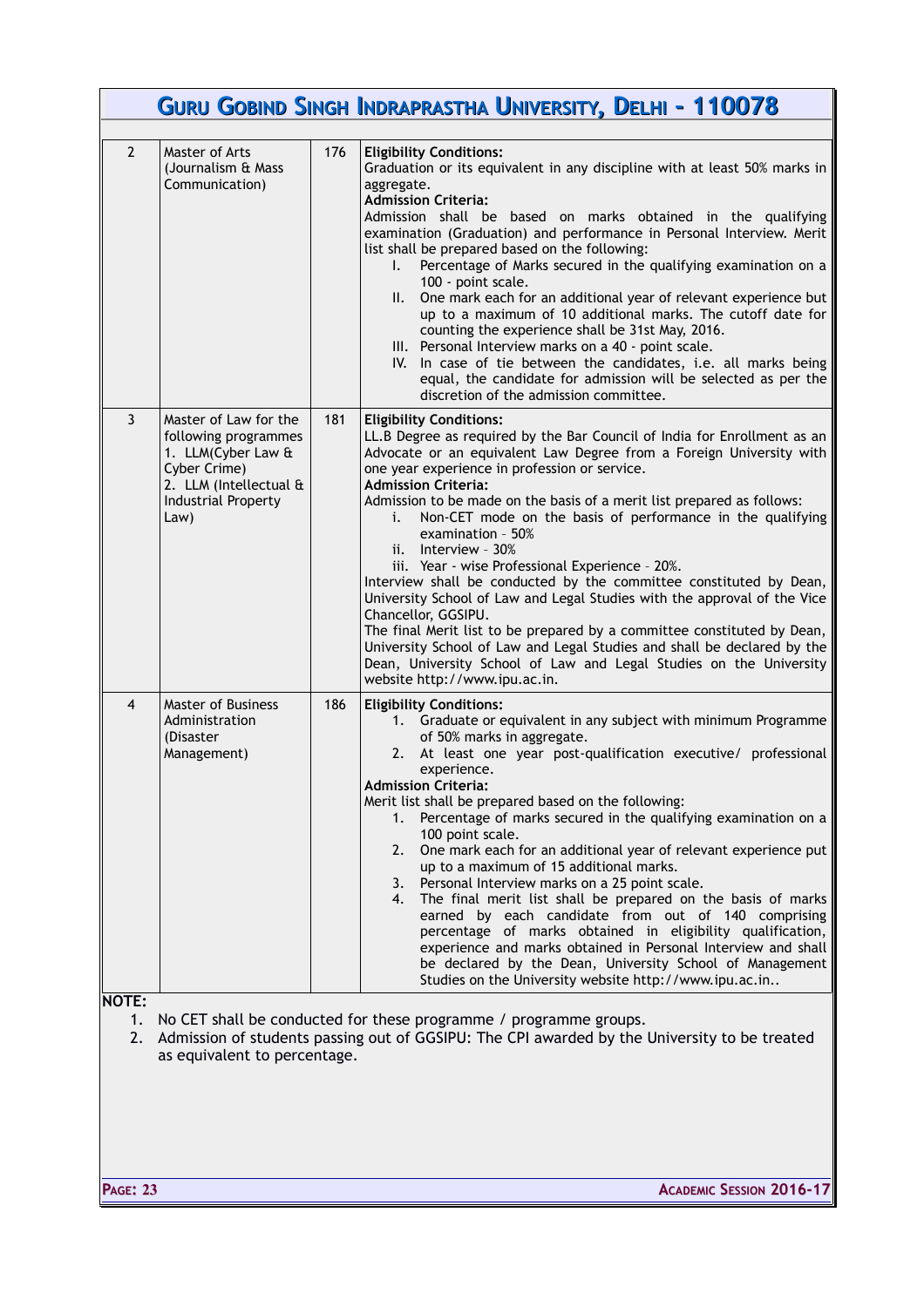| | | | |
|---|---|---|---|
| 2 | Master of Arts (Journalism & Mass Communication) | 176 | **Eligibility Conditions:**<br>Graduation or its equivalent in any discipline with at least 50% marks in aggregate.<br>**Admission Criteria:**<br>Admission shall be based on marks obtained in the qualifying examination (Graduation) and performance in Personal Interview. Merit list shall be prepared based on the following:<br>I. Percentage of Marks secured in the qualifying examination on a 100 - point scale.<br>II. One mark each for an additional year of relevant experience but up to a maximum of 10 additional marks. The cutoff date for counting the experience shall be 31st May, 2016.<br>III. Personal Interview marks on a 40 - point scale.<br>IV. In case of tie between the candidates, i.e. all marks being equal, the candidate for admission will be selected as per the discretion of the admission committee. |
| 3 | Master of Law for the following programmes<br>1. LLM(Cyber Law & Cyber Crime)<br>2. LLM (Intellectual & Industrial Property Law) | 181 | **Eligibility Conditions:**<br>LL.B Degree as required by the Bar Council of India for Enrollment as an Advocate or an equivalent Law Degree from a Foreign University with one year experience in profession or service.<br>**Admission Criteria:**<br>Admission to be made on the basis of a merit list prepared as follows:<br>i. Non-CET mode on the basis of performance in the qualifying examination - 50%<br>ii. Interview - 30%<br>iii. Year - wise Professional Experience - 20%.<br>Interview shall be conducted by the committee constituted by Dean, University School of Law and Legal Studies with the approval of the Vice Chancellor, GGSIPU.<br>The final Merit list to be prepared by a committee constituted by Dean, University School of Law and Legal Studies and shall be declared by the Dean, University School of Law and Legal Studies on the University website http://www.ipu.ac.in. |
| 4 | Master of Business Administration (Disaster Management) | 186 | **Eligibility Conditions:**<br>1. Graduate or equivalent in any subject with minimum Programme of 50% marks in aggregate.<br>2. At least one year post-qualification executive/ professional experience.<br>**Admission Criteria:**<br>Merit list shall be prepared based on the following:<br>1. Percentage of marks secured in the qualifying examination on a 100 point scale.<br>2. One mark each for an additional year of relevant experience put up to a maximum of 15 additional marks.<br>3. Personal Interview marks on a 25 point scale.<br>4. The final merit list shall be prepared on the basis of marks earned by each candidate from out of 140 comprising percentage of marks obtained in eligibility qualification, experience and marks obtained in Personal Interview and shall be declared by the Dean, University School of Management Studies on the University website http://www.ipu.ac.in.. |

**NOTE:**

1. No CET shall be conducted for these programme / programme groups.
2. Admission of students passing out of GGSIPU: The CPI awarded by the University to be treated as equivalent to percentage.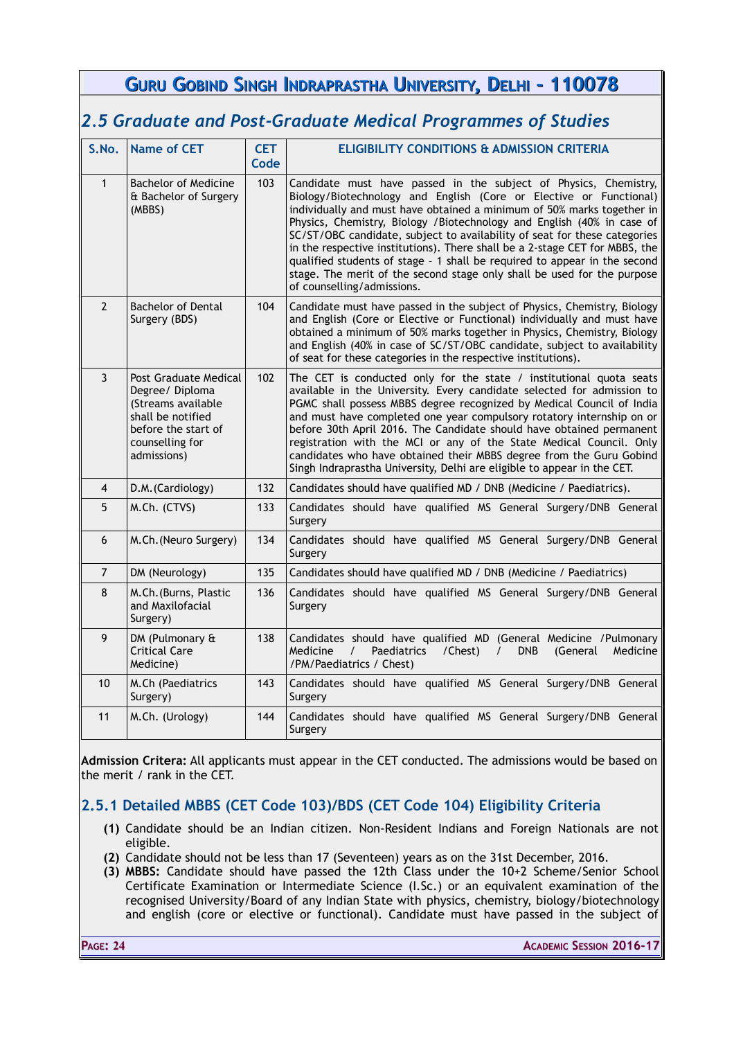## 2.5 Graduate and Post-Graduate Medical Programmes of Studies

| S.No. | Name of CET | CET Code | ELIGIBILITY CONDITIONS & ADMISSION CRITERIA |
|---|---|---|---|
| 1 | Bachelor of Medicine & Bachelor of Surgery (MBBS) | 103 | Candidate must have passed in the subject of Physics, Chemistry, Biology/Biotechnology and English (Core or Elective or Functional) individually and must have obtained a minimum of 50% marks together in Physics, Chemistry, Biology /Biotechnology and English (40% in case of SC/ST/OBC candidate, subject to availability of seat for these categories in the respective institutions). There shall be a 2-stage CET for MBBS, the qualified students of stage – 1 shall be required to appear in the second stage. The merit of the second stage only shall be used for the purpose of counselling/admissions. |
| 2 | Bachelor of Dental Surgery (BDS) | 104 | Candidate must have passed in the subject of Physics, Chemistry, Biology and English (Core or Elective or Functional) individually and must have obtained a minimum of 50% marks together in Physics, Chemistry, Biology and English (40% in case of SC/ST/OBC candidate, subject to availability of seat for these categories in the respective institutions). |
| 3 | Post Graduate Medical Degree/ Diploma (Streams available shall be notified before the start of counselling for admissions) | 102 | The CET is conducted only for the state / institutional quota seats available in the University. Every candidate selected for admission to PGMC shall possess MBBS degree recognized by Medical Council of India and must have completed one year compulsory rotatory internship on or before 30th April 2016. The Candidate should have obtained permanent registration with the MCI or any of the State Medical Council. Only candidates who have obtained their MBBS degree from the Guru Gobind Singh Indraprastha University, Delhi are eligible to appear in the CET. |
| 4 | D.M.(Cardiology) | 132 | Candidates should have qualified MD / DNB (Medicine / Paediatrics). |
| 5 | M.Ch. (CTVS) | 133 | Candidates should have qualified MS General Surgery/DNB General Surgery |
| 6 | M.Ch.(Neuro Surgery) | 134 | Candidates should have qualified MS General Surgery/DNB General Surgery |
| 7 | DM (Neurology) | 135 | Candidates should have qualified MD / DNB (Medicine / Paediatrics) |
| 8 | M.Ch.(Burns, Plastic and Maxilofacial Surgery) | 136 | Candidates should have qualified MS General Surgery/DNB General Surgery |
| 9 | DM (Pulmonary & Critical Care Medicine) | 138 | Candidates should have qualified MD (General Medicine /Pulmonary Medicine / Paediatrics /Chest) / DNB (General Medicine /PM/Paediatrics / Chest) |
| 10 | M.Ch (Paediatrics Surgery) | 143 | Candidates should have qualified MS General Surgery/DNB General Surgery |
| 11 | M.Ch. (Urology) | 144 | Candidates should have qualified MS General Surgery/DNB General Surgery |

**Admission Critera:** All applicants must appear in the CET conducted. The admissions would be based on the merit / rank in the CET.

### 2.5.1 Detailed MBBS (CET Code 103)/BDS (CET Code 104) Eligibility Criteria

**(1)** Candidate should be an Indian citizen. Non-Resident Indians and Foreign Nationals are not eligible.

**(2)** Candidate should not be less than 17 (Seventeen) years as on the 31st December, 2016.

**(3)** **MBBS:** Candidate should have passed the 12th Class under the 10+2 Scheme/Senior School Certificate Examination or Intermediate Science (I.Sc.) or an equivalent examination of the recognised University/Board of any Indian State with physics, chemistry, biology/biotechnology and english (core or elective or functional). Candidate must have passed in the subject of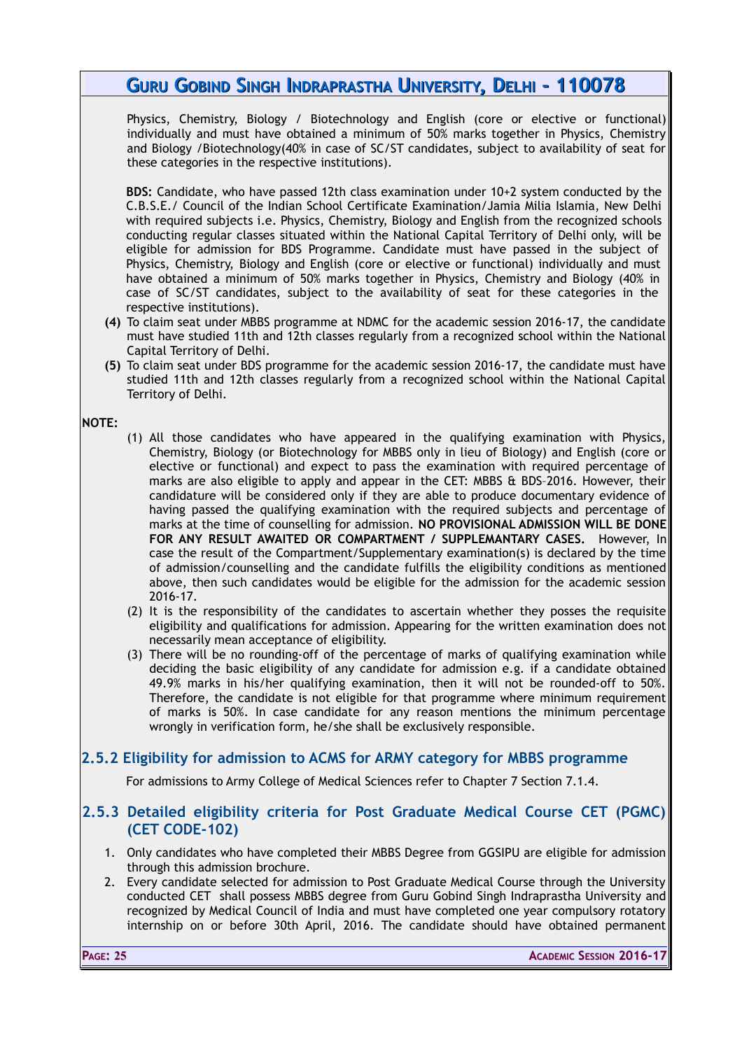Physics, Chemistry, Biology / Biotechnology and English (core or elective or functional) individually and must have obtained a minimum of 50% marks together in Physics, Chemistry and Biology /Biotechnology(40% in case of SC/ST candidates, subject to availability of seat for these categories in the respective institutions).

**BDS:** Candidate, who have passed 12th class examination under 10+2 system conducted by the C.B.S.E./ Council of the Indian School Certificate Examination/Jamia Milia Islamia, New Delhi with required subjects i.e. Physics, Chemistry, Biology and English from the recognized schools conducting regular classes situated within the National Capital Territory of Delhi only, will be eligible for admission for BDS Programme. Candidate must have passed in the subject of Physics, Chemistry, Biology and English (core or elective or functional) individually and must have obtained a minimum of 50% marks together in Physics, Chemistry and Biology (40% in case of SC/ST candidates, subject to the availability of seat for these categories in the respective institutions).

**(4)** To claim seat under MBBS programme at NDMC for the academic session 2016-17, the candidate must have studied 11th and 12th classes regularly from a recognized school within the National Capital Territory of Delhi.

**(5)** To claim seat under BDS programme for the academic session 2016-17, the candidate must have studied 11th and 12th classes regularly from a recognized school within the National Capital Territory of Delhi.

**NOTE:**

(1) All those candidates who have appeared in the qualifying examination with Physics, Chemistry, Biology (or Biotechnology for MBBS only in lieu of Biology) and English (core or elective or functional) and expect to pass the examination with required percentage of marks are also eligible to apply and appear in the CET: MBBS & BDS-2016. However, their candidature will be considered only if they are able to produce documentary evidence of having passed the qualifying examination with the required subjects and percentage of marks at the time of counselling for admission. **NO PROVISIONAL ADMISSION WILL BE DONE FOR ANY RESULT AWAITED OR COMPARTMENT / SUPPLEMANTARY CASES.** However, In case the result of the Compartment/Supplementary examination(s) is declared by the time of admission/counselling and the candidate fulfills the eligibility conditions as mentioned above, then such candidates would be eligible for the admission for the academic session 2016-17.

(2) It is the responsibility of the candidates to ascertain whether they posses the requisite eligibility and qualifications for admission. Appearing for the written examination does not necessarily mean acceptance of eligibility.

(3) There will be no rounding-off of the percentage of marks of qualifying examination while deciding the basic eligibility of any candidate for admission e.g. if a candidate obtained 49.9% marks in his/her qualifying examination, then it will not be rounded-off to 50%. Therefore, the candidate is not eligible for that programme where minimum requirement of marks is 50%. In case candidate for any reason mentions the minimum percentage wrongly in verification form, he/she shall be exclusively responsible.

### 2.5.2 Eligibility for admission to ACMS for ARMY category for MBBS programme

For admissions to Army College of Medical Sciences refer to Chapter 7 Section 7.1.4.

### 2.5.3 Detailed eligibility criteria for Post Graduate Medical Course CET (PGMC) (CET CODE-102)

1. Only candidates who have completed their MBBS Degree from GGSIPU are eligible for admission through this admission brochure.
2. Every candidate selected for admission to Post Graduate Medical Course through the University conducted CET shall possess MBBS degree from Guru Gobind Singh Indraprastha University and recognized by Medical Council of India and must have completed one year compulsory rotatory internship on or before 30th April, 2016. The candidate should have obtained permanent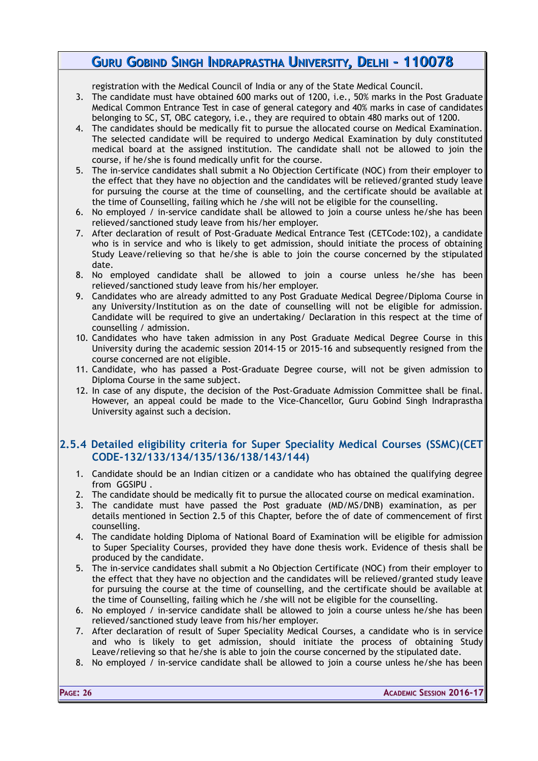registration with the Medical Council of India or any of the State Medical Council.

3. The candidate must have obtained 600 marks out of 1200, i.e., 50% marks in the Post Graduate Medical Common Entrance Test in case of general category and 40% marks in case of candidates belonging to SC, ST, OBC category, i.e., they are required to obtain 480 marks out of 1200.
4. The candidates should be medically fit to pursue the allocated course on Medical Examination. The selected candidate will be required to undergo Medical Examination by duly constituted medical board at the assigned institution. The candidate shall not be allowed to join the course, if he/she is found medically unfit for the course.
5. The in-service candidates shall submit a No Objection Certificate (NOC) from their employer to the effect that they have no objection and the candidates will be relieved/granted study leave for pursuing the course at the time of counselling, and the certificate should be available at the time of Counselling, failing which he /she will not be eligible for the counselling.
6. No employed / in-service candidate shall be allowed to join a course unless he/she has been relieved/sanctioned study leave from his/her employer.
7. After declaration of result of Post-Graduate Medical Entrance Test (CETCode:102), a candidate who is in service and who is likely to get admission, should initiate the process of obtaining Study Leave/relieving so that he/she is able to join the course concerned by the stipulated date.
8. No employed candidate shall be allowed to join a course unless he/she has been relieved/sanctioned study leave from his/her employer.
9. Candidates who are already admitted to any Post Graduate Medical Degree/Diploma Course in any University/Institution as on the date of counselling will not be eligible for admission. Candidate will be required to give an undertaking/ Declaration in this respect at the time of counselling / admission.
10. Candidates who have taken admission in any Post Graduate Medical Degree Course in this University during the academic session 2014-15 or 2015-16 and subsequently resigned from the course concerned are not eligible.
11. Candidate, who has passed a Post-Graduate Degree course, will not be given admission to Diploma Course in the same subject.
12. In case of any dispute, the decision of the Post-Graduate Admission Committee shall be final. However, an appeal could be made to the Vice-Chancellor, Guru Gobind Singh Indraprastha University against such a decision.

### 2.5.4 Detailed eligibility criteria for Super Speciality Medical Courses (SSMC)(CET CODE-132/133/134/135/136/138/143/144)

1. Candidate should be an Indian citizen or a candidate who has obtained the qualifying degree from GGSIPU .
2. The candidate should be medically fit to pursue the allocated course on medical examination.
3. The candidate must have passed the Post graduate (MD/MS/DNB) examination, as per details mentioned in Section 2.5 of this Chapter, before the of date of commencement of first counselling.
4. The candidate holding Diploma of National Board of Examination will be eligible for admission to Super Speciality Courses, provided they have done thesis work. Evidence of thesis shall be produced by the candidate.
5. The in-service candidates shall submit a No Objection Certificate (NOC) from their employer to the effect that they have no objection and the candidates will be relieved/granted study leave for pursuing the course at the time of counselling, and the certificate should be available at the time of Counselling, failing which he /she will not be eligible for the counselling.
6. No employed / in-service candidate shall be allowed to join a course unless he/she has been relieved/sanctioned study leave from his/her employer.
7. After declaration of result of Super Speciality Medical Courses, a candidate who is in service and who is likely to get admission, should initiate the process of obtaining Study Leave/relieving so that he/she is able to join the course concerned by the stipulated date.
8. No employed / in-service candidate shall be allowed to join a course unless he/she has been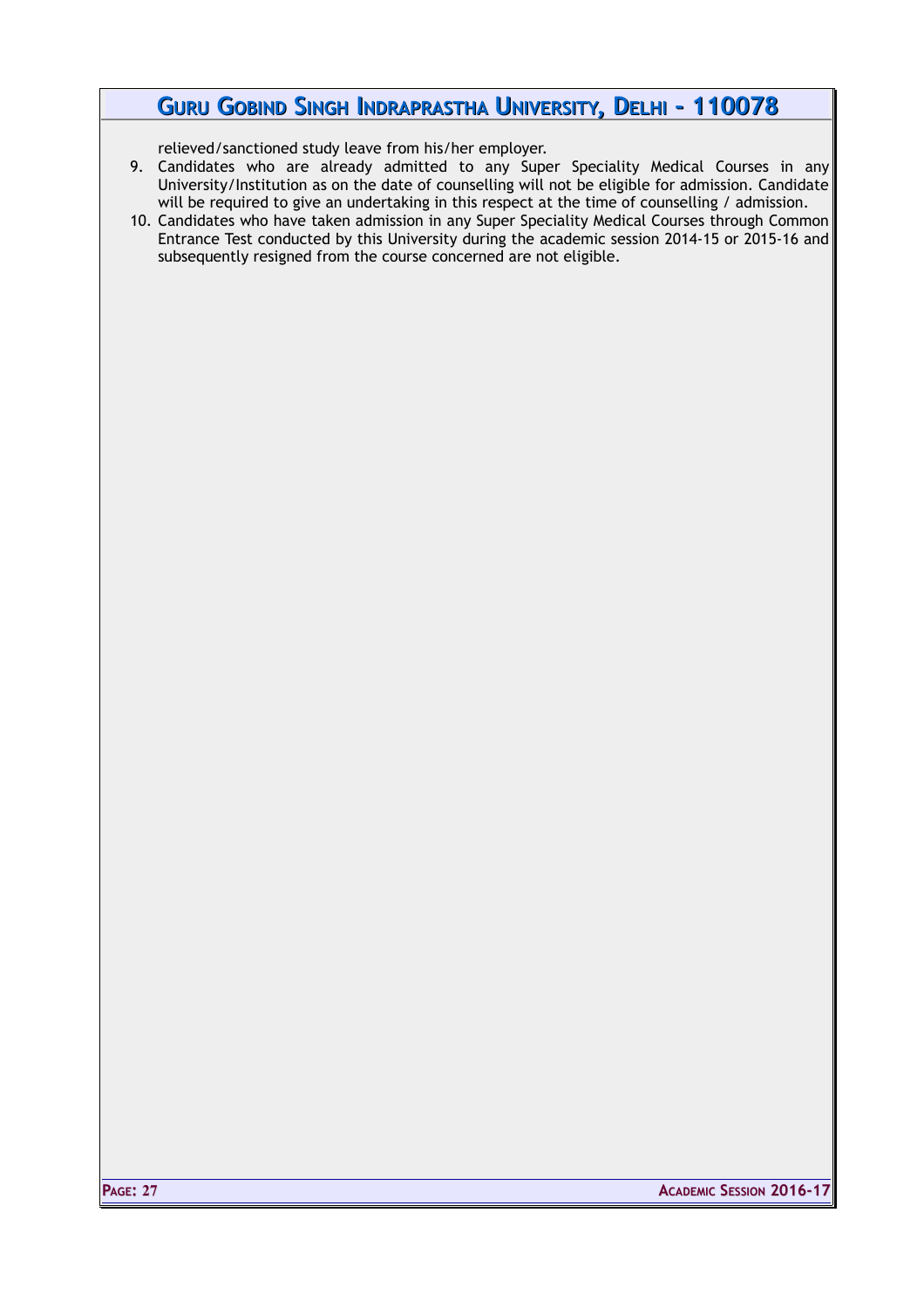relieved/sanctioned study leave from his/her employer.

9. Candidates who are already admitted to any Super Speciality Medical Courses in any University/Institution as on the date of counselling will not be eligible for admission. Candidate will be required to give an undertaking in this respect at the time of counselling / admission.
10. Candidates who have taken admission in any Super Speciality Medical Courses through Common Entrance Test conducted by this University during the academic session 2014-15 or 2015-16 and subsequently resigned from the course concerned are not eligible.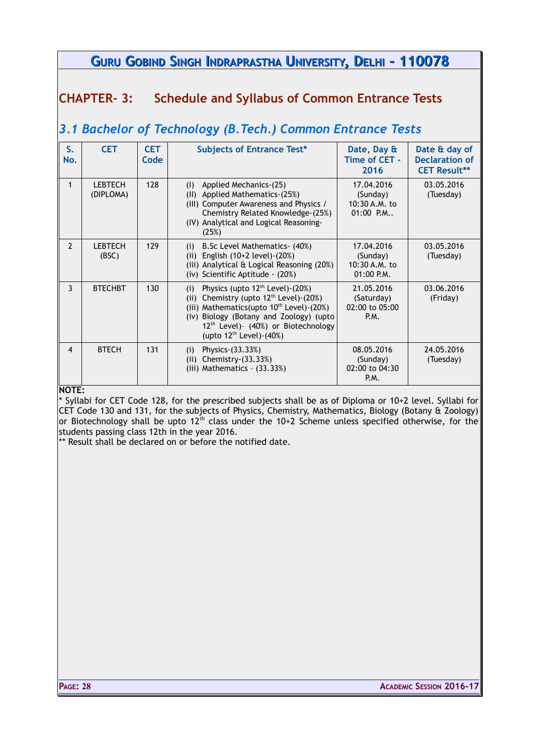## CHAPTER- 3: Schedule and Syllabus of Common Entrance Tests

### *3.1 Bachelor of Technology (B.Tech.) Common Entrance Tests*

| S. No. | CET | CET Code | Subjects of Entrance Test* | Date, Day & Time of CET - 2016 | Date & day of Declaration of CET Result** |
|---|---|---|---|---|---|
| 1 | LEBTECH (DIPLOMA) | 128 | (I) Applied Mechanics-(25)<br>(II) Applied Mathematics-(25%)<br>(III) Computer Awareness and Physics / Chemistry Related Knowledge-(25%)<br>(IV) Analytical and Logical Reasoning-(25%) | 17.04.2016 (Sunday) 10:30 A.M. to 01:00 P.M.. | 03.05.2016 (Tuesday) |
| 2 | LEBTECH (BSC) | 129 | (i) B.Sc Level Mathematics- (40%)<br>(ii) English (10+2 level)-(20%)<br>(iii) Analytical & Logical Reasoning (20%)<br>(iv) Scientific Aptitude - (20%) | 17.04.2016 (Sunday) 10:30 A.M. to 01:00 P.M. | 03.05.2016 (Tuesday) |
| 3 | BTECHBT | 130 | (i) Physics (upto 12th Level)-(20%)<br>(ii) Chemistry (upto 12th Level)-(20%)<br>(iii) Mathematics(upto 10th Level)-(20%)<br>(iv) Biology (Botany and Zoology) (upto 12th Level)- (40%) or Biotechnology (upto 12th Level)-(40%) | 21.05.2016 (Saturday) 02:00 to 05:00 P.M. | 03.06.2016 (Friday) |
| 4 | BTECH | 131 | (i) Physics-(33.33%)<br>(ii) Chemistry-(33.33%)<br>(iii) Mathematics – (33.33%) | 08.05.2016 (Sunday) 02:00 to 04:30 P.M. | 24.05.2016 (Tuesday) |

**NOTE:**

* Syllabi for CET Code 128, for the prescribed subjects shall be as of Diploma or 10+2 level. Syllabi for CET Code 130 and 131, for the subjects of Physics, Chemistry, Mathematics, Biology (Botany & Zoology) or Biotechnology shall be upto 12th class under the 10+2 Scheme unless specified otherwise, for the students passing class 12th in the year 2016.

** Result shall be declared on or before the notified date.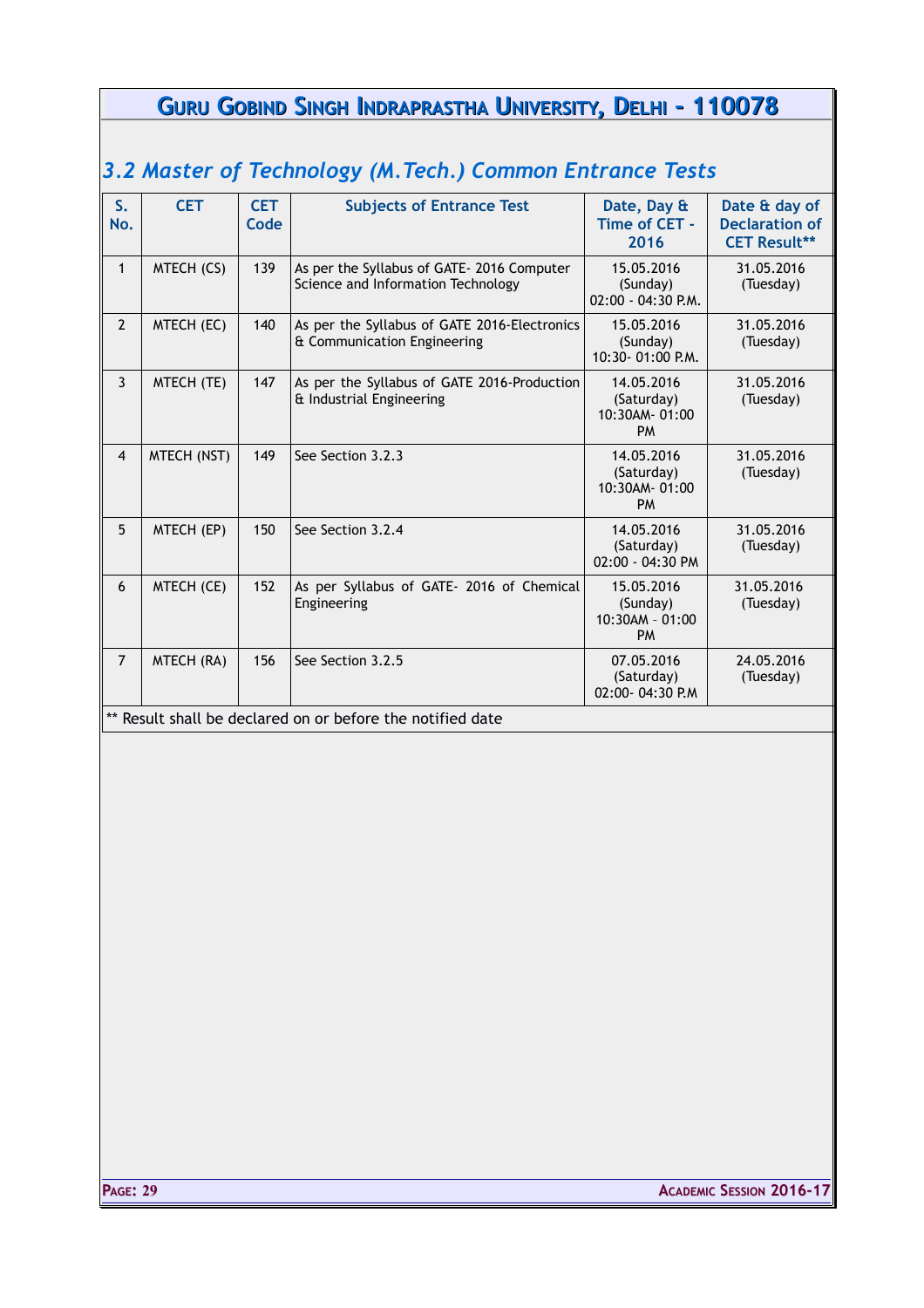## 3.2 Master of Technology (M.Tech.) Common Entrance Tests

| S. No. | CET | CET Code | Subjects of Entrance Test | Date, Day & Time of CET - 2016 | Date & day of Declaration of CET Result** |
|---|---|---|---|---|---|
| 1 | MTECH (CS) | 139 | As per the Syllabus of GATE- 2016 Computer Science and Information Technology | 15.05.2016 (Sunday) 02:00 - 04:30 P.M. | 31.05.2016 (Tuesday) |
| 2 | MTECH (EC) | 140 | As per the Syllabus of GATE 2016-Electronics & Communication Engineering | 15.05.2016 (Sunday) 10:30- 01:00 P.M. | 31.05.2016 (Tuesday) |
| 3 | MTECH (TE) | 147 | As per the Syllabus of GATE 2016-Production & Industrial Engineering | 14.05.2016 (Saturday) 10:30AM- 01:00 PM | 31.05.2016 (Tuesday) |
| 4 | MTECH (NST) | 149 | See Section 3.2.3 | 14.05.2016 (Saturday) 10:30AM- 01:00 PM | 31.05.2016 (Tuesday) |
| 5 | MTECH (EP) | 150 | See Section 3.2.4 | 14.05.2016 (Saturday) 02:00 - 04:30 PM | 31.05.2016 (Tuesday) |
| 6 | MTECH (CE) | 152 | As per Syllabus of GATE- 2016 of Chemical Engineering | 15.05.2016 (Sunday) 10:30AM - 01:00 PM | 31.05.2016 (Tuesday) |
| 7 | MTECH (RA) | 156 | See Section 3.2.5 | 07.05.2016 (Saturday) 02:00- 04:30 P.M | 24.05.2016 (Tuesday) |

** Result shall be declared on or before the notified date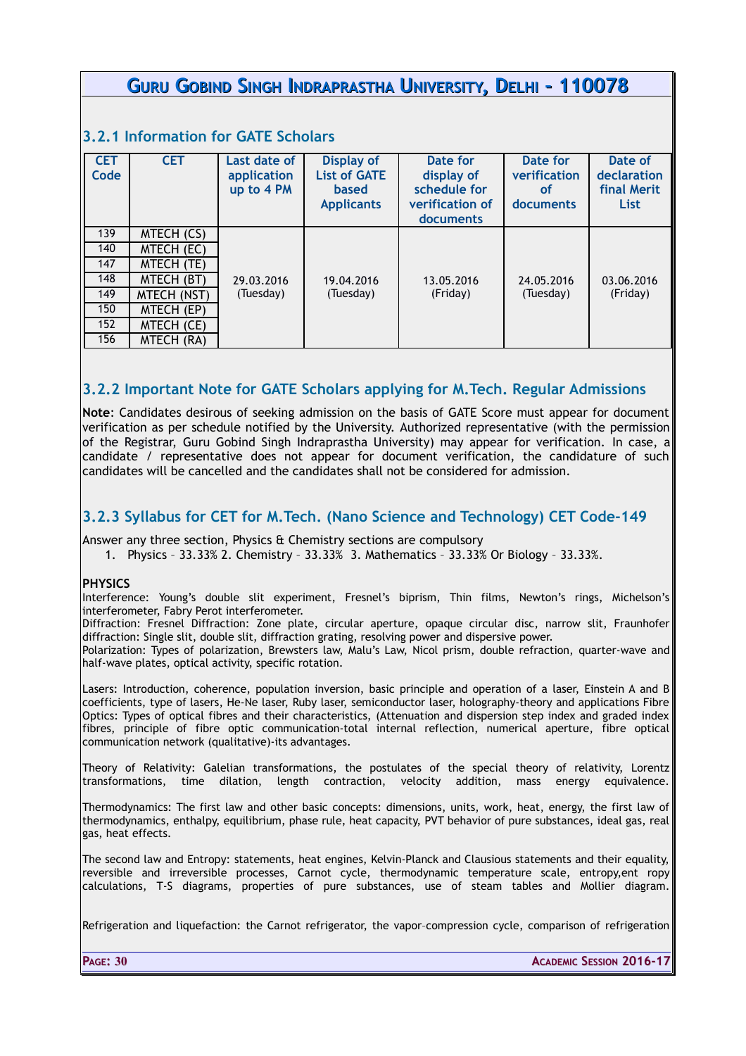### 3.2.1 Information for GATE Scholars

| CET Code | CET | Last date of application up to 4 PM | Display of List of GATE based Applicants | Date for display of schedule for verification of documents | Date for verification of documents | Date of declaration final Merit List |
|---|---|---|---|---|---|---|
| 139 | MTECH (CS) | 29.03.2016 (Tuesday) | 19.04.2016 (Tuesday) | 13.05.2016 (Friday) | 24.05.2016 (Tuesday) | 03.06.2016 (Friday) |
| 140 | MTECH (EC) | | | | | |
| 147 | MTECH (TE) | | | | | |
| 148 | MTECH (BT) | | | | | |
| 149 | MTECH (NST) | | | | | |
| 150 | MTECH (EP) | | | | | |
| 152 | MTECH (CE) | | | | | |
| 156 | MTECH (RA) | | | | | |

### 3.2.2 Important Note for GATE Scholars applying for M.Tech. Regular Admissions

**Note**: Candidates desirous of seeking admission on the basis of GATE Score must appear for document verification as per schedule notified by the University. Authorized representative (with the permission of the Registrar, Guru Gobind Singh Indraprastha University) may appear for verification. In case, a candidate / representative does not appear for document verification, the candidature of such candidates will be cancelled and the candidates shall not be considered for admission.

### 3.2.3 Syllabus for CET for M.Tech. (Nano Science and Technology) CET Code-149

Answer any three section, Physics & Chemistry sections are compulsory

1. Physics – 33.33% 2. Chemistry – 33.33% 3. Mathematics – 33.33% Or Biology – 33.33%.

**PHYSICS**

Interference: Young's double slit experiment, Fresnel's biprism, Thin films, Newton's rings, Michelson's interferometer, Fabry Perot interferometer.

Diffraction: Fresnel Diffraction: Zone plate, circular aperture, opaque circular disc, narrow slit, Fraunhofer diffraction: Single slit, double slit, diffraction grating, resolving power and dispersive power.

Polarization: Types of polarization, Brewsters law, Malu's Law, Nicol prism, double refraction, quarter-wave and half-wave plates, optical activity, specific rotation.

Lasers: Introduction, coherence, population inversion, basic principle and operation of a laser, Einstein A and B coefficients, type of lasers, He-Ne laser, Ruby laser, semiconductor laser, holography-theory and applications Fibre Optics: Types of optical fibres and their characteristics, (Attenuation and dispersion step index and graded index fibres, principle of fibre optic communication-total internal reflection, numerical aperture, fibre optical communication network (qualitative)-its advantages.

Theory of Relativity: Galelian transformations, the postulates of the special theory of relativity, Lorentz transformations, time dilation, length contraction, velocity addition, mass energy equivalence.

Thermodynamics: The first law and other basic concepts: dimensions, units, work, heat, energy, the first law of thermodynamics, enthalpy, equilibrium, phase rule, heat capacity, PVT behavior of pure substances, ideal gas, real gas, heat effects.

The second law and Entropy: statements, heat engines, Kelvin-Planck and Clausious statements and their equality, reversible and irreversible processes, Carnot cycle, thermodynamic temperature scale, entropy,ent ropy calculations, T-S diagrams, properties of pure substances, use of steam tables and Mollier diagram.

Refrigeration and liquefaction: the Carnot refrigerator, the vapor–compression cycle, comparison of refrigeration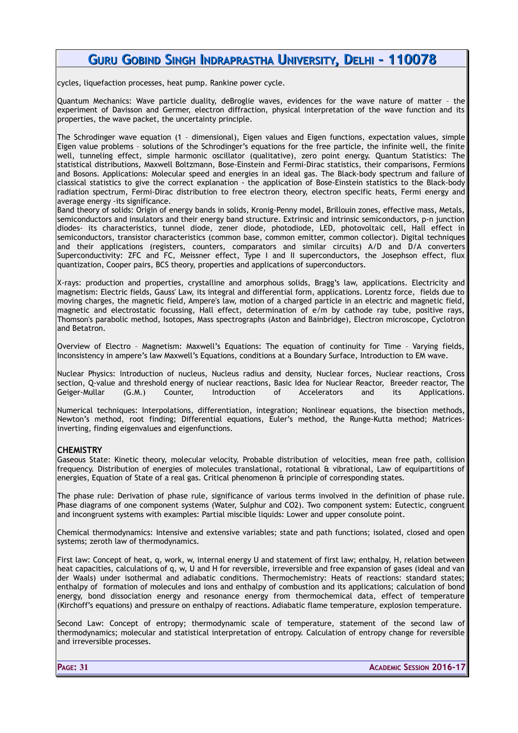cycles, liquefaction processes, heat pump. Rankine power cycle.

Quantum Mechanics: Wave particle duality, deBroglie waves, evidences for the wave nature of matter – the experiment of Davisson and Germer, electron diffraction, physical interpretation of the wave function and its properties, the wave packet, the uncertainty principle.

The Schrodinger wave equation (1 – dimensional), Eigen values and Eigen functions, expectation values, simple Eigen value problems – solutions of the Schrodinger's equations for the free particle, the infinite well, the finite well, tunneling effect, simple harmonic oscillator (qualitative), zero point energy. Quantum Statistics: The statistical distributions, Maxwell Boltzmann, Bose-Einstein and Fermi-Dirac statistics, their comparisons, Fermions and Bosons. Applications: Molecular speed and energies in an ideal gas. The Black-body spectrum and failure of classical statistics to give the correct explanation - the application of Bose-Einstein statistics to the Black-body radiation spectrum, Fermi-Dirac distribution to free electron theory, electron specific heats, Fermi energy and average energy -its significance.

Band theory of solids: Origin of energy bands in solids, Kronig-Penny model, Brillouin zones, effective mass, Metals, semiconductors and insulators and their energy band structure. Extrinsic and intrinsic semiconductors, p-n junction diodes- its characteristics, tunnel diode, zener diode, photodiode, LED, photovoltaic cell, Hall effect in semiconductors, transistor characteristics (common base, common emitter, common collector). Digital techniques and their applications (registers, counters, comparators and similar circuits) A/D and D/A converters Superconductivity: ZFC and FC, Meissner effect, Type I and II superconductors, the Josephson effect, flux quantization, Cooper pairs, BCS theory, properties and applications of superconductors.

X-rays: production and properties, crystalline and amorphous solids, Bragg's law, applications. Electricity and magnetism: Electric fields, Gauss' Law, its integral and differential form, applications. Lorentz force, fields due to moving charges, the magnetic field, Ampere's law, motion of a charged particle in an electric and magnetic field, magnetic and electrostatic focussing, Hall effect, determination of e/m by cathode ray tube, positive rays, Thomson's parabolic method, Isotopes, Mass spectrographs (Aston and Bainbridge), Electron microscope, Cyclotron and Betatron.

Overview of Electro – Magnetism: Maxwell's Equations: The equation of continuity for Time – Varying fields, Inconsistency in ampere's law Maxwell's Equations, conditions at a Boundary Surface, Introduction to EM wave.

Nuclear Physics: Introduction of nucleus, Nucleus radius and density, Nuclear forces, Nuclear reactions, Cross section, Q-value and threshold energy of nuclear reactions, Basic Idea for Nuclear Reactor, Breeder reactor, The Geiger-Mullar (G.M.) Counter, Introduction of Accelerators and its Applications.

Numerical techniques: Interpolations, differentiation, integration; Nonlinear equations, the bisection methods, Newton's method, root finding; Differential equations, Euler's method, the Runge-Kutta method; Matrices- inverting, finding eigenvalues and eigenfunctions.

### CHEMISTRY

Gaseous State: Kinetic theory, molecular velocity, Probable distribution of velocities, mean free path, collision frequency. Distribution of energies of molecules translational, rotational & vibrational, Law of equipartitions of energies, Equation of State of a real gas. Critical phenomenon & principle of corresponding states.

The phase rule: Derivation of phase rule, significance of various terms involved in the definition of phase rule. Phase diagrams of one component systems (Water, Sulphur and CO2). Two component system: Eutectic, congruent and incongruent systems with examples: Partial miscible liquids: Lower and upper consolute point.

Chemical thermodynamics: Intensive and extensive variables; state and path functions; isolated, closed and open systems; zeroth law of thermodynamics.

First law: Concept of heat, q, work, w, internal energy U and statement of first law; enthalpy, H, relation between heat capacities, calculations of q, w, U and H for reversible, irreversible and free expansion of gases (ideal and van der Waals) under isothermal and adiabatic conditions. Thermochemistry: Heats of reactions: standard states; enthalpy of formation of molecules and ions and enthalpy of combustion and its applications; calculation of bond energy, bond dissociation energy and resonance energy from thermochemical data, effect of temperature (Kirchoff's equations) and pressure on enthalpy of reactions. Adiabatic flame temperature, explosion temperature.

Second Law: Concept of entropy; thermodynamic scale of temperature, statement of the second law of thermodynamics; molecular and statistical interpretation of entropy. Calculation of entropy change for reversible and irreversible processes.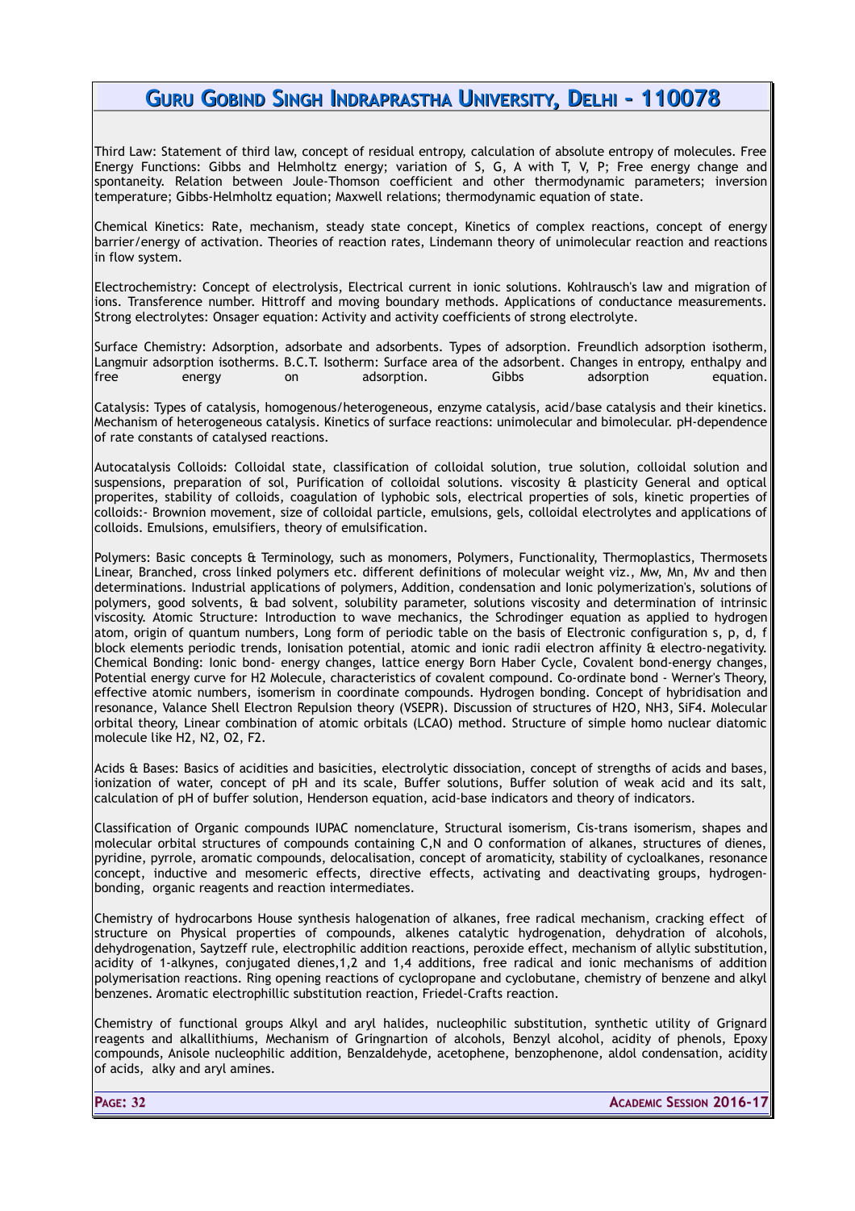Third Law: Statement of third law, concept of residual entropy, calculation of absolute entropy of molecules. Free Energy Functions: Gibbs and Helmholtz energy; variation of S, G, A with T, V, P; Free energy change and spontaneity. Relation between Joule-Thomson coefficient and other thermodynamic parameters; inversion temperature; Gibbs-Helmholtz equation; Maxwell relations; thermodynamic equation of state.

Chemical Kinetics: Rate, mechanism, steady state concept, Kinetics of complex reactions, concept of energy barrier/energy of activation. Theories of reaction rates, Lindemann theory of unimolecular reaction and reactions in flow system.

Electrochemistry: Concept of electrolysis, Electrical current in ionic solutions. Kohlrausch's law and migration of ions. Transference number. Hittroff and moving boundary methods. Applications of conductance measurements. Strong electrolytes: Onsager equation: Activity and activity coefficients of strong electrolyte.

Surface Chemistry: Adsorption, adsorbate and adsorbents. Types of adsorption. Freundlich adsorption isotherm, Langmuir adsorption isotherms. B.C.T. Isotherm: Surface area of the adsorbent. Changes in entropy, enthalpy and free energy on adsorption. Gibbs adsorption equation.

Catalysis: Types of catalysis, homogenous/heterogeneous, enzyme catalysis, acid/base catalysis and their kinetics. Mechanism of heterogeneous catalysis. Kinetics of surface reactions: unimolecular and bimolecular. pH-dependence of rate constants of catalysed reactions.

Autocatalysis Colloids: Colloidal state, classification of colloidal solution, true solution, colloidal solution and suspensions, preparation of sol, Purification of colloidal solutions. viscosity & plasticity General and optical properites, stability of colloids, coagulation of lyphobic sols, electrical properties of sols, kinetic properties of colloids:- Brownion movement, size of colloidal particle, emulsions, gels, colloidal electrolytes and applications of colloids. Emulsions, emulsifiers, theory of emulsification.

Polymers: Basic concepts & Terminology, such as monomers, Polymers, Functionality, Thermoplastics, Thermosets Linear, Branched, cross linked polymers etc. different definitions of molecular weight viz., Mw, Mn, Mv and then determinations. Industrial applications of polymers, Addition, condensation and Ionic polymerization's, solutions of polymers, good solvents, & bad solvent, solubility parameter, solutions viscosity and determination of intrinsic viscosity. Atomic Structure: Introduction to wave mechanics, the Schrodinger equation as applied to hydrogen atom, origin of quantum numbers, Long form of periodic table on the basis of Electronic configuration s, p, d, f block elements periodic trends, Ionisation potential, atomic and ionic radii electron affinity & electro-negativity. Chemical Bonding: Ionic bond- energy changes, lattice energy Born Haber Cycle, Covalent bond-energy changes, Potential energy curve for H2 Molecule, characteristics of covalent compound. Co-ordinate bond - Werner's Theory, effective atomic numbers, isomerism in coordinate compounds. Hydrogen bonding. Concept of hybridisation and resonance, Valance Shell Electron Repulsion theory (VSEPR). Discussion of structures of $H_2O$, $NH_3$, $SiF_4$. Molecular orbital theory, Linear combination of atomic orbitals (LCAO) method. Structure of simple homo nuclear diatomic molecule like $H_2$, $N_2$, $O_2$, $F_2$.

Acids & Bases: Basics of acidities and basicities, electrolytic dissociation, concept of strengths of acids and bases, ionization of water, concept of pH and its scale, Buffer solutions, Buffer solution of weak acid and its salt, calculation of pH of buffer solution, Henderson equation, acid-base indicators and theory of indicators.

Classification of Organic compounds IUPAC nomenclature, Structural isomerism, Cis-trans isomerism, shapes and molecular orbital structures of compounds containing C,N and O conformation of alkanes, structures of dienes, pyridine, pyrrole, aromatic compounds, delocalisation, concept of aromaticity, stability of cycloalkanes, resonance concept, inductive and mesomeric effects, directive effects, activating and deactivating groups, hydrogen-bonding, organic reagents and reaction intermediates.

Chemistry of hydrocarbons House synthesis halogenation of alkanes, free radical mechanism, cracking effect of structure on Physical properties of compounds, alkenes catalytic hydrogenation, dehydration of alcohols, dehydrogenation, Saytzeff rule, electrophilic addition reactions, peroxide effect, mechanism of allylic substitution, acidity of 1-alkynes, conjugated dienes,1,2 and 1,4 additions, free radical and ionic mechanisms of addition polymerisation reactions. Ring opening reactions of cyclopropane and cyclobutane, chemistry of benzene and alkyl benzenes. Aromatic electrophillic substitution reaction, Friedel-Crafts reaction.

Chemistry of functional groups Alkyl and aryl halides, nucleophilic substitution, synthetic utility of Grignard reagents and alkallithiums, Mechanism of Gringnartion of alcohols, Benzyl alcohol, acidity of phenols, Epoxy compounds, Anisole nucleophilic addition, Benzaldehyde, acetophene, benzophenone, aldol condensation, acidity of acids, alky and aryl amines.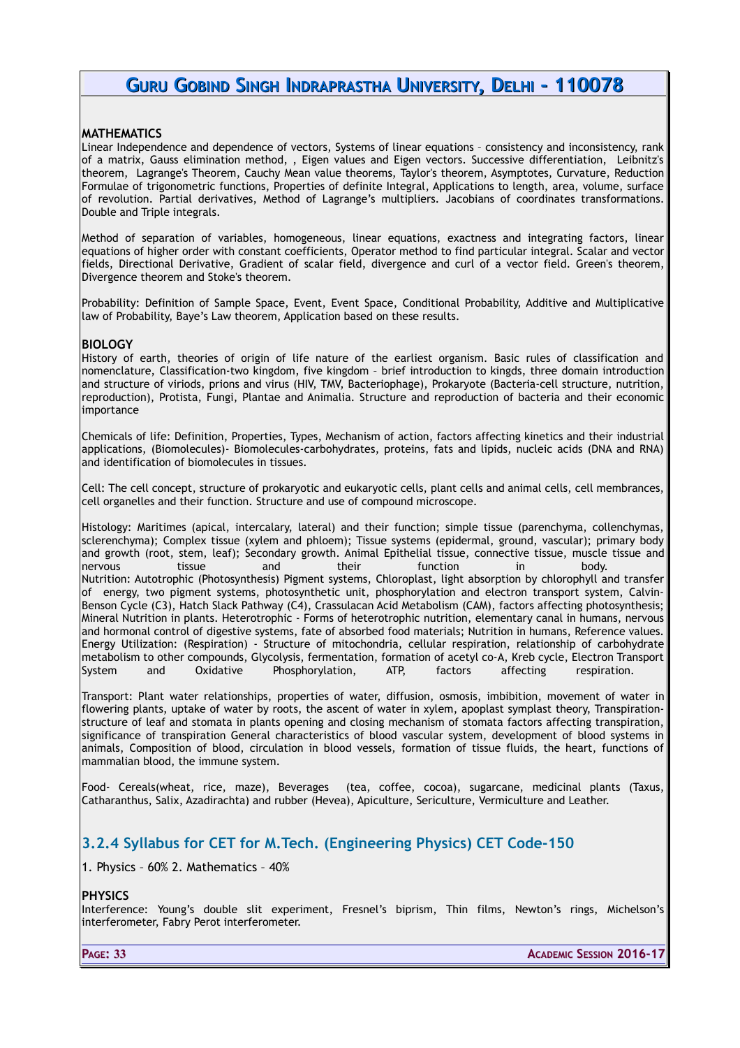**MATHEMATICS**

Linear Independence and dependence of vectors, Systems of linear equations – consistency and inconsistency, rank of a matrix, Gauss elimination method, , Eigen values and Eigen vectors. Successive differentiation, Leibnitz's theorem, Lagrange's Theorem, Cauchy Mean value theorems, Taylor's theorem, Asymptotes, Curvature, Reduction Formulae of trigonometric functions, Properties of definite Integral, Applications to length, area, volume, surface of revolution. Partial derivatives, Method of Lagrange's multipliers. Jacobians of coordinates transformations. Double and Triple integrals.

Method of separation of variables, homogeneous, linear equations, exactness and integrating factors, linear equations of higher order with constant coefficients, Operator method to find particular integral. Scalar and vector fields, Directional Derivative, Gradient of scalar field, divergence and curl of a vector field. Green's theorem, Divergence theorem and Stoke's theorem.

Probability: Definition of Sample Space, Event, Event Space, Conditional Probability, Additive and Multiplicative law of Probability, Baye's Law theorem, Application based on these results.

**BIOLOGY**

History of earth, theories of origin of life nature of the earliest organism. Basic rules of classification and nomenclature, Classification-two kingdom, five kingdom – brief introduction to kingds, three domain introduction and structure of viriods, prions and virus (HIV, TMV, Bacteriophage), Prokaryote (Bacteria-cell structure, nutrition, reproduction), Protista, Fungi, Plantae and Animalia. Structure and reproduction of bacteria and their economic importance

Chemicals of life: Definition, Properties, Types, Mechanism of action, factors affecting kinetics and their industrial applications, (Biomolecules)- Biomolecules-carbohydrates, proteins, fats and lipids, nucleic acids (DNA and RNA) and identification of biomolecules in tissues.

Cell: The cell concept, structure of prokaryotic and eukaryotic cells, plant cells and animal cells, cell membrances, cell organelles and their function. Structure and use of compound microscope.

Histology: Maritimes (apical, intercalary, lateral) and their function; simple tissue (parenchyma, collenchymas, sclerenchyma); Complex tissue (xylem and phloem); Tissue systems (epidermal, ground, vascular); primary body and growth (root, stem, leaf); Secondary growth. Animal Epithelial tissue, connective tissue, muscle tissue and nervous tissue and their function in body.
Nutrition: Autotrophic (Photosynthesis) Pigment systems, Chloroplast, light absorption by chlorophyll and transfer of energy, two pigment systems, photosynthetic unit, phosphorylation and electron transport system, Calvin-Benson Cycle (C3), Hatch Slack Pathway (C4), Crassulacan Acid Metabolism (CAM), factors affecting photosynthesis; Mineral Nutrition in plants. Heterotrophic - Forms of heterotrophic nutrition, elementary canal in humans, nervous and hormonal control of digestive systems, fate of absorbed food materials; Nutrition in humans, Reference values. Energy Utilization: (Respiration) - Structure of mitochondria, cellular respiration, relationship of carbohydrate metabolism to other compounds, Glycolysis, fermentation, formation of acetyl co-A, Kreb cycle, Electron Transport System and Oxidative Phosphorylation, ATP, factors affecting respiration.

Transport: Plant water relationships, properties of water, diffusion, osmosis, imbibition, movement of water in flowering plants, uptake of water by roots, the ascent of water in xylem, apoplast symplast theory, Transpiration-structure of leaf and stomata in plants opening and closing mechanism of stomata factors affecting transpiration, significance of transpiration General characteristics of blood vascular system, development of blood systems in animals, Composition of blood, circulation in blood vessels, formation of tissue fluids, the heart, functions of mammalian blood, the immune system.

Food- Cereals(wheat, rice, maze), Beverages (tea, coffee, cocoa), sugarcane, medicinal plants (Taxus, Catharanthus, Salix, Azadirachta) and rubber (Hevea), Apiculture, Sericulture, Vermiculture and Leather.

## 3.2.4 Syllabus for CET for M.Tech. (Engineering Physics) CET Code-150

1. Physics – 60% 2. Mathematics – 40%

**PHYSICS**

Interference: Young's double slit experiment, Fresnel's biprism, Thin films, Newton's rings, Michelson's interferometer, Fabry Perot interferometer.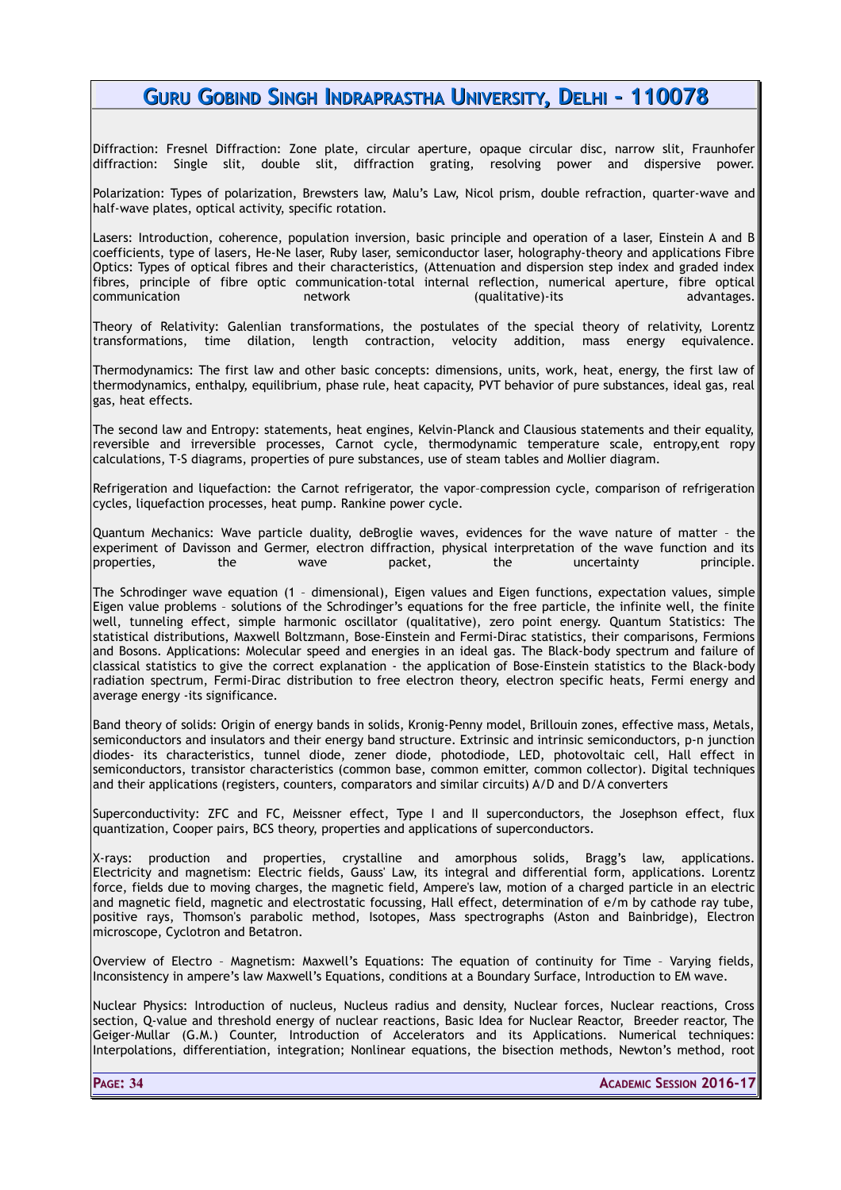Diffraction: Fresnel Diffraction: Zone plate, circular aperture, opaque circular disc, narrow slit, Fraunhofer diffraction: Single slit, double slit, diffraction grating, resolving power and dispersive power.

Polarization: Types of polarization, Brewsters law, Malu's Law, Nicol prism, double refraction, quarter-wave and half-wave plates, optical activity, specific rotation.

Lasers: Introduction, coherence, population inversion, basic principle and operation of a laser, Einstein A and B coefficients, type of lasers, He-Ne laser, Ruby laser, semiconductor laser, holography-theory and applications Fibre Optics: Types of optical fibres and their characteristics, (Attenuation and dispersion step index and graded index fibres, principle of fibre optic communication-total internal reflection, numerical aperture, fibre optical communication network (qualitative)-its advantages.

Theory of Relativity: Galenlian transformations, the postulates of the special theory of relativity, Lorentz transformations, time dilation, length contraction, velocity addition, mass energy equivalence.

Thermodynamics: The first law and other basic concepts: dimensions, units, work, heat, energy, the first law of thermodynamics, enthalpy, equilibrium, phase rule, heat capacity, PVT behavior of pure substances, ideal gas, real gas, heat effects.

The second law and Entropy: statements, heat engines, Kelvin-Planck and Clausious statements and their equality, reversible and irreversible processes, Carnot cycle, thermodynamic temperature scale, entropy,ent ropy calculations, T-S diagrams, properties of pure substances, use of steam tables and Mollier diagram.

Refrigeration and liquefaction: the Carnot refrigerator, the vapor–compression cycle, comparison of refrigeration cycles, liquefaction processes, heat pump. Rankine power cycle.

Quantum Mechanics: Wave particle duality, deBroglie waves, evidences for the wave nature of matter – the experiment of Davisson and Germer, electron diffraction, physical interpretation of the wave function and its properties, the wave packet, the uncertainty principle.

The Schrodinger wave equation (1 – dimensional), Eigen values and Eigen functions, expectation values, simple Eigen value problems – solutions of the Schrodinger's equations for the free particle, the infinite well, the finite well, tunneling effect, simple harmonic oscillator (qualitative), zero point energy. Quantum Statistics: The statistical distributions, Maxwell Boltzmann, Bose-Einstein and Fermi-Dirac statistics, their comparisons, Fermions and Bosons. Applications: Molecular speed and energies in an ideal gas. The Black-body spectrum and failure of classical statistics to give the correct explanation - the application of Bose-Einstein statistics to the Black-body radiation spectrum, Fermi-Dirac distribution to free electron theory, electron specific heats, Fermi energy and average energy -its significance.

Band theory of solids: Origin of energy bands in solids, Kronig-Penny model, Brillouin zones, effective mass, Metals, semiconductors and insulators and their energy band structure. Extrinsic and intrinsic semiconductors, p-n junction diodes- its characteristics, tunnel diode, zener diode, photodiode, LED, photovoltaic cell, Hall effect in semiconductors, transistor characteristics (common base, common emitter, common collector). Digital techniques and their applications (registers, counters, comparators and similar circuits) A/D and D/A converters

Superconductivity: ZFC and FC, Meissner effect, Type I and II superconductors, the Josephson effect, flux quantization, Cooper pairs, BCS theory, properties and applications of superconductors.

X-rays: production and properties, crystalline and amorphous solids, Bragg's law, applications. Electricity and magnetism: Electric fields, Gauss' Law, its integral and differential form, applications. Lorentz force, fields due to moving charges, the magnetic field, Ampere's law, motion of a charged particle in an electric and magnetic field, magnetic and electrostatic focussing, Hall effect, determination of e/m by cathode ray tube, positive rays, Thomson's parabolic method, Isotopes, Mass spectrographs (Aston and Bainbridge), Electron microscope, Cyclotron and Betatron.

Overview of Electro – Magnetism: Maxwell's Equations: The equation of continuity for Time – Varying fields, Inconsistency in ampere's law Maxwell's Equations, conditions at a Boundary Surface, Introduction to EM wave.

Nuclear Physics: Introduction of nucleus, Nucleus radius and density, Nuclear forces, Nuclear reactions, Cross section, Q-value and threshold energy of nuclear reactions, Basic Idea for Nuclear Reactor, Breeder reactor, The Geiger-Mullar (G.M.) Counter, Introduction of Accelerators and its Applications. Numerical techniques: Interpolations, differentiation, integration; Nonlinear equations, the bisection methods, Newton's method, root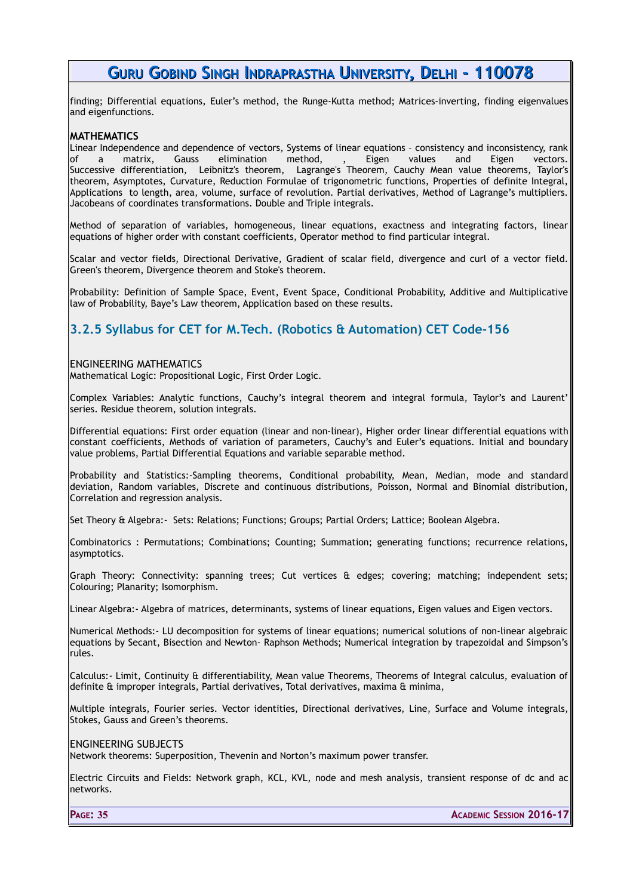finding; Differential equations, Euler's method, the Runge-Kutta method; Matrices-inverting, finding eigenvalues and eigenfunctions.

**MATHEMATICS**

Linear Independence and dependence of vectors, Systems of linear equations – consistency and inconsistency, rank of a matrix, Gauss elimination method, , Eigen values and Eigen vectors. Successive differentiation, Leibnitz's theorem, Lagrange's Theorem, Cauchy Mean value theorems, Taylor's theorem, Asymptotes, Curvature, Reduction Formulae of trigonometric functions, Properties of definite Integral, Applications to length, area, volume, surface of revolution. Partial derivatives, Method of Lagrange's multipliers. Jacobeans of coordinates transformations. Double and Triple integrals.

Method of separation of variables, homogeneous, linear equations, exactness and integrating factors, linear equations of higher order with constant coefficients, Operator method to find particular integral.

Scalar and vector fields, Directional Derivative, Gradient of scalar field, divergence and curl of a vector field. Green's theorem, Divergence theorem and Stoke's theorem.

Probability: Definition of Sample Space, Event, Event Space, Conditional Probability, Additive and Multiplicative law of Probability, Baye's Law theorem, Application based on these results.

## 3.2.5 Syllabus for CET for M.Tech. (Robotics & Automation) CET Code-156

ENGINEERING MATHEMATICS

Mathematical Logic: Propositional Logic, First Order Logic.

Complex Variables: Analytic functions, Cauchy's integral theorem and integral formula, Taylor's and Laurent' series. Residue theorem, solution integrals.

Differential equations: First order equation (linear and non-linear), Higher order linear differential equations with constant coefficients, Methods of variation of parameters, Cauchy's and Euler's equations. Initial and boundary value problems, Partial Differential Equations and variable separable method.

Probability and Statistics:-Sampling theorems, Conditional probability, Mean, Median, mode and standard deviation, Random variables, Discrete and continuous distributions, Poisson, Normal and Binomial distribution, Correlation and regression analysis.

Set Theory & Algebra:- Sets: Relations; Functions; Groups; Partial Orders; Lattice; Boolean Algebra.

Combinatorics : Permutations; Combinations; Counting; Summation; generating functions; recurrence relations, asymptotics.

Graph Theory: Connectivity: spanning trees; Cut vertices & edges; covering; matching; independent sets; Colouring; Planarity; Isomorphism.

Linear Algebra:- Algebra of matrices, determinants, systems of linear equations, Eigen values and Eigen vectors.

Numerical Methods:- LU decomposition for systems of linear equations; numerical solutions of non-linear algebraic equations by Secant, Bisection and Newton- Raphson Methods; Numerical integration by trapezoidal and Simpson's rules.

Calculus:- Limit, Continuity & differentiability, Mean value Theorems, Theorems of Integral calculus, evaluation of definite & improper integrals, Partial derivatives, Total derivatives, maxima & minima,

Multiple integrals, Fourier series. Vector identities, Directional derivatives, Line, Surface and Volume integrals, Stokes, Gauss and Green's theorems.

ENGINEERING SUBJECTS

Network theorems: Superposition, Thevenin and Norton's maximum power transfer.

Electric Circuits and Fields: Network graph, KCL, KVL, node and mesh analysis, transient response of dc and ac networks.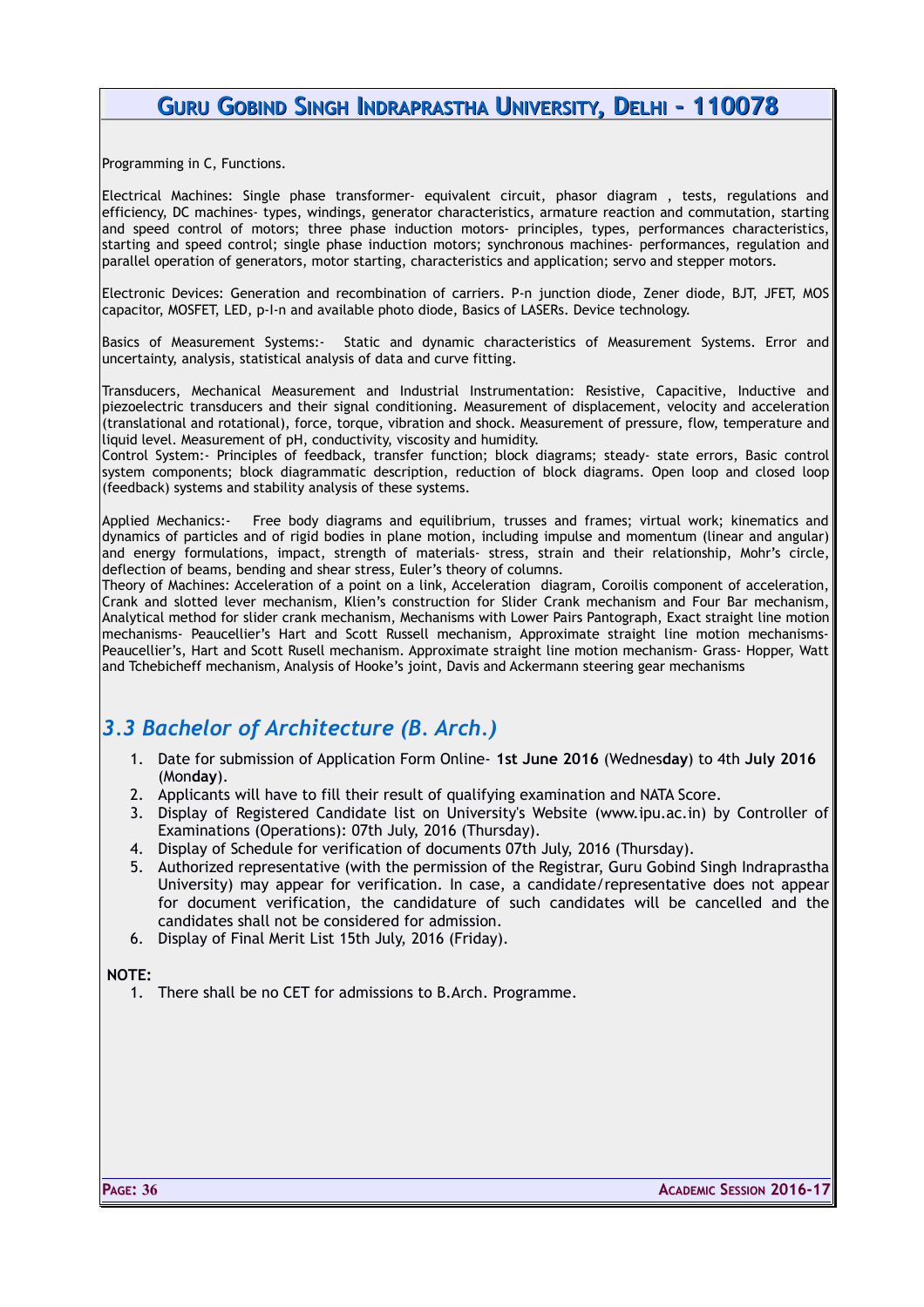Programming in C, Functions.

Electrical Machines: Single phase transformer- equivalent circuit, phasor diagram , tests, regulations and efficiency, DC machines- types, windings, generator characteristics, armature reaction and commutation, starting and speed control of motors; three phase induction motors- principles, types, performances characteristics, starting and speed control; single phase induction motors; synchronous machines- performances, regulation and parallel operation of generators, motor starting, characteristics and application; servo and stepper motors.

Electronic Devices: Generation and recombination of carriers. P-n junction diode, Zener diode, BJT, JFET, MOS capacitor, MOSFET, LED, p-I-n and available photo diode, Basics of LASERs. Device technology.

Basics of Measurement Systems:- Static and dynamic characteristics of Measurement Systems. Error and uncertainty, analysis, statistical analysis of data and curve fitting.

Transducers, Mechanical Measurement and Industrial Instrumentation: Resistive, Capacitive, Inductive and piezoelectric transducers and their signal conditioning. Measurement of displacement, velocity and acceleration (translational and rotational), force, torque, vibration and shock. Measurement of pressure, flow, temperature and liquid level. Measurement of pH, conductivity, viscosity and humidity.
Control System:- Principles of feedback, transfer function; block diagrams; steady- state errors, Basic control system components; block diagrammatic description, reduction of block diagrams. Open loop and closed loop (feedback) systems and stability analysis of these systems.

Applied Mechanics:- Free body diagrams and equilibrium, trusses and frames; virtual work; kinematics and dynamics of particles and of rigid bodies in plane motion, including impulse and momentum (linear and angular) and energy formulations, impact, strength of materials- stress, strain and their relationship, Mohr's circle, deflection of beams, bending and shear stress, Euler's theory of columns.
Theory of Machines: Acceleration of a point on a link, Acceleration diagram, Coroilis component of acceleration, Crank and slotted lever mechanism, Klien's construction for Slider Crank mechanism and Four Bar mechanism, Analytical method for slider crank mechanism, Mechanisms with Lower Pairs Pantograph, Exact straight line motion mechanisms- Peaucellier's Hart and Scott Russell mechanism, Approximate straight line motion mechanisms- Peaucellier's, Hart and Scott Rusell mechanism. Approximate straight line motion mechanism- Grass- Hopper, Watt and Tchebicheff mechanism, Analysis of Hooke's joint, Davis and Ackermann steering gear mechanisms

## *3.3 Bachelor of Architecture (B. Arch.)*

1. Date for submission of Application Form Online- **1st June 2016** (Wednes**day**) to 4th **July 2016** (Mon**day**).
2. Applicants will have to fill their result of qualifying examination and NATA Score.
3. Display of Registered Candidate list on University's Website (www.ipu.ac.in) by Controller of Examinations (Operations): 07th July, 2016 (Thursday).
4. Display of Schedule for verification of documents 07th July, 2016 (Thursday).
5. Authorized representative (with the permission of the Registrar, Guru Gobind Singh Indraprastha University) may appear for verification. In case, a candidate/representative does not appear for document verification, the candidature of such candidates will be cancelled and the candidates shall not be considered for admission.
6. Display of Final Merit List 15th July, 2016 (Friday).

**NOTE:**

1. There shall be no CET for admissions to B.Arch. Programme.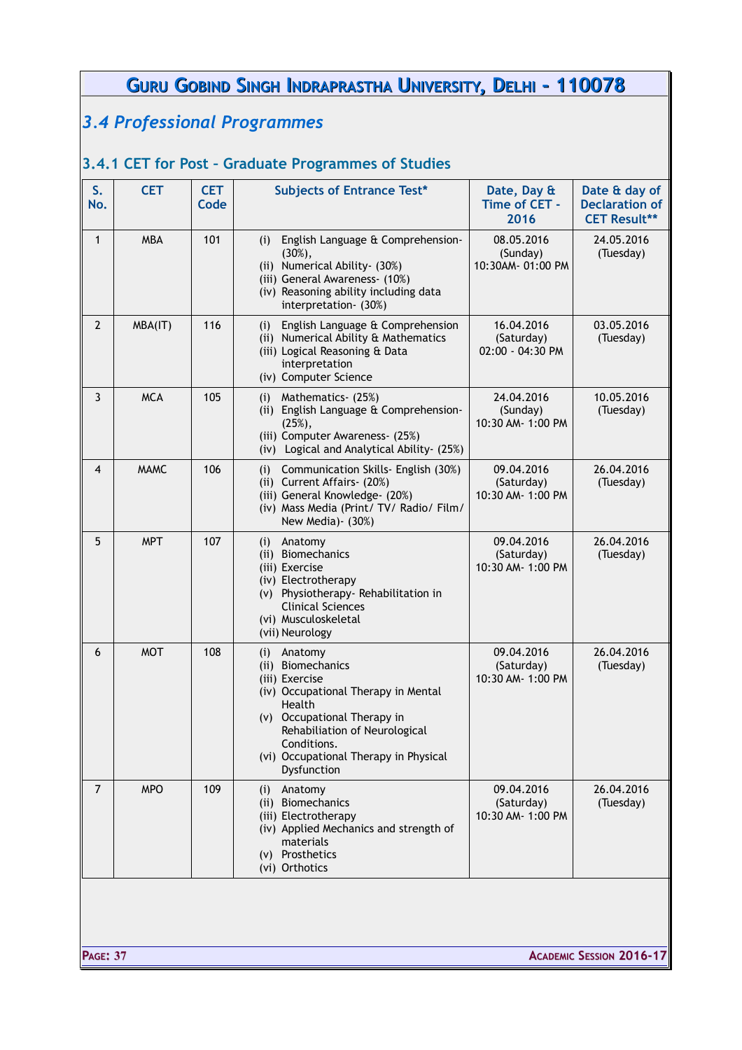## 3.4 Professional Programmes

### 3.4.1 CET for Post - Graduate Programmes of Studies

| S. No. | CET | CET Code | Subjects of Entrance Test* | Date, Day & Time of CET - 2016 | Date & day of Declaration of CET Result** |
|---|---|---|---|---|---|
| 1 | MBA | 101 | (i) English Language & Comprehension- (30%),<br>(ii) Numerical Ability- (30%)<br>(iii) General Awareness- (10%)<br>(iv) Reasoning ability including data interpretation- (30%) | 08.05.2016 (Sunday) 10:30AM- 01:00 PM | 24.05.2016 (Tuesday) |
| 2 | MBA(IT) | 116 | (i) English Language & Comprehension<br>(ii) Numerical Ability & Mathematics<br>(iii) Logical Reasoning & Data interpretation<br>(iv) Computer Science | 16.04.2016 (Saturday) 02:00 - 04:30 PM | 03.05.2016 (Tuesday) |
| 3 | MCA | 105 | (i) Mathematics- (25%)<br>(ii) English Language & Comprehension- (25%),<br>(iii) Computer Awareness- (25%)<br>(iv) Logical and Analytical Ability- (25%) | 24.04.2016 (Sunday) 10:30 AM- 1:00 PM | 10.05.2016 (Tuesday) |
| 4 | MAMC | 106 | (i) Communication Skills- English (30%)<br>(ii) Current Affairs- (20%)<br>(iii) General Knowledge- (20%)<br>(iv) Mass Media (Print/ TV/ Radio/ Film/ New Media)- (30%) | 09.04.2016 (Saturday) 10:30 AM- 1:00 PM | 26.04.2016 (Tuesday) |
| 5 | MPT | 107 | (i) Anatomy<br>(ii) Biomechanics<br>(iii) Exercise<br>(iv) Electrotherapy<br>(v) Physiotherapy- Rehabilitation in Clinical Sciences<br>(vi) Musculoskeletal<br>(vii) Neurology | 09.04.2016 (Saturday) 10:30 AM- 1:00 PM | 26.04.2016 (Tuesday) |
| 6 | MOT | 108 | (i) Anatomy<br>(ii) Biomechanics<br>(iii) Exercise<br>(iv) Occupational Therapy in Mental Health<br>(v) Occupational Therapy in Rehabiliation of Neurological Conditions.<br>(vi) Occupational Therapy in Physical Dysfunction | 09.04.2016 (Saturday) 10:30 AM- 1:00 PM | 26.04.2016 (Tuesday) |
| 7 | MPO | 109 | (i) Anatomy<br>(ii) Biomechanics<br>(iii) Electrotherapy<br>(iv) Applied Mechanics and strength of materials<br>(v) Prosthetics<br>(vi) Orthotics | 09.04.2016 (Saturday) 10:30 AM- 1:00 PM | 26.04.2016 (Tuesday) |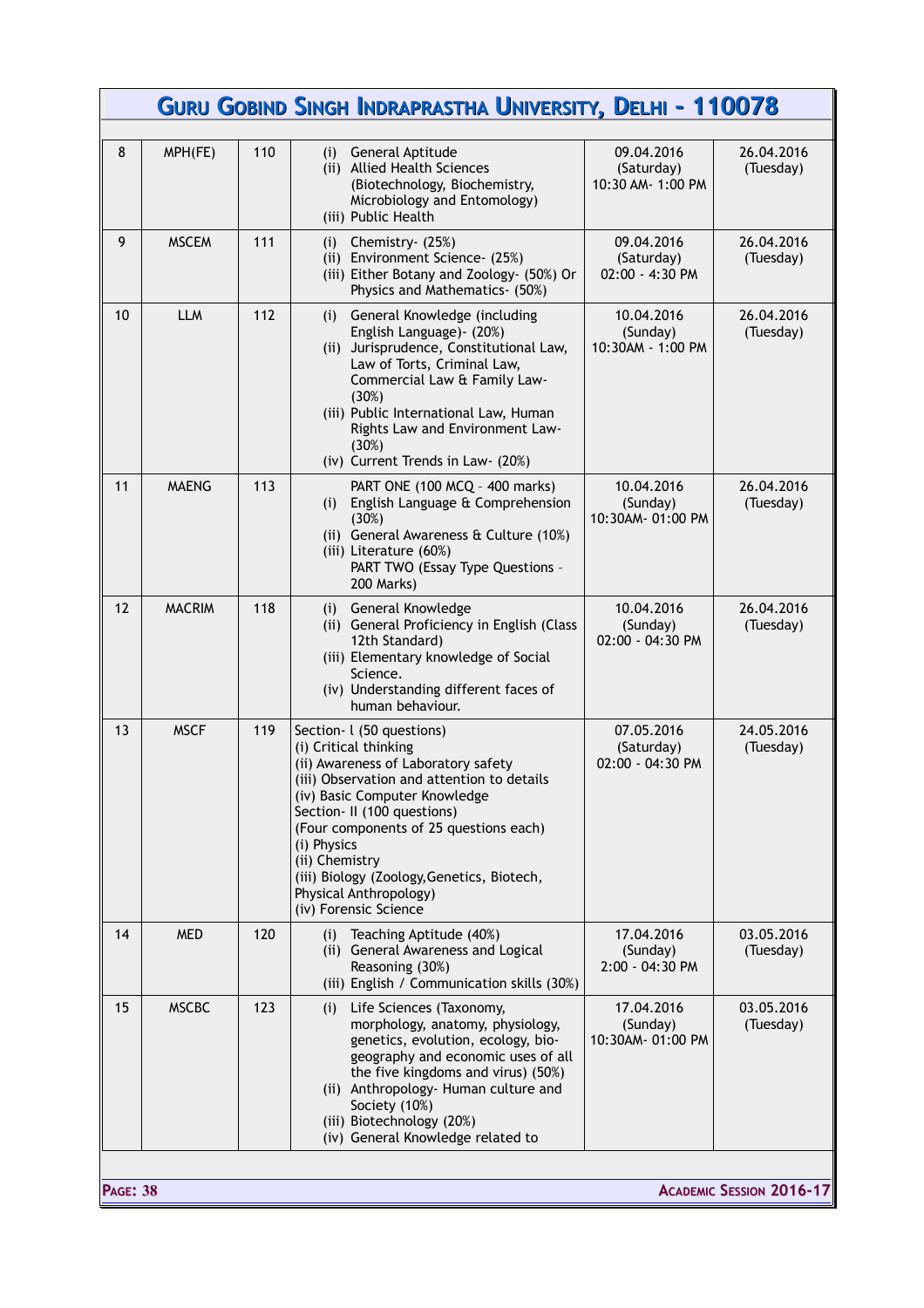| 8 | MPH(FE) | 110 | (i) General Aptitude<br>(ii) Allied Health Sciences (Biotechnology, Biochemistry, Microbiology and Entomology)<br>(iii) Public Health | 09.04.2016 (Saturday) 10:30 AM- 1:00 PM | 26.04.2016 (Tuesday) |
|---|---|---|---|---|---|
| 9 | MSCEM | 111 | (i) Chemistry- (25%)<br>(ii) Environment Science- (25%)<br>(iii) Either Botany and Zoology- (50%) Or Physics and Mathematics- (50%) | 09.04.2016 (Saturday) 02:00 - 4:30 PM | 26.04.2016 (Tuesday) |
| 10 | LLM | 112 | (i) General Knowledge (including English Language)- (20%)<br>(ii) Jurisprudence, Constitutional Law, Law of Torts, Criminal Law, Commercial Law & Family Law- (30%)<br>(iii) Public International Law, Human Rights Law and Environment Law- (30%)<br>(iv) Current Trends in Law- (20%) | 10.04.2016 (Sunday) 10:30AM - 1:00 PM | 26.04.2016 (Tuesday) |
| 11 | MAENG | 113 | PART ONE (100 MCQ – 400 marks)<br>(i) English Language & Comprehension (30%)<br>(ii) General Awareness & Culture (10%)<br>(iii) Literature (60%)<br>PART TWO (Essay Type Questions – 200 Marks) | 10.04.2016 (Sunday) 10:30AM- 01:00 PM | 26.04.2016 (Tuesday) |
| 12 | MACRIM | 118 | (i) General Knowledge<br>(ii) General Proficiency in English (Class 12th Standard)<br>(iii) Elementary knowledge of Social Science.<br>(iv) Understanding different faces of human behaviour. | 10.04.2016 (Sunday) 02:00 - 04:30 PM | 26.04.2016 (Tuesday) |
| 13 | MSCF | 119 | Section- I (50 questions)<br>(i) Critical thinking<br>(ii) Awareness of Laboratory safety<br>(iii) Observation and attention to details<br>(iv) Basic Computer Knowledge<br>Section- II (100 questions)<br>(Four components of 25 questions each)<br>(i) Physics<br>(ii) Chemistry<br>(iii) Biology (Zoology,Genetics, Biotech, Physical Anthropology)<br>(iv) Forensic Science | 07.05.2016 (Saturday) 02:00 - 04:30 PM | 24.05.2016 (Tuesday) |
| 14 | MED | 120 | (i) Teaching Aptitude (40%)<br>(ii) General Awareness and Logical Reasoning (30%)<br>(iii) English / Communication skills (30%) | 17.04.2016 (Sunday) 2:00 - 04:30 PM | 03.05.2016 (Tuesday) |
| 15 | MSCBC | 123 | (i) Life Sciences (Taxonomy, morphology, anatomy, physiology, genetics, evolution, ecology, bio-geography and economic uses of all the five kingdoms and virus) (50%)<br>(ii) Anthropology- Human culture and Society (10%)<br>(iii) Biotechnology (20%)<br>(iv) General Knowledge related to | 17.04.2016 (Sunday) 10:30AM- 01:00 PM | 03.05.2016 (Tuesday) |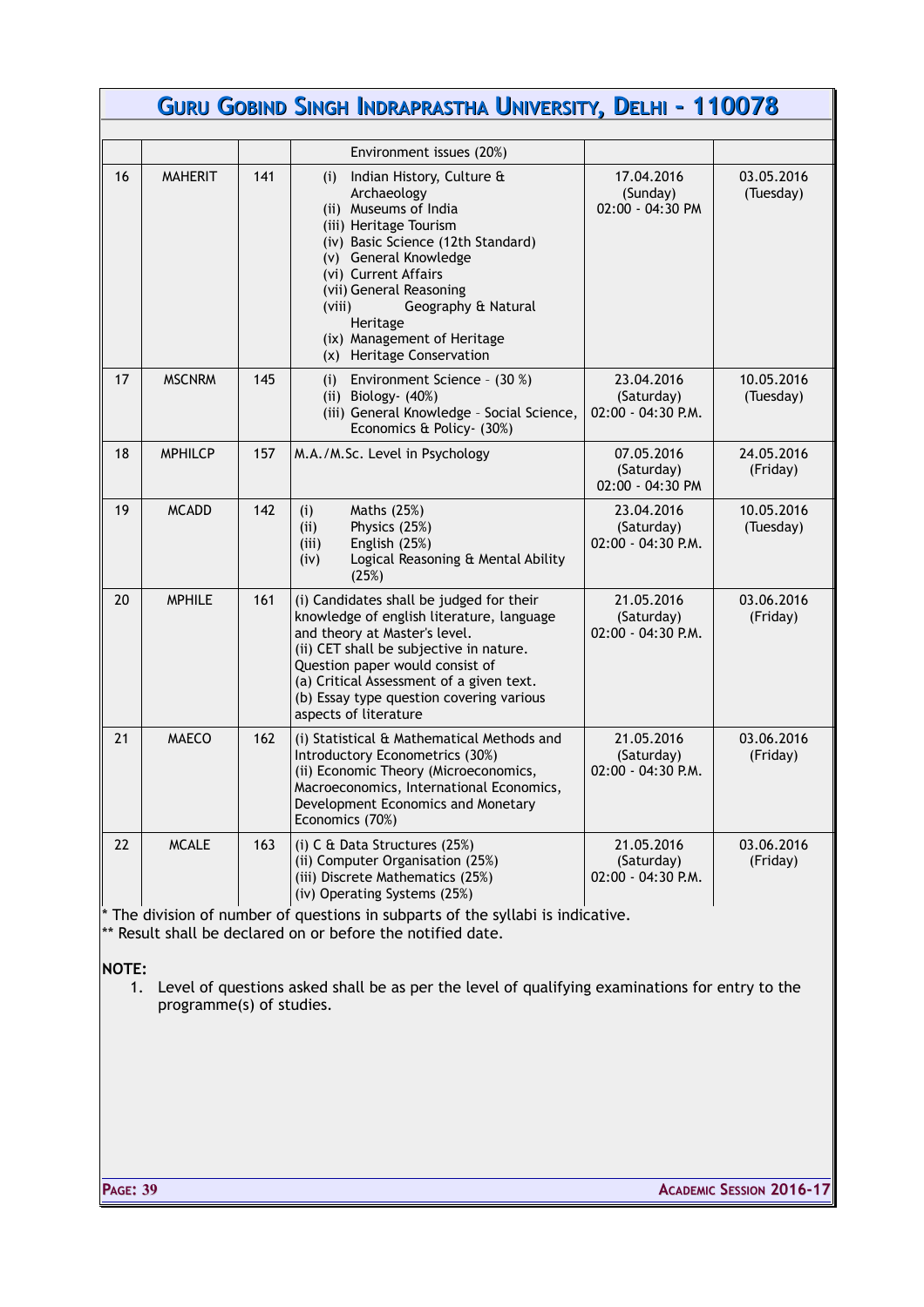| | | | | | |
|---|---|---|---|---|---|
| | | | Environment issues (20%) | | |
| 16 | MAHERIT | 141 | (i) Indian History, Culture & Archaeology<br>(ii) Museums of India<br>(iii) Heritage Tourism<br>(iv) Basic Science (12th Standard)<br>(v) General Knowledge<br>(vi) Current Affairs<br>(vii) General Reasoning<br>(viii) Geography & Natural Heritage<br>(ix) Management of Heritage<br>(x) Heritage Conservation | 17.04.2016 (Sunday) 02:00 - 04:30 PM | 03.05.2016 (Tuesday) |
| 17 | MSCNRM | 145 | (i) Environment Science – (30 %)<br>(ii) Biology- (40%)<br>(iii) General Knowledge – Social Science, Economics & Policy- (30%) | 23.04.2016 (Saturday) 02:00 - 04:30 P.M. | 10.05.2016 (Tuesday) |
| 18 | MPHILCP | 157 | M.A./M.Sc. Level in Psychology | 07.05.2016 (Saturday) 02:00 - 04:30 PM | 24.05.2016 (Friday) |
| 19 | MCADD | 142 | (i) Maths (25%)<br>(ii) Physics (25%)<br>(iii) English (25%)<br>(iv) Logical Reasoning & Mental Ability (25%) | 23.04.2016 (Saturday) 02:00 - 04:30 P.M. | 10.05.2016 (Tuesday) |
| 20 | MPHILE | 161 | (i) Candidates shall be judged for their knowledge of english literature, language and theory at Master's level.<br>(ii) CET shall be subjective in nature. Question paper would consist of<br>(a) Critical Assessment of a given text.<br>(b) Essay type question covering various aspects of literature | 21.05.2016 (Saturday) 02:00 - 04:30 P.M. | 03.06.2016 (Friday) |
| 21 | MAECO | 162 | (i) Statistical & Mathematical Methods and Introductory Econometrics (30%)<br>(ii) Economic Theory (Microeconomics, Macroeconomics, International Economics, Development Economics and Monetary Economics (70%) | 21.05.2016 (Saturday) 02:00 - 04:30 P.M. | 03.06.2016 (Friday) |
| 22 | MCALE | 163 | (i) C & Data Structures (25%)<br>(ii) Computer Organisation (25%)<br>(iii) Discrete Mathematics (25%)<br>(iv) Operating Systems (25%) | 21.05.2016 (Saturday) 02:00 - 04:30 P.M. | 03.06.2016 (Friday) |

* The division of number of questions in subparts of the syllabi is indicative.
** Result shall be declared on or before the notified date.

**NOTE:**

1. Level of questions asked shall be as per the level of qualifying examinations for entry to the programme(s) of studies.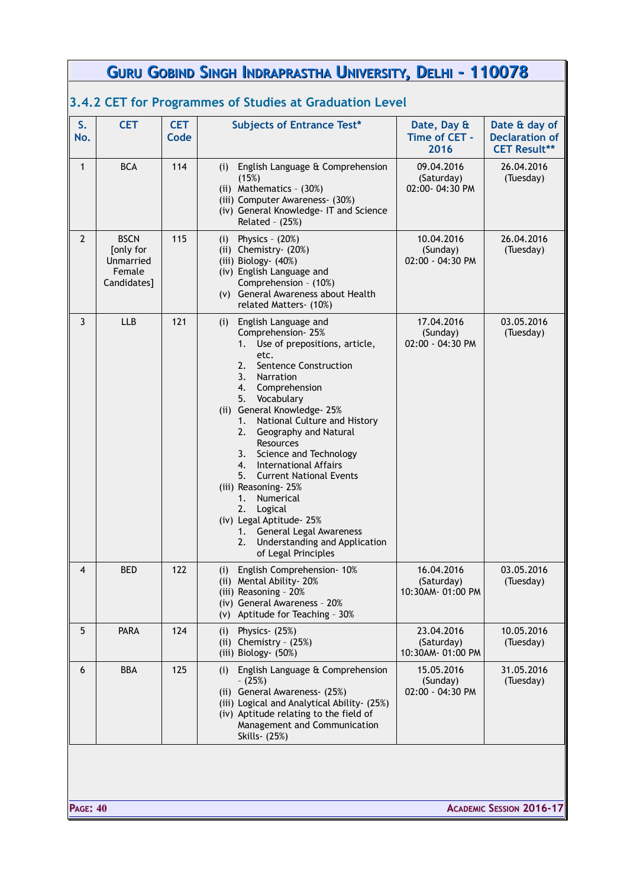## 3.4.2 CET for Programmes of Studies at Graduation Level

| S. No. | CET | CET Code | Subjects of Entrance Test* | Date, Day & Time of CET - 2016 | Date & day of Declaration of CET Result** |
|---|---|---|---|---|---|
| 1 | BCA | 114 | (i) English Language & Comprehension (15%)<br>(ii) Mathematics – (30%)<br>(iii) Computer Awareness- (30%)<br>(iv) General Knowledge- IT and Science Related – (25%) | 09.04.2016 (Saturday) 02:00- 04:30 PM | 26.04.2016 (Tuesday) |
| 2 | BSCN [only for Unmarried Female Candidates] | 115 | (i) Physics – (20%)<br>(ii) Chemistry- (20%)<br>(iii) Biology- (40%)<br>(iv) English Language and Comprehension – (10%)<br>(v) General Awareness about Health related Matters- (10%) | 10.04.2016 (Sunday) 02:00 - 04:30 PM | 26.04.2016 (Tuesday) |
| 3 | LLB | 121 | (i) English Language and Comprehension- 25%<br>1. Use of prepositions, article, etc.<br>2. Sentence Construction<br>3. Narration<br>4. Comprehension<br>5. Vocabulary<br>(ii) General Knowledge- 25%<br>1. National Culture and History<br>2. Geography and Natural Resources<br>3. Science and Technology<br>4. International Affairs<br>5. Current National Events<br>(iii) Reasoning- 25%<br>1. Numerical<br>2. Logical<br>(iv) Legal Aptitude- 25%<br>1. General Legal Awareness<br>2. Understanding and Application of Legal Principles | 17.04.2016 (Sunday) 02:00 - 04:30 PM | 03.05.2016 (Tuesday) |
| 4 | BED | 122 | (i) English Comprehension- 10%<br>(ii) Mental Ability- 20%<br>(iii) Reasoning – 20%<br>(iv) General Awareness - 20%<br>(v) Aptitude for Teaching – 30% | 16.04.2016 (Saturday) 10:30AM- 01:00 PM | 03.05.2016 (Tuesday) |
| 5 | PARA | 124 | (i) Physics- (25%)<br>(ii) Chemistry – (25%)<br>(iii) Biology- (50%) | 23.04.2016 (Saturday) 10:30AM- 01:00 PM | 10.05.2016 (Tuesday) |
| 6 | BBA | 125 | (i) English Language & Comprehension – (25%)<br>(ii) General Awareness- (25%)<br>(iii) Logical and Analytical Ability- (25%)<br>(iv) Aptitude relating to the field of Management and Communication Skills- (25%) | 15.05.2016 (Sunday) 02:00 - 04:30 PM | 31.05.2016 (Tuesday) |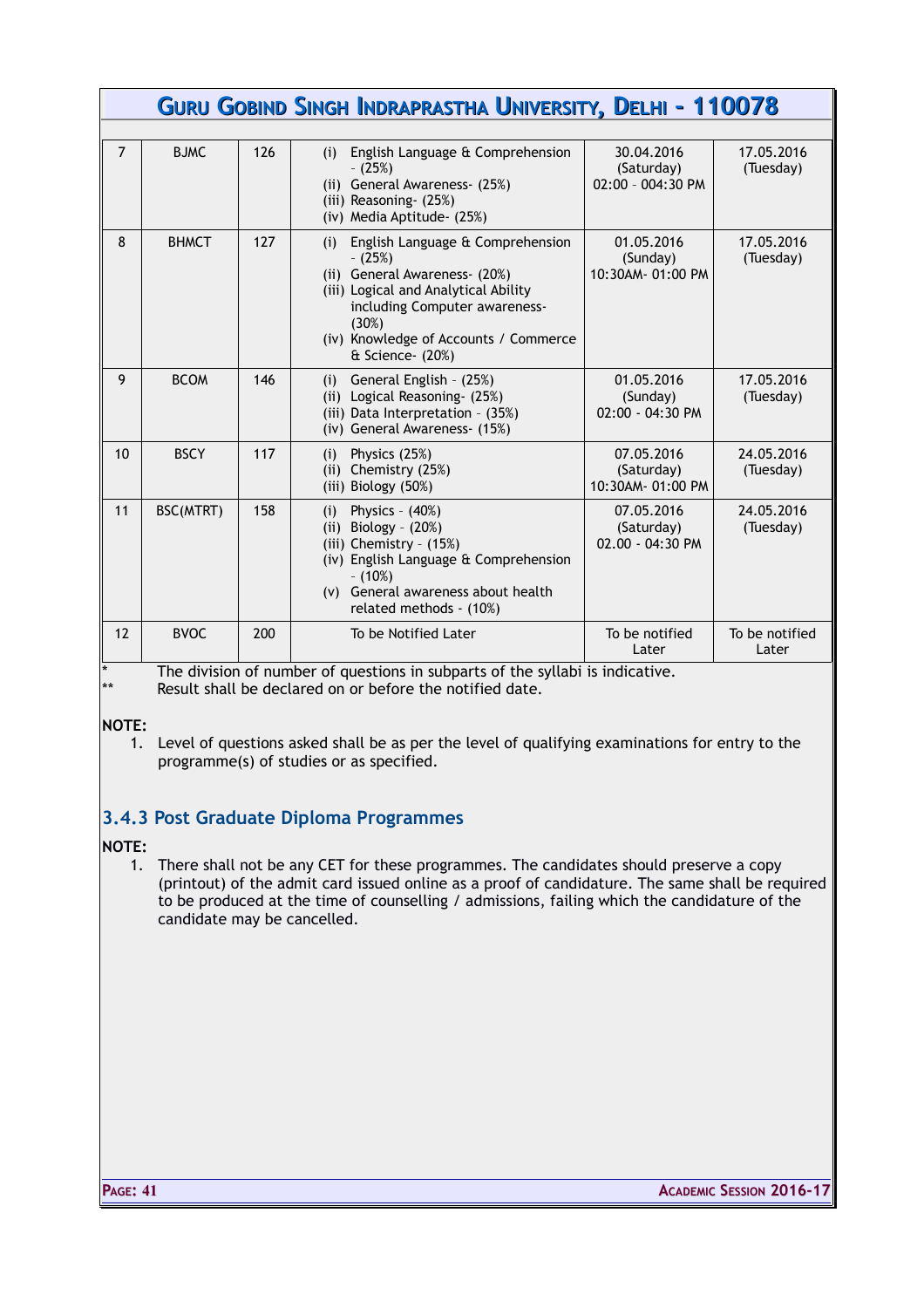| 7 | BJMC | 126 | (i) English Language & Comprehension - (25%)<br>(ii) General Awareness- (25%)<br>(iii) Reasoning- (25%)<br>(iv) Media Aptitude- (25%) | 30.04.2016 (Saturday) 02:00 - 004:30 PM | 17.05.2016 (Tuesday) |
|---|---|---|---|---|---|
| 8 | BHMCT | 127 | (i) English Language & Comprehension - (25%)<br>(ii) General Awareness- (20%)<br>(iii) Logical and Analytical Ability including Computer awareness- (30%)<br>(iv) Knowledge of Accounts / Commerce & Science- (20%) | 01.05.2016 (Sunday) 10:30AM- 01:00 PM | 17.05.2016 (Tuesday) |
| 9 | BCOM | 146 | (i) General English - (25%)<br>(ii) Logical Reasoning- (25%)<br>(iii) Data Interpretation - (35%)<br>(iv) General Awareness- (15%) | 01.05.2016 (Sunday) 02:00 - 04:30 PM | 17.05.2016 (Tuesday) |
| 10 | BSCY | 117 | (i) Physics (25%)<br>(ii) Chemistry (25%)<br>(iii) Biology (50%) | 07.05.2016 (Saturday) 10:30AM- 01:00 PM | 24.05.2016 (Tuesday) |
| 11 | BSC(MTRT) | 158 | (i) Physics - (40%)<br>(ii) Biology - (20%)<br>(iii) Chemistry - (15%)<br>(iv) English Language & Comprehension - (10%)<br>(v) General awareness about health related methods - (10%) | 07.05.2016 (Saturday) 02.00 - 04:30 PM | 24.05.2016 (Tuesday) |
| 12 | BVOC | 200 | To be Notified Later | To be notified Later | To be notified Later |

\* The division of number of questions in subparts of the syllabi is indicative.

\*\* Result shall be declared on or before the notified date.

**NOTE:**

1. Level of questions asked shall be as per the level of qualifying examinations for entry to the programme(s) of studies or as specified.

### 3.4.3 Post Graduate Diploma Programmes

**NOTE:**

1. There shall not be any CET for these programmes. The candidates should preserve a copy (printout) of the admit card issued online as a proof of candidature. The same shall be required to be produced at the time of counselling / admissions, failing which the candidature of the candidate may be cancelled.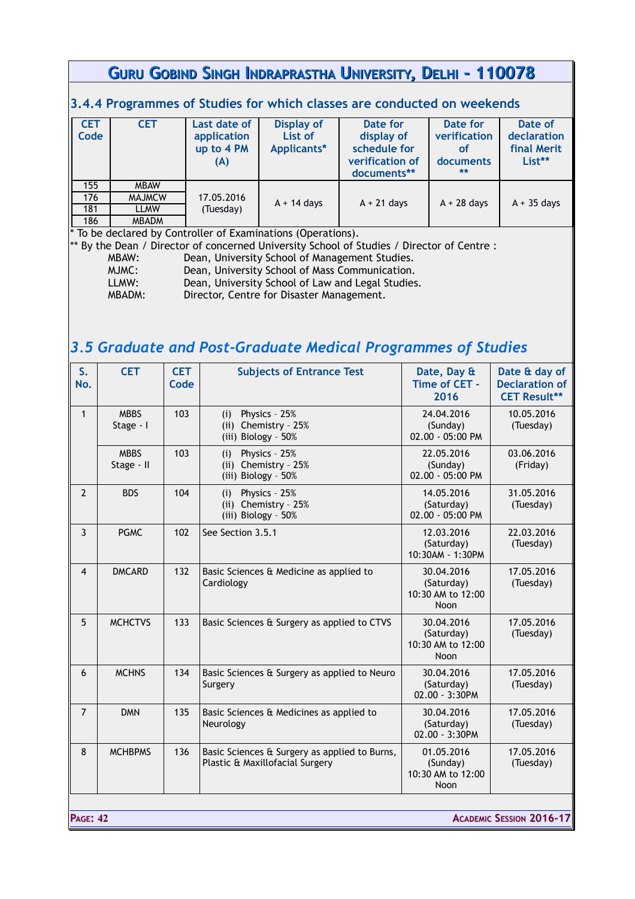### 3.4.4 Programmes of Studies for which classes are conducted on weekends

| CET Code | CET | Last date of application up to 4 PM (A) | Display of List of Applicants* | Date for display of schedule for verification of documents** | Date for verification of documents ** | Date of declaration final Merit List** |
|---|---|---|---|---|---|---|
| 155 | MBAW | 17.05.2016 (Tuesday) | A + 14 days | A + 21 days | A + 28 days | A + 35 days |
| 176 | MAJMCW | | | | | |
| 181 | LLMW | | | | | |
| 186 | MBADM | | | | | |

\* To be declared by Controller of Examinations (Operations).

\*\* By the Dean / Director of concerned University School of Studies / Director of Centre :

- MBAW: Dean, University School of Management Studies.
- MJMC: Dean, University School of Mass Communication.
- LLMW: Dean, University School of Law and Legal Studies.
- MBADM: Director, Centre for Disaster Management.

## *3.5 Graduate and Post-Graduate Medical Programmes of Studies*

| S. No. | CET | CET Code | Subjects of Entrance Test | Date, Day & Time of CET - 2016 | Date & day of Declaration of CET Result** |
|---|---|---|---|---|---|
| 1 | MBBS Stage - I | 103 | (i) Physics - 25%<br>(ii) Chemistry - 25%<br>(iii) Biology - 50% | 24.04.2016 (Sunday) 02.00 - 05:00 PM | 10.05.2016 (Tuesday) |
| | MBBS Stage - II | 103 | (i) Physics - 25%<br>(ii) Chemistry - 25%<br>(iii) Biology - 50% | 22.05.2016 (Sunday) 02.00 - 05:00 PM | 03.06.2016 (Friday) |
| 2 | BDS | 104 | (i) Physics - 25%<br>(ii) Chemistry - 25%<br>(iii) Biology - 50% | 14.05.2016 (Saturday) 02.00 - 05:00 PM | 31.05.2016 (Tuesday) |
| 3 | PGMC | 102 | See Section 3.5.1 | 12.03.2016 (Saturday) 10:30AM - 1:30PM | 22.03.2016 (Tuesday) |
| 4 | DMCARD | 132 | Basic Sciences & Medicine as applied to Cardiology | 30.04.2016 (Saturday) 10:30 AM to 12:00 Noon | 17.05.2016 (Tuesday) |
| 5 | MCHCTVS | 133 | Basic Sciences & Surgery as applied to CTVS | 30.04.2016 (Saturday) 10:30 AM to 12:00 Noon | 17.05.2016 (Tuesday) |
| 6 | MCHNS | 134 | Basic Sciences & Surgery as applied to Neuro Surgery | 30.04.2016 (Saturday) 02.00 - 3:30PM | 17.05.2016 (Tuesday) |
| 7 | DMN | 135 | Basic Sciences & Medicines as applied to Neurology | 30.04.2016 (Saturday) 02.00 - 3:30PM | 17.05.2016 (Tuesday) |
| 8 | MCHBPMS | 136 | Basic Sciences & Surgery as applied to Burns, Plastic & Maxillofacial Surgery | 01.05.2016 (Sunday) 10:30 AM to 12:00 Noon | 17.05.2016 (Tuesday) |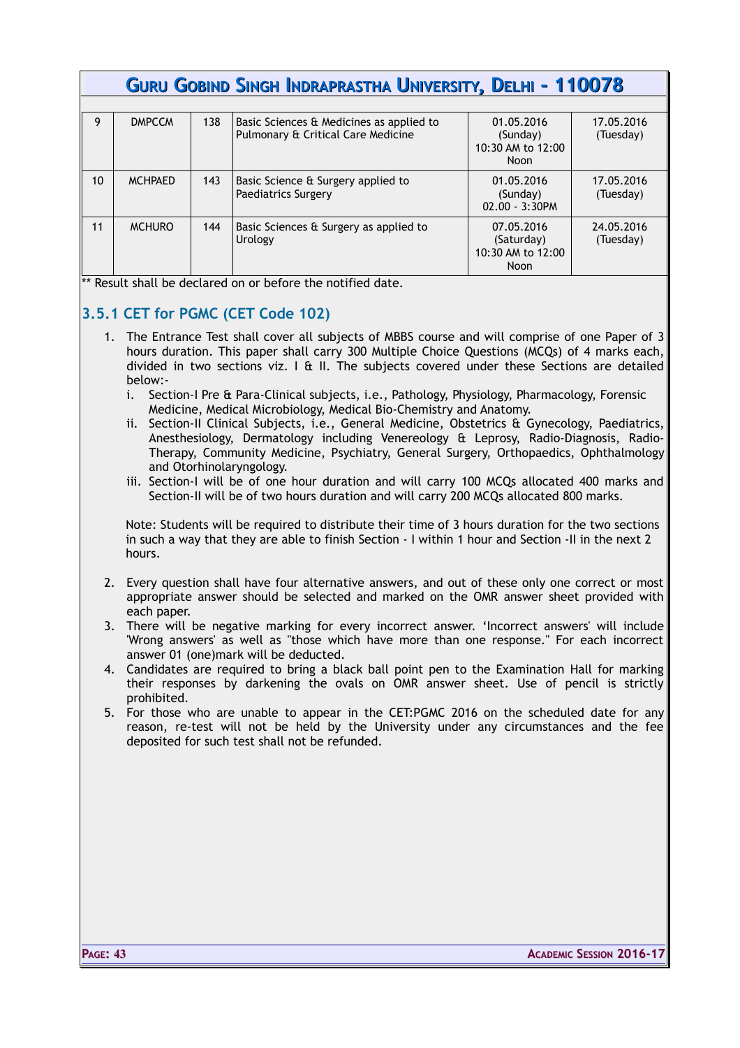| 9 | DMPCCM | 138 | Basic Sciences & Medicines as applied to Pulmonary & Critical Care Medicine | 01.05.2016 (Sunday) 10:30 AM to 12:00 Noon | 17.05.2016 (Tuesday) |
|---|---|---|---|---|---|
| 10 | MCHPAED | 143 | Basic Science & Surgery applied to Paediatrics Surgery | 01.05.2016 (Sunday) 02.00 - 3:30PM | 17.05.2016 (Tuesday) |
| 11 | MCHURO | 144 | Basic Sciences & Surgery as applied to Urology | 07.05.2016 (Saturday) 10:30 AM to 12:00 Noon | 24.05.2016 (Tuesday) |

** Result shall be declared on or before the notified date.

### 3.5.1 CET for PGMC (CET Code 102)

1. The Entrance Test shall cover all subjects of MBBS course and will comprise of one Paper of 3 hours duration. This paper shall carry 300 Multiple Choice Questions (MCQs) of 4 marks each, divided in two sections viz. I & II. The subjects covered under these Sections are detailed below:-
   i. Section-I Pre & Para-Clinical subjects, i.e., Pathology, Physiology, Pharmacology, Forensic Medicine, Medical Microbiology, Medical Bio-Chemistry and Anatomy.
   ii. Section-II Clinical Subjects, i.e., General Medicine, Obstetrics & Gynecology, Paediatrics, Anesthesiology, Dermatology including Venereology & Leprosy, Radio-Diagnosis, Radio-Therapy, Community Medicine, Psychiatry, General Surgery, Orthopaedics, Ophthalmology and Otorhinolaryngology.
   iii. Section-I will be of one hour duration and will carry 100 MCQs allocated 400 marks and Section-II will be of two hours duration and will carry 200 MCQs allocated 800 marks.

   Note: Students will be required to distribute their time of 3 hours duration for the two sections in such a way that they are able to finish Section - I within 1 hour and Section -II in the next 2 hours.

2. Every question shall have four alternative answers, and out of these only one correct or most appropriate answer should be selected and marked on the OMR answer sheet provided with each paper.
3. There will be negative marking for every incorrect answer. 'Incorrect answers' will include 'Wrong answers' as well as "those which have more than one response." For each incorrect answer 01 (one)mark will be deducted.
4. Candidates are required to bring a black ball point pen to the Examination Hall for marking their responses by darkening the ovals on OMR answer sheet. Use of pencil is strictly prohibited.
5. For those who are unable to appear in the CET:PGMC 2016 on the scheduled date for any reason, re-test will not be held by the University under any circumstances and the fee deposited for such test shall not be refunded.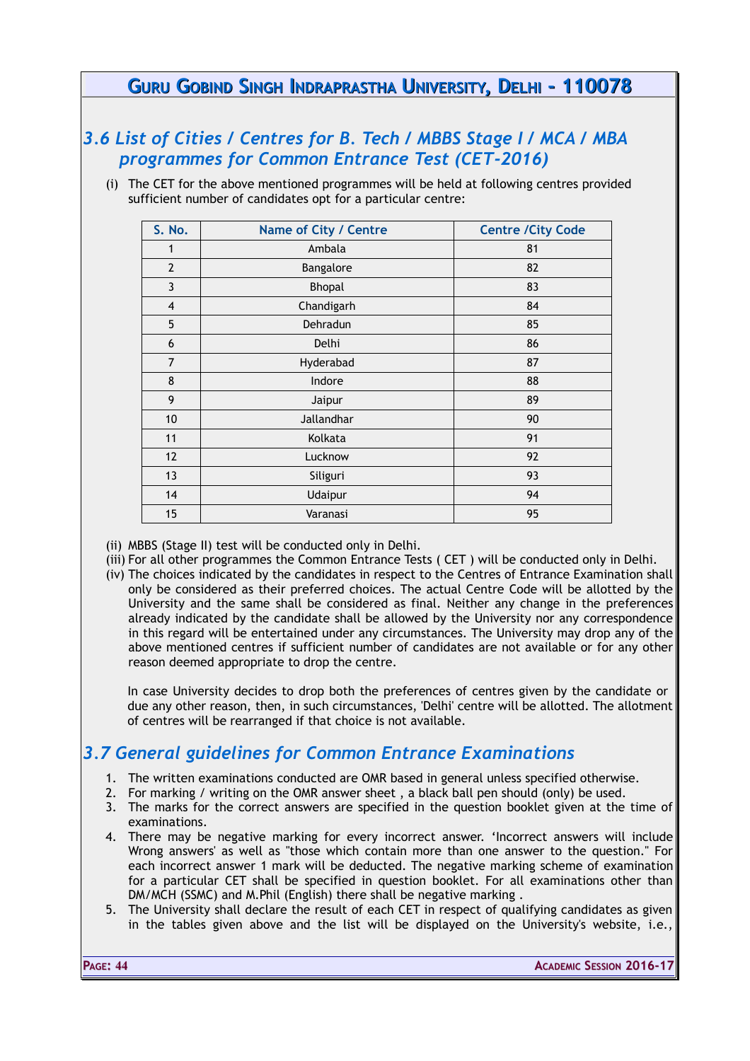## 3.6 List of Cities / Centres for B. Tech / MBBS Stage I / MCA / MBA programmes for Common Entrance Test (CET-2016)

(i) The CET for the above mentioned programmes will be held at following centres provided sufficient number of candidates opt for a particular centre:

| S. No. | Name of City / Centre | Centre /City Code |
|---|---|---|
| 1 | Ambala | 81 |
| 2 | Bangalore | 82 |
| 3 | Bhopal | 83 |
| 4 | Chandigarh | 84 |
| 5 | Dehradun | 85 |
| 6 | Delhi | 86 |
| 7 | Hyderabad | 87 |
| 8 | Indore | 88 |
| 9 | Jaipur | 89 |
| 10 | Jallandhar | 90 |
| 11 | Kolkata | 91 |
| 12 | Lucknow | 92 |
| 13 | Siliguri | 93 |
| 14 | Udaipur | 94 |
| 15 | Varanasi | 95 |

(ii) MBBS (Stage II) test will be conducted only in Delhi.

(iii) For all other programmes the Common Entrance Tests ( CET ) will be conducted only in Delhi.

(iv) The choices indicated by the candidates in respect to the Centres of Entrance Examination shall only be considered as their preferred choices. The actual Centre Code will be allotted by the University and the same shall be considered as final. Neither any change in the preferences already indicated by the candidate shall be allowed by the University nor any correspondence in this regard will be entertained under any circumstances. The University may drop any of the above mentioned centres if sufficient number of candidates are not available or for any other reason deemed appropriate to drop the centre.

In case University decides to drop both the preferences of centres given by the candidate or due any other reason, then, in such circumstances, 'Delhi' centre will be allotted. The allotment of centres will be rearranged if that choice is not available.

## 3.7 General guidelines for Common Entrance Examinations

1. The written examinations conducted are OMR based in general unless specified otherwise.
2. For marking / writing on the OMR answer sheet , a black ball pen should (only) be used.
3. The marks for the correct answers are specified in the question booklet given at the time of examinations.
4. There may be negative marking for every incorrect answer. 'Incorrect answers will include Wrong answers' as well as "those which contain more than one answer to the question." For each incorrect answer 1 mark will be deducted. The negative marking scheme of examination for a particular CET shall be specified in question booklet. For all examinations other than DM/MCH (SSMC) and M.Phil (English) there shall be negative marking .
5. The University shall declare the result of each CET in respect of qualifying candidates as given in the tables given above and the list will be displayed on the University's website, i.e.,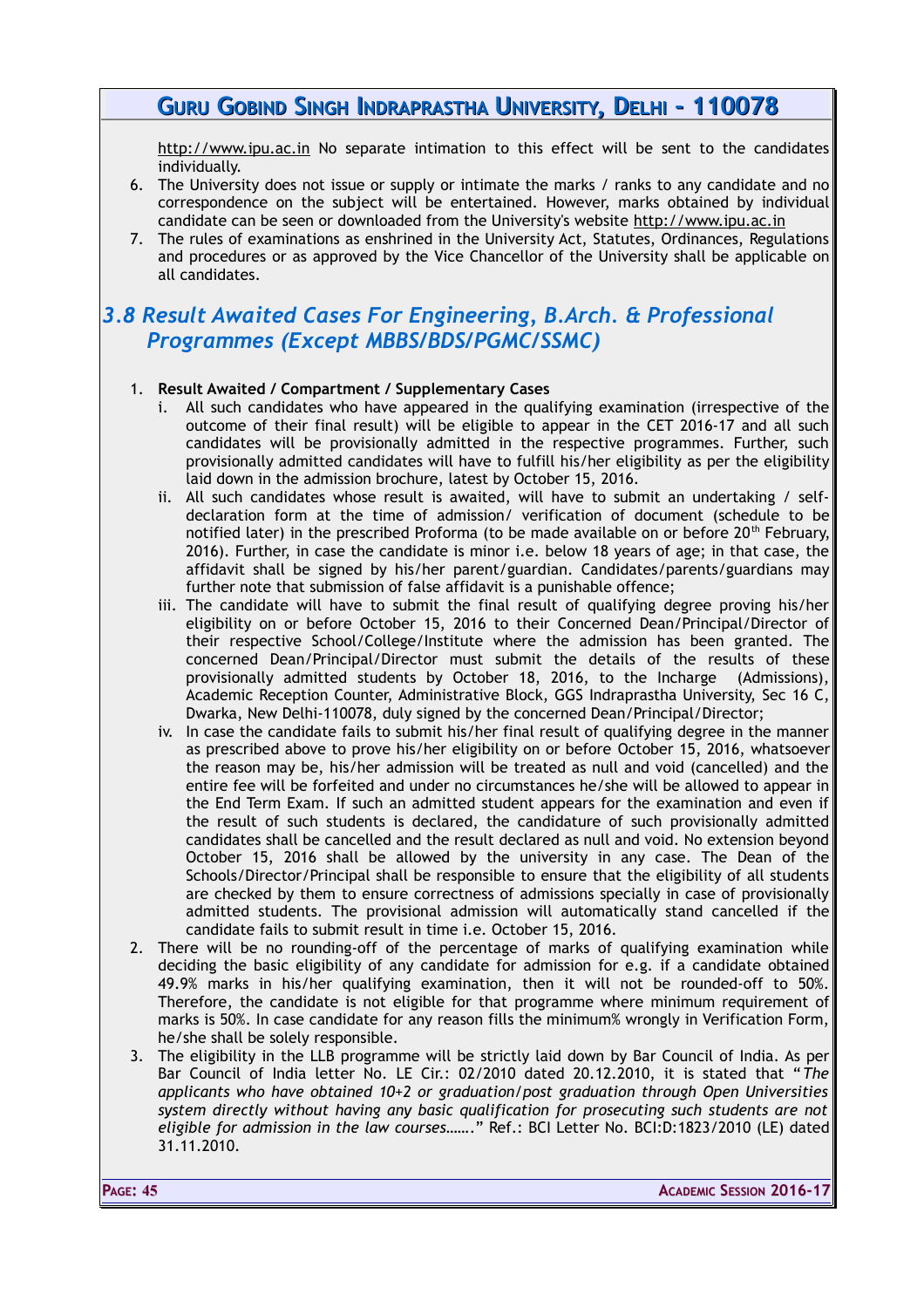http://www.ipu.ac.in No separate intimation to this effect will be sent to the candidates individually.

6. The University does not issue or supply or intimate the marks / ranks to any candidate and no correspondence on the subject will be entertained. However, marks obtained by individual candidate can be seen or downloaded from the University's website http://www.ipu.ac.in
7. The rules of examinations as enshrined in the University Act, Statutes, Ordinances, Regulations and procedures or as approved by the Vice Chancellor of the University shall be applicable on all candidates.

## *3.8 Result Awaited Cases For Engineering, B.Arch. & Professional Programmes (Except MBBS/BDS/PGMC/SSMC)*

1. **Result Awaited / Compartment / Supplementary Cases**
   i. All such candidates who have appeared in the qualifying examination (irrespective of the outcome of their final result) will be eligible to appear in the CET 2016-17 and all such candidates will be provisionally admitted in the respective programmes. Further, such provisionally admitted candidates will have to fulfill his/her eligibility as per the eligibility laid down in the admission brochure, latest by October 15, 2016.
   ii. All such candidates whose result is awaited, will have to submit an undertaking / self-declaration form at the time of admission/ verification of document (schedule to be notified later) in the prescribed Proforma (to be made available on or before 20th February, 2016). Further, in case the candidate is minor i.e. below 18 years of age; in that case, the affidavit shall be signed by his/her parent/guardian. Candidates/parents/guardians may further note that submission of false affidavit is a punishable offence;
   iii. The candidate will have to submit the final result of qualifying degree proving his/her eligibility on or before October 15, 2016 to their Concerned Dean/Principal/Director of their respective School/College/Institute where the admission has been granted. The concerned Dean/Principal/Director must submit the details of the results of these provisionally admitted students by October 18, 2016, to the Incharge (Admissions), Academic Reception Counter, Administrative Block, GGS Indraprastha University, Sec 16 C, Dwarka, New Delhi-110078, duly signed by the concerned Dean/Principal/Director;
   iv. In case the candidate fails to submit his/her final result of qualifying degree in the manner as prescribed above to prove his/her eligibility on or before October 15, 2016, whatsoever the reason may be, his/her admission will be treated as null and void (cancelled) and the entire fee will be forfeited and under no circumstances he/she will be allowed to appear in the End Term Exam. If such an admitted student appears for the examination and even if the result of such students is declared, the candidature of such provisionally admitted candidates shall be cancelled and the result declared as null and void. No extension beyond October 15, 2016 shall be allowed by the university in any case. The Dean of the Schools/Director/Principal shall be responsible to ensure that the eligibility of all students are checked by them to ensure correctness of admissions specially in case of provisionally admitted students. The provisional admission will automatically stand cancelled if the candidate fails to submit result in time i.e. October 15, 2016.
2. There will be no rounding-off of the percentage of marks of qualifying examination while deciding the basic eligibility of any candidate for admission for e.g. if a candidate obtained 49.9% marks in his/her qualifying examination, then it will not be rounded-off to 50%. Therefore, the candidate is not eligible for that programme where minimum requirement of marks is 50%. In case candidate for any reason fills the minimum% wrongly in Verification Form, he/she shall be solely responsible.
3. The eligibility in the LLB programme will be strictly laid down by Bar Council of India. As per Bar Council of India letter No. LE Cir.: 02/2010 dated 20.12.2010, it is stated that "*The applicants who have obtained 10+2 or graduation/post graduation through Open Universities system directly without having any basic qualification for prosecuting such students are not eligible for admission in the law courses…….*" Ref.: BCI Letter No. BCI:D:1823/2010 (LE) dated 31.11.2010.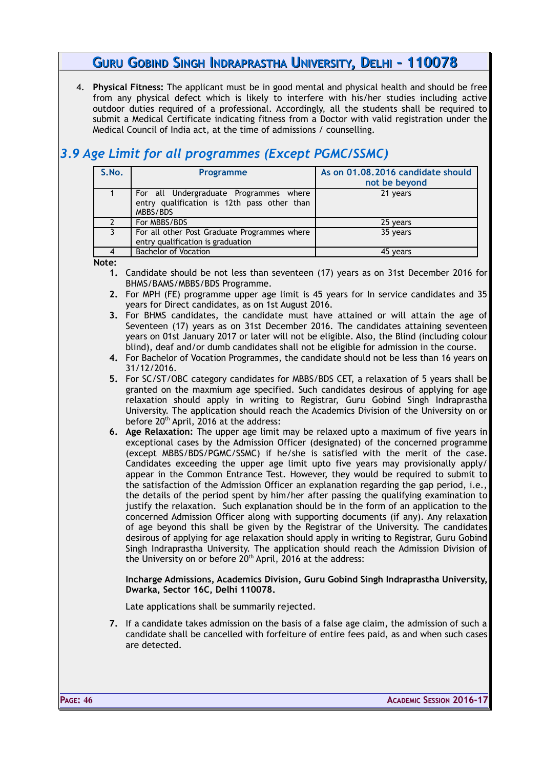4. **Physical Fitness:** The applicant must be in good mental and physical health and should be free from any physical defect which is likely to interfere with his/her studies including active outdoor duties required of a professional. Accordingly, all the students shall be required to submit a Medical Certificate indicating fitness from a Doctor with valid registration under the Medical Council of India act, at the time of admissions / counselling.

## *3.9 Age Limit for all programmes (Except PGMC/SSMC)*

| S.No. | Programme | As on 01.08.2016 candidate should not be beyond |
|---|---|---|
| 1 | For all Undergraduate Programmes where entry qualification is 12th pass other than MBBS/BDS | 21 years |
| 2 | For MBBS/BDS | 25 years |
| 3 | For all other Post Graduate Programmes where entry qualification is graduation | 35 years |
| 4 | Bachelor of Vocation | 45 years |

**Note:**

1. Candidate should be not less than seventeen (17) years as on 31st December 2016 for BHMS/BAMS/MBBS/BDS Programme.
2. For MPH (FE) programme upper age limit is 45 years for In service candidates and 35 years for Direct candidates, as on 1st August 2016.
3. For BHMS candidates, the candidate must have attained or will attain the age of Seventeen (17) years as on 31st December 2016. The candidates attaining seventeen years on 01st January 2017 or later will not be eligible. Also, the Blind (including colour blind), deaf and/or dumb candidates shall not be eligible for admission in the course.
4. For Bachelor of Vocation Programmes, the candidate should not be less than 16 years on 31/12/2016.
5. For SC/ST/OBC category candidates for MBBS/BDS CET, a relaxation of 5 years shall be granted on the maxmium age specified. Such candidates desirous of applying for age relaxation should apply in writing to Registrar, Guru Gobind Singh Indraprastha University. The application should reach the Academics Division of the University on or before 20th April, 2016 at the address:
6. **Age Relaxation:** The upper age limit may be relaxed upto a maximum of five years in exceptional cases by the Admission Officer (designated) of the concerned programme (except MBBS/BDS/PGMC/SSMC) if he/she is satisfied with the merit of the case. Candidates exceeding the upper age limit upto five years may provisionally apply/ appear in the Common Entrance Test. However, they would be required to submit to the satisfaction of the Admission Officer an explanation regarding the gap period, i.e., the details of the period spent by him/her after passing the qualifying examination to justify the relaxation. Such explanation should be in the form of an application to the concerned Admission Officer along with supporting documents (if any). Any relaxation of age beyond this shall be given by the Registrar of the University. The candidates desirous of applying for age relaxation should apply in writing to Registrar, Guru Gobind Singh Indraprastha University. The application should reach the Admission Division of the University on or before 20th April, 2016 at the address:

   **Incharge Admissions, Academics Division, Guru Gobind Singh Indraprastha University, Dwarka, Sector 16C, Delhi 110078.**

   Late applications shall be summarily rejected.

7. If a candidate takes admission on the basis of a false age claim, the admission of such a candidate shall be cancelled with forfeiture of entire fees paid, as and when such cases are detected.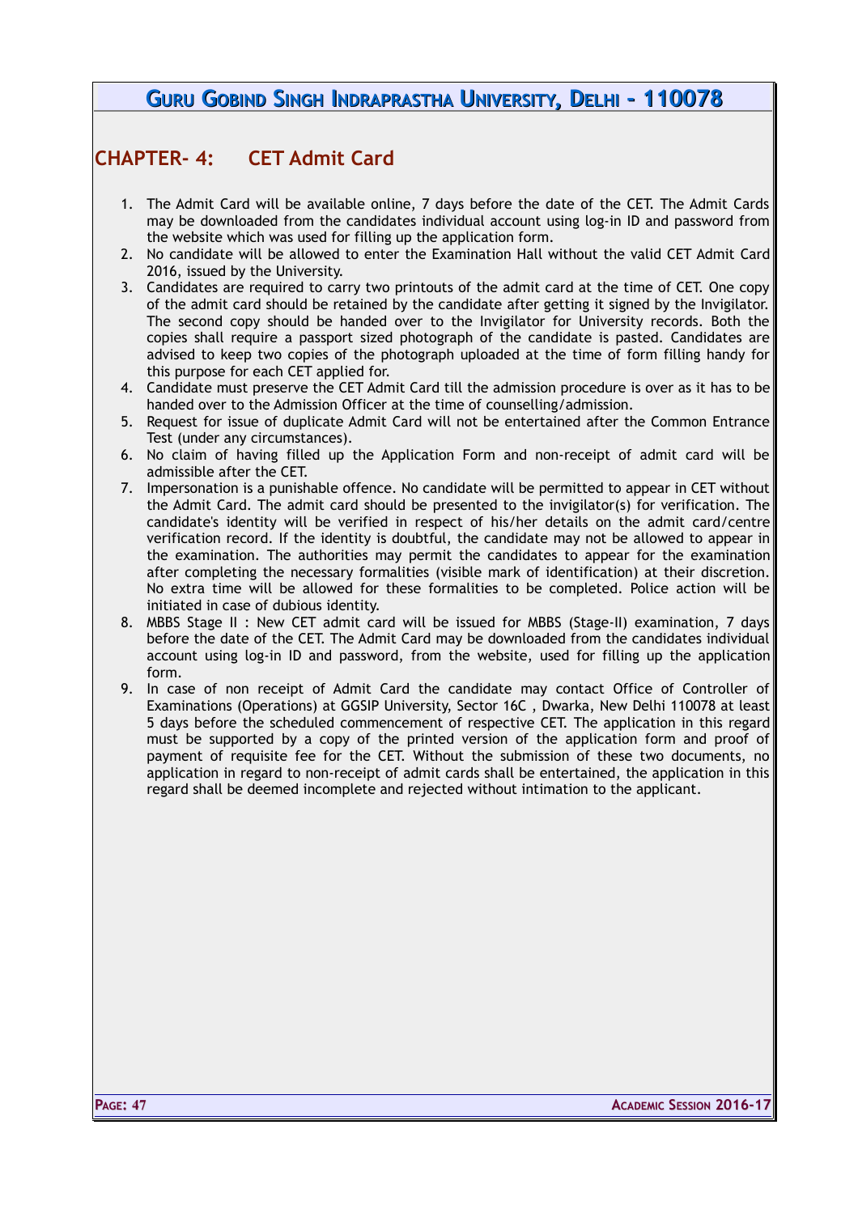## CHAPTER- 4: CET Admit Card

1. The Admit Card will be available online, 7 days before the date of the CET. The Admit Cards may be downloaded from the candidates individual account using log-in ID and password from the website which was used for filling up the application form.
2. No candidate will be allowed to enter the Examination Hall without the valid CET Admit Card 2016, issued by the University.
3. Candidates are required to carry two printouts of the admit card at the time of CET. One copy of the admit card should be retained by the candidate after getting it signed by the Invigilator. The second copy should be handed over to the Invigilator for University records. Both the copies shall require a passport sized photograph of the candidate is pasted. Candidates are advised to keep two copies of the photograph uploaded at the time of form filling handy for this purpose for each CET applied for.
4. Candidate must preserve the CET Admit Card till the admission procedure is over as it has to be handed over to the Admission Officer at the time of counselling/admission.
5. Request for issue of duplicate Admit Card will not be entertained after the Common Entrance Test (under any circumstances).
6. No claim of having filled up the Application Form and non-receipt of admit card will be admissible after the CET.
7. Impersonation is a punishable offence. No candidate will be permitted to appear in CET without the Admit Card. The admit card should be presented to the invigilator(s) for verification. The candidate's identity will be verified in respect of his/her details on the admit card/centre verification record. If the identity is doubtful, the candidate may not be allowed to appear in the examination. The authorities may permit the candidates to appear for the examination after completing the necessary formalities (visible mark of identification) at their discretion. No extra time will be allowed for these formalities to be completed. Police action will be initiated in case of dubious identity.
8. MBBS Stage II : New CET admit card will be issued for MBBS (Stage-II) examination, 7 days before the date of the CET. The Admit Card may be downloaded from the candidates individual account using log-in ID and password, from the website, used for filling up the application form.
9. In case of non receipt of Admit Card the candidate may contact Office of Controller of Examinations (Operations) at GGSIP University, Sector 16C , Dwarka, New Delhi 110078 at least 5 days before the scheduled commencement of respective CET. The application in this regard must be supported by a copy of the printed version of the application form and proof of payment of requisite fee for the CET. Without the submission of these two documents, no application in regard to non-receipt of admit cards shall be entertained, the application in this regard shall be deemed incomplete and rejected without intimation to the applicant.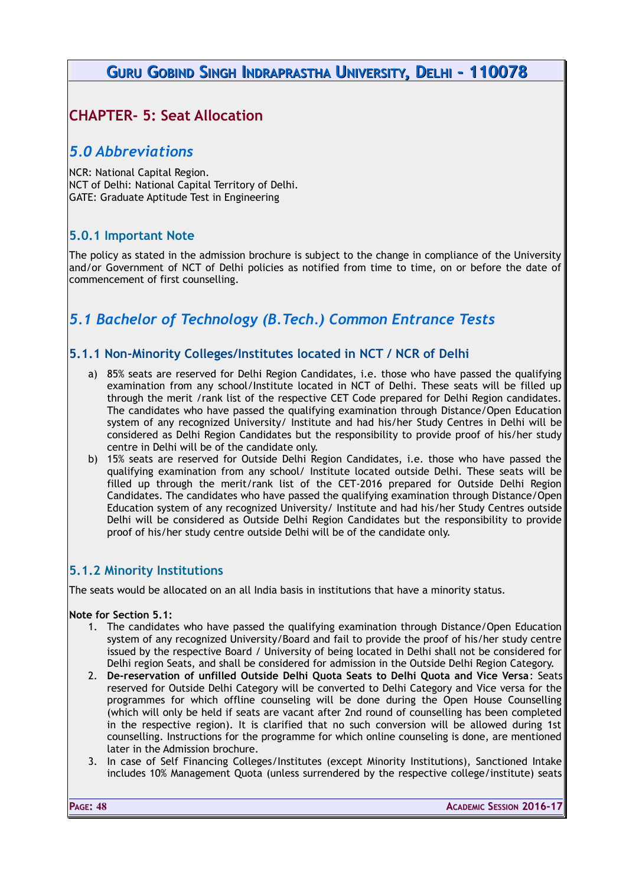# CHAPTER- 5: Seat Allocation

## *5.0 Abbreviations*

NCR: National Capital Region.
NCT of Delhi: National Capital Territory of Delhi.
GATE: Graduate Aptitude Test in Engineering

### 5.0.1 Important Note

The policy as stated in the admission brochure is subject to the change in compliance of the University and/or Government of NCT of Delhi policies as notified from time to time, on or before the date of commencement of first counselling.

## *5.1 Bachelor of Technology (B.Tech.) Common Entrance Tests*

### 5.1.1 Non-Minority Colleges/Institutes located in NCT / NCR of Delhi

a) 85% seats are reserved for Delhi Region Candidates, i.e. those who have passed the qualifying examination from any school/Institute located in NCT of Delhi. These seats will be filled up through the merit /rank list of the respective CET Code prepared for Delhi Region candidates. The candidates who have passed the qualifying examination through Distance/Open Education system of any recognized University/ Institute and had his/her Study Centres in Delhi will be considered as Delhi Region Candidates but the responsibility to provide proof of his/her study centre in Delhi will be of the candidate only.

b) 15% seats are reserved for Outside Delhi Region Candidates, i.e. those who have passed the qualifying examination from any school/ Institute located outside Delhi. These seats will be filled up through the merit/rank list of the CET-2016 prepared for Outside Delhi Region Candidates. The candidates who have passed the qualifying examination through Distance/Open Education system of any recognized University/ Institute and had his/her Study Centres outside Delhi will be considered as Outside Delhi Region Candidates but the responsibility to provide proof of his/her study centre outside Delhi will be of the candidate only.

### 5.1.2 Minority Institutions

The seats would be allocated on an all India basis in institutions that have a minority status.

**Note for Section 5.1:**

1. The candidates who have passed the qualifying examination through Distance/Open Education system of any recognized University/Board and fail to provide the proof of his/her study centre issued by the respective Board / University of being located in Delhi shall not be considered for Delhi region Seats, and shall be considered for admission in the Outside Delhi Region Category.
2. **De-reservation of unfilled Outside Delhi Quota Seats to Delhi Quota and Vice Versa**: Seats reserved for Outside Delhi Category will be converted to Delhi Category and Vice versa for the programmes for which offline counseling will be done during the Open House Counselling (which will only be held if seats are vacant after 2nd round of counselling has been completed in the respective region). It is clarified that no such conversion will be allowed during 1st counselling. Instructions for the programme for which online counseling is done, are mentioned later in the Admission brochure.
3. In case of Self Financing Colleges/Institutes (except Minority Institutions), Sanctioned Intake includes 10% Management Quota (unless surrendered by the respective college/institute) seats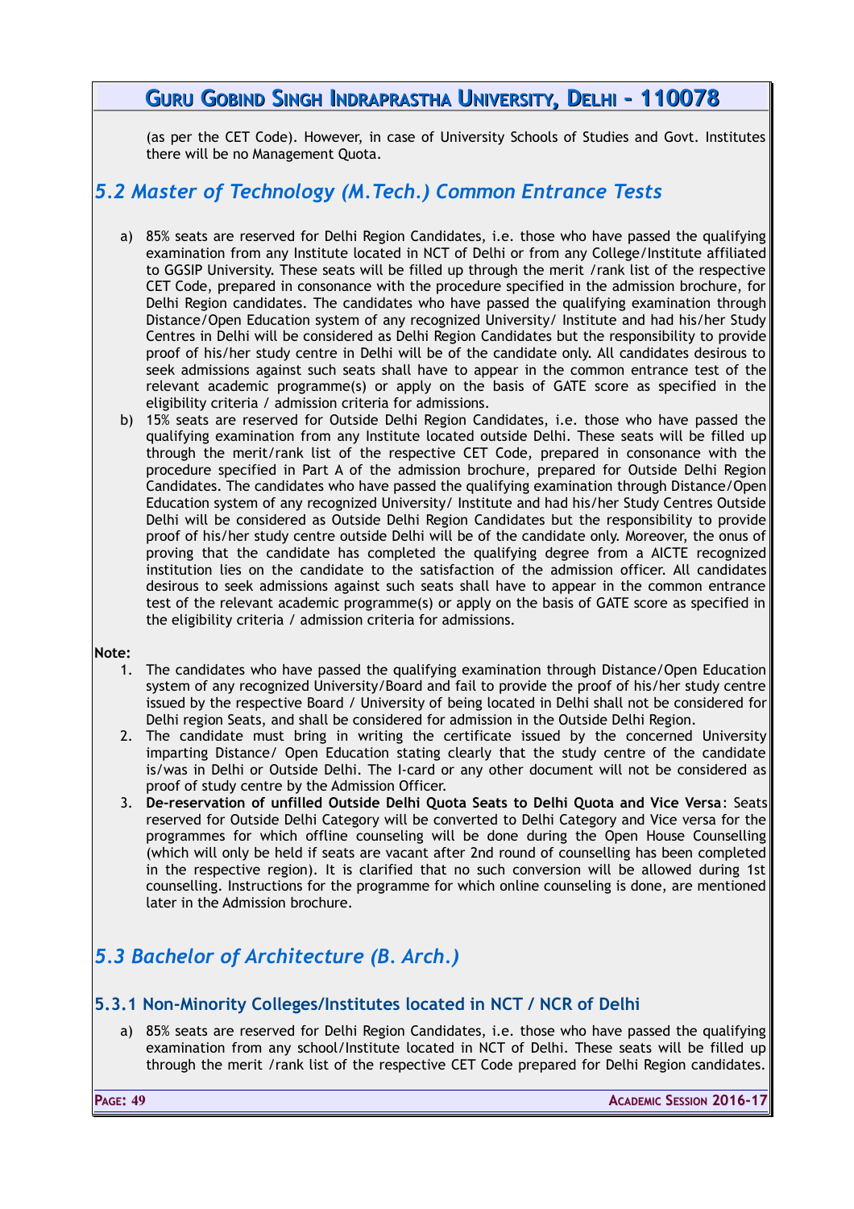(as per the CET Code). However, in case of University Schools of Studies and Govt. Institutes there will be no Management Quota.

## *5.2 Master of Technology (M.Tech.) Common Entrance Tests*

a) 85% seats are reserved for Delhi Region Candidates, i.e. those who have passed the qualifying examination from any Institute located in NCT of Delhi or from any College/Institute affiliated to GGSIP University. These seats will be filled up through the merit /rank list of the respective CET Code, prepared in consonance with the procedure specified in the admission brochure, for Delhi Region candidates. The candidates who have passed the qualifying examination through Distance/Open Education system of any recognized University/ Institute and had his/her Study Centres in Delhi will be considered as Delhi Region Candidates but the responsibility to provide proof of his/her study centre in Delhi will be of the candidate only. All candidates desirous to seek admissions against such seats shall have to appear in the common entrance test of the relevant academic programme(s) or apply on the basis of GATE score as specified in the eligibility criteria / admission criteria for admissions.

b) 15% seats are reserved for Outside Delhi Region Candidates, i.e. those who have passed the qualifying examination from any Institute located outside Delhi. These seats will be filled up through the merit/rank list of the respective CET Code, prepared in consonance with the procedure specified in Part A of the admission brochure, prepared for Outside Delhi Region Candidates. The candidates who have passed the qualifying examination through Distance/Open Education system of any recognized University/ Institute and had his/her Study Centres Outside Delhi will be considered as Outside Delhi Region Candidates but the responsibility to provide proof of his/her study centre outside Delhi will be of the candidate only. Moreover, the onus of proving that the candidate has completed the qualifying degree from a AICTE recognized institution lies on the candidate to the satisfaction of the admission officer. All candidates desirous to seek admissions against such seats shall have to appear in the common entrance test of the relevant academic programme(s) or apply on the basis of GATE score as specified in the eligibility criteria / admission criteria for admissions.

**Note:**

1. The candidates who have passed the qualifying examination through Distance/Open Education system of any recognized University/Board and fail to provide the proof of his/her study centre issued by the respective Board / University of being located in Delhi shall not be considered for Delhi region Seats, and shall be considered for admission in the Outside Delhi Region.
2. The candidate must bring in writing the certificate issued by the concerned University imparting Distance/ Open Education stating clearly that the study centre of the candidate is/was in Delhi or Outside Delhi. The I-card or any other document will not be considered as proof of study centre by the Admission Officer.
3. **De-reservation of unfilled Outside Delhi Quota Seats to Delhi Quota and Vice Versa**: Seats reserved for Outside Delhi Category will be converted to Delhi Category and Vice versa for the programmes for which offline counseling will be done during the Open House Counselling (which will only be held if seats are vacant after 2nd round of counselling has been completed in the respective region). It is clarified that no such conversion will be allowed during 1st counselling. Instructions for the programme for which online counseling is done, are mentioned later in the Admission brochure.

## *5.3 Bachelor of Architecture (B. Arch.)*

### 5.3.1 Non-Minority Colleges/Institutes located in NCT / NCR of Delhi

a) 85% seats are reserved for Delhi Region Candidates, i.e. those who have passed the qualifying examination from any school/Institute located in NCT of Delhi. These seats will be filled up through the merit /rank list of the respective CET Code prepared for Delhi Region candidates.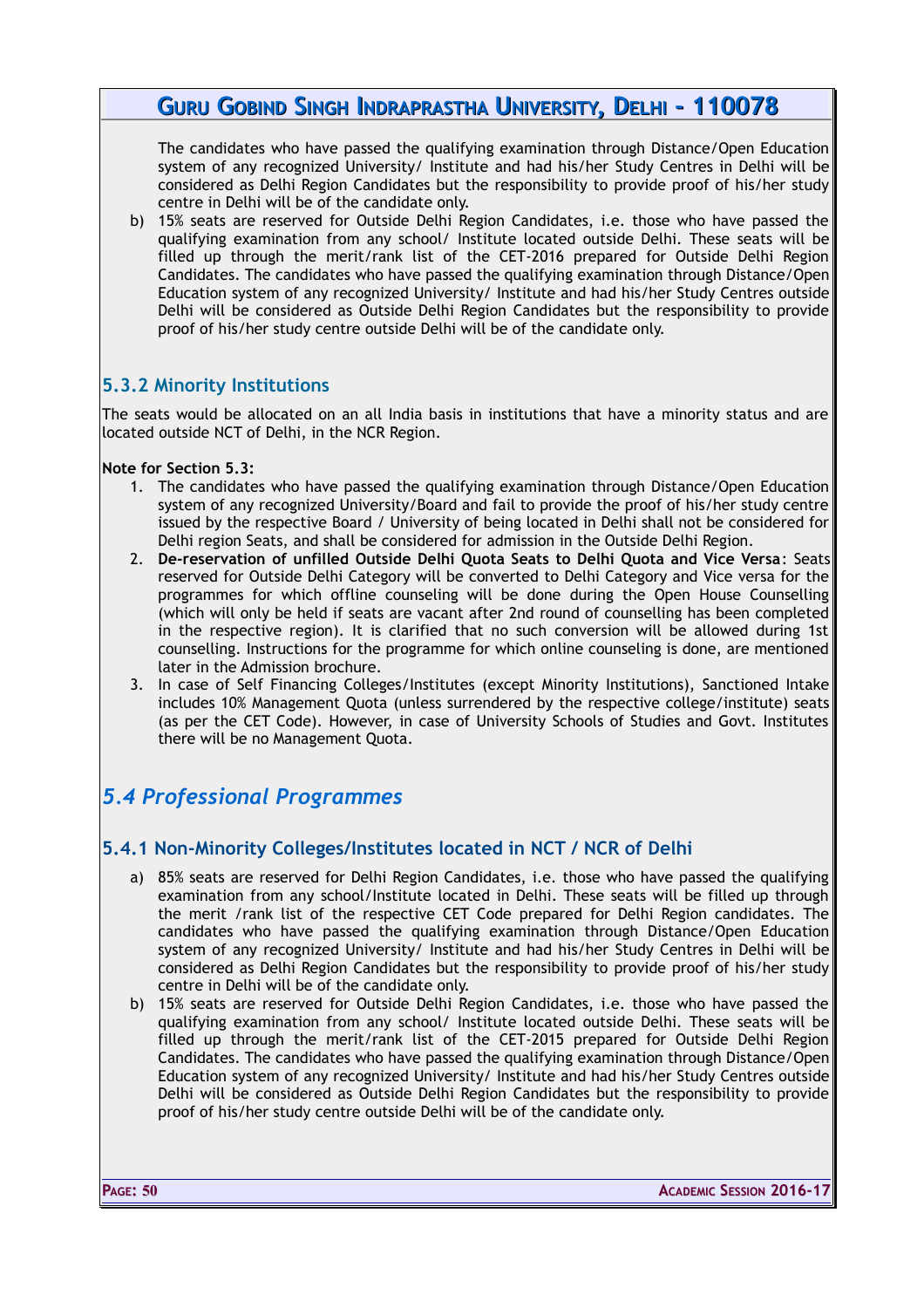The candidates who have passed the qualifying examination through Distance/Open Education system of any recognized University/ Institute and had his/her Study Centres in Delhi will be considered as Delhi Region Candidates but the responsibility to provide proof of his/her study centre in Delhi will be of the candidate only.

b) 15% seats are reserved for Outside Delhi Region Candidates, i.e. those who have passed the qualifying examination from any school/ Institute located outside Delhi. These seats will be filled up through the merit/rank list of the CET-2016 prepared for Outside Delhi Region Candidates. The candidates who have passed the qualifying examination through Distance/Open Education system of any recognized University/ Institute and had his/her Study Centres outside Delhi will be considered as Outside Delhi Region Candidates but the responsibility to provide proof of his/her study centre outside Delhi will be of the candidate only.

### 5.3.2 Minority Institutions

The seats would be allocated on an all India basis in institutions that have a minority status and are located outside NCT of Delhi, in the NCR Region.

**Note for Section 5.3:**

1. The candidates who have passed the qualifying examination through Distance/Open Education system of any recognized University/Board and fail to provide the proof of his/her study centre issued by the respective Board / University of being located in Delhi shall not be considered for Delhi region Seats, and shall be considered for admission in the Outside Delhi Region.
2. **De-reservation of unfilled Outside Delhi Quota Seats to Delhi Quota and Vice Versa**: Seats reserved for Outside Delhi Category will be converted to Delhi Category and Vice versa for the programmes for which offline counseling will be done during the Open House Counselling (which will only be held if seats are vacant after 2nd round of counselling has been completed in the respective region). It is clarified that no such conversion will be allowed during 1st counselling. Instructions for the programme for which online counseling is done, are mentioned later in the Admission brochure.
3. In case of Self Financing Colleges/Institutes (except Minority Institutions), Sanctioned Intake includes 10% Management Quota (unless surrendered by the respective college/institute) seats (as per the CET Code). However, in case of University Schools of Studies and Govt. Institutes there will be no Management Quota.

## *5.4 Professional Programmes*

### 5.4.1 Non-Minority Colleges/Institutes located in NCT / NCR of Delhi

a) 85% seats are reserved for Delhi Region Candidates, i.e. those who have passed the qualifying examination from any school/Institute located in Delhi. These seats will be filled up through the merit /rank list of the respective CET Code prepared for Delhi Region candidates. The candidates who have passed the qualifying examination through Distance/Open Education system of any recognized University/ Institute and had his/her Study Centres in Delhi will be considered as Delhi Region Candidates but the responsibility to provide proof of his/her study centre in Delhi will be of the candidate only.

b) 15% seats are reserved for Outside Delhi Region Candidates, i.e. those who have passed the qualifying examination from any school/ Institute located outside Delhi. These seats will be filled up through the merit/rank list of the CET-2015 prepared for Outside Delhi Region Candidates. The candidates who have passed the qualifying examination through Distance/Open Education system of any recognized University/ Institute and had his/her Study Centres outside Delhi will be considered as Outside Delhi Region Candidates but the responsibility to provide proof of his/her study centre outside Delhi will be of the candidate only.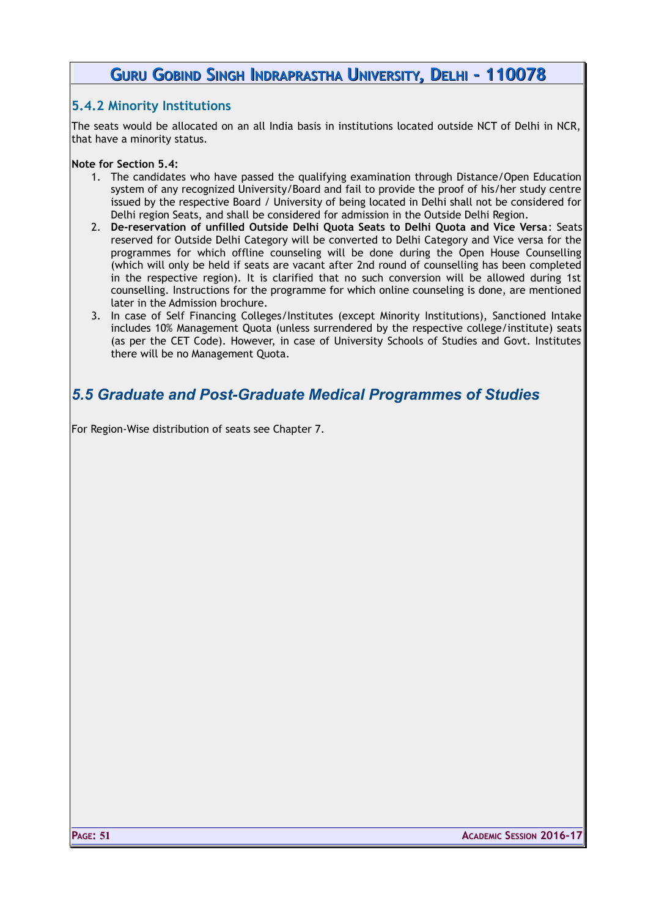### 5.4.2 Minority Institutions

The seats would be allocated on an all India basis in institutions located outside NCT of Delhi in NCR, that have a minority status.

**Note for Section 5.4:**

1. The candidates who have passed the qualifying examination through Distance/Open Education system of any recognized University/Board and fail to provide the proof of his/her study centre issued by the respective Board / University of being located in Delhi shall not be considered for Delhi region Seats, and shall be considered for admission in the Outside Delhi Region.
2. **De-reservation of unfilled Outside Delhi Quota Seats to Delhi Quota and Vice Versa**: Seats reserved for Outside Delhi Category will be converted to Delhi Category and Vice versa for the programmes for which offline counseling will be done during the Open House Counselling (which will only be held if seats are vacant after 2nd round of counselling has been completed in the respective region). It is clarified that no such conversion will be allowed during 1st counselling. Instructions for the programme for which online counseling is done, are mentioned later in the Admission brochure.
3. In case of Self Financing Colleges/Institutes (except Minority Institutions), Sanctioned Intake includes 10% Management Quota (unless surrendered by the respective college/institute) seats (as per the CET Code). However, in case of University Schools of Studies and Govt. Institutes there will be no Management Quota.

## *5.5 Graduate and Post-Graduate Medical Programmes of Studies*

For Region-Wise distribution of seats see Chapter 7.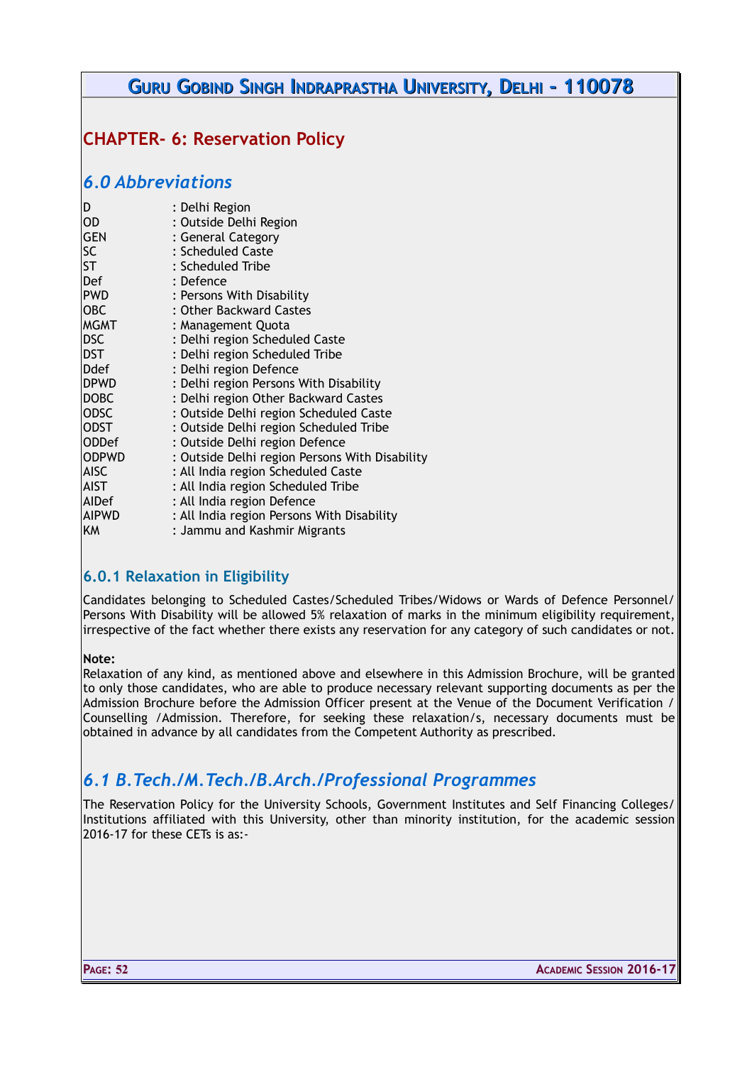# CHAPTER- 6: Reservation Policy

## *6.0 Abbreviations*

| | |
|---|---|
| D | : Delhi Region |
| OD | : Outside Delhi Region |
| GEN | : General Category |
| SC | : Scheduled Caste |
| ST | : Scheduled Tribe |
| Def | : Defence |
| PWD | : Persons With Disability |
| OBC | : Other Backward Castes |
| MGMT | : Management Quota |
| DSC | : Delhi region Scheduled Caste |
| DST | : Delhi region Scheduled Tribe |
| Ddef | : Delhi region Defence |
| DPWD | : Delhi region Persons With Disability |
| DOBC | : Delhi region Other Backward Castes |
| ODSC | : Outside Delhi region Scheduled Caste |
| ODST | : Outside Delhi region Scheduled Tribe |
| ODDef | : Outside Delhi region Defence |
| ODPWD | : Outside Delhi region Persons With Disability |
| AISC | : All India region Scheduled Caste |
| AIST | : All India region Scheduled Tribe |
| AIDef | : All India region Defence |
| AIPWD | : All India region Persons With Disability |
| KM | : Jammu and Kashmir Migrants |

### 6.0.1 Relaxation in Eligibility

Candidates belonging to Scheduled Castes/Scheduled Tribes/Widows or Wards of Defence Personnel/ Persons With Disability will be allowed 5% relaxation of marks in the minimum eligibility requirement, irrespective of the fact whether there exists any reservation for any category of such candidates or not.

**Note:**
Relaxation of any kind, as mentioned above and elsewhere in this Admission Brochure, will be granted to only those candidates, who are able to produce necessary relevant supporting documents as per the Admission Brochure before the Admission Officer present at the Venue of the Document Verification / Counselling /Admission. Therefore, for seeking these relaxation/s, necessary documents must be obtained in advance by all candidates from the Competent Authority as prescribed.

## *6.1 B.Tech./M.Tech./B.Arch./Professional Programmes*

The Reservation Policy for the University Schools, Government Institutes and Self Financing Colleges/ Institutions affiliated with this University, other than minority institution, for the academic session 2016-17 for these CETs is as:-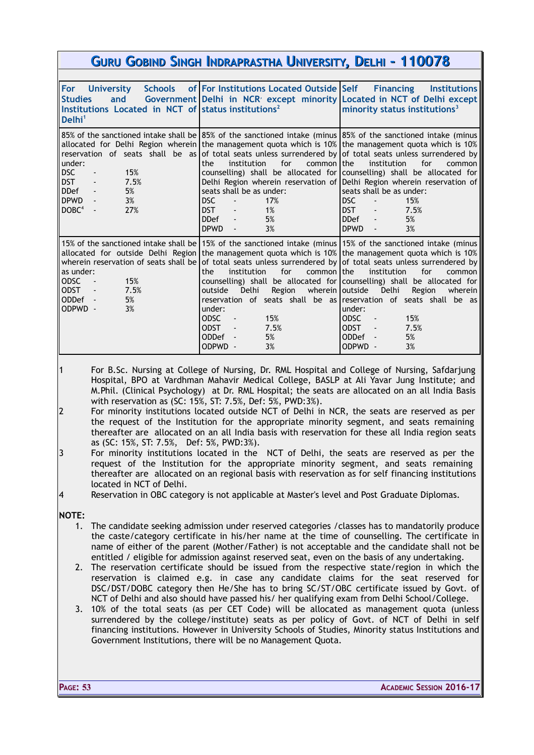## GURU GOBIND SINGH INDRAPRASTHA UNIVERSITY, DELHI - 110078

| For University Schools of Studies and Government Institutions Located in NCT of Delhi[1] | For Institutions Located Outside Delhi in NCR except minority status institutions[2] | Self Financing Institutions Located in NCT of Delhi except minority status institutions[3] |
|---|---|---|
| 85% of the sanctioned intake shall be allocated for Delhi Region wherein reservation of seats shall be as under:<br>DSC - 15%<br>DST - 7.5%<br>DDef - 5%<br>DPWD - 3%<br>DOBC[4] - 27% | 85% of the sanctioned intake (minus the management quota which is 10% of total seats unless surrendered by the institution for common counselling) shall be allocated for Delhi Region wherein reservation of seats shall be as under:<br>DSC - 17%<br>DST - 1%<br>DDef - 5%<br>DPWD - 3% | 85% of the sanctioned intake (minus the management quota which is 10% of total seats unless surrendered by the institution for common counselling) shall be allocated for Delhi Region wherein reservation of seats shall be as under:<br>DSC - 15%<br>DST - 7.5%<br>DDef - 5%<br>DPWD - 3% |
| 15% of the sanctioned intake shall be allocated for outside Delhi Region wherein reservation of seats shall be as under:<br>ODSC - 15%<br>ODST - 7.5%<br>ODDef - 5%<br>ODPWD - 3% | 15% of the sanctioned intake (minus the management quota which is 10% of total seats unless surrendered by the institution for common counselling) shall be allocated for outside Delhi Region wherein reservation of seats shall be as under:<br>ODSC - 15%<br>ODST - 7.5%<br>ODDef - 5%<br>ODPWD - 3% | 15% of the sanctioned intake (minus the management quota which is 10% of total seats unless surrendered by the institution for common counselling) shall be allocated for outside Delhi Region wherein reservation of seats shall be as under:<br>ODSC - 15%<br>ODST - 7.5%<br>ODDef - 5%<br>ODPWD - 3% |

1. For B.Sc. Nursing at College of Nursing, Dr. RML Hospital and College of Nursing, Safdarjung Hospital, BPO at Vardhman Mahavir Medical College, BASLP at Ali Yavar Jung Institute; and M.Phil. (Clinical Psychology) at Dr. RML Hospital; the seats are allocated on an all India Basis with reservation as (SC: 15%, ST: 7.5%, Def: 5%, PWD:3%).
2. For minority institutions located outside NCT of Delhi in NCR, the seats are reserved as per the request of the Institution for the appropriate minority segment, and seats remaining thereafter are allocated on an all India basis with reservation for these all India region seats as (SC: 15%, ST: 7.5%, Def: 5%, PWD:3%).
3. For minority institutions located in the NCT of Delhi, the seats are reserved as per the request of the Institution for the appropriate minority segment, and seats remaining thereafter are allocated on an regional basis with reservation as for self financing institutions located in NCT of Delhi.
4. Reservation in OBC category is not applicable at Master's level and Post Graduate Diplomas.

**NOTE:**

1. The candidate seeking admission under reserved categories /classes has to mandatorily produce the caste/category certificate in his/her name at the time of counselling. The certificate in name of either of the parent (Mother/Father) is not acceptable and the candidate shall not be entitled / eligible for admission against reserved seat, even on the basis of any undertaking.
2. The reservation certificate should be issued from the respective state/region in which the reservation is claimed e.g. in case any candidate claims for the seat reserved for DSC/DST/DOBC category then He/She has to bring SC/ST/OBC certificate issued by Govt. of NCT of Delhi and also should have passed his/ her qualifying exam from Delhi School/College.
3. 10% of the total seats (as per CET Code) will be allocated as management quota (unless surrendered by the college/institute) seats as per policy of Govt. of NCT of Delhi in self financing institutions. However in University Schools of Studies, Minority status Institutions and Government Institutions, there will be no Management Quota.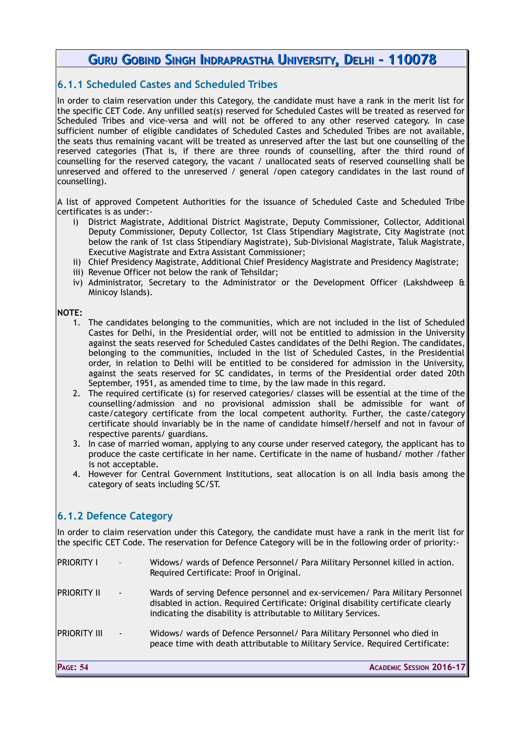### 6.1.1 Scheduled Castes and Scheduled Tribes

In order to claim reservation under this Category, the candidate must have a rank in the merit list for the specific CET Code. Any unfilled seat(s) reserved for Scheduled Castes will be treated as reserved for Scheduled Tribes and vice-versa and will not be offered to any other reserved category. In case sufficient number of eligible candidates of Scheduled Castes and Scheduled Tribes are not available, the seats thus remaining vacant will be treated as unreserved after the last but one counselling of the reserved categories (That is, if there are three rounds of counselling, after the third round of counselling for the reserved category, the vacant / unallocated seats of reserved counselling shall be unreserved and offered to the unreserved / general /open category candidates in the last round of counselling).

A list of approved Competent Authorities for the issuance of Scheduled Caste and Scheduled Tribe certificates is as under:-

i) District Magistrate, Additional District Magistrate, Deputy Commissioner, Collector, Additional Deputy Commissioner, Deputy Collector, 1st Class Stipendiary Magistrate, City Magistrate (not below the rank of 1st class Stipendiary Magistrate), Sub-Divisional Magistrate, Taluk Magistrate, Executive Magistrate and Extra Assistant Commissioner;
ii) Chief Presidency Magistrate, Additional Chief Presidency Magistrate and Presidency Magistrate;
iii) Revenue Officer not below the rank of Tehsildar;
iv) Administrator, Secretary to the Administrator or the Development Officer (Lakshdweep & Minicoy Islands).

**NOTE:**

1. The candidates belonging to the communities, which are not included in the list of Scheduled Castes for Delhi, in the Presidential order, will not be entitled to admission in the University against the seats reserved for Scheduled Castes candidates of the Delhi Region. The candidates, belonging to the communities, included in the list of Scheduled Castes, in the Presidential order, in relation to Delhi will be entitled to be considered for admission in the University, against the seats reserved for SC candidates, in terms of the Presidential order dated 20th September, 1951, as amended time to time, by the law made in this regard.
2. The required certificate (s) for reserved categories/ classes will be essential at the time of the counselling/admission and no provisional admission shall be admissible for want of caste/category certificate from the local competent authority. Further, the caste/category certificate should invariably be in the name of candidate himself/herself and not in favour of respective parents/ guardians.
3. In case of married woman, applying to any course under reserved category, the applicant has to produce the caste certificate in her name. Certificate in the name of husband/ mother /father is not acceptable.
4. However for Central Government Institutions, seat allocation is on all India basis among the category of seats including SC/ST.

### 6.1.2 Defence Category

In order to claim reservation under this Category, the candidate must have a rank in the merit list for the specific CET Code. The reservation for Defence Category will be in the following order of priority:-

PRIORITY I – Widows/ wards of Defence Personnel/ Para Military Personnel killed in action. Required Certificate: Proof in Original.

PRIORITY II - Wards of serving Defence personnel and ex-servicemen/ Para Military Personnel disabled in action. Required Certificate: Original disability certificate clearly indicating the disability is attributable to Military Services.

PRIORITY III - Widows/ wards of Defence Personnel/ Para Military Personnel who died in peace time with death attributable to Military Service. Required Certificate: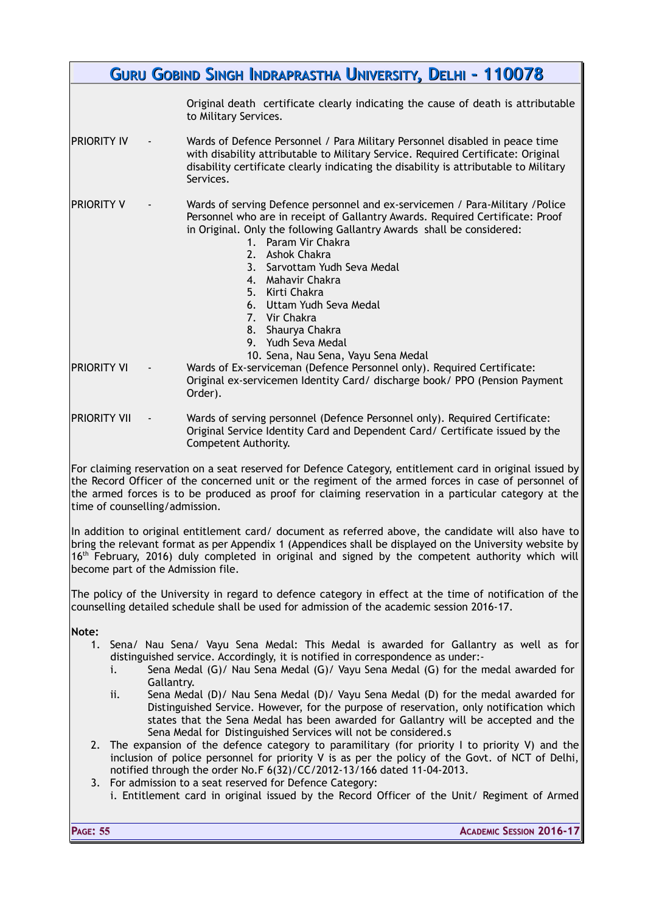Original death certificate clearly indicating the cause of death is attributable to Military Services.

PRIORITY IV - Wards of Defence Personnel / Para Military Personnel disabled in peace time with disability attributable to Military Service. Required Certificate: Original disability certificate clearly indicating the disability is attributable to Military Services.

PRIORITY V - Wards of serving Defence personnel and ex-servicemen / Para-Military /Police Personnel who are in receipt of Gallantry Awards. Required Certificate: Proof in Original. Only the following Gallantry Awards shall be considered:

1. Param Vir Chakra
2. Ashok Chakra
3. Sarvottam Yudh Seva Medal
4. Mahavir Chakra
5. Kirti Chakra
6. Uttam Yudh Seva Medal
7. Vir Chakra
8. Shaurya Chakra
9. Yudh Seva Medal
10. Sena, Nau Sena, Vayu Sena Medal

PRIORITY VI - Wards of Ex-serviceman (Defence Personnel only). Required Certificate: Original ex-servicemen Identity Card/ discharge book/ PPO (Pension Payment Order).

PRIORITY VII - Wards of serving personnel (Defence Personnel only). Required Certificate: Original Service Identity Card and Dependent Card/ Certificate issued by the Competent Authority.

For claiming reservation on a seat reserved for Defence Category, entitlement card in original issued by the Record Officer of the concerned unit or the regiment of the armed forces in case of personnel of the armed forces is to be produced as proof for claiming reservation in a particular category at the time of counselling/admission.

In addition to original entitlement card/ document as referred above, the candidate will also have to bring the relevant format as per Appendix 1 (Appendices shall be displayed on the University website by 16th February, 2016) duly completed in original and signed by the competent authority which will become part of the Admission file.

The policy of the University in regard to defence category in effect at the time of notification of the counselling detailed schedule shall be used for admission of the academic session 2016-17.

**Note:**

1. Sena/ Nau Sena/ Vayu Sena Medal: This Medal is awarded for Gallantry as well as for distinguished service. Accordingly, it is notified in correspondence as under:-
   1. Sena Medal (G)/ Nau Sena Medal (G)/ Vayu Sena Medal (G) for the medal awarded for Gallantry.
   2. Sena Medal (D)/ Nau Sena Medal (D)/ Vayu Sena Medal (D) for the medal awarded for Distinguished Service. However, for the purpose of reservation, only notification which states that the Sena Medal has been awarded for Gallantry will be accepted and the Sena Medal for Distinguished Services will not be considered.s
2. The expansion of the defence category to paramilitary (for priority I to priority V) and the inclusion of police personnel for priority V is as per the policy of the Govt. of NCT of Delhi, notified through the order No.F 6(32)/CC/2012-13/166 dated 11-04-2013.
3. For admission to a seat reserved for Defence Category:
   i. Entitlement card in original issued by the Record Officer of the Unit/ Regiment of Armed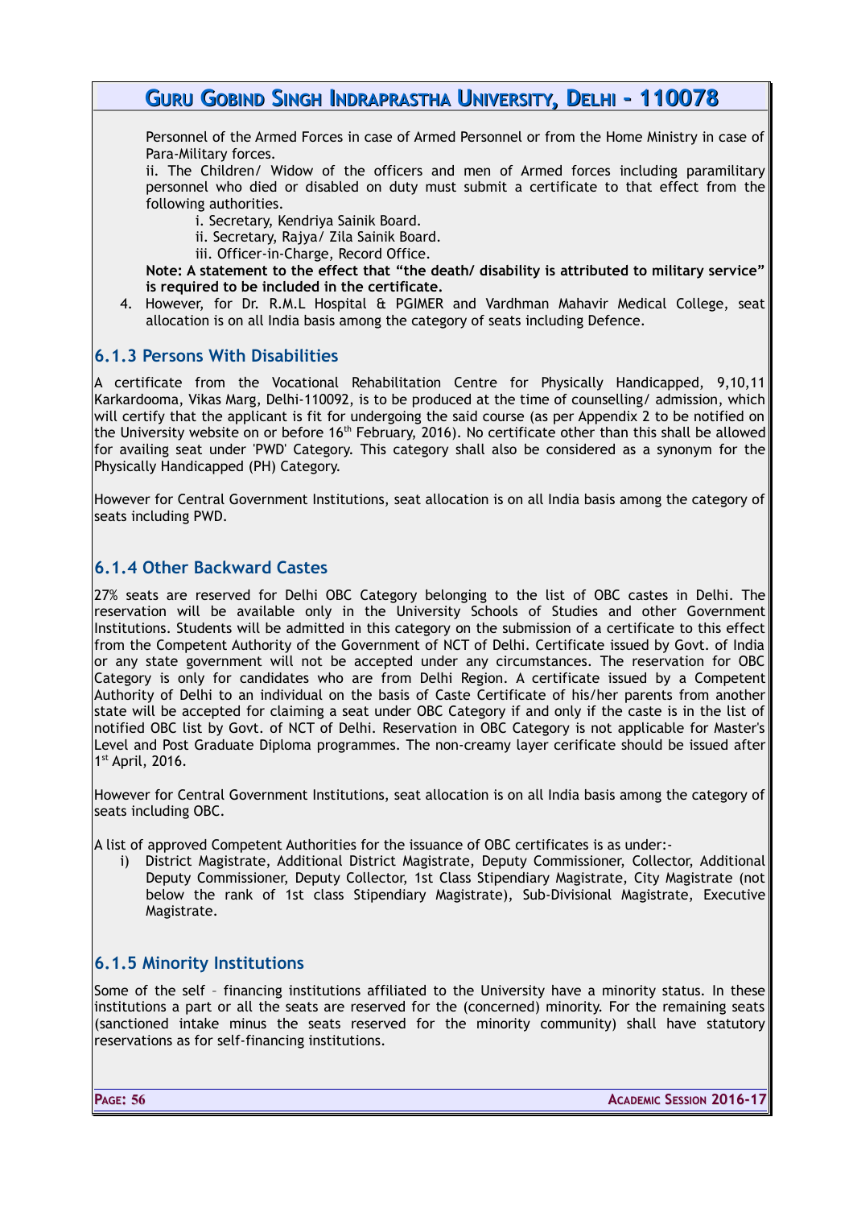Personnel of the Armed Forces in case of Armed Personnel or from the Home Ministry in case of Para-Military forces.

ii. The Children/ Widow of the officers and men of Armed forces including paramilitary personnel who died or disabled on duty must submit a certificate to that effect from the following authorities.

i. Secretary, Kendriya Sainik Board.
ii. Secretary, Rajya/ Zila Sainik Board.
iii. Officer-in-Charge, Record Office.

**Note: A statement to the effect that "the death/ disability is attributed to military service" is required to be included in the certificate.**

4. However, for Dr. R.M.L Hospital & PGIMER and Vardhman Mahavir Medical College, seat allocation is on all India basis among the category of seats including Defence.

### 6.1.3 Persons With Disabilities

A certificate from the Vocational Rehabilitation Centre for Physically Handicapped, 9,10,11 Karkardooma, Vikas Marg, Delhi-110092, is to be produced at the time of counselling/ admission, which will certify that the applicant is fit for undergoing the said course (as per Appendix 2 to be notified on the University website on or before 16th February, 2016). No certificate other than this shall be allowed for availing seat under 'PWD' Category. This category shall also be considered as a synonym for the Physically Handicapped (PH) Category.

However for Central Government Institutions, seat allocation is on all India basis among the category of seats including PWD.

### 6.1.4 Other Backward Castes

27% seats are reserved for Delhi OBC Category belonging to the list of OBC castes in Delhi. The reservation will be available only in the University Schools of Studies and other Government Institutions. Students will be admitted in this category on the submission of a certificate to this effect from the Competent Authority of the Government of NCT of Delhi. Certificate issued by Govt. of India or any state government will not be accepted under any circumstances. The reservation for OBC Category is only for candidates who are from Delhi Region. A certificate issued by a Competent Authority of Delhi to an individual on the basis of Caste Certificate of his/her parents from another state will be accepted for claiming a seat under OBC Category if and only if the caste is in the list of notified OBC list by Govt. of NCT of Delhi. Reservation in OBC Category is not applicable for Master's Level and Post Graduate Diploma programmes. The non-creamy layer cerificate should be issued after 1st April, 2016.

However for Central Government Institutions, seat allocation is on all India basis among the category of seats including OBC.

A list of approved Competent Authorities for the issuance of OBC certificates is as under:-

i) District Magistrate, Additional District Magistrate, Deputy Commissioner, Collector, Additional Deputy Commissioner, Deputy Collector, 1st Class Stipendiary Magistrate, City Magistrate (not below the rank of 1st class Stipendiary Magistrate), Sub-Divisional Magistrate, Executive Magistrate.

### 6.1.5 Minority Institutions

Some of the self – financing institutions affiliated to the University have a minority status. In these institutions a part or all the seats are reserved for the (concerned) minority. For the remaining seats (sanctioned intake minus the seats reserved for the minority community) shall have statutory reservations as for self-financing institutions.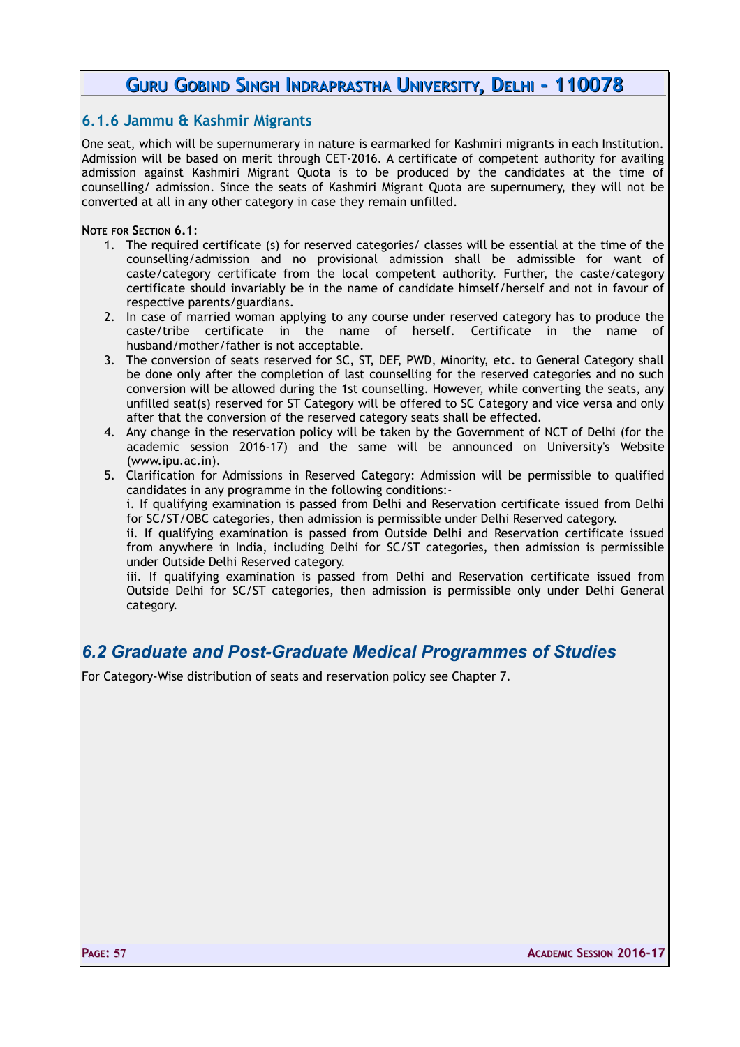### 6.1.6 Jammu & Kashmir Migrants

One seat, which will be supernumerary in nature is earmarked for Kashmiri migrants in each Institution. Admission will be based on merit through CET-2016. A certificate of competent authority for availing admission against Kashmiri Migrant Quota is to be produced by the candidates at the time of counselling/ admission. Since the seats of Kashmiri Migrant Quota are supernumery, they will not be converted at all in any other category in case they remain unfilled.

**NOTE FOR SECTION 6.1**:

1. The required certificate (s) for reserved categories/ classes will be essential at the time of the counselling/admission and no provisional admission shall be admissible for want of caste/category certificate from the local competent authority. Further, the caste/category certificate should invariably be in the name of candidate himself/herself and not in favour of respective parents/guardians.
2. In case of married woman applying to any course under reserved category has to produce the caste/tribe certificate in the name of herself. Certificate in the name of husband/mother/father is not acceptable.
3. The conversion of seats reserved for SC, ST, DEF, PWD, Minority, etc. to General Category shall be done only after the completion of last counselling for the reserved categories and no such conversion will be allowed during the 1st counselling. However, while converting the seats, any unfilled seat(s) reserved for ST Category will be offered to SC Category and vice versa and only after that the conversion of the reserved category seats shall be effected.
4. Any change in the reservation policy will be taken by the Government of NCT of Delhi (for the academic session 2016-17) and the same will be announced on University's Website (www.ipu.ac.in).
5. Clarification for Admissions in Reserved Category: Admission will be permissible to qualified candidates in any programme in the following conditions:-
   i. If qualifying examination is passed from Delhi and Reservation certificate issued from Delhi for SC/ST/OBC categories, then admission is permissible under Delhi Reserved category.
   ii. If qualifying examination is passed from Outside Delhi and Reservation certificate issued from anywhere in India, including Delhi for SC/ST categories, then admission is permissible under Outside Delhi Reserved category.
   iii. If qualifying examination is passed from Delhi and Reservation certificate issued from Outside Delhi for SC/ST categories, then admission is permissible only under Delhi General category.

## *6.2 Graduate and Post-Graduate Medical Programmes of Studies*

For Category-Wise distribution of seats and reservation policy see Chapter 7.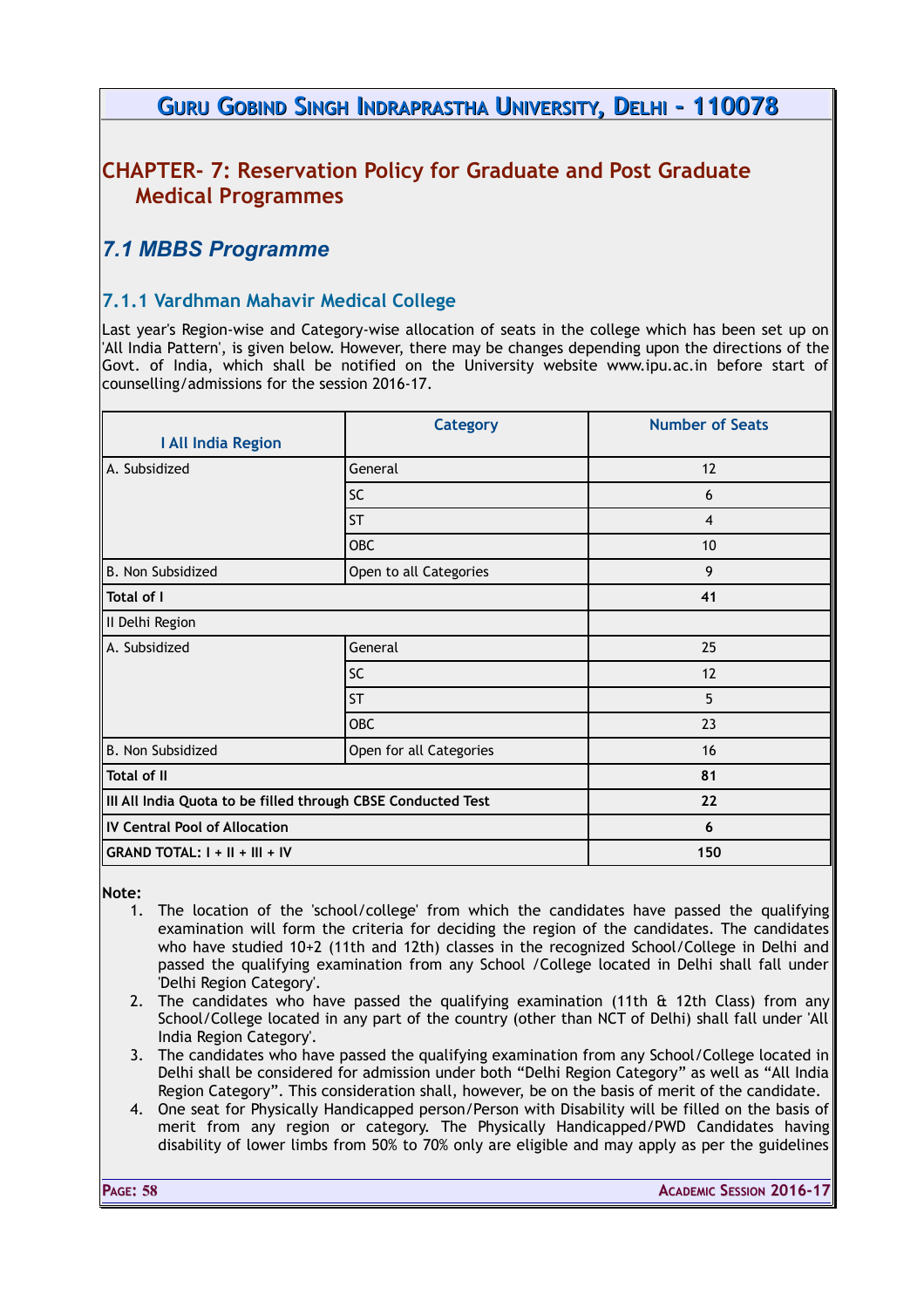## CHAPTER- 7: Reservation Policy for Graduate and Post Graduate Medical Programmes

### 7.1 MBBS Programme

#### 7.1.1 Vardhman Mahavir Medical College

Last year's Region-wise and Category-wise allocation of seats in the college which has been set up on 'All India Pattern', is given below. However, there may be changes depending upon the directions of the Govt. of India, which shall be notified on the University website www.ipu.ac.in before start of counselling/admissions for the session 2016-17.

| I All India Region | Category | Number of Seats |
|---|---|---|
| A. Subsidized | General | 12 |
| | SC | 6 |
| | ST | 4 |
| | OBC | 10 |
| B. Non Subsidized | Open to all Categories | 9 |
| **Total of I** | | **41** |
| II Delhi Region | | |
| A. Subsidized | General | 25 |
| | SC | 12 |
| | ST | 5 |
| | OBC | 23 |
| B. Non Subsidized | Open for all Categories | 16 |
| **Total of II** | | **81** |
| **III All India Quota to be filled through CBSE Conducted Test** | | **22** |
| **IV Central Pool of Allocation** | | **6** |
| **GRAND TOTAL: I + II + III + IV** | | **150** |

**Note:**

1. The location of the 'school/college' from which the candidates have passed the qualifying examination will form the criteria for deciding the region of the candidates. The candidates who have studied 10+2 (11th and 12th) classes in the recognized School/College in Delhi and passed the qualifying examination from any School /College located in Delhi shall fall under 'Delhi Region Category'.
2. The candidates who have passed the qualifying examination (11th & 12th Class) from any School/College located in any part of the country (other than NCT of Delhi) shall fall under 'All India Region Category'.
3. The candidates who have passed the qualifying examination from any School/College located in Delhi shall be considered for admission under both "Delhi Region Category" as well as "All India Region Category". This consideration shall, however, be on the basis of merit of the candidate.
4. One seat for Physically Handicapped person/Person with Disability will be filled on the basis of merit from any region or category. The Physically Handicapped/PWD Candidates having disability of lower limbs from 50% to 70% only are eligible and may apply as per the guidelines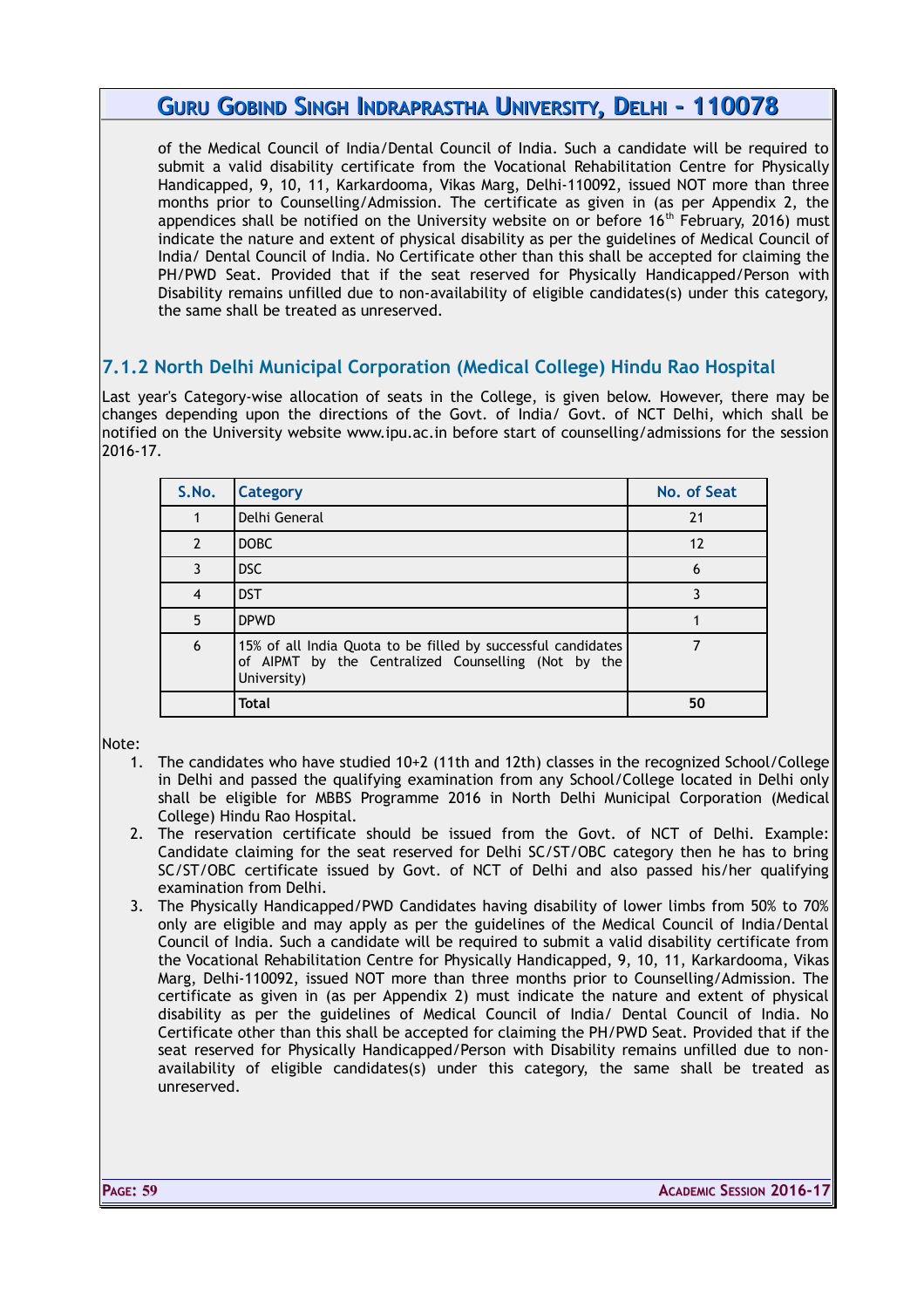of the Medical Council of India/Dental Council of India. Such a candidate will be required to submit a valid disability certificate from the Vocational Rehabilitation Centre for Physically Handicapped, 9, 10, 11, Karkardooma, Vikas Marg, Delhi-110092, issued NOT more than three months prior to Counselling/Admission. The certificate as given in (as per Appendix 2, the appendices shall be notified on the University website on or before 16th February, 2016) must indicate the nature and extent of physical disability as per the guidelines of Medical Council of India/ Dental Council of India. No Certificate other than this shall be accepted for claiming the PH/PWD Seat. Provided that if the seat reserved for Physically Handicapped/Person with Disability remains unfilled due to non-availability of eligible candidates(s) under this category, the same shall be treated as unreserved.

### 7.1.2 North Delhi Municipal Corporation (Medical College) Hindu Rao Hospital

Last year's Category-wise allocation of seats in the College, is given below. However, there may be changes depending upon the directions of the Govt. of India/ Govt. of NCT Delhi, which shall be notified on the University website www.ipu.ac.in before start of counselling/admissions for the session 2016-17.

| S.No. | Category | No. of Seat |
|---|---|---|
| 1 | Delhi General | 21 |
| 2 | DOBC | 12 |
| 3 | DSC | 6 |
| 4 | DST | 3 |
| 5 | DPWD | 1 |
| 6 | 15% of all India Quota to be filled by successful candidates of AIPMT by the Centralized Counselling (Not by the University) | 7 |
| | **Total** | **50** |

Note:

1. The candidates who have studied 10+2 (11th and 12th) classes in the recognized School/College in Delhi and passed the qualifying examination from any School/College located in Delhi only shall be eligible for MBBS Programme 2016 in North Delhi Municipal Corporation (Medical College) Hindu Rao Hospital.
2. The reservation certificate should be issued from the Govt. of NCT of Delhi. Example: Candidate claiming for the seat reserved for Delhi SC/ST/OBC category then he has to bring SC/ST/OBC certificate issued by Govt. of NCT of Delhi and also passed his/her qualifying examination from Delhi.
3. The Physically Handicapped/PWD Candidates having disability of lower limbs from 50% to 70% only are eligible and may apply as per the guidelines of the Medical Council of India/Dental Council of India. Such a candidate will be required to submit a valid disability certificate from the Vocational Rehabilitation Centre for Physically Handicapped, 9, 10, 11, Karkardooma, Vikas Marg, Delhi-110092, issued NOT more than three months prior to Counselling/Admission. The certificate as given in (as per Appendix 2) must indicate the nature and extent of physical disability as per the guidelines of Medical Council of India/ Dental Council of India. No Certificate other than this shall be accepted for claiming the PH/PWD Seat. Provided that if the seat reserved for Physically Handicapped/Person with Disability remains unfilled due to non-availability of eligible candidates(s) under this category, the same shall be treated as unreserved.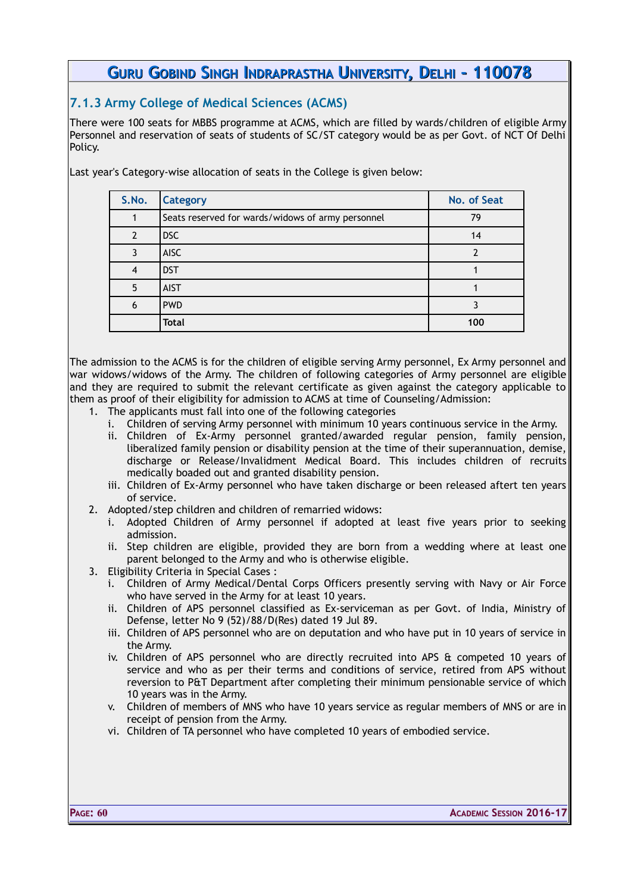### 7.1.3 Army College of Medical Sciences (ACMS)

There were 100 seats for MBBS programme at ACMS, which are filled by wards/children of eligible Army Personnel and reservation of seats of students of SC/ST category would be as per Govt. of NCT Of Delhi Policy.

Last year's Category-wise allocation of seats in the College is given below:

| S.No. | Category | No. of Seat |
|---|---|---|
| 1 | Seats reserved for wards/widows of army personnel | 79 |
| 2 | DSC | 14 |
| 3 | AISC | 2 |
| 4 | DST | 1 |
| 5 | AIST | 1 |
| 6 | PWD | 3 |
| | **Total** | **100** |

The admission to the ACMS is for the children of eligible serving Army personnel, Ex Army personnel and war widows/widows of the Army. The children of following categories of Army personnel are eligible and they are required to submit the relevant certificate as given against the category applicable to them as proof of their eligibility for admission to ACMS at time of Counseling/Admission:

1. The applicants must fall into one of the following categories
   i. Children of serving Army personnel with minimum 10 years continuous service in the Army.
   ii. Children of Ex-Army personnel granted/awarded regular pension, family pension, liberalized family pension or disability pension at the time of their superannuation, demise, discharge or Release/Invalidment Medical Board. This includes children of recruits medically boaded out and granted disability pension.
   iii. Children of Ex-Army personnel who have taken discharge or been released aftert ten years of service.
2. Adopted/step children and children of remarried widows:
   i. Adopted Children of Army personnel if adopted at least five years prior to seeking admission.
   ii. Step children are eligible, provided they are born from a wedding where at least one parent belonged to the Army and who is otherwise eligible.
3. Eligibility Criteria in Special Cases :
   i. Children of Army Medical/Dental Corps Officers presently serving with Navy or Air Force who have served in the Army for at least 10 years.
   ii. Children of APS personnel classified as Ex-serviceman as per Govt. of India, Ministry of Defense, letter No 9 (52)/88/D(Res) dated 19 Jul 89.
   iii. Children of APS personnel who are on deputation and who have put in 10 years of service in the Army.
   iv. Children of APS personnel who are directly recruited into APS & competed 10 years of service and who as per their terms and conditions of service, retired from APS without reversion to P&T Department after completing their minimum pensionable service of which 10 years was in the Army.
   v. Children of members of MNS who have 10 years service as regular members of MNS or are in receipt of pension from the Army.
   vi. Children of TA personnel who have completed 10 years of embodied service.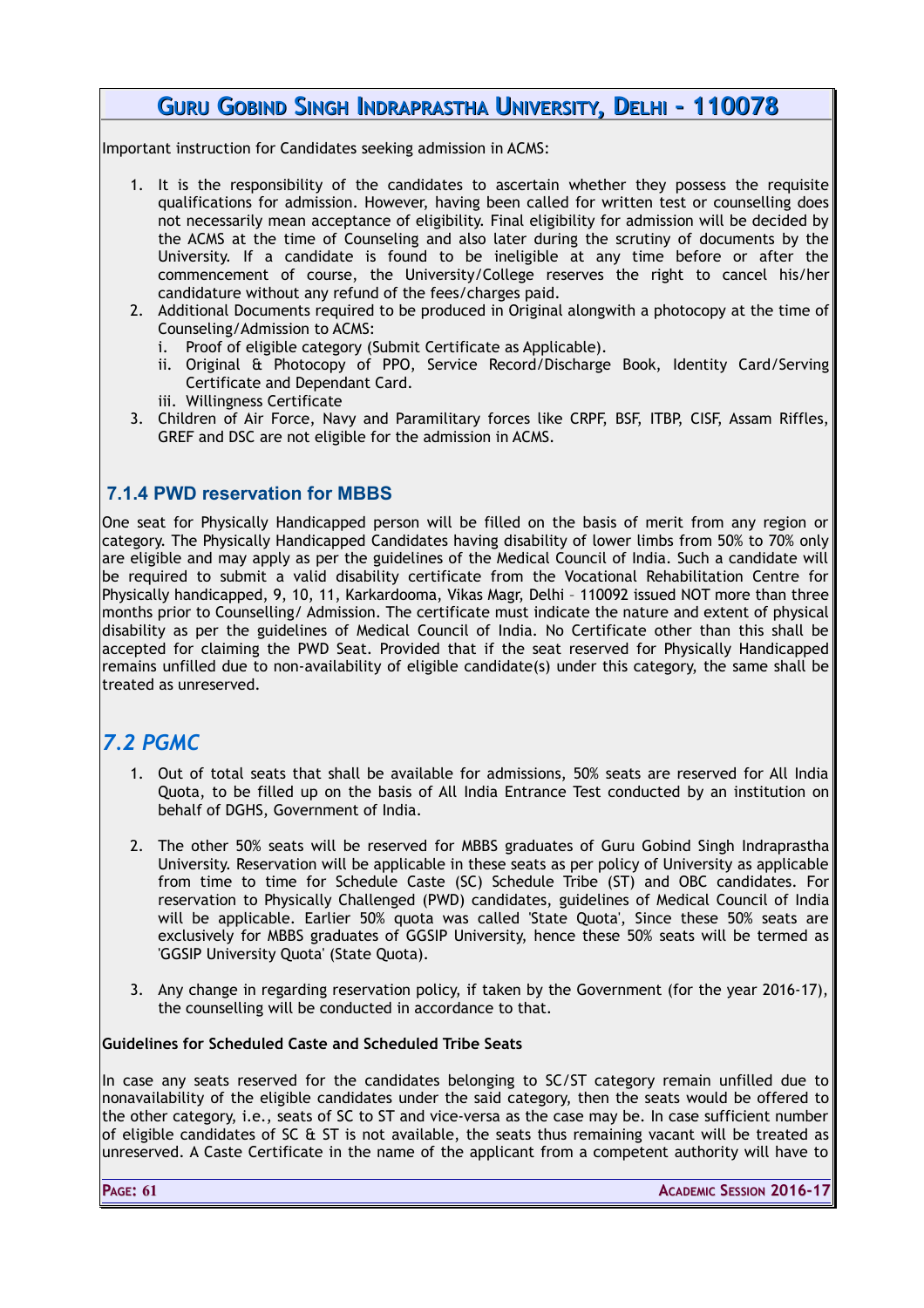Important instruction for Candidates seeking admission in ACMS:

1. It is the responsibility of the candidates to ascertain whether they possess the requisite qualifications for admission. However, having been called for written test or counselling does not necessarily mean acceptance of eligibility. Final eligibility for admission will be decided by the ACMS at the time of Counseling and also later during the scrutiny of documents by the University. If a candidate is found to be ineligible at any time before or after the commencement of course, the University/College reserves the right to cancel his/her candidature without any refund of the fees/charges paid.
2. Additional Documents required to be produced in Original alongwith a photocopy at the time of Counseling/Admission to ACMS:
   i. Proof of eligible category (Submit Certificate as Applicable).
   ii. Original & Photocopy of PPO, Service Record/Discharge Book, Identity Card/Serving Certificate and Dependant Card.
   iii. Willingness Certificate
3. Children of Air Force, Navy and Paramilitary forces like CRPF, BSF, ITBP, CISF, Assam Riffles, GREF and DSC are not eligible for the admission in ACMS.

### 7.1.4 PWD reservation for MBBS

One seat for Physically Handicapped person will be filled on the basis of merit from any region or category. The Physically Handicapped Candidates having disability of lower limbs from 50% to 70% only are eligible and may apply as per the guidelines of the Medical Council of India. Such a candidate will be required to submit a valid disability certificate from the Vocational Rehabilitation Centre for Physically handicapped, 9, 10, 11, Karkardooma, Vikas Magr, Delhi – 110092 issued NOT more than three months prior to Counselling/ Admission. The certificate must indicate the nature and extent of physical disability as per the guidelines of Medical Council of India. No Certificate other than this shall be accepted for claiming the PWD Seat. Provided that if the seat reserved for Physically Handicapped remains unfilled due to non-availability of eligible candidate(s) under this category, the same shall be treated as unreserved.

## *7.2 PGMC*

1. Out of total seats that shall be available for admissions, 50% seats are reserved for All India Quota, to be filled up on the basis of All India Entrance Test conducted by an institution on behalf of DGHS, Government of India.

2. The other 50% seats will be reserved for MBBS graduates of Guru Gobind Singh Indraprastha University. Reservation will be applicable in these seats as per policy of University as applicable from time to time for Schedule Caste (SC) Schedule Tribe (ST) and OBC candidates. For reservation to Physically Challenged (PWD) candidates, guidelines of Medical Council of India will be applicable. Earlier 50% quota was called 'State Quota', Since these 50% seats are exclusively for MBBS graduates of GGSIP University, hence these 50% seats will be termed as 'GGSIP University Quota' (State Quota).

3. Any change in regarding reservation policy, if taken by the Government (for the year 2016-17), the counselling will be conducted in accordance to that.

**Guidelines for Scheduled Caste and Scheduled Tribe Seats**

In case any seats reserved for the candidates belonging to SC/ST category remain unfilled due to nonavailability of the eligible candidates under the said category, then the seats would be offered to the other category, i.e., seats of SC to ST and vice-versa as the case may be. In case sufficient number of eligible candidates of SC & ST is not available, the seats thus remaining vacant will be treated as unreserved. A Caste Certificate in the name of the applicant from a competent authority will have to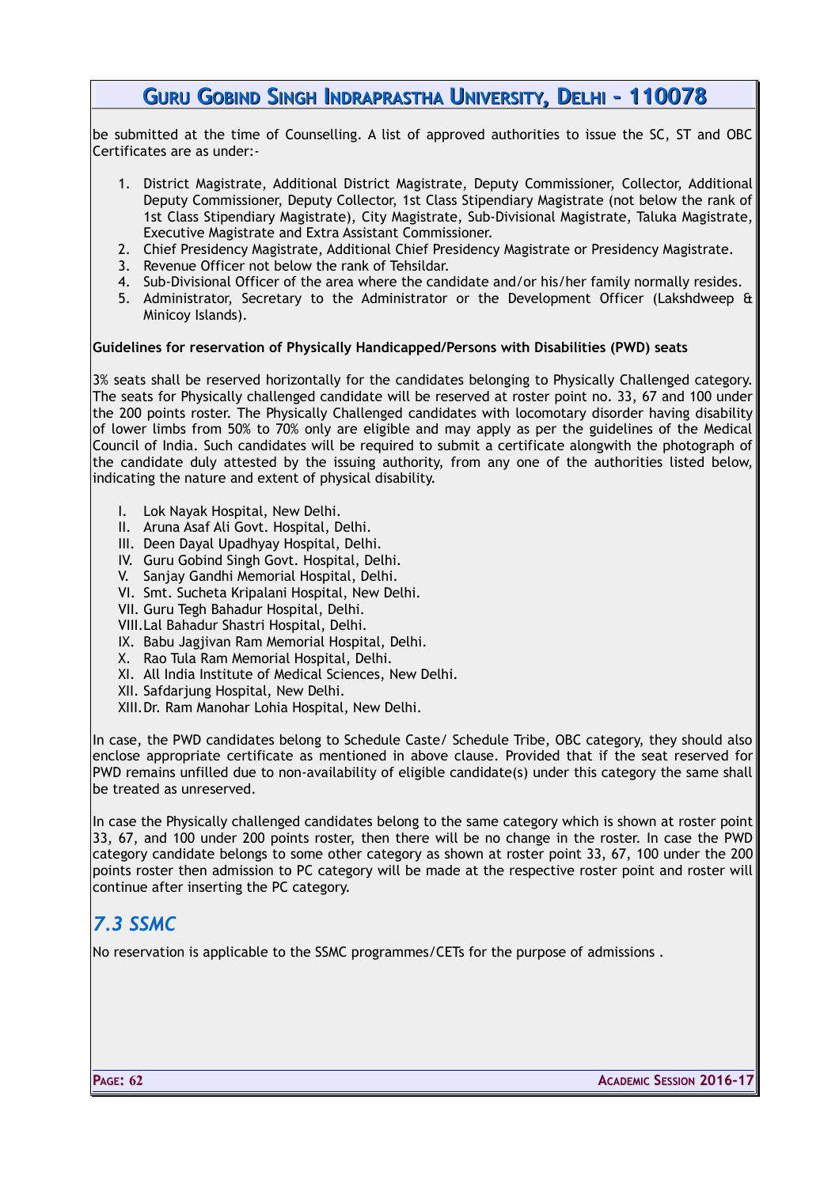be submitted at the time of Counselling. A list of approved authorities to issue the SC, ST and OBC Certificates are as under:-

1. District Magistrate, Additional District Magistrate, Deputy Commissioner, Collector, Additional Deputy Commissioner, Deputy Collector, 1st Class Stipendiary Magistrate (not below the rank of 1st Class Stipendiary Magistrate), City Magistrate, Sub-Divisional Magistrate, Taluka Magistrate, Executive Magistrate and Extra Assistant Commissioner.
2. Chief Presidency Magistrate, Additional Chief Presidency Magistrate or Presidency Magistrate.
3. Revenue Officer not below the rank of Tehsildar.
4. Sub-Divisional Officer of the area where the candidate and/or his/her family normally resides.
5. Administrator, Secretary to the Administrator or the Development Officer (Lakshdweep & Minicoy Islands).

**Guidelines for reservation of Physically Handicapped/Persons with Disabilities (PWD) seats**

3% seats shall be reserved horizontally for the candidates belonging to Physically Challenged category. The seats for Physically challenged candidate will be reserved at roster point no. 33, 67 and 100 under the 200 points roster. The Physically Challenged candidates with locomotary disorder having disability of lower limbs from 50% to 70% only are eligible and may apply as per the guidelines of the Medical Council of India. Such candidates will be required to submit a certificate alongwith the photograph of the candidate duly attested by the issuing authority, from any one of the authorities listed below, indicating the nature and extent of physical disability.

I. Lok Nayak Hospital, New Delhi.
II. Aruna Asaf Ali Govt. Hospital, Delhi.
III. Deen Dayal Upadhyay Hospital, Delhi.
IV. Guru Gobind Singh Govt. Hospital, Delhi.
V. Sanjay Gandhi Memorial Hospital, Delhi.
VI. Smt. Sucheta Kripalani Hospital, New Delhi.
VII. Guru Tegh Bahadur Hospital, Delhi.
VIII. Lal Bahadur Shastri Hospital, Delhi.
IX. Babu Jagjivan Ram Memorial Hospital, Delhi.
X. Rao Tula Ram Memorial Hospital, Delhi.
XI. All India Institute of Medical Sciences, New Delhi.
XII. Safdarjung Hospital, New Delhi.
XIII. Dr. Ram Manohar Lohia Hospital, New Delhi.

In case, the PWD candidates belong to Schedule Caste/ Schedule Tribe, OBC category, they should also enclose appropriate certificate as mentioned in above clause. Provided that if the seat reserved for PWD remains unfilled due to non-availability of eligible candidate(s) under this category the same shall be treated as unreserved.

In case the Physically challenged candidates belong to the same category which is shown at roster point 33, 67, and 100 under 200 points roster, then there will be no change in the roster. In case the PWD category candidate belongs to some other category as shown at roster point 33, 67, 100 under the 200 points roster then admission to PC category will be made at the respective roster point and roster will continue after inserting the PC category.

## *7.3 SSMC*

No reservation is applicable to the SSMC programmes/CETs for the purpose of admissions .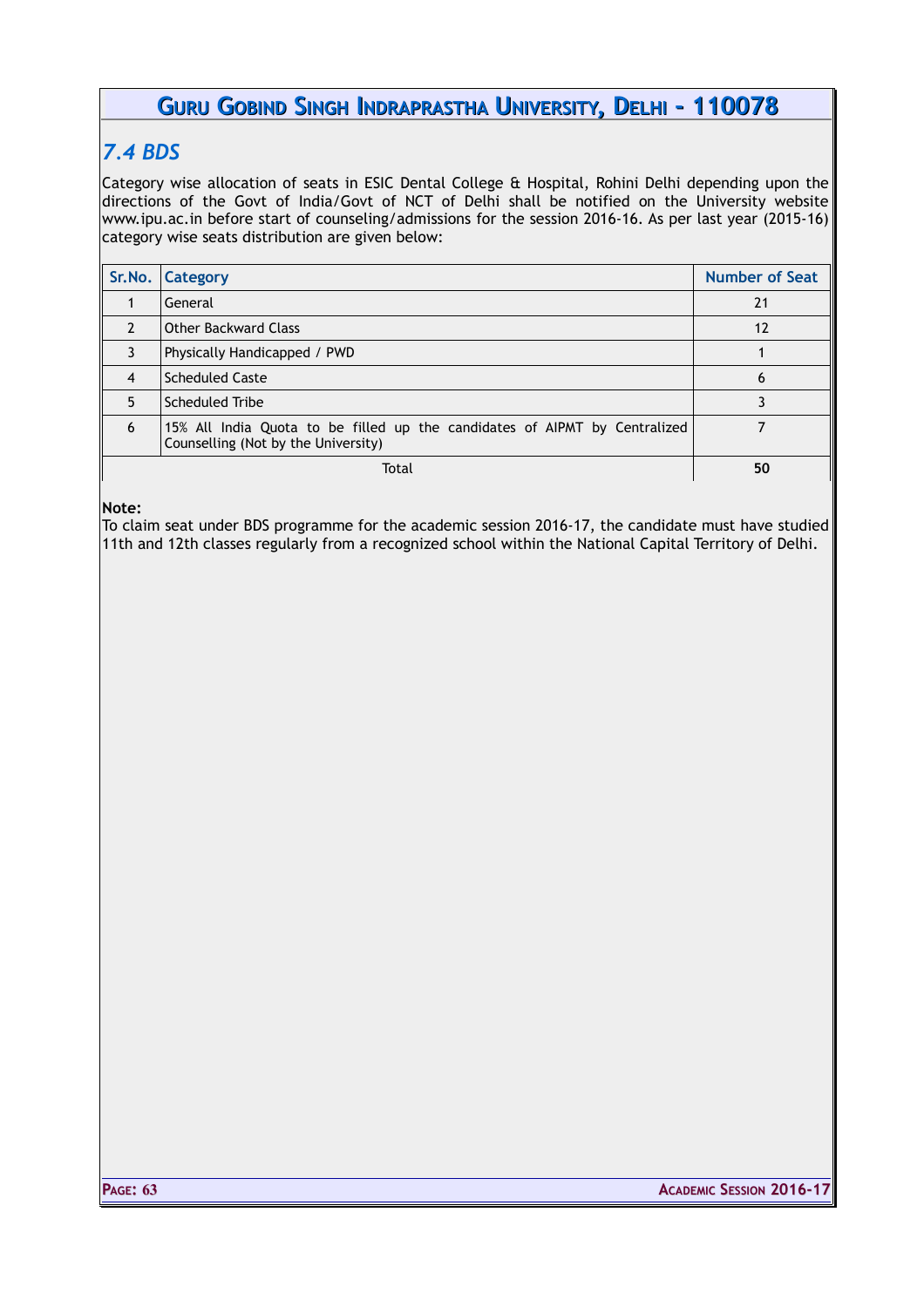## *7.4 BDS*

Category wise allocation of seats in ESIC Dental College & Hospital, Rohini Delhi depending upon the directions of the Govt of India/Govt of NCT of Delhi shall be notified on the University website www.ipu.ac.in before start of counseling/admissions for the session 2016-16. As per last year (2015-16) category wise seats distribution are given below:

| Sr.No. | Category | Number of Seat |
|---|---|---|
| 1 | General | 21 |
| 2 | Other Backward Class | 12 |
| 3 | Physically Handicapped / PWD | 1 |
| 4 | Scheduled Caste | 6 |
| 5 | Scheduled Tribe | 3 |
| 6 | 15% All India Quota to be filled up the candidates of AIPMT by Centralized Counselling (Not by the University) | 7 |
| | Total | **50** |

**Note:**
To claim seat under BDS programme for the academic session 2016-17, the candidate must have studied 11th and 12th classes regularly from a recognized school within the National Capital Territory of Delhi.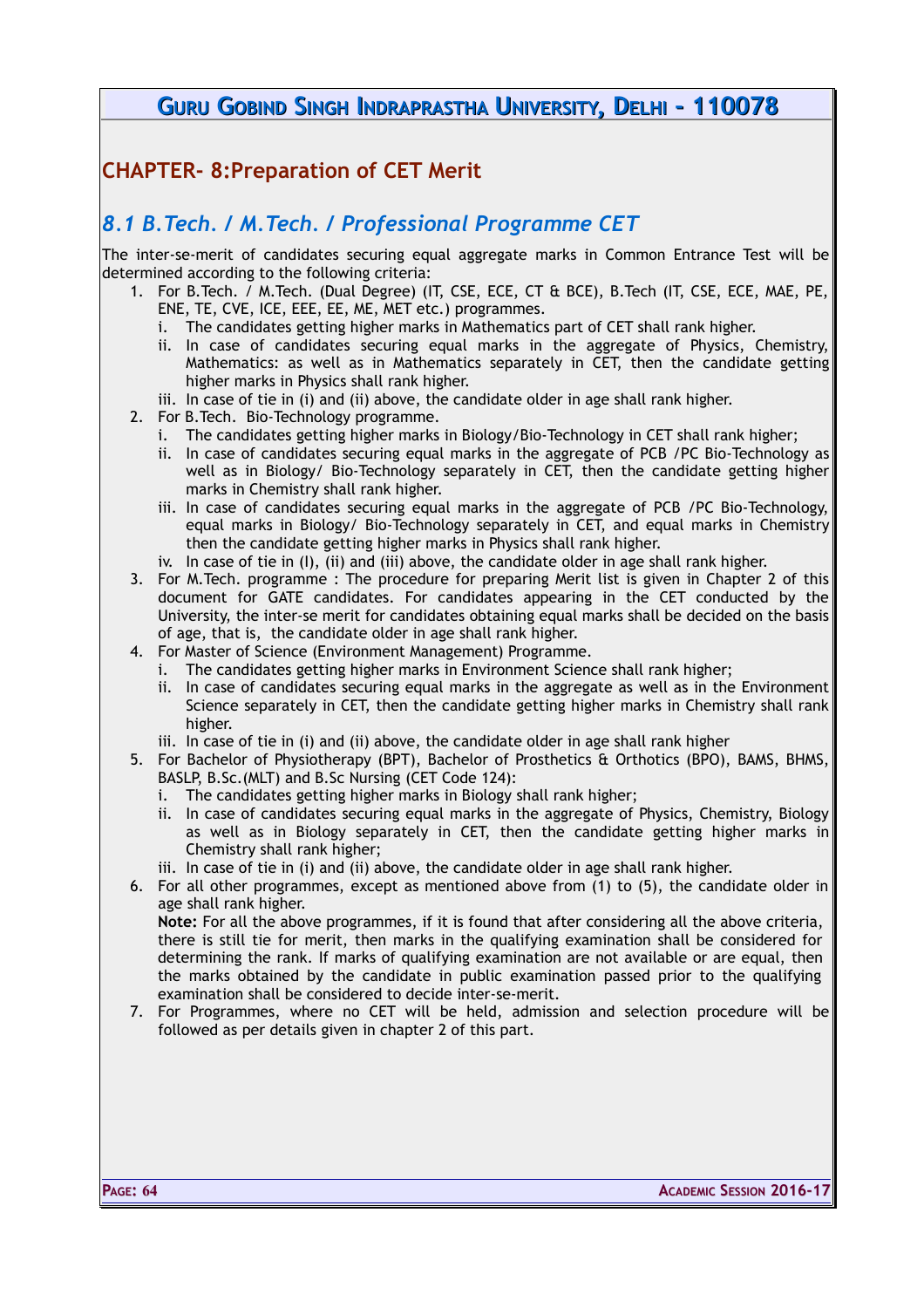## CHAPTER- 8:Preparation of CET Merit

### *8.1 B.Tech. / M.Tech. / Professional Programme CET*

The inter-se-merit of candidates securing equal aggregate marks in Common Entrance Test will be determined according to the following criteria:

1. For B.Tech. / M.Tech. (Dual Degree) (IT, CSE, ECE, CT & BCE), B.Tech (IT, CSE, ECE, MAE, PE, ENE, TE, CVE, ICE, EEE, EE, ME, MET etc.) programmes.
    - i. The candidates getting higher marks in Mathematics part of CET shall rank higher.
    - ii. In case of candidates securing equal marks in the aggregate of Physics, Chemistry, Mathematics: as well as in Mathematics separately in CET, then the candidate getting higher marks in Physics shall rank higher.
    - iii. In case of tie in (i) and (ii) above, the candidate older in age shall rank higher.
2. For B.Tech. Bio-Technology programme.
    - i. The candidates getting higher marks in Biology/Bio-Technology in CET shall rank higher;
    - ii. In case of candidates securing equal marks in the aggregate of PCB /PC Bio-Technology as well as in Biology/ Bio-Technology separately in CET, then the candidate getting higher marks in Chemistry shall rank higher.
    - iii. In case of candidates securing equal marks in the aggregate of PCB /PC Bio-Technology, equal marks in Biology/ Bio-Technology separately in CET, and equal marks in Chemistry then the candidate getting higher marks in Physics shall rank higher.
    - iv. In case of tie in (I), (ii) and (iii) above, the candidate older in age shall rank higher.
3. For M.Tech. programme : The procedure for preparing Merit list is given in Chapter 2 of this document for GATE candidates. For candidates appearing in the CET conducted by the University, the inter-se merit for candidates obtaining equal marks shall be decided on the basis of age, that is, the candidate older in age shall rank higher.
4. For Master of Science (Environment Management) Programme.
    - i. The candidates getting higher marks in Environment Science shall rank higher;
    - ii. In case of candidates securing equal marks in the aggregate as well as in the Environment Science separately in CET, then the candidate getting higher marks in Chemistry shall rank higher.
    - iii. In case of tie in (i) and (ii) above, the candidate older in age shall rank higher
5. For Bachelor of Physiotherapy (BPT), Bachelor of Prosthetics & Orthotics (BPO), BAMS, BHMS, BASLP, B.Sc.(MLT) and B.Sc Nursing (CET Code 124):
    - i. The candidates getting higher marks in Biology shall rank higher;
    - ii. In case of candidates securing equal marks in the aggregate of Physics, Chemistry, Biology as well as in Biology separately in CET, then the candidate getting higher marks in Chemistry shall rank higher;
    - iii. In case of tie in (i) and (ii) above, the candidate older in age shall rank higher.
6. For all other programmes, except as mentioned above from (1) to (5), the candidate older in age shall rank higher.

    **Note:** For all the above programmes, if it is found that after considering all the above criteria, there is still tie for merit, then marks in the qualifying examination shall be considered for determining the rank. If marks of qualifying examination are not available or are equal, then the marks obtained by the candidate in public examination passed prior to the qualifying examination shall be considered to decide inter-se-merit.
7. For Programmes, where no CET will be held, admission and selection procedure will be followed as per details given in chapter 2 of this part.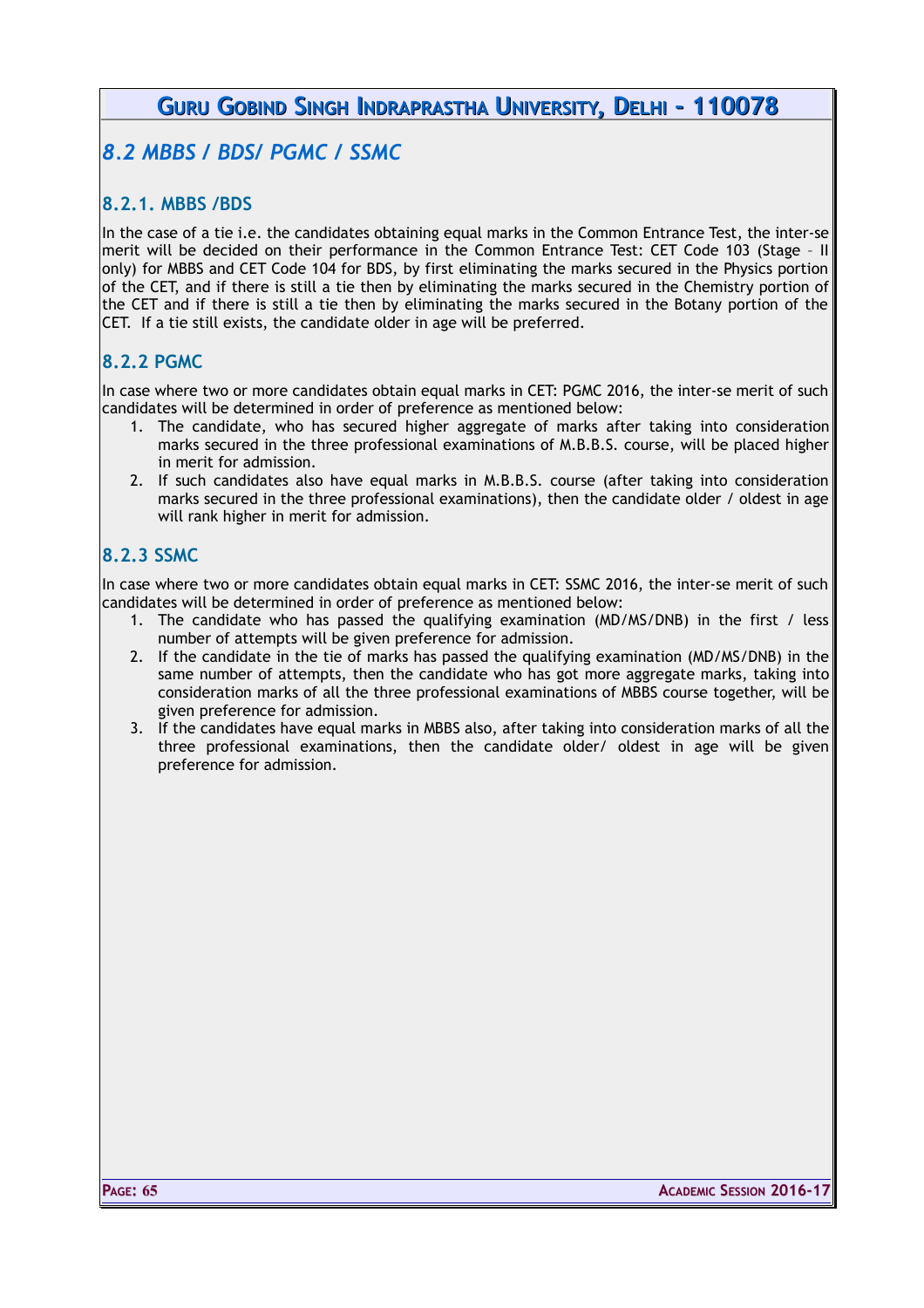## 8.2 MBBS / BDS/ PGMC / SSMC

### 8.2.1. MBBS /BDS

In the case of a tie i.e. the candidates obtaining equal marks in the Common Entrance Test, the inter-se merit will be decided on their performance in the Common Entrance Test: CET Code 103 (Stage – II only) for MBBS and CET Code 104 for BDS, by first eliminating the marks secured in the Physics portion of the CET, and if there is still a tie then by eliminating the marks secured in the Chemistry portion of the CET and if there is still a tie then by eliminating the marks secured in the Botany portion of the CET. If a tie still exists, the candidate older in age will be preferred.

### 8.2.2 PGMC

In case where two or more candidates obtain equal marks in CET: PGMC 2016, the inter-se merit of such candidates will be determined in order of preference as mentioned below:

1. The candidate, who has secured higher aggregate of marks after taking into consideration marks secured in the three professional examinations of M.B.B.S. course, will be placed higher in merit for admission.
2. If such candidates also have equal marks in M.B.B.S. course (after taking into consideration marks secured in the three professional examinations), then the candidate older / oldest in age will rank higher in merit for admission.

### 8.2.3 SSMC

In case where two or more candidates obtain equal marks in CET: SSMC 2016, the inter-se merit of such candidates will be determined in order of preference as mentioned below:

1. The candidate who has passed the qualifying examination (MD/MS/DNB) in the first / less number of attempts will be given preference for admission.
2. If the candidate in the tie of marks has passed the qualifying examination (MD/MS/DNB) in the same number of attempts, then the candidate who has got more aggregate marks, taking into consideration marks of all the three professional examinations of MBBS course together, will be given preference for admission.
3. If the candidates have equal marks in MBBS also, after taking into consideration marks of all the three professional examinations, then the candidate older/ oldest in age will be given preference for admission.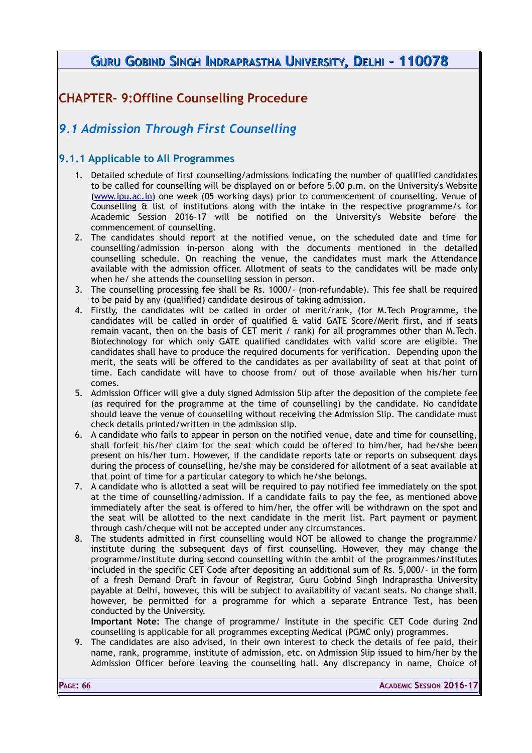## CHAPTER- 9:Offline Counselling Procedure

### *9.1 Admission Through First Counselling*

#### 9.1.1 Applicable to All Programmes

1. Detailed schedule of first counselling/admissions indicating the number of qualified candidates to be called for counselling will be displayed on or before 5.00 p.m. on the University's Website (www.ipu.ac.in) one week (05 working days) prior to commencement of counselling. Venue of Counselling & list of institutions along with the intake in the respective programme/s for Academic Session 2016-17 will be notified on the University's Website before the commencement of counselling.
2. The candidates should report at the notified venue, on the scheduled date and time for counselling/admission in-person along with the documents mentioned in the detailed counselling schedule. On reaching the venue, the candidates must mark the Attendance available with the admission officer. Allotment of seats to the candidates will be made only when he/ she attends the counselling session in person.
3. The counselling processing fee shall be Rs. 1000/- (non-refundable). This fee shall be required to be paid by any (qualified) candidate desirous of taking admission.
4. Firstly, the candidates will be called in order of merit/rank, (for M.Tech Programme, the candidates will be called in order of qualified & valid GATE Score/Merit first, and if seats remain vacant, then on the basis of CET merit / rank) for all programmes other than M.Tech. Biotechnology for which only GATE qualified candidates with valid score are eligible. The candidates shall have to produce the required documents for verification. Depending upon the merit, the seats will be offered to the candidates as per availability of seat at that point of time. Each candidate will have to choose from/ out of those available when his/her turn comes.
5. Admission Officer will give a duly signed Admission Slip after the deposition of the complete fee (as required for the programme at the time of counselling) by the candidate. No candidate should leave the venue of counselling without receiving the Admission Slip. The candidate must check details printed/written in the admission slip.
6. A candidate who fails to appear in person on the notified venue, date and time for counselling, shall forfeit his/her claim for the seat which could be offered to him/her, had he/she been present on his/her turn. However, if the candidate reports late or reports on subsequent days during the process of counselling, he/she may be considered for allotment of a seat available at that point of time for a particular category to which he/she belongs.
7. A candidate who is allotted a seat will be required to pay notified fee immediately on the spot at the time of counselling/admission. If a candidate fails to pay the fee, as mentioned above immediately after the seat is offered to him/her, the offer will be withdrawn on the spot and the seat will be allotted to the next candidate in the merit list. Part payment or payment through cash/cheque will not be accepted under any circumstances.
8. The students admitted in first counselling would NOT be allowed to change the programme/ institute during the subsequent days of first counselling. However, they may change the programme/institute during second counselling within the ambit of the programmes/institutes included in the specific CET Code after depositing an additional sum of Rs. 5,000/- in the form of a fresh Demand Draft in favour of Registrar, Guru Gobind Singh Indraprastha University payable at Delhi, however, this will be subject to availability of vacant seats. No change shall, however, be permitted for a programme for which a separate Entrance Test, has been conducted by the University.

   **Important Note:** The change of programme/ Institute in the specific CET Code during 2nd counselling is applicable for all programmes excepting Medical (PGMC only) programmes.
9. The candidates are also advised, in their own interest to check the details of fee paid, their name, rank, programme, institute of admission, etc. on Admission Slip issued to him/her by the Admission Officer before leaving the counselling hall. Any discrepancy in name, Choice of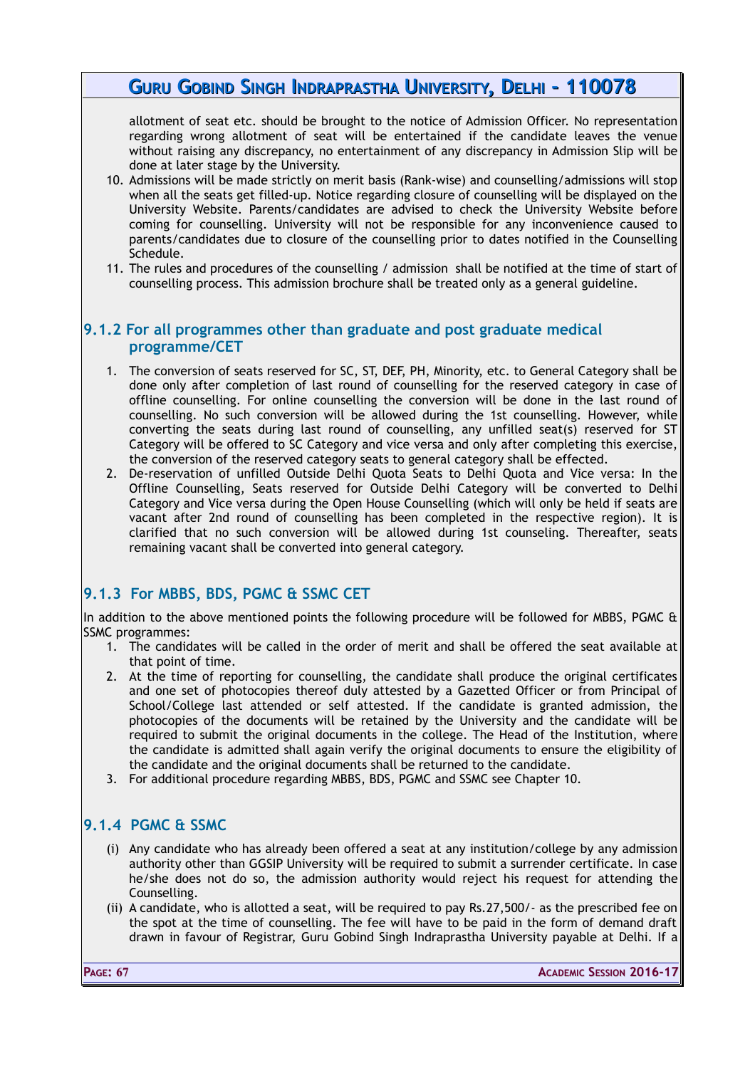allotment of seat etc. should be brought to the notice of Admission Officer. No representation regarding wrong allotment of seat will be entertained if the candidate leaves the venue without raising any discrepancy, no entertainment of any discrepancy in Admission Slip will be done at later stage by the University.

10. Admissions will be made strictly on merit basis (Rank-wise) and counselling/admissions will stop when all the seats get filled-up. Notice regarding closure of counselling will be displayed on the University Website. Parents/candidates are advised to check the University Website before coming for counselling. University will not be responsible for any inconvenience caused to parents/candidates due to closure of the counselling prior to dates notified in the Counselling Schedule.
11. The rules and procedures of the counselling / admission shall be notified at the time of start of counselling process. This admission brochure shall be treated only as a general guideline.

### 9.1.2 For all programmes other than graduate and post graduate medical programme/CET

1. The conversion of seats reserved for SC, ST, DEF, PH, Minority, etc. to General Category shall be done only after completion of last round of counselling for the reserved category in case of offline counselling. For online counselling the conversion will be done in the last round of counselling. No such conversion will be allowed during the 1st counselling. However, while converting the seats during last round of counselling, any unfilled seat(s) reserved for ST Category will be offered to SC Category and vice versa and only after completing this exercise, the conversion of the reserved category seats to general category shall be effected.
2. De-reservation of unfilled Outside Delhi Quota Seats to Delhi Quota and Vice versa: In the Offline Counselling, Seats reserved for Outside Delhi Category will be converted to Delhi Category and Vice versa during the Open House Counselling (which will only be held if seats are vacant after 2nd round of counselling has been completed in the respective region). It is clarified that no such conversion will be allowed during 1st counseling. Thereafter, seats remaining vacant shall be converted into general category.

### 9.1.3 For MBBS, BDS, PGMC & SSMC CET

In addition to the above mentioned points the following procedure will be followed for MBBS, PGMC & SSMC programmes:

1. The candidates will be called in the order of merit and shall be offered the seat available at that point of time.
2. At the time of reporting for counselling, the candidate shall produce the original certificates and one set of photocopies thereof duly attested by a Gazetted Officer or from Principal of School/College last attended or self attested. If the candidate is granted admission, the photocopies of the documents will be retained by the University and the candidate will be required to submit the original documents in the college. The Head of the Institution, where the candidate is admitted shall again verify the original documents to ensure the eligibility of the candidate and the original documents shall be returned to the candidate.
3. For additional procedure regarding MBBS, BDS, PGMC and SSMC see Chapter 10.

### 9.1.4 PGMC & SSMC

(i) Any candidate who has already been offered a seat at any institution/college by any admission authority other than GGSIP University will be required to submit a surrender certificate. In case he/she does not do so, the admission authority would reject his request for attending the Counselling.

(ii) A candidate, who is allotted a seat, will be required to pay Rs.27,500/- as the prescribed fee on the spot at the time of counselling. The fee will have to be paid in the form of demand draft drawn in favour of Registrar, Guru Gobind Singh Indraprastha University payable at Delhi. If a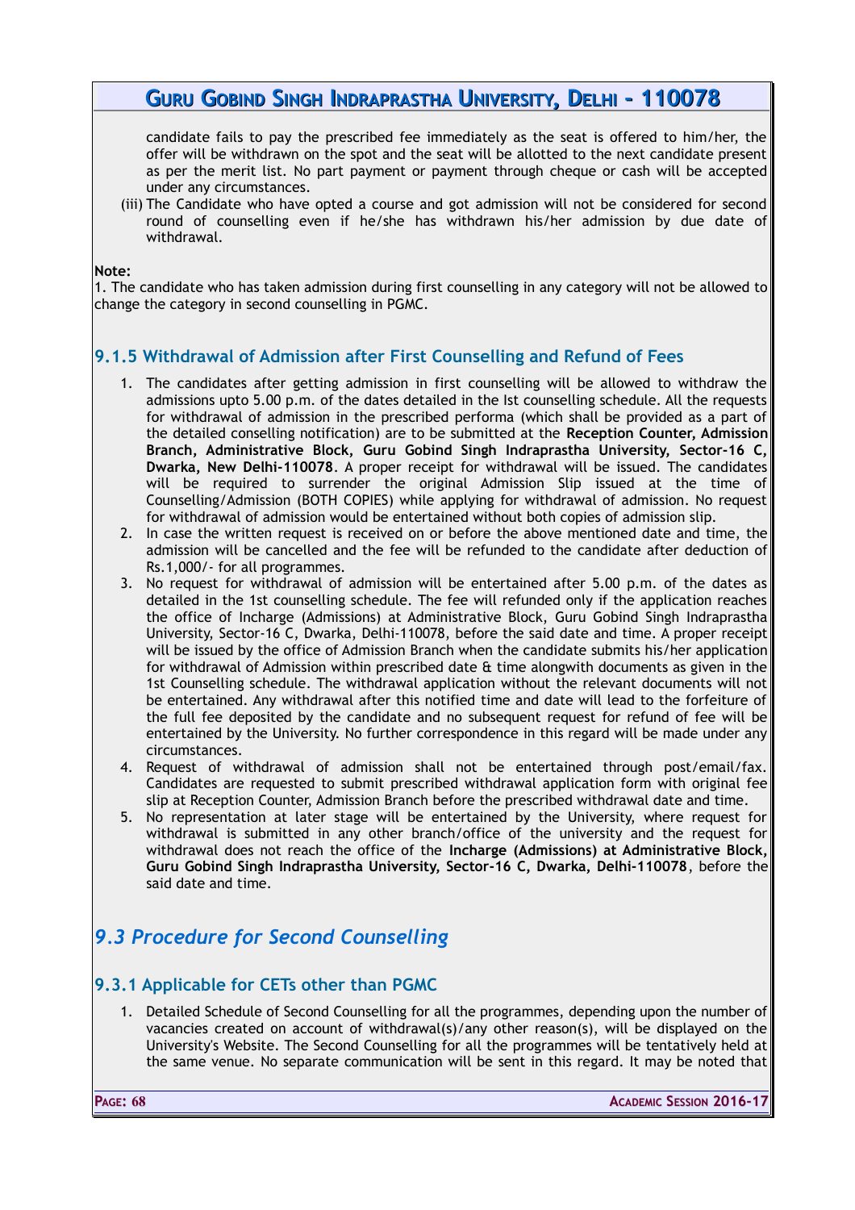candidate fails to pay the prescribed fee immediately as the seat is offered to him/her, the offer will be withdrawn on the spot and the seat will be allotted to the next candidate present as per the merit list. No part payment or payment through cheque or cash will be accepted under any circumstances.

(iii) The Candidate who have opted a course and got admission will not be considered for second round of counselling even if he/she has withdrawn his/her admission by due date of withdrawal.

**Note:**
1. The candidate who has taken admission during first counselling in any category will not be allowed to change the category in second counselling in PGMC.

### 9.1.5 Withdrawal of Admission after First Counselling and Refund of Fees

1. The candidates after getting admission in first counselling will be allowed to withdraw the admissions upto 5.00 p.m. of the dates detailed in the Ist counselling schedule. All the requests for withdrawal of admission in the prescribed performa (which shall be provided as a part of the detailed conselling notification) are to be submitted at the **Reception Counter, Admission Branch, Administrative Block, Guru Gobind Singh Indraprastha University, Sector-16 C, Dwarka, New Delhi-110078**. A proper receipt for withdrawal will be issued. The candidates will be required to surrender the original Admission Slip issued at the time of Counselling/Admission (BOTH COPIES) while applying for withdrawal of admission. No request for withdrawal of admission would be entertained without both copies of admission slip.
2. In case the written request is received on or before the above mentioned date and time, the admission will be cancelled and the fee will be refunded to the candidate after deduction of Rs.1,000/- for all programmes.
3. No request for withdrawal of admission will be entertained after 5.00 p.m. of the dates as detailed in the 1st counselling schedule. The fee will refunded only if the application reaches the office of Incharge (Admissions) at Administrative Block, Guru Gobind Singh Indraprastha University, Sector-16 C, Dwarka, Delhi-110078, before the said date and time. A proper receipt will be issued by the office of Admission Branch when the candidate submits his/her application for withdrawal of Admission within prescribed date & time alongwith documents as given in the 1st Counselling schedule. The withdrawal application without the relevant documents will not be entertained. Any withdrawal after this notified time and date will lead to the forfeiture of the full fee deposited by the candidate and no subsequent request for refund of fee will be entertained by the University. No further correspondence in this regard will be made under any circumstances.
4. Request of withdrawal of admission shall not be entertained through post/email/fax. Candidates are requested to submit prescribed withdrawal application form with original fee slip at Reception Counter, Admission Branch before the prescribed withdrawal date and time.
5. No representation at later stage will be entertained by the University, where request for withdrawal is submitted in any other branch/office of the university and the request for withdrawal does not reach the office of the **Incharge (Admissions) at Administrative Block, Guru Gobind Singh Indraprastha University, Sector-16 C, Dwarka, Delhi-110078**, before the said date and time.

## *9.3 Procedure for Second Counselling*

### 9.3.1 Applicable for CETs other than PGMC

1. Detailed Schedule of Second Counselling for all the programmes, depending upon the number of vacancies created on account of withdrawal(s)/any other reason(s), will be displayed on the University's Website. The Second Counselling for all the programmes will be tentatively held at the same venue. No separate communication will be sent in this regard. It may be noted that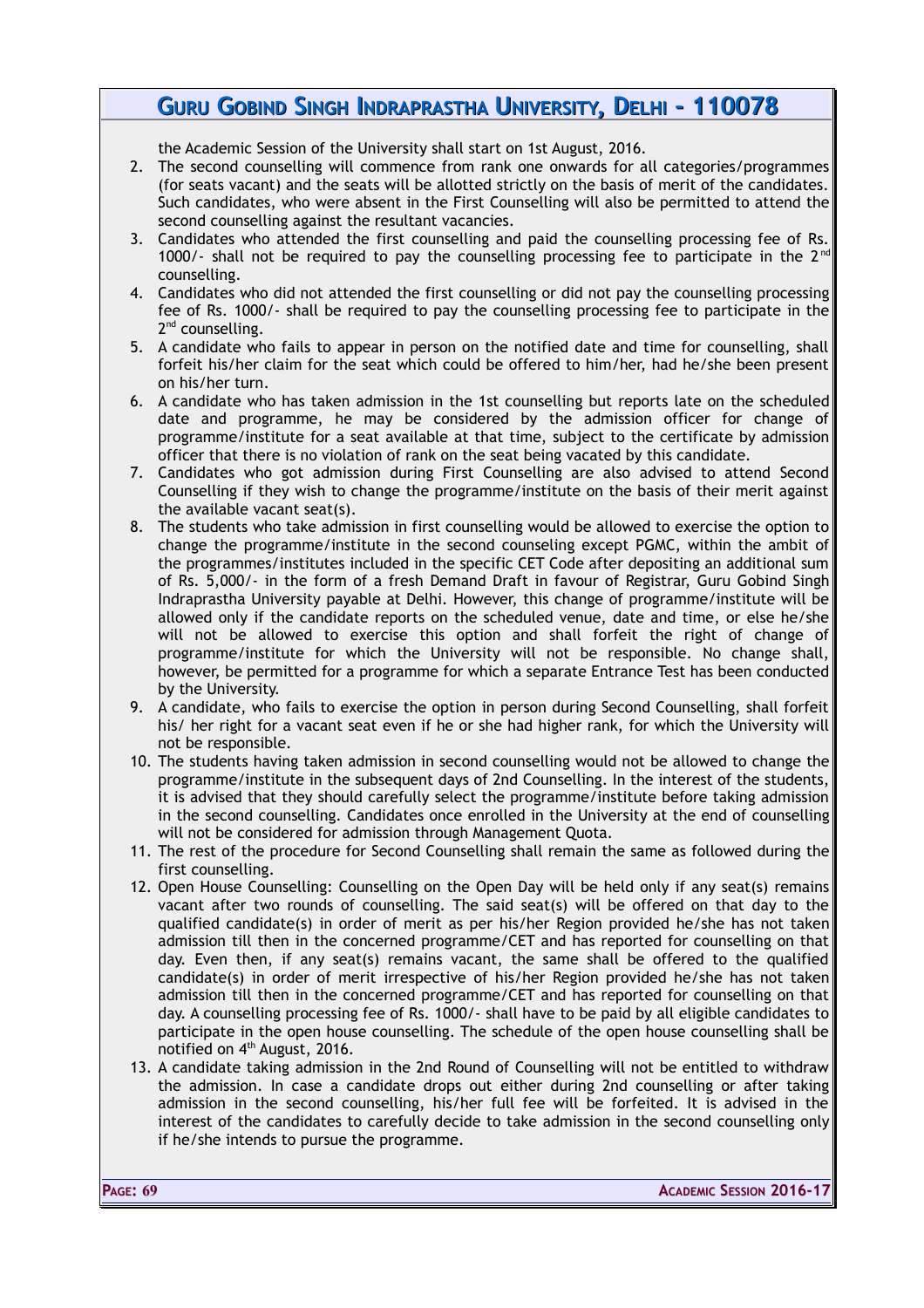the Academic Session of the University shall start on 1st August, 2016.

2. The second counselling will commence from rank one onwards for all categories/programmes (for seats vacant) and the seats will be allotted strictly on the basis of merit of the candidates. Such candidates, who were absent in the First Counselling will also be permitted to attend the second counselling against the resultant vacancies.
3. Candidates who attended the first counselling and paid the counselling processing fee of Rs. 1000/- shall not be required to pay the counselling processing fee to participate in the 2nd counselling.
4. Candidates who did not attended the first counselling or did not pay the counselling processing fee of Rs. 1000/- shall be required to pay the counselling processing fee to participate in the 2nd counselling.
5. A candidate who fails to appear in person on the notified date and time for counselling, shall forfeit his/her claim for the seat which could be offered to him/her, had he/she been present on his/her turn.
6. A candidate who has taken admission in the 1st counselling but reports late on the scheduled date and programme, he may be considered by the admission officer for change of programme/institute for a seat available at that time, subject to the certificate by admission officer that there is no violation of rank on the seat being vacated by this candidate.
7. Candidates who got admission during First Counselling are also advised to attend Second Counselling if they wish to change the programme/institute on the basis of their merit against the available vacant seat(s).
8. The students who take admission in first counselling would be allowed to exercise the option to change the programme/institute in the second counseling except PGMC, within the ambit of the programmes/institutes included in the specific CET Code after depositing an additional sum of Rs. 5,000/- in the form of a fresh Demand Draft in favour of Registrar, Guru Gobind Singh Indraprastha University payable at Delhi. However, this change of programme/institute will be allowed only if the candidate reports on the scheduled venue, date and time, or else he/she will not be allowed to exercise this option and shall forfeit the right of change of programme/institute for which the University will not be responsible. No change shall, however, be permitted for a programme for which a separate Entrance Test has been conducted by the University.
9. A candidate, who fails to exercise the option in person during Second Counselling, shall forfeit his/ her right for a vacant seat even if he or she had higher rank, for which the University will not be responsible.
10. The students having taken admission in second counselling would not be allowed to change the programme/institute in the subsequent days of 2nd Counselling. In the interest of the students, it is advised that they should carefully select the programme/institute before taking admission in the second counselling. Candidates once enrolled in the University at the end of counselling will not be considered for admission through Management Quota.
11. The rest of the procedure for Second Counselling shall remain the same as followed during the first counselling.
12. Open House Counselling: Counselling on the Open Day will be held only if any seat(s) remains vacant after two rounds of counselling. The said seat(s) will be offered on that day to the qualified candidate(s) in order of merit as per his/her Region provided he/she has not taken admission till then in the concerned programme/CET and has reported for counselling on that day. Even then, if any seat(s) remains vacant, the same shall be offered to the qualified candidate(s) in order of merit irrespective of his/her Region provided he/she has not taken admission till then in the concerned programme/CET and has reported for counselling on that day. A counselling processing fee of Rs. 1000/- shall have to be paid by all eligible candidates to participate in the open house counselling. The schedule of the open house counselling shall be notified on 4th August, 2016.
13. A candidate taking admission in the 2nd Round of Counselling will not be entitled to withdraw the admission. In case a candidate drops out either during 2nd counselling or after taking admission in the second counselling, his/her full fee will be forfeited. It is advised in the interest of the candidates to carefully decide to take admission in the second counselling only if he/she intends to pursue the programme.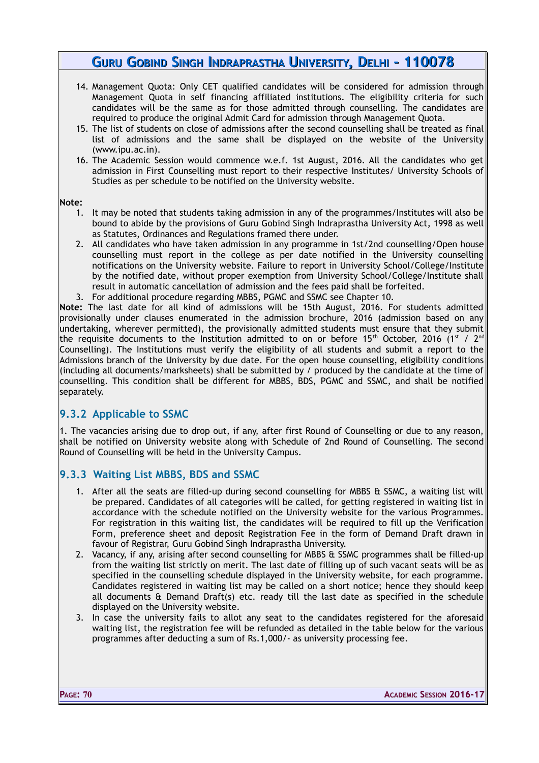14. Management Quota: Only CET qualified candidates will be considered for admission through Management Quota in self financing affiliated institutions. The eligibility criteria for such candidates will be the same as for those admitted through counselling. The candidates are required to produce the original Admit Card for admission through Management Quota.
15. The list of students on close of admissions after the second counselling shall be treated as final list of admissions and the same shall be displayed on the website of the University (www.ipu.ac.in).
16. The Academic Session would commence w.e.f. 1st August, 2016. All the candidates who get admission in First Counselling must report to their respective Institutes/ University Schools of Studies as per schedule to be notified on the University website.

**Note:**

1. It may be noted that students taking admission in any of the programmes/Institutes will also be bound to abide by the provisions of Guru Gobind Singh Indraprastha University Act, 1998 as well as Statutes, Ordinances and Regulations framed there under.
2. All candidates who have taken admission in any programme in 1st/2nd counselling/Open house counselling must report in the college as per date notified in the University counselling notifications on the University website. Failure to report in University School/College/Institute by the notified date, without proper exemption from University School/College/Institute shall result in automatic cancellation of admission and the fees paid shall be forfeited.
3. For additional procedure regarding MBBS, PGMC and SSMC see Chapter 10.

**Note:** The last date for all kind of admissions will be 15th August, 2016. For students admitted provisionally under clauses enumerated in the admission brochure, 2016 (admission based on any undertaking, wherever permitted), the provisionally admitted students must ensure that they submit the requisite documents to the Institution admitted to on or before 15th October, 2016 (1st / 2nd Counselling). The Institutions must verify the eligibility of all students and submit a report to the Admissions branch of the University by due date. For the open house counselling, eligibility conditions (including all documents/marksheets) shall be submitted by / produced by the candidate at the time of counselling. This condition shall be different for MBBS, BDS, PGMC and SSMC, and shall be notified separately.

## 9.3.2 Applicable to SSMC

1. The vacancies arising due to drop out, if any, after first Round of Counselling or due to any reason, shall be notified on University website along with Schedule of 2nd Round of Counselling. The second Round of Counselling will be held in the University Campus.

## 9.3.3 Waiting List MBBS, BDS and SSMC

1. After all the seats are filled-up during second counselling for MBBS & SSMC, a waiting list will be prepared. Candidates of all categories will be called, for getting registered in waiting list in accordance with the schedule notified on the University website for the various Programmes. For registration in this waiting list, the candidates will be required to fill up the Verification Form, preference sheet and deposit Registration Fee in the form of Demand Draft drawn in favour of Registrar, Guru Gobind Singh Indraprastha University.
2. Vacancy, if any, arising after second counselling for MBBS & SSMC programmes shall be filled-up from the waiting list strictly on merit. The last date of filling up of such vacant seats will be as specified in the counselling schedule displayed in the University website, for each programme. Candidates registered in waiting list may be called on a short notice; hence they should keep all documents & Demand Draft(s) etc. ready till the last date as specified in the schedule displayed on the University website.
3. In case the university fails to allot any seat to the candidates registered for the aforesaid waiting list, the registration fee will be refunded as detailed in the table below for the various programmes after deducting a sum of Rs.1,000/- as university processing fee.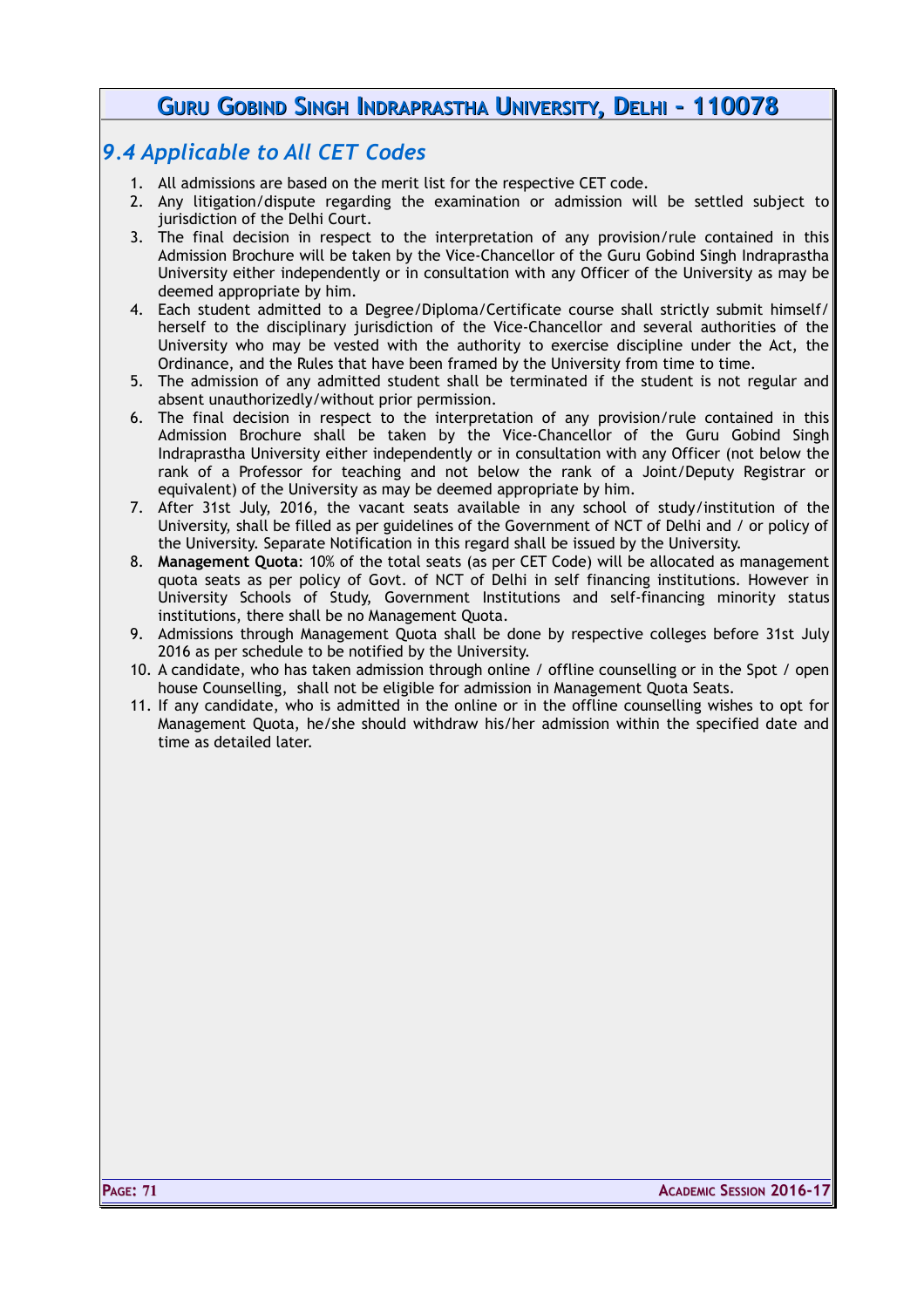## *9.4 Applicable to All CET Codes*

1. All admissions are based on the merit list for the respective CET code.
2. Any litigation/dispute regarding the examination or admission will be settled subject to jurisdiction of the Delhi Court.
3. The final decision in respect to the interpretation of any provision/rule contained in this Admission Brochure will be taken by the Vice-Chancellor of the Guru Gobind Singh Indraprastha University either independently or in consultation with any Officer of the University as may be deemed appropriate by him.
4. Each student admitted to a Degree/Diploma/Certificate course shall strictly submit himself/ herself to the disciplinary jurisdiction of the Vice-Chancellor and several authorities of the University who may be vested with the authority to exercise discipline under the Act, the Ordinance, and the Rules that have been framed by the University from time to time.
5. The admission of any admitted student shall be terminated if the student is not regular and absent unauthorizedly/without prior permission.
6. The final decision in respect to the interpretation of any provision/rule contained in this Admission Brochure shall be taken by the Vice-Chancellor of the Guru Gobind Singh Indraprastha University either independently or in consultation with any Officer (not below the rank of a Professor for teaching and not below the rank of a Joint/Deputy Registrar or equivalent) of the University as may be deemed appropriate by him.
7. After 31st July, 2016, the vacant seats available in any school of study/institution of the University, shall be filled as per guidelines of the Government of NCT of Delhi and / or policy of the University. Separate Notification in this regard shall be issued by the University.
8. **Management Quota**: 10% of the total seats (as per CET Code) will be allocated as management quota seats as per policy of Govt. of NCT of Delhi in self financing institutions. However in University Schools of Study, Government Institutions and self-financing minority status institutions, there shall be no Management Quota.
9. Admissions through Management Quota shall be done by respective colleges before 31st July 2016 as per schedule to be notified by the University.
10. A candidate, who has taken admission through online / offline counselling or in the Spot / open house Counselling, shall not be eligible for admission in Management Quota Seats.
11. If any candidate, who is admitted in the online or in the offline counselling wishes to opt for Management Quota, he/she should withdraw his/her admission within the specified date and time as detailed later.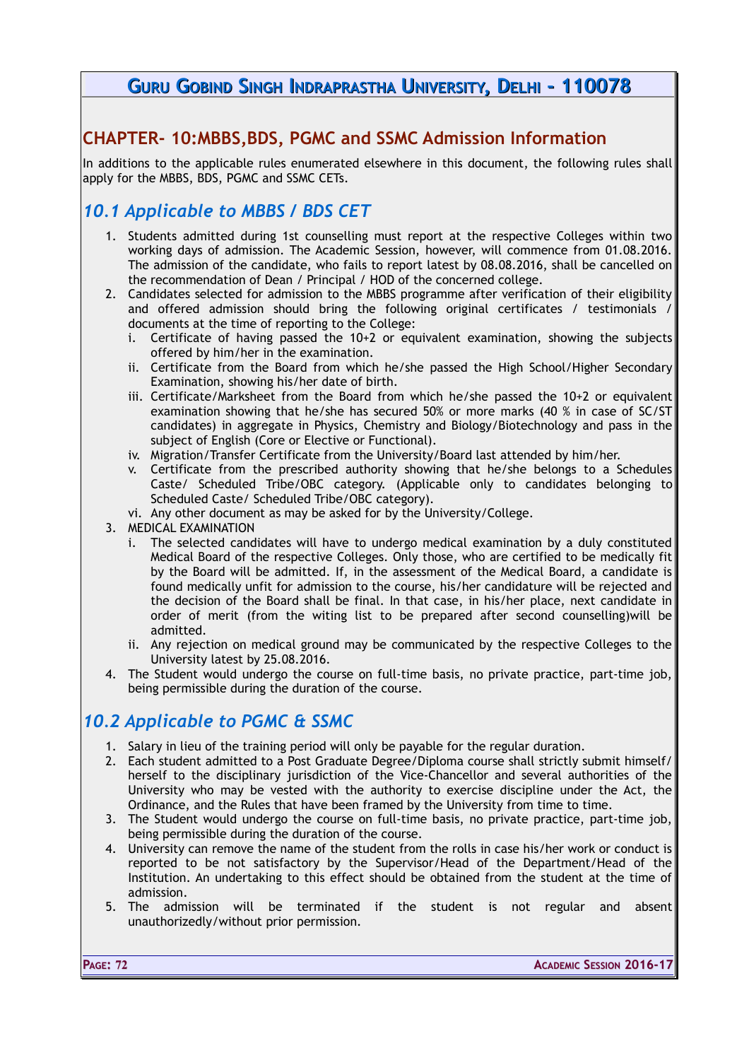## CHAPTER- 10:MBBS,BDS, PGMC and SSMC Admission Information

In additions to the applicable rules enumerated elsewhere in this document, the following rules shall apply for the MBBS, BDS, PGMC and SSMC CETs.

### 10.1 Applicable to MBBS / BDS CET

1. Students admitted during 1st counselling must report at the respective Colleges within two working days of admission. The Academic Session, however, will commence from 01.08.2016. The admission of the candidate, who fails to report latest by 08.08.2016, shall be cancelled on the recommendation of Dean / Principal / HOD of the concerned college.
2. Candidates selected for admission to the MBBS programme after verification of their eligibility and offered admission should bring the following original certificates / testimonials / documents at the time of reporting to the College:
   i. Certificate of having passed the 10+2 or equivalent examination, showing the subjects offered by him/her in the examination.
   ii. Certificate from the Board from which he/she passed the High School/Higher Secondary Examination, showing his/her date of birth.
   iii. Certificate/Marksheet from the Board from which he/she passed the 10+2 or equivalent examination showing that he/she has secured 50% or more marks (40 % in case of SC/ST candidates) in aggregate in Physics, Chemistry and Biology/Biotechnology and pass in the subject of English (Core or Elective or Functional).
   iv. Migration/Transfer Certificate from the University/Board last attended by him/her.
   v. Certificate from the prescribed authority showing that he/she belongs to a Schedules Caste/ Scheduled Tribe/OBC category. (Applicable only to candidates belonging to Scheduled Caste/ Scheduled Tribe/OBC category).
   vi. Any other document as may be asked for by the University/College.
3. MEDICAL EXAMINATION
   i. The selected candidates will have to undergo medical examination by a duly constituted Medical Board of the respective Colleges. Only those, who are certified to be medically fit by the Board will be admitted. If, in the assessment of the Medical Board, a candidate is found medically unfit for admission to the course, his/her candidature will be rejected and the decision of the Board shall be final. In that case, in his/her place, next candidate in order of merit (from the witing list to be prepared after second counselling)will be admitted.
   ii. Any rejection on medical ground may be communicated by the respective Colleges to the University latest by 25.08.2016.
4. The Student would undergo the course on full-time basis, no private practice, part-time job, being permissible during the duration of the course.

### 10.2 Applicable to PGMC & SSMC

1. Salary in lieu of the training period will only be payable for the regular duration.
2. Each student admitted to a Post Graduate Degree/Diploma course shall strictly submit himself/ herself to the disciplinary jurisdiction of the Vice-Chancellor and several authorities of the University who may be vested with the authority to exercise discipline under the Act, the Ordinance, and the Rules that have been framed by the University from time to time.
3. The Student would undergo the course on full-time basis, no private practice, part-time job, being permissible during the duration of the course.
4. University can remove the name of the student from the rolls in case his/her work or conduct is reported to be not satisfactory by the Supervisor/Head of the Department/Head of the Institution. An undertaking to this effect should be obtained from the student at the time of admission.
5. The admission will be terminated if the student is not regular and absent unauthorizedly/without prior permission.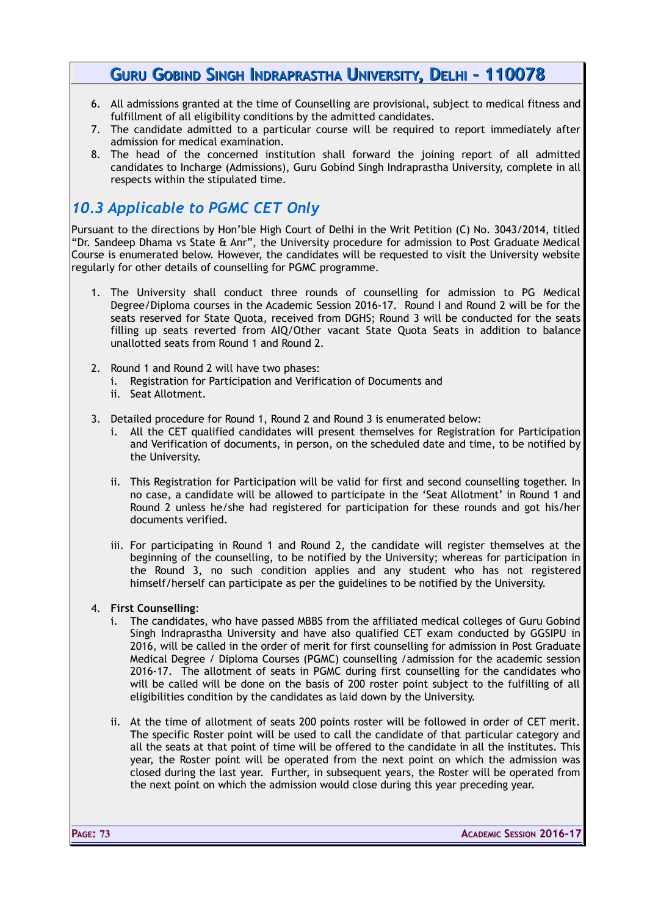6. All admissions granted at the time of Counselling are provisional, subject to medical fitness and fulfillment of all eligibility conditions by the admitted candidates.
7. The candidate admitted to a particular course will be required to report immediately after admission for medical examination.
8. The head of the concerned institution shall forward the joining report of all admitted candidates to Incharge (Admissions), Guru Gobind Singh Indraprastha University, complete in all respects within the stipulated time.

## *10.3 Applicable to PGMC CET Only*

Pursuant to the directions by Hon'ble High Court of Delhi in the Writ Petition (C) No. 3043/2014, titled "Dr. Sandeep Dhama vs State & Anr", the University procedure for admission to Post Graduate Medical Course is enumerated below. However, the candidates will be requested to visit the University website regularly for other details of counselling for PGMC programme.

1. The University shall conduct three rounds of counselling for admission to PG Medical Degree/Diploma courses in the Academic Session 2016-17. Round I and Round 2 will be for the seats reserved for State Quota, received from DGHS; Round 3 will be conducted for the seats filling up seats reverted from AIQ/Other vacant State Quota Seats in addition to balance unallotted seats from Round 1 and Round 2.

2. Round 1 and Round 2 will have two phases:
   i. Registration for Participation and Verification of Documents and
   ii. Seat Allotment.

3. Detailed procedure for Round 1, Round 2 and Round 3 is enumerated below:
   i. All the CET qualified candidates will present themselves for Registration for Participation and Verification of documents, in person, on the scheduled date and time, to be notified by the University.

   ii. This Registration for Participation will be valid for first and second counselling together. In no case, a candidate will be allowed to participate in the 'Seat Allotment' in Round 1 and Round 2 unless he/she had registered for participation for these rounds and got his/her documents verified.

   iii. For participating in Round 1 and Round 2, the candidate will register themselves at the beginning of the counselling, to be notified by the University; whereas for participation in the Round 3, no such condition applies and any student who has not registered himself/herself can participate as per the guidelines to be notified by the University.

4. **First Counselling**:
   i. The candidates, who have passed MBBS from the affiliated medical colleges of Guru Gobind Singh Indraprastha University and have also qualified CET exam conducted by GGSIPU in 2016, will be called in the order of merit for first counselling for admission in Post Graduate Medical Degree / Diploma Courses (PGMC) counselling /admission for the academic session 2016-17. The allotment of seats in PGMC during first counselling for the candidates who will be called will be done on the basis of 200 roster point subject to the fulfilling of all eligibilities condition by the candidates as laid down by the University.

   ii. At the time of allotment of seats 200 points roster will be followed in order of CET merit. The specific Roster point will be used to call the candidate of that particular category and all the seats at that point of time will be offered to the candidate in all the institutes. This year, the Roster point will be operated from the next point on which the admission was closed during the last year. Further, in subsequent years, the Roster will be operated from the next point on which the admission would close during this year preceding year.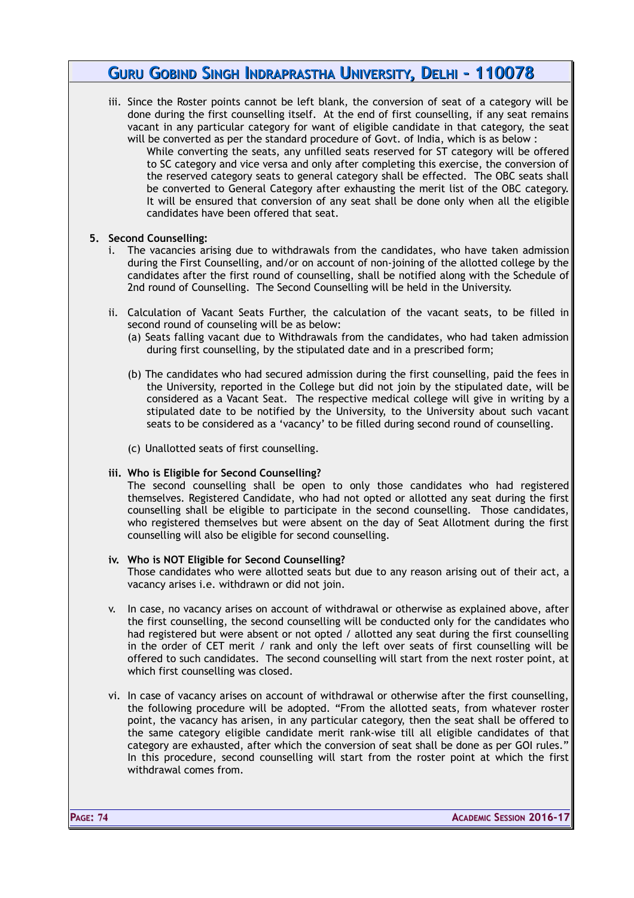iii. Since the Roster points cannot be left blank, the conversion of seat of a category will be done during the first counselling itself. At the end of first counselling, if any seat remains vacant in any particular category for want of eligible candidate in that category, the seat will be converted as per the standard procedure of Govt. of India, which is as below :

While converting the seats, any unfilled seats reserved for ST category will be offered to SC category and vice versa and only after completing this exercise, the conversion of the reserved category seats to general category shall be effected. The OBC seats shall be converted to General Category after exhausting the merit list of the OBC category. It will be ensured that conversion of any seat shall be done only when all the eligible candidates have been offered that seat.

**5. Second Counselling:**

i. The vacancies arising due to withdrawals from the candidates, who have taken admission during the First Counselling, and/or on account of non-joining of the allotted college by the candidates after the first round of counselling, shall be notified along with the Schedule of 2nd round of Counselling. The Second Counselling will be held in the University.

ii. Calculation of Vacant Seats Further, the calculation of the vacant seats, to be filled in second round of counseling will be as below:

(a) Seats falling vacant due to Withdrawals from the candidates, who had taken admission during first counselling, by the stipulated date and in a prescribed form;

(b) The candidates who had secured admission during the first counselling, paid the fees in the University, reported in the College but did not join by the stipulated date, will be considered as a Vacant Seat. The respective medical college will give in writing by a stipulated date to be notified by the University, to the University about such vacant seats to be considered as a 'vacancy' to be filled during second round of counselling.

(c) Unallotted seats of first counselling.

**iii. Who is Eligible for Second Counselling?**

The second counselling shall be open to only those candidates who had registered themselves. Registered Candidate, who had not opted or allotted any seat during the first counselling shall be eligible to participate in the second counselling. Those candidates, who registered themselves but were absent on the day of Seat Allotment during the first counselling will also be eligible for second counselling.

**iv. Who is NOT Eligible for Second Counselling?**

Those candidates who were allotted seats but due to any reason arising out of their act, a vacancy arises i.e. withdrawn or did not join.

v. In case, no vacancy arises on account of withdrawal or otherwise as explained above, after the first counselling, the second counselling will be conducted only for the candidates who had registered but were absent or not opted / allotted any seat during the first counselling in the order of CET merit / rank and only the left over seats of first counselling will be offered to such candidates. The second counselling will start from the next roster point, at which first counselling was closed.

vi. In case of vacancy arises on account of withdrawal or otherwise after the first counselling, the following procedure will be adopted. "From the allotted seats, from whatever roster point, the vacancy has arisen, in any particular category, then the seat shall be offered to the same category eligible candidate merit rank-wise till all eligible candidates of that category are exhausted, after which the conversion of seat shall be done as per GOI rules." In this procedure, second counselling will start from the roster point at which the first withdrawal comes from.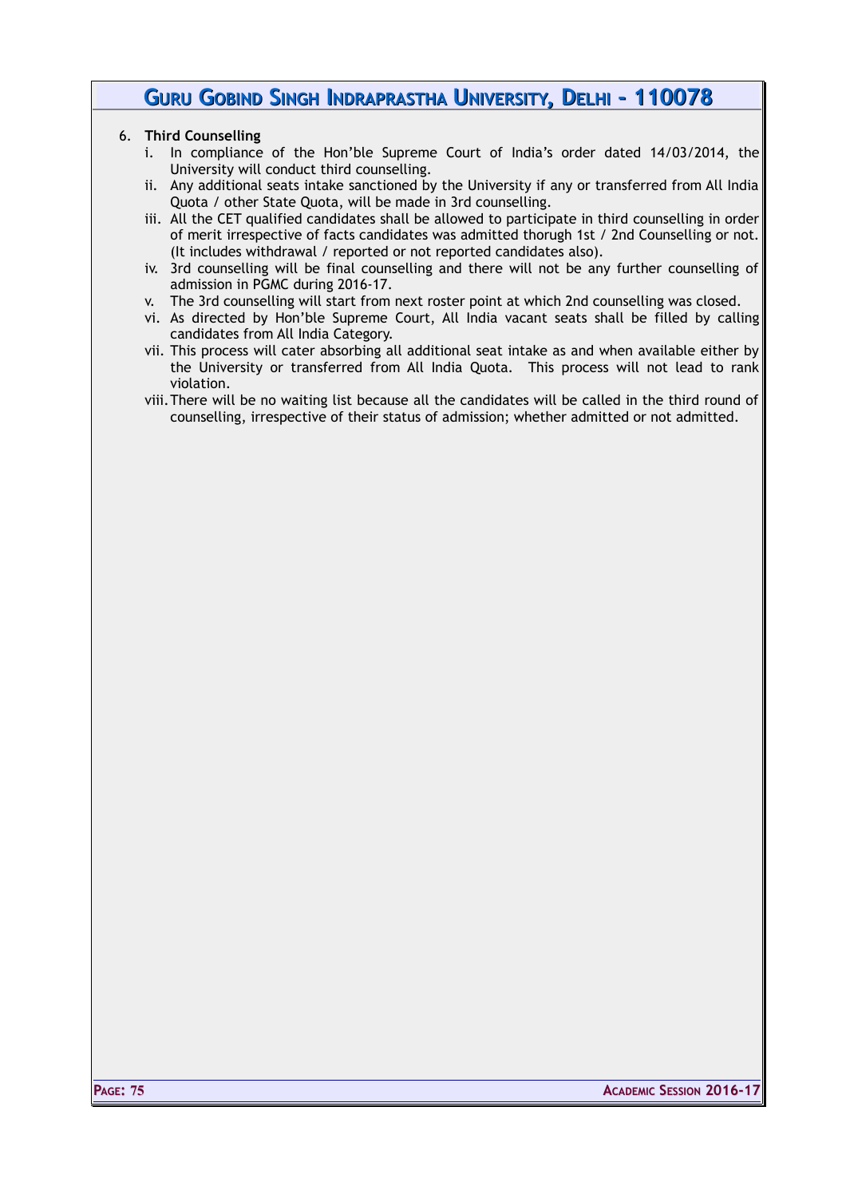6. **Third Counselling**
   i. In compliance of the Hon'ble Supreme Court of India's order dated 14/03/2014, the University will conduct third counselling.
   ii. Any additional seats intake sanctioned by the University if any or transferred from All India Quota / other State Quota, will be made in 3rd counselling.
   iii. All the CET qualified candidates shall be allowed to participate in third counselling in order of merit irrespective of facts candidates was admitted thorugh 1st / 2nd Counselling or not. (It includes withdrawal / reported or not reported candidates also).
   iv. 3rd counselling will be final counselling and there will not be any further counselling of admission in PGMC during 2016-17.
   v. The 3rd counselling will start from next roster point at which 2nd counselling was closed.
   vi. As directed by Hon'ble Supreme Court, All India vacant seats shall be filled by calling candidates from All India Category.
   vii. This process will cater absorbing all additional seat intake as and when available either by the University or transferred from All India Quota. This process will not lead to rank violation.
   viii. There will be no waiting list because all the candidates will be called in the third round of counselling, irrespective of their status of admission; whether admitted or not admitted.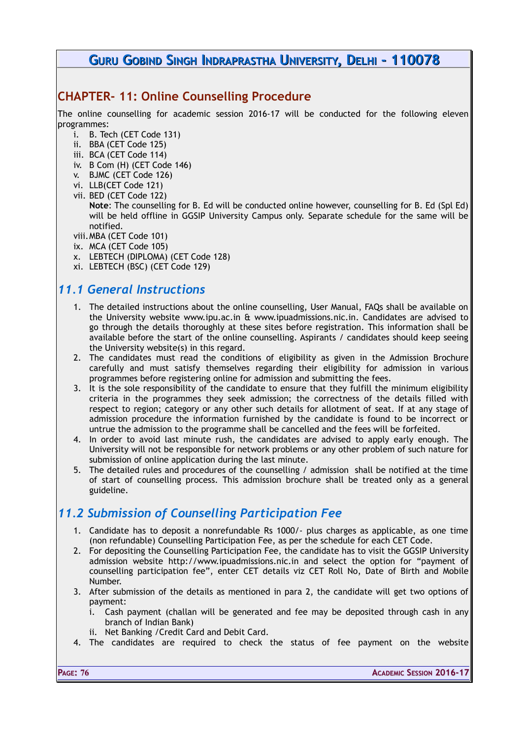## CHAPTER- 11: Online Counselling Procedure

The online counselling for academic session 2016-17 will be conducted for the following eleven programmes:

i. B. Tech (CET Code 131)
ii. BBA (CET Code 125)
iii. BCA (CET Code 114)
iv. B Com (H) (CET Code 146)
v. BJMC (CET Code 126)
vi. LLB(CET Code 121)
vii. BED (CET Code 122)
   **Note**: The counselling for B. Ed will be conducted online however, counselling for B. Ed (Spl Ed) will be held offline in GGSIP University Campus only. Separate schedule for the same will be notified.
viii. MBA (CET Code 101)
ix. MCA (CET Code 105)
x. LEBTECH (DIPLOMA) (CET Code 128)
xi. LEBTECH (BSC) (CET Code 129)

### *11.1 General Instructions*

1. The detailed instructions about the online counselling, User Manual, FAQs shall be available on the University website www.ipu.ac.in & www.ipuadmissions.nic.in. Candidates are advised to go through the details thoroughly at these sites before registration. This information shall be available before the start of the online counselling. Aspirants / candidates should keep seeing the University website(s) in this regard.
2. The candidates must read the conditions of eligibility as given in the Admission Brochure carefully and must satisfy themselves regarding their eligibility for admission in various programmes before registering online for admission and submitting the fees.
3. It is the sole responsibility of the candidate to ensure that they fulfill the minimum eligibility criteria in the programmes they seek admission; the correctness of the details filled with respect to region; category or any other such details for allotment of seat. If at any stage of admission procedure the information furnished by the candidate is found to be incorrect or untrue the admission to the programme shall be cancelled and the fees will be forfeited.
4. In order to avoid last minute rush, the candidates are advised to apply early enough. The University will not be responsible for network problems or any other problem of such nature for submission of online application during the last minute.
5. The detailed rules and procedures of the counselling / admission shall be notified at the time of start of counselling process. This admission brochure shall be treated only as a general guideline.

### *11.2 Submission of Counselling Participation Fee*

1. Candidate has to deposit a nonrefundable Rs 1000/- plus charges as applicable, as one time (non refundable) Counselling Participation Fee, as per the schedule for each CET Code.
2. For depositing the Counselling Participation Fee, the candidate has to visit the GGSIP University admission website http://www.ipuadmissions.nic.in and select the option for "payment of counselling participation fee", enter CET details viz CET Roll No, Date of Birth and Mobile Number.
3. After submission of the details as mentioned in para 2, the candidate will get two options of payment:
   i. Cash payment (challan will be generated and fee may be deposited through cash in any branch of Indian Bank)
   ii. Net Banking /Credit Card and Debit Card.
4. The candidates are required to check the status of fee payment on the website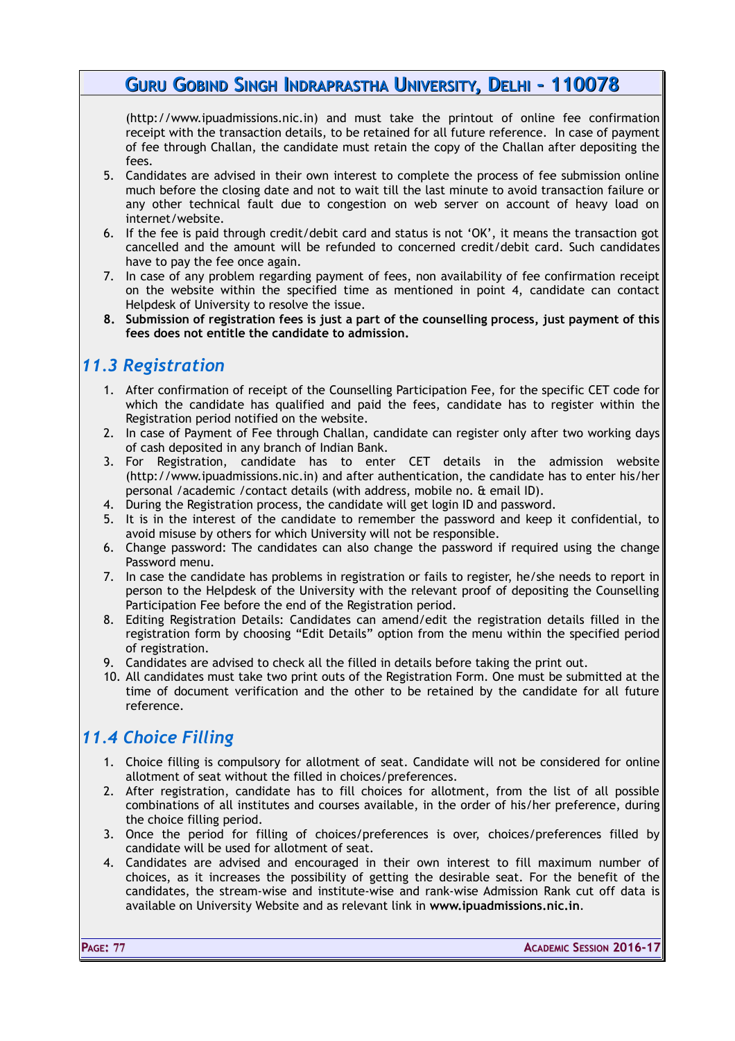(http://www.ipuadmissions.nic.in) and must take the printout of online fee confirmation receipt with the transaction details, to be retained for all future reference. In case of payment of fee through Challan, the candidate must retain the copy of the Challan after depositing the fees.

5. Candidates are advised in their own interest to complete the process of fee submission online much before the closing date and not to wait till the last minute to avoid transaction failure or any other technical fault due to congestion on web server on account of heavy load on internet/website.
6. If the fee is paid through credit/debit card and status is not 'OK', it means the transaction got cancelled and the amount will be refunded to concerned credit/debit card. Such candidates have to pay the fee once again.
7. In case of any problem regarding payment of fees, non availability of fee confirmation receipt on the website within the specified time as mentioned in point 4, candidate can contact Helpdesk of University to resolve the issue.
8. **Submission of registration fees is just a part of the counselling process, just payment of this fees does not entitle the candidate to admission.**

## 11.3 Registration

1. After confirmation of receipt of the Counselling Participation Fee, for the specific CET code for which the candidate has qualified and paid the fees, candidate has to register within the Registration period notified on the website.
2. In case of Payment of Fee through Challan, candidate can register only after two working days of cash deposited in any branch of Indian Bank.
3. For Registration, candidate has to enter CET details in the admission website (http://www.ipuadmissions.nic.in) and after authentication, the candidate has to enter his/her personal /academic /contact details (with address, mobile no. & email ID).
4. During the Registration process, the candidate will get login ID and password.
5. It is in the interest of the candidate to remember the password and keep it confidential, to avoid misuse by others for which University will not be responsible.
6. Change password: The candidates can also change the password if required using the change Password menu.
7. In case the candidate has problems in registration or fails to register, he/she needs to report in person to the Helpdesk of the University with the relevant proof of depositing the Counselling Participation Fee before the end of the Registration period.
8. Editing Registration Details: Candidates can amend/edit the registration details filled in the registration form by choosing "Edit Details" option from the menu within the specified period of registration.
9. Candidates are advised to check all the filled in details before taking the print out.
10. All candidates must take two print outs of the Registration Form. One must be submitted at the time of document verification and the other to be retained by the candidate for all future reference.

## 11.4 Choice Filling

1. Choice filling is compulsory for allotment of seat. Candidate will not be considered for online allotment of seat without the filled in choices/preferences.
2. After registration, candidate has to fill choices for allotment, from the list of all possible combinations of all institutes and courses available, in the order of his/her preference, during the choice filling period.
3. Once the period for filling of choices/preferences is over, choices/preferences filled by candidate will be used for allotment of seat.
4. Candidates are advised and encouraged in their own interest to fill maximum number of choices, as it increases the possibility of getting the desirable seat. For the benefit of the candidates, the stream-wise and institute-wise and rank-wise Admission Rank cut off data is available on University Website and as relevant link in **www.ipuadmissions.nic.in**.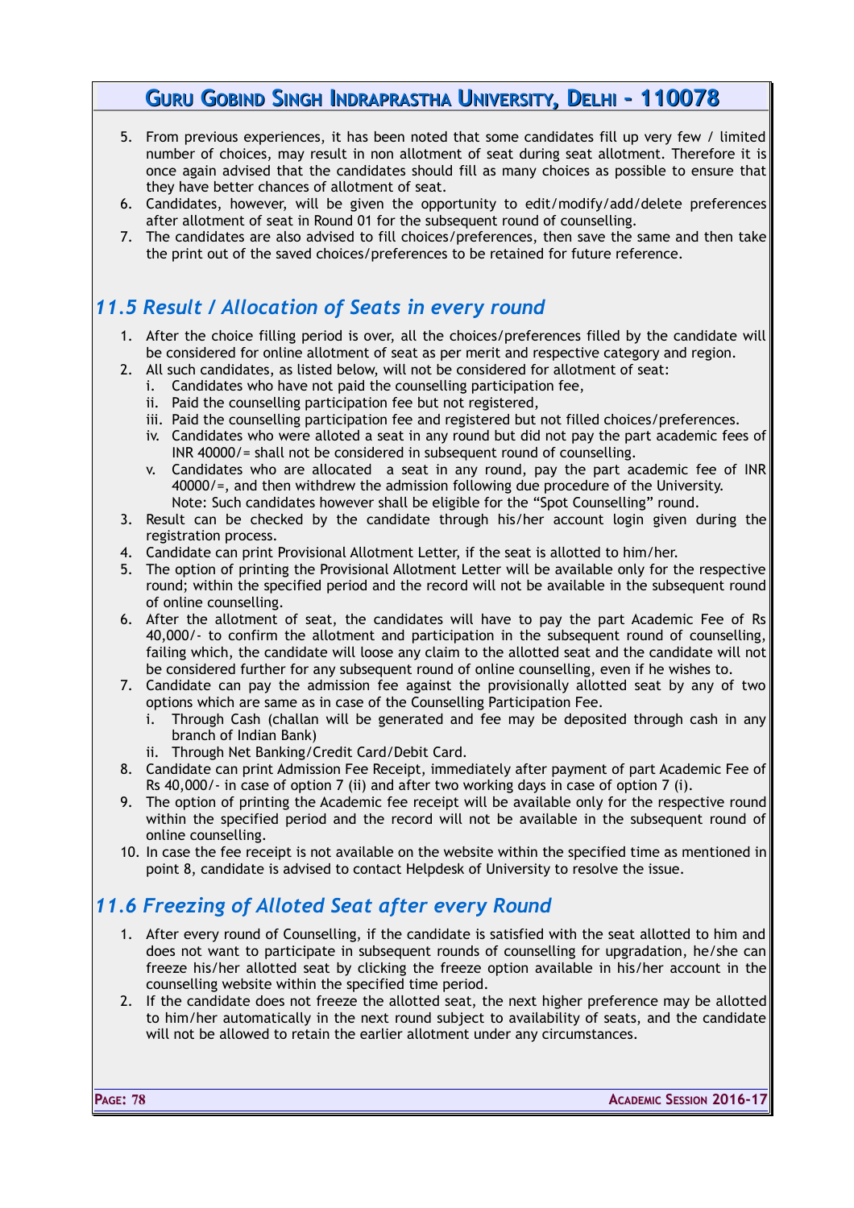5. From previous experiences, it has been noted that some candidates fill up very few / limited number of choices, may result in non allotment of seat during seat allotment. Therefore it is once again advised that the candidates should fill as many choices as possible to ensure that they have better chances of allotment of seat.
6. Candidates, however, will be given the opportunity to edit/modify/add/delete preferences after allotment of seat in Round 01 for the subsequent round of counselling.
7. The candidates are also advised to fill choices/preferences, then save the same and then take the print out of the saved choices/preferences to be retained for future reference.

## *11.5 Result / Allocation of Seats in every round*

1. After the choice filling period is over, all the choices/preferences filled by the candidate will be considered for online allotment of seat as per merit and respective category and region.
2. All such candidates, as listed below, will not be considered for allotment of seat:
   i. Candidates who have not paid the counselling participation fee,
   ii. Paid the counselling participation fee but not registered,
   iii. Paid the counselling participation fee and registered but not filled choices/preferences.
   iv. Candidates who were alloted a seat in any round but did not pay the part academic fees of INR 40000/= shall not be considered in subsequent round of counselling.
   v. Candidates who are allocated a seat in any round, pay the part academic fee of INR 40000/=, and then withdrew the admission following due procedure of the University.
   Note: Such candidates however shall be eligible for the "Spot Counselling" round.
3. Result can be checked by the candidate through his/her account login given during the registration process.
4. Candidate can print Provisional Allotment Letter, if the seat is allotted to him/her.
5. The option of printing the Provisional Allotment Letter will be available only for the respective round; within the specified period and the record will not be available in the subsequent round of online counselling.
6. After the allotment of seat, the candidates will have to pay the part Academic Fee of Rs 40,000/- to confirm the allotment and participation in the subsequent round of counselling, failing which, the candidate will loose any claim to the allotted seat and the candidate will not be considered further for any subsequent round of online counselling, even if he wishes to.
7. Candidate can pay the admission fee against the provisionally allotted seat by any of two options which are same as in case of the Counselling Participation Fee.
   i. Through Cash (challan will be generated and fee may be deposited through cash in any branch of Indian Bank)
   ii. Through Net Banking/Credit Card/Debit Card.
8. Candidate can print Admission Fee Receipt, immediately after payment of part Academic Fee of Rs 40,000/- in case of option 7 (ii) and after two working days in case of option 7 (i).
9. The option of printing the Academic fee receipt will be available only for the respective round within the specified period and the record will not be available in the subsequent round of online counselling.
10. In case the fee receipt is not available on the website within the specified time as mentioned in point 8, candidate is advised to contact Helpdesk of University to resolve the issue.

## *11.6 Freezing of Alloted Seat after every Round*

1. After every round of Counselling, if the candidate is satisfied with the seat allotted to him and does not want to participate in subsequent rounds of counselling for upgradation, he/she can freeze his/her allotted seat by clicking the freeze option available in his/her account in the counselling website within the specified time period.
2. If the candidate does not freeze the allotted seat, the next higher preference may be allotted to him/her automatically in the next round subject to availability of seats, and the candidate will not be allowed to retain the earlier allotment under any circumstances.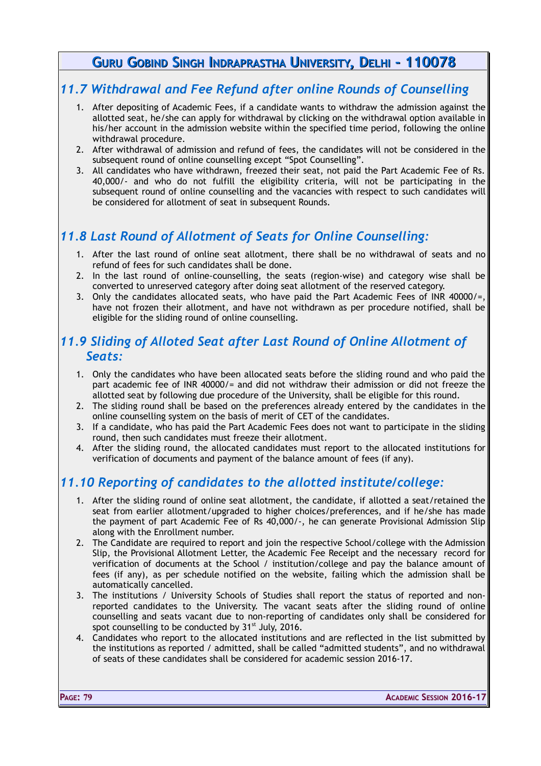## 11.7 Withdrawal and Fee Refund after online Rounds of Counselling

1. After depositing of Academic Fees, if a candidate wants to withdraw the admission against the allotted seat, he/she can apply for withdrawal by clicking on the withdrawal option available in his/her account in the admission website within the specified time period, following the online withdrawal procedure.
2. After withdrawal of admission and refund of fees, the candidates will not be considered in the subsequent round of online counselling except "Spot Counselling".
3. All candidates who have withdrawn, freezed their seat, not paid the Part Academic Fee of Rs. 40,000/- and who do not fulfill the eligibility criteria, will not be participating in the subsequent round of online counselling and the vacancies with respect to such candidates will be considered for allotment of seat in subsequent Rounds.

## 11.8 Last Round of Allotment of Seats for Online Counselling:

1. After the last round of online seat allotment, there shall be no withdrawal of seats and no refund of fees for such candidates shall be done.
2. In the last round of online-counselling, the seats (region-wise) and category wise shall be converted to unreserved category after doing seat allotment of the reserved category.
3. Only the candidates allocated seats, who have paid the Part Academic Fees of INR 40000/=, have not frozen their allotment, and have not withdrawn as per procedure notified, shall be eligible for the sliding round of online counselling.

## 11.9 Sliding of Alloted Seat after Last Round of Online Allotment of Seats:

1. Only the candidates who have been allocated seats before the sliding round and who paid the part academic fee of INR 40000/= and did not withdraw their admission or did not freeze the allotted seat by following due procedure of the University, shall be eligible for this round.
2. The sliding round shall be based on the preferences already entered by the candidates in the online counselling system on the basis of merit of CET of the candidates.
3. If a candidate, who has paid the Part Academic Fees does not want to participate in the sliding round, then such candidates must freeze their allotment.
4. After the sliding round, the allocated candidates must report to the allocated institutions for verification of documents and payment of the balance amount of fees (if any).

## 11.10 Reporting of candidates to the allotted institute/college:

1. After the sliding round of online seat allotment, the candidate, if allotted a seat/retained the seat from earlier allotment/upgraded to higher choices/preferences, and if he/she has made the payment of part Academic Fee of Rs 40,000/-, he can generate Provisional Admission Slip along with the Enrollment number.
2. The Candidate are required to report and join the respective School/college with the Admission Slip, the Provisional Allotment Letter, the Academic Fee Receipt and the necessary record for verification of documents at the School / institution/college and pay the balance amount of fees (if any), as per schedule notified on the website, failing which the admission shall be automatically cancelled.
3. The institutions / University Schools of Studies shall report the status of reported and non-reported candidates to the University. The vacant seats after the sliding round of online counselling and seats vacant due to non-reporting of candidates only shall be considered for spot counselling to be conducted by 31st July, 2016.
4. Candidates who report to the allocated institutions and are reflected in the list submitted by the institutions as reported / admitted, shall be called "admitted students", and no withdrawal of seats of these candidates shall be considered for academic session 2016-17.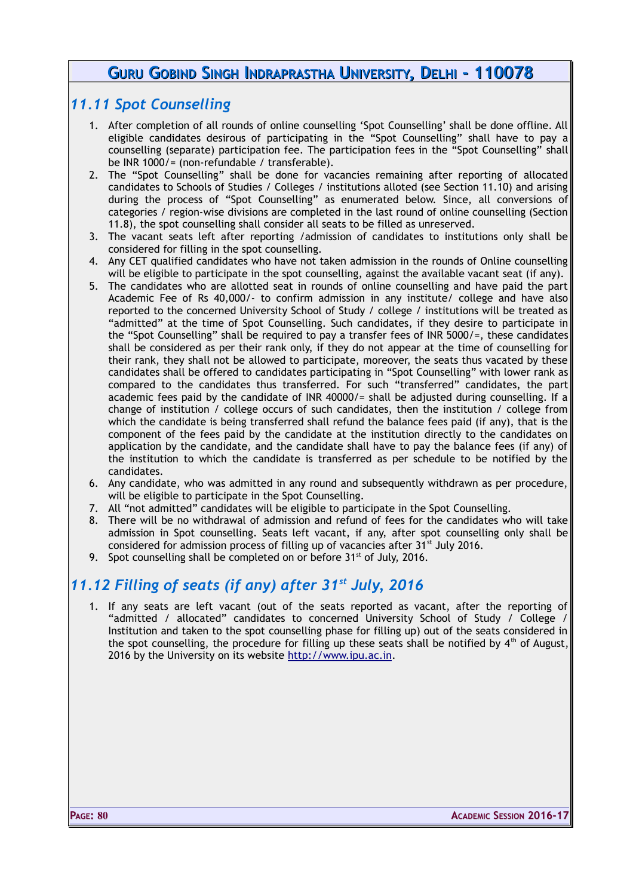## *11.11 Spot Counselling*

1. After completion of all rounds of online counselling 'Spot Counselling' shall be done offline. All eligible candidates desirous of participating in the "Spot Counselling" shall have to pay a counselling (separate) participation fee. The participation fees in the "Spot Counselling" shall be INR 1000/= (non-refundable / transferable).
2. The "Spot Counselling" shall be done for vacancies remaining after reporting of allocated candidates to Schools of Studies / Colleges / institutions alloted (see Section 11.10) and arising during the process of "Spot Counselling" as enumerated below. Since, all conversions of categories / region-wise divisions are completed in the last round of online counselling (Section 11.8), the spot counselling shall consider all seats to be filled as unreserved.
3. The vacant seats left after reporting /admission of candidates to institutions only shall be considered for filling in the spot counselling.
4. Any CET qualified candidates who have not taken admission in the rounds of Online counselling will be eligible to participate in the spot counselling, against the available vacant seat (if any).
5. The candidates who are allotted seat in rounds of online counselling and have paid the part Academic Fee of Rs 40,000/- to confirm admission in any institute/ college and have also reported to the concerned University School of Study / college / institutions will be treated as "admitted" at the time of Spot Counselling. Such candidates, if they desire to participate in the "Spot Counselling" shall be required to pay a transfer fees of INR 5000/=, these candidates shall be considered as per their rank only, if they do not appear at the time of counselling for their rank, they shall not be allowed to participate, moreover, the seats thus vacated by these candidates shall be offered to candidates participating in "Spot Counselling" with lower rank as compared to the candidates thus transferred. For such "transferred" candidates, the part academic fees paid by the candidate of INR 40000/= shall be adjusted during counselling. If a change of institution / college occurs of such candidates, then the institution / college from which the candidate is being transferred shall refund the balance fees paid (if any), that is the component of the fees paid by the candidate at the institution directly to the candidates on application by the candidate, and the candidate shall have to pay the balance fees (if any) of the institution to which the candidate is transferred as per schedule to be notified by the candidates.
6. Any candidate, who was admitted in any round and subsequently withdrawn as per procedure, will be eligible to participate in the Spot Counselling.
7. All "not admitted" candidates will be eligible to participate in the Spot Counselling.
8. There will be no withdrawal of admission and refund of fees for the candidates who will take admission in Spot counselling. Seats left vacant, if any, after spot counselling only shall be considered for admission process of filling up of vacancies after 31st July 2016.
9. Spot counselling shall be completed on or before 31st of July, 2016.

## *11.12 Filling of seats (if any) after 31st July, 2016*

1. If any seats are left vacant (out of the seats reported as vacant, after the reporting of "admitted / allocated" candidates to concerned University School of Study / College / Institution and taken to the spot counselling phase for filling up) out of the seats considered in the spot counselling, the procedure for filling up these seats shall be notified by 4th of August, 2016 by the University on its website http://www.ipu.ac.in.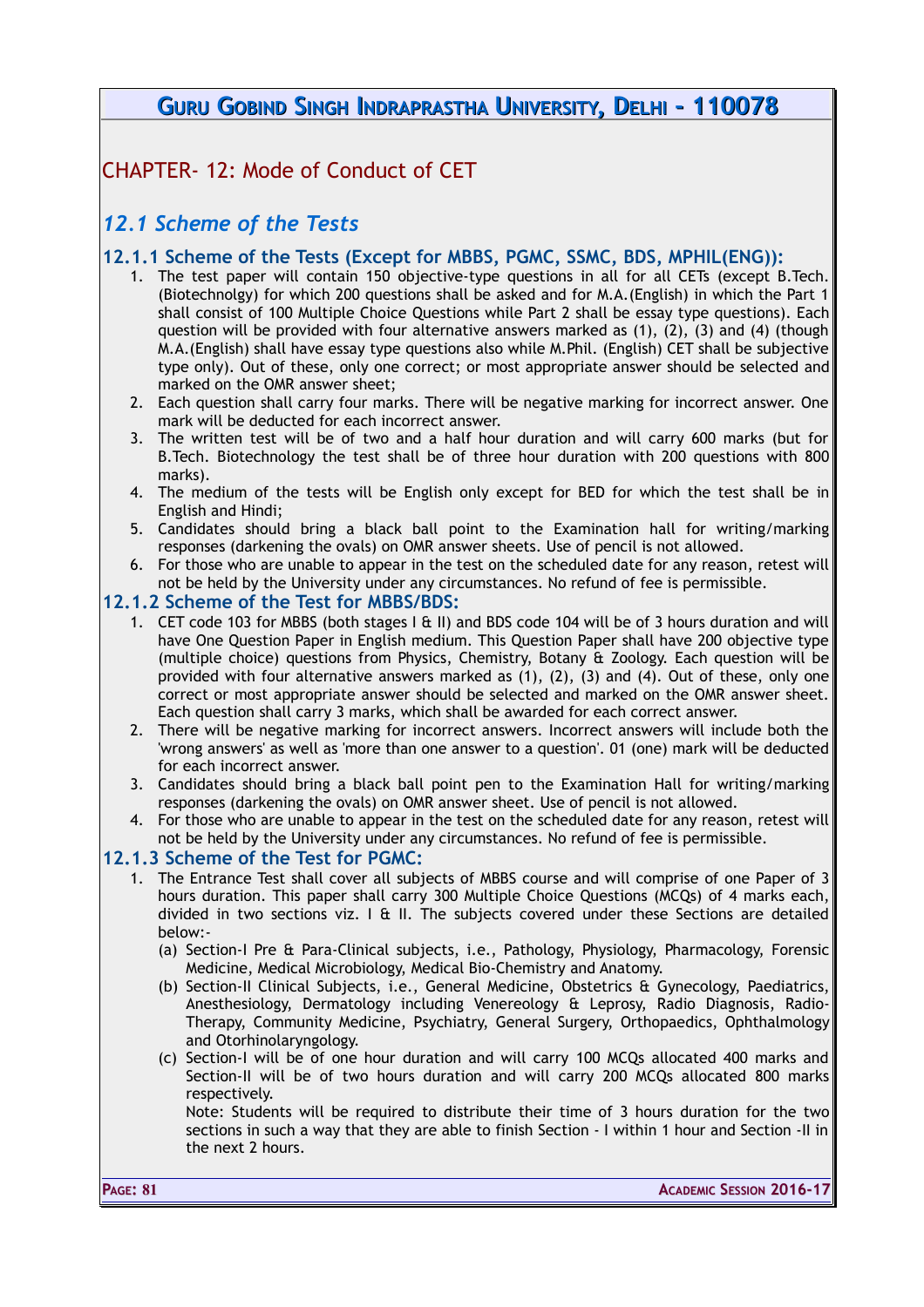## CHAPTER- 12: Mode of Conduct of CET

### *12.1 Scheme of the Tests*

#### 12.1.1 Scheme of the Tests (Except for MBBS, PGMC, SSMC, BDS, MPHIL(ENG)):

1. The test paper will contain 150 objective-type questions in all for all CETs (except B.Tech. (Biotechnolgy) for which 200 questions shall be asked and for M.A.(English) in which the Part 1 shall consist of 100 Multiple Choice Questions while Part 2 shall be essay type questions). Each question will be provided with four alternative answers marked as (1), (2), (3) and (4) (though M.A.(English) shall have essay type questions also while M.Phil. (English) CET shall be subjective type only). Out of these, only one correct; or most appropriate answer should be selected and marked on the OMR answer sheet;
2. Each question shall carry four marks. There will be negative marking for incorrect answer. One mark will be deducted for each incorrect answer.
3. The written test will be of two and a half hour duration and will carry 600 marks (but for B.Tech. Biotechnology the test shall be of three hour duration with 200 questions with 800 marks).
4. The medium of the tests will be English only except for BED for which the test shall be in English and Hindi;
5. Candidates should bring a black ball point to the Examination hall for writing/marking responses (darkening the ovals) on OMR answer sheets. Use of pencil is not allowed.
6. For those who are unable to appear in the test on the scheduled date for any reason, retest will not be held by the University under any circumstances. No refund of fee is permissible.

#### 12.1.2 Scheme of the Test for MBBS/BDS:

1. CET code 103 for MBBS (both stages I & II) and BDS code 104 will be of 3 hours duration and will have One Question Paper in English medium. This Question Paper shall have 200 objective type (multiple choice) questions from Physics, Chemistry, Botany & Zoology. Each question will be provided with four alternative answers marked as (1), (2), (3) and (4). Out of these, only one correct or most appropriate answer should be selected and marked on the OMR answer sheet. Each question shall carry 3 marks, which shall be awarded for each correct answer.
2. There will be negative marking for incorrect answers. Incorrect answers will include both the 'wrong answers' as well as 'more than one answer to a question'. 01 (one) mark will be deducted for each incorrect answer.
3. Candidates should bring a black ball point pen to the Examination Hall for writing/marking responses (darkening the ovals) on OMR answer sheet. Use of pencil is not allowed.
4. For those who are unable to appear in the test on the scheduled date for any reason, retest will not be held by the University under any circumstances. No refund of fee is permissible.

#### 12.1.3 Scheme of the Test for PGMC:

1. The Entrance Test shall cover all subjects of MBBS course and will comprise of one Paper of 3 hours duration. This paper shall carry 300 Multiple Choice Questions (MCQs) of 4 marks each, divided in two sections viz. I & II. The subjects covered under these Sections are detailed below:-
   (a) Section-I Pre & Para-Clinical subjects, i.e., Pathology, Physiology, Pharmacology, Forensic Medicine, Medical Microbiology, Medical Bio-Chemistry and Anatomy.
   (b) Section-II Clinical Subjects, i.e., General Medicine, Obstetrics & Gynecology, Paediatrics, Anesthesiology, Dermatology including Venereology & Leprosy, Radio Diagnosis, Radio-Therapy, Community Medicine, Psychiatry, General Surgery, Orthopaedics, Ophthalmology and Otorhinolaryngology.
   (c) Section-I will be of one hour duration and will carry 100 MCQs allocated 400 marks and Section-II will be of two hours duration and will carry 200 MCQs allocated 800 marks respectively.
   Note: Students will be required to distribute their time of 3 hours duration for the two sections in such a way that they are able to finish Section - I within 1 hour and Section -II in the next 2 hours.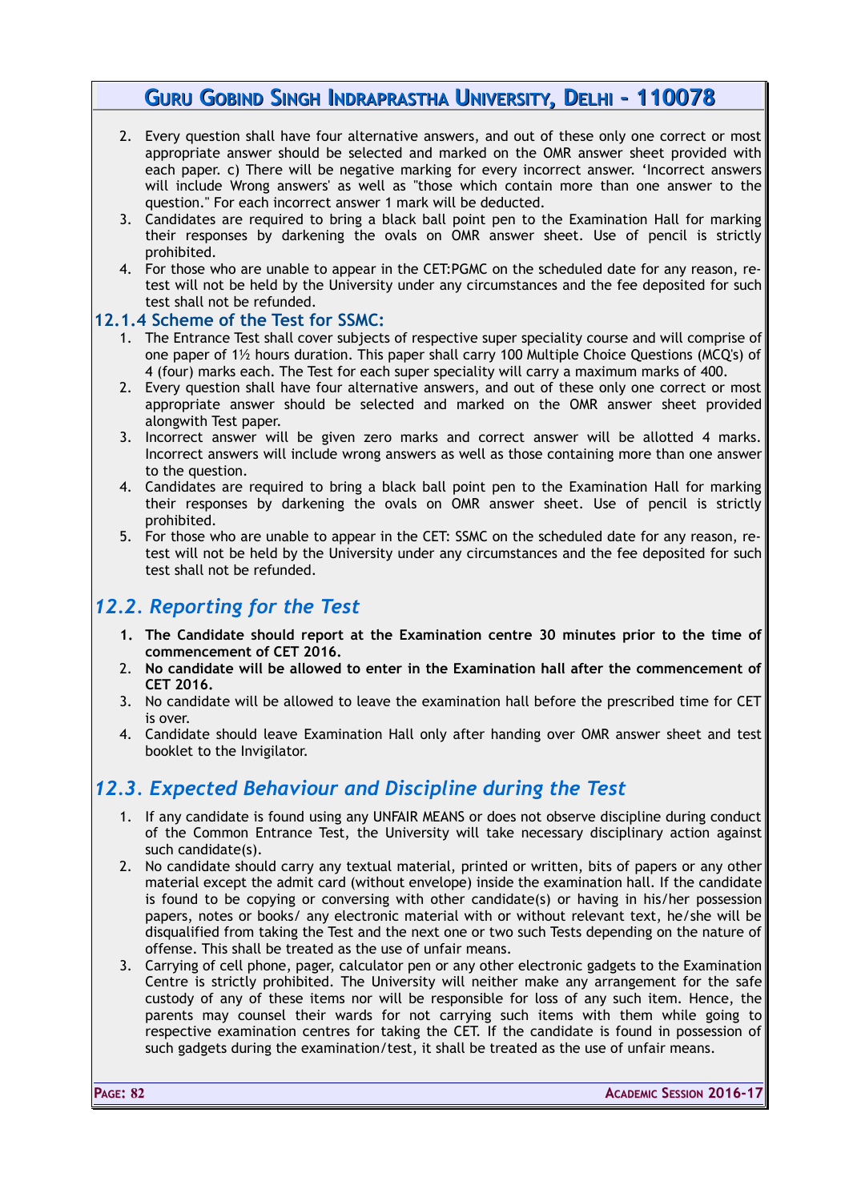2. Every question shall have four alternative answers, and out of these only one correct or most appropriate answer should be selected and marked on the OMR answer sheet provided with each paper. c) There will be negative marking for every incorrect answer. 'Incorrect answers will include Wrong answers' as well as "those which contain more than one answer to the question." For each incorrect answer 1 mark will be deducted.
3. Candidates are required to bring a black ball point pen to the Examination Hall for marking their responses by darkening the ovals on OMR answer sheet. Use of pencil is strictly prohibited.
4. For those who are unable to appear in the CET:PGMC on the scheduled date for any reason, re-test will not be held by the University under any circumstances and the fee deposited for such test shall not be refunded.

### 12.1.4 Scheme of the Test for SSMC:

1. The Entrance Test shall cover subjects of respective super speciality course and will comprise of one paper of 1½ hours duration. This paper shall carry 100 Multiple Choice Questions (MCQ's) of 4 (four) marks each. The Test for each super speciality will carry a maximum marks of 400.
2. Every question shall have four alternative answers, and out of these only one correct or most appropriate answer should be selected and marked on the OMR answer sheet provided alongwith Test paper.
3. Incorrect answer will be given zero marks and correct answer will be allotted 4 marks. Incorrect answers will include wrong answers as well as those containing more than one answer to the question.
4. Candidates are required to bring a black ball point pen to the Examination Hall for marking their responses by darkening the ovals on OMR answer sheet. Use of pencil is strictly prohibited.
5. For those who are unable to appear in the CET: SSMC on the scheduled date for any reason, re-test will not be held by the University under any circumstances and the fee deposited for such test shall not be refunded.

## *12.2. Reporting for the Test*

1. **The Candidate should report at the Examination centre 30 minutes prior to the time of commencement of CET 2016.**
2. **No candidate will be allowed to enter in the Examination hall after the commencement of CET 2016.**
3. No candidate will be allowed to leave the examination hall before the prescribed time for CET is over.
4. Candidate should leave Examination Hall only after handing over OMR answer sheet and test booklet to the Invigilator.

## *12.3. Expected Behaviour and Discipline during the Test*

1. If any candidate is found using any UNFAIR MEANS or does not observe discipline during conduct of the Common Entrance Test, the University will take necessary disciplinary action against such candidate(s).
2. No candidate should carry any textual material, printed or written, bits of papers or any other material except the admit card (without envelope) inside the examination hall. If the candidate is found to be copying or conversing with other candidate(s) or having in his/her possession papers, notes or books/ any electronic material with or without relevant text, he/she will be disqualified from taking the Test and the next one or two such Tests depending on the nature of offense. This shall be treated as the use of unfair means.
3. Carrying of cell phone, pager, calculator pen or any other electronic gadgets to the Examination Centre is strictly prohibited. The University will neither make any arrangement for the safe custody of any of these items nor will be responsible for loss of any such item. Hence, the parents may counsel their wards for not carrying such items with them while going to respective examination centres for taking the CET. If the candidate is found in possession of such gadgets during the examination/test, it shall be treated as the use of unfair means.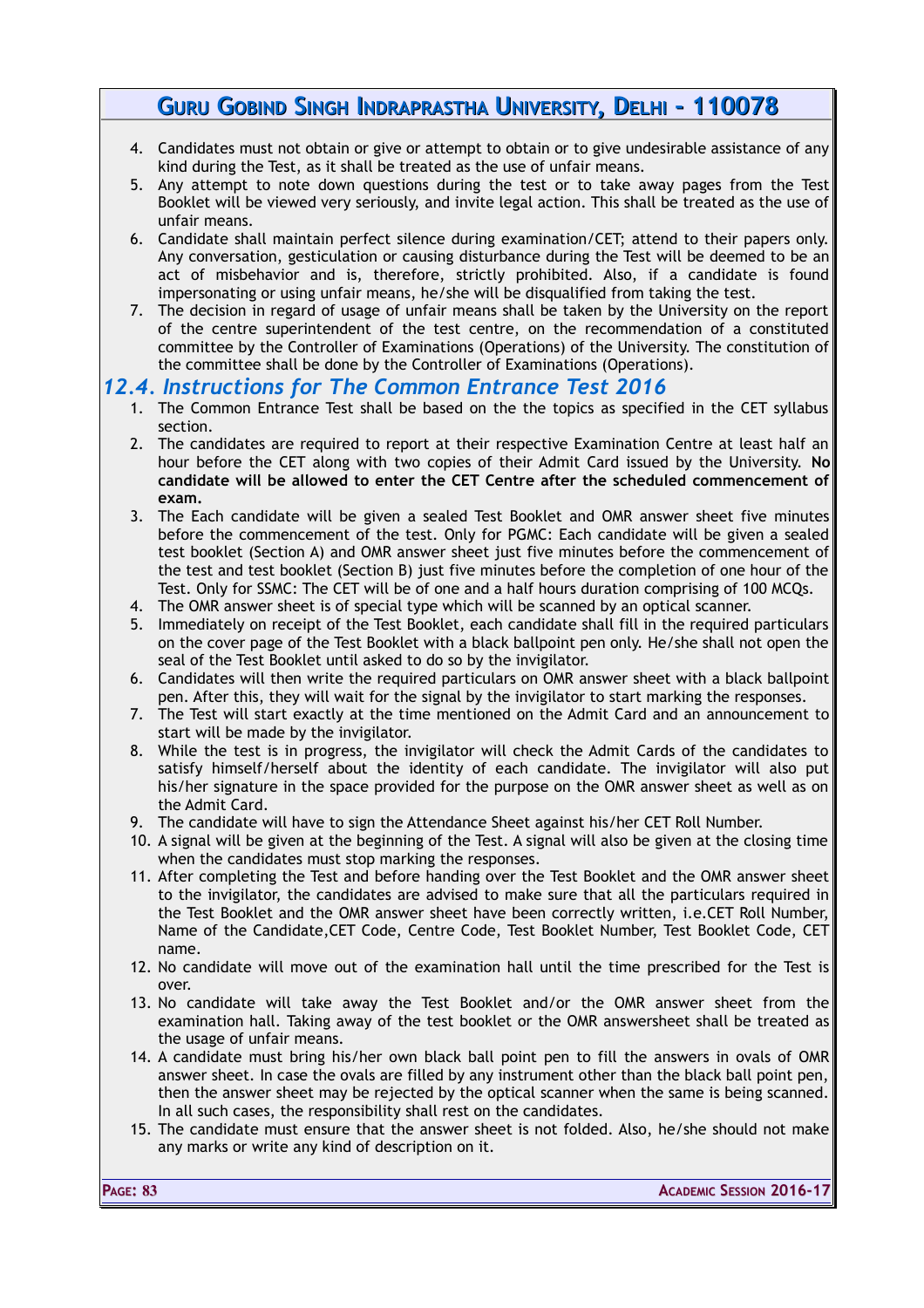4. Candidates must not obtain or give or attempt to obtain or to give undesirable assistance of any kind during the Test, as it shall be treated as the use of unfair means.
5. Any attempt to note down questions during the test or to take away pages from the Test Booklet will be viewed very seriously, and invite legal action. This shall be treated as the use of unfair means.
6. Candidate shall maintain perfect silence during examination/CET; attend to their papers only. Any conversation, gesticulation or causing disturbance during the Test will be deemed to be an act of misbehavior and is, therefore, strictly prohibited. Also, if a candidate is found impersonating or using unfair means, he/she will be disqualified from taking the test.
7. The decision in regard of usage of unfair means shall be taken by the University on the report of the centre superintendent of the test centre, on the recommendation of a constituted committee by the Controller of Examinations (Operations) of the University. The constitution of the committee shall be done by the Controller of Examinations (Operations).

## *12.4. Instructions for The Common Entrance Test 2016*

1. The Common Entrance Test shall be based on the the topics as specified in the CET syllabus section.
2. The candidates are required to report at their respective Examination Centre at least half an hour before the CET along with two copies of their Admit Card issued by the University. **No candidate will be allowed to enter the CET Centre after the scheduled commencement of exam.**
3. The Each candidate will be given a sealed Test Booklet and OMR answer sheet five minutes before the commencement of the test. Only for PGMC: Each candidate will be given a sealed test booklet (Section A) and OMR answer sheet just five minutes before the commencement of the test and test booklet (Section B) just five minutes before the completion of one hour of the Test. Only for SSMC: The CET will be of one and a half hours duration comprising of 100 MCQs.
4. The OMR answer sheet is of special type which will be scanned by an optical scanner.
5. Immediately on receipt of the Test Booklet, each candidate shall fill in the required particulars on the cover page of the Test Booklet with a black ballpoint pen only. He/she shall not open the seal of the Test Booklet until asked to do so by the invigilator.
6. Candidates will then write the required particulars on OMR answer sheet with a black ballpoint pen. After this, they will wait for the signal by the invigilator to start marking the responses.
7. The Test will start exactly at the time mentioned on the Admit Card and an announcement to start will be made by the invigilator.
8. While the test is in progress, the invigilator will check the Admit Cards of the candidates to satisfy himself/herself about the identity of each candidate. The invigilator will also put his/her signature in the space provided for the purpose on the OMR answer sheet as well as on the Admit Card.
9. The candidate will have to sign the Attendance Sheet against his/her CET Roll Number.
10. A signal will be given at the beginning of the Test. A signal will also be given at the closing time when the candidates must stop marking the responses.
11. After completing the Test and before handing over the Test Booklet and the OMR answer sheet to the invigilator, the candidates are advised to make sure that all the particulars required in the Test Booklet and the OMR answer sheet have been correctly written, i.e.CET Roll Number, Name of the Candidate,CET Code, Centre Code, Test Booklet Number, Test Booklet Code, CET name.
12. No candidate will move out of the examination hall until the time prescribed for the Test is over.
13. No candidate will take away the Test Booklet and/or the OMR answer sheet from the examination hall. Taking away of the test booklet or the OMR answersheet shall be treated as the usage of unfair means.
14. A candidate must bring his/her own black ball point pen to fill the answers in ovals of OMR answer sheet. In case the ovals are filled by any instrument other than the black ball point pen, then the answer sheet may be rejected by the optical scanner when the same is being scanned. In all such cases, the responsibility shall rest on the candidates.
15. The candidate must ensure that the answer sheet is not folded. Also, he/she should not make any marks or write any kind of description on it.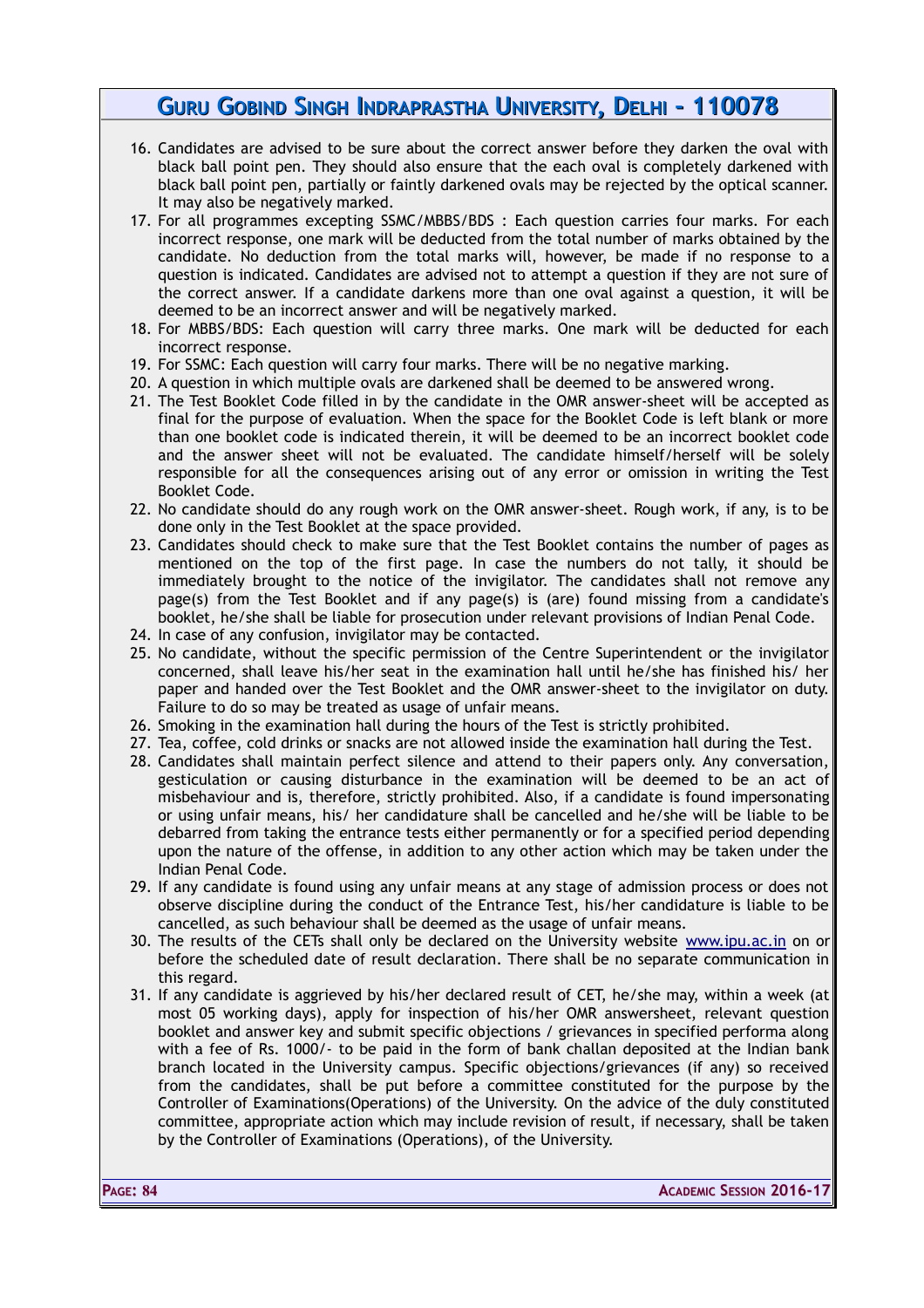16. Candidates are advised to be sure about the correct answer before they darken the oval with black ball point pen. They should also ensure that the each oval is completely darkened with black ball point pen, partially or faintly darkened ovals may be rejected by the optical scanner. It may also be negatively marked.
17. For all programmes excepting SSMC/MBBS/BDS : Each question carries four marks. For each incorrect response, one mark will be deducted from the total number of marks obtained by the candidate. No deduction from the total marks will, however, be made if no response to a question is indicated. Candidates are advised not to attempt a question if they are not sure of the correct answer. If a candidate darkens more than one oval against a question, it will be deemed to be an incorrect answer and will be negatively marked.
18. For MBBS/BDS: Each question will carry three marks. One mark will be deducted for each incorrect response.
19. For SSMC: Each question will carry four marks. There will be no negative marking.
20. A question in which multiple ovals are darkened shall be deemed to be answered wrong.
21. The Test Booklet Code filled in by the candidate in the OMR answer-sheet will be accepted as final for the purpose of evaluation. When the space for the Booklet Code is left blank or more than one booklet code is indicated therein, it will be deemed to be an incorrect booklet code and the answer sheet will not be evaluated. The candidate himself/herself will be solely responsible for all the consequences arising out of any error or omission in writing the Test Booklet Code.
22. No candidate should do any rough work on the OMR answer-sheet. Rough work, if any, is to be done only in the Test Booklet at the space provided.
23. Candidates should check to make sure that the Test Booklet contains the number of pages as mentioned on the top of the first page. In case the numbers do not tally, it should be immediately brought to the notice of the invigilator. The candidates shall not remove any page(s) from the Test Booklet and if any page(s) is (are) found missing from a candidate's booklet, he/she shall be liable for prosecution under relevant provisions of Indian Penal Code.
24. In case of any confusion, invigilator may be contacted.
25. No candidate, without the specific permission of the Centre Superintendent or the invigilator concerned, shall leave his/her seat in the examination hall until he/she has finished his/ her paper and handed over the Test Booklet and the OMR answer-sheet to the invigilator on duty. Failure to do so may be treated as usage of unfair means.
26. Smoking in the examination hall during the hours of the Test is strictly prohibited.
27. Tea, coffee, cold drinks or snacks are not allowed inside the examination hall during the Test.
28. Candidates shall maintain perfect silence and attend to their papers only. Any conversation, gesticulation or causing disturbance in the examination will be deemed to be an act of misbehaviour and is, therefore, strictly prohibited. Also, if a candidate is found impersonating or using unfair means, his/ her candidature shall be cancelled and he/she will be liable to be debarred from taking the entrance tests either permanently or for a specified period depending upon the nature of the offense, in addition to any other action which may be taken under the Indian Penal Code.
29. If any candidate is found using any unfair means at any stage of admission process or does not observe discipline during the conduct of the Entrance Test, his/her candidature is liable to be cancelled, as such behaviour shall be deemed as the usage of unfair means.
30. The results of the CETs shall only be declared on the University website www.ipu.ac.in on or before the scheduled date of result declaration. There shall be no separate communication in this regard.
31. If any candidate is aggrieved by his/her declared result of CET, he/she may, within a week (at most 05 working days), apply for inspection of his/her OMR answersheet, relevant question booklet and answer key and submit specific objections / grievances in specified performa along with a fee of Rs. 1000/- to be paid in the form of bank challan deposited at the Indian bank branch located in the University campus. Specific objections/grievances (if any) so received from the candidates, shall be put before a committee constituted for the purpose by the Controller of Examinations(Operations) of the University. On the advice of the duly constituted committee, appropriate action which may include revision of result, if necessary, shall be taken by the Controller of Examinations (Operations), of the University.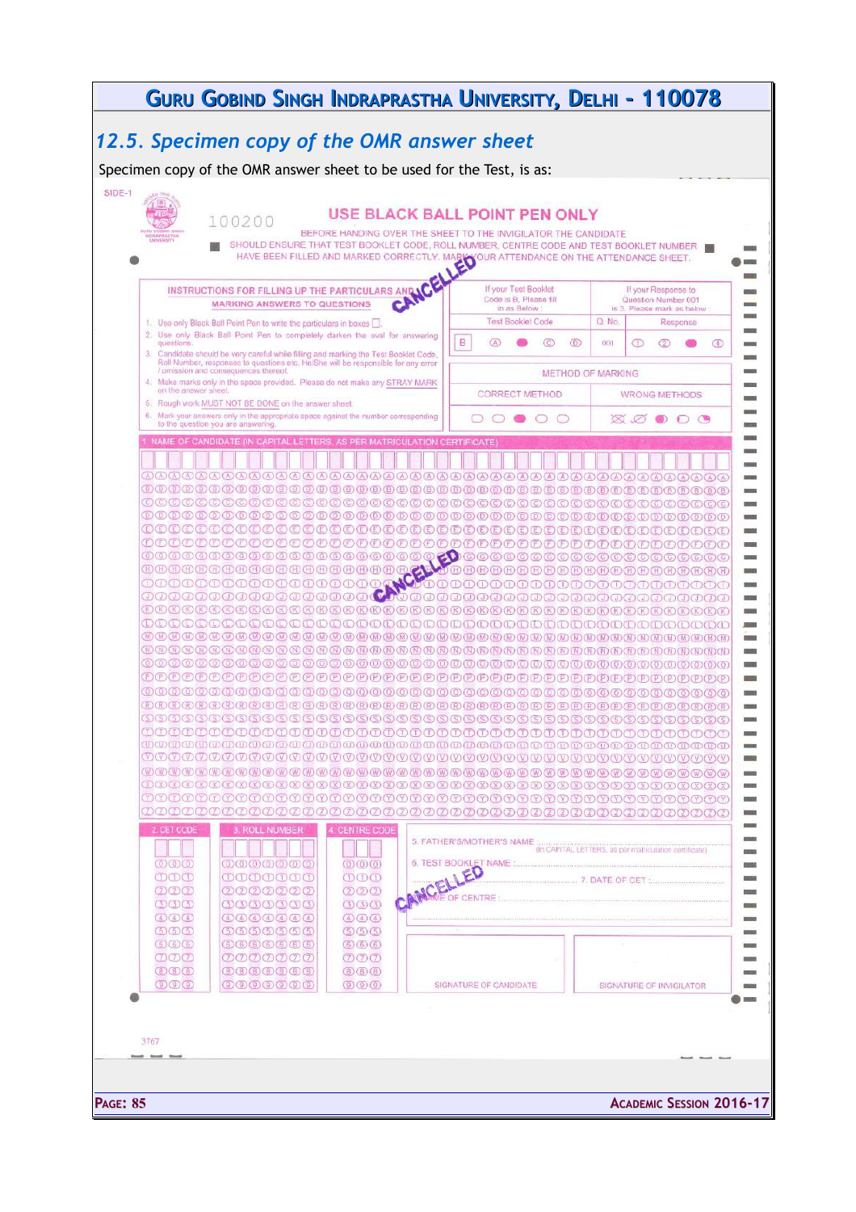## 12.5. Specimen copy of the OMR answer sheet

Specimen copy of the OMR answer sheet to be used for the Test, is as:

SIDE-1

100200

**USE BLACK BALL POINT PEN ONLY**

BEFORE HANDING OVER THE SHEET TO THE INVIGILATOR THE CANDIDATE SHOULD ENSURE THAT TEST BOOKLET CODE, ROLL NUMBER, CENTRE CODE AND TEST BOOKLET NUMBER HAVE BEEN FILLED AND MARKED CORRECTLY. MARK YOUR ATTENDANCE ON THE ATTENDANCE SHEET.

CANCELLED

**INSTRUCTIONS FOR FILLING UP THE PARTICULARS AND MARKING ANSWERS TO QUESTIONS**

1. Use only Black Ball Point Pen to write the particulars in boxes ☐.
2. Use only Black Ball Point Pen to completely darken the oval for answering questions.
3. Candidate should be very careful while filling and marking the Test Booklet Code, Roll Number, responses to questions etc. He/She will be responsible for any error / omission and consequences thereof.
4. Make marks only in the space provided. Please do not make any STRAY MARK on the answer sheet.
5. Rough work MUST NOT BE DONE on the answer sheet.
6. Mark your answers only in the appropriate space against the number corresponding to the question you are answering.

| If your Test Booklet Code is B, Please fill in as Below : | If your Response to Question Number 001 is 3, Please mark as below : |
|---|---|
| Test Booklet Code | Q. No. / Response |
| B Ⓐ ● Ⓒ Ⓓ | 001 ① ② ● ④ |

| METHOD OF MARKING | |
|---|---|
| CORRECT METHOD | WRONG METHODS |
| ○ ○ ● ○ ○ | ⊠ ⊘ ◐ ◌ ◔ |

1. NAME OF CANDIDATE (IN CAPITAL LETTERS, AS PER MATRICULATION CERTIFICATE)

CANCELLED

2. CET CODE

3. ROLL NUMBER

4. CENTRE CODE

5. FATHER'S/MOTHER'S NAME ............ (In CAPITAL LETTERS, as per matriculation certificate)

6. TEST BOOKLET NAME : ............ 7. DATE OF CET : ............

8. NAME OF CENTRE : ............

CANCELLED

SIGNATURE OF CANDIDATE

SIGNATURE OF INVIGILATOR

3767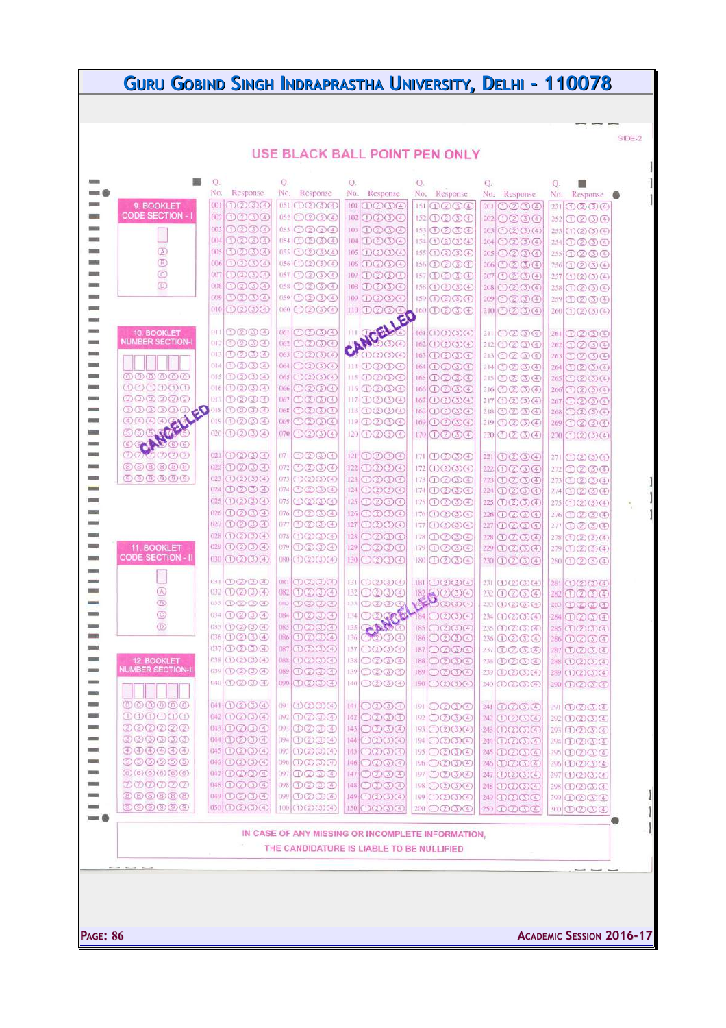# GURU GOBIND SINGH INDRAPRASTHA UNIVERSITY, DELHI - 110078

SIDE-2

## USE BLACK BALL POINT PEN ONLY

**9. BOOKLET CODE SECTION - I**

Ⓐ Ⓑ Ⓒ Ⓓ

**10. BOOKLET NUMBER SECTION-I**

CANCELLED

**11. BOOKLET CODE SECTION - II**

Ⓐ Ⓑ Ⓒ Ⓓ

**12. BOOKLET NUMBER SECTION-II**

| Q. No. | Response | Q. No. | Response | Q. No. | Response | Q. No. | Response | Q. No. | Response | Q. No. | Response |
|---|---|---|---|---|---|---|---|---|---|---|---|
| 001–050 | ①②③④ | 051–100 | ①②③④ | 101–150 | ①②③④ | 151–200 | ①②③④ | 201–250 | ①②③④ | 251–300 | ①②③④ |

CANCELLED

CANCELLED

IN CASE OF ANY MISSING OR INCOMPLETE INFORMATION, THE CANDIDATURE IS LIABLE TO BE NULLIFIED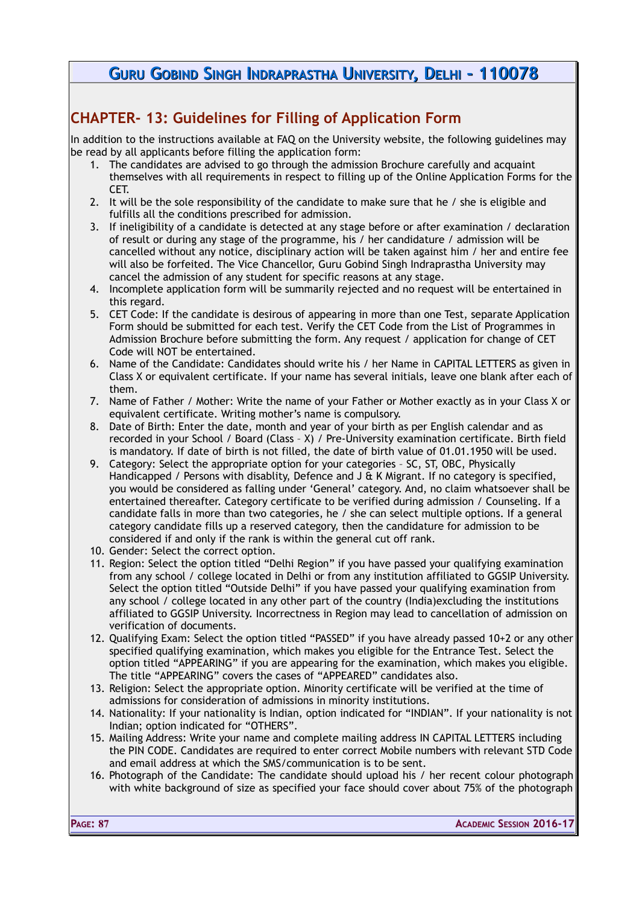## CHAPTER- 13: Guidelines for Filling of Application Form

In addition to the instructions available at FAQ on the University website, the following guidelines may be read by all applicants before filling the application form:

1. The candidates are advised to go through the admission Brochure carefully and acquaint themselves with all requirements in respect to filling up of the Online Application Forms for the CET.
2. It will be the sole responsibility of the candidate to make sure that he / she is eligible and fulfills all the conditions prescribed for admission.
3. If ineligibility of a candidate is detected at any stage before or after examination / declaration of result or during any stage of the programme, his / her candidature / admission will be cancelled without any notice, disciplinary action will be taken against him / her and entire fee will also be forfeited. The Vice Chancellor, Guru Gobind Singh Indraprastha University may cancel the admission of any student for specific reasons at any stage.
4. Incomplete application form will be summarily rejected and no request will be entertained in this regard.
5. CET Code: If the candidate is desirous of appearing in more than one Test, separate Application Form should be submitted for each test. Verify the CET Code from the List of Programmes in Admission Brochure before submitting the form. Any request / application for change of CET Code will NOT be entertained.
6. Name of the Candidate: Candidates should write his / her Name in CAPITAL LETTERS as given in Class X or equivalent certificate. If your name has several initials, leave one blank after each of them.
7. Name of Father / Mother: Write the name of your Father or Mother exactly as in your Class X or equivalent certificate. Writing mother's name is compulsory.
8. Date of Birth: Enter the date, month and year of your birth as per English calendar and as recorded in your School / Board (Class – X) / Pre-University examination certificate. Birth field is mandatory. If date of birth is not filled, the date of birth value of 01.01.1950 will be used.
9. Category: Select the appropriate option for your categories – SC, ST, OBC, Physically Handicapped / Persons with disablity, Defence and J & K Migrant. If no category is specified, you would be considered as falling under 'General' category. And, no claim whatsoever shall be entertained thereafter. Category certificate to be verified during admission / Counseling. If a candidate falls in more than two categories, he / she can select multiple options. If a general category candidate fills up a reserved category, then the candidature for admission to be considered if and only if the rank is within the general cut off rank.
10. Gender: Select the correct option.
11. Region: Select the option titled "Delhi Region" if you have passed your qualifying examination from any school / college located in Delhi or from any institution affiliated to GGSIP University. Select the option titled "Outside Delhi" if you have passed your qualifying examination from any school / college located in any other part of the country (India)excluding the institutions affiliated to GGSIP University. Incorrectness in Region may lead to cancellation of admission on verification of documents.
12. Qualifying Exam: Select the option titled "PASSED" if you have already passed 10+2 or any other specified qualifying examination, which makes you eligible for the Entrance Test. Select the option titled "APPEARING" if you are appearing for the examination, which makes you eligible. The title "APPEARING" covers the cases of "APPEARED" candidates also.
13. Religion: Select the appropriate option. Minority certificate will be verified at the time of admissions for consideration of admissions in minority institutions.
14. Nationality: If your nationality is Indian, option indicated for "INDIAN". If your nationality is not Indian; option indicated for "OTHERS".
15. Mailing Address: Write your name and complete mailing address IN CAPITAL LETTERS including the PIN CODE. Candidates are required to enter correct Mobile numbers with relevant STD Code and email address at which the SMS/communication is to be sent.
16. Photograph of the Candidate: The candidate should upload his / her recent colour photograph with white background of size as specified your face should cover about 75% of the photograph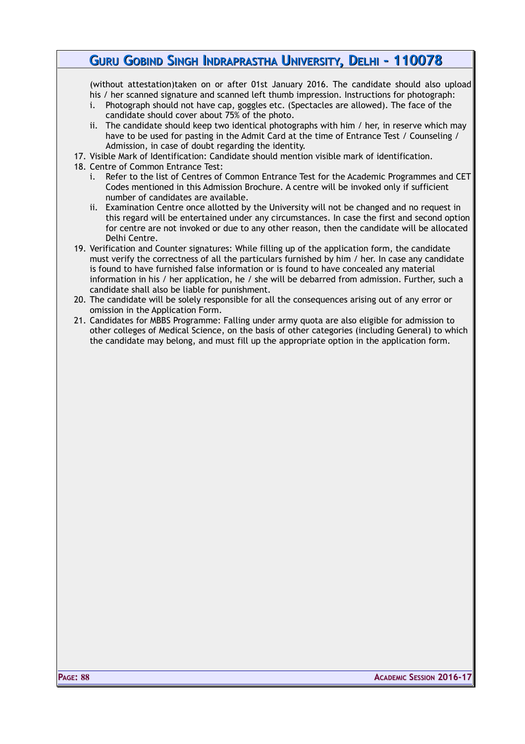(without attestation)taken on or after 01st January 2016. The candidate should also upload his / her scanned signature and scanned left thumb impression. Instructions for photograph:

   i. Photograph should not have cap, goggles etc. (Spectacles are allowed). The face of the candidate should cover about 75% of the photo.
   ii. The candidate should keep two identical photographs with him / her, in reserve which may have to be used for pasting in the Admit Card at the time of Entrance Test / Counseling / Admission, in case of doubt regarding the identity.

17. Visible Mark of Identification: Candidate should mention visible mark of identification.
18. Centre of Common Entrance Test:
    i. Refer to the list of Centres of Common Entrance Test for the Academic Programmes and CET Codes mentioned in this Admission Brochure. A centre will be invoked only if sufficient number of candidates are available.
    ii. Examination Centre once allotted by the University will not be changed and no request in this regard will be entertained under any circumstances. In case the first and second option for centre are not invoked or due to any other reason, then the candidate will be allocated Delhi Centre.
19. Verification and Counter signatures: While filling up of the application form, the candidate must verify the correctness of all the particulars furnished by him / her. In case any candidate is found to have furnished false information or is found to have concealed any material information in his / her application, he / she will be debarred from admission. Further, such a candidate shall also be liable for punishment.
20. The candidate will be solely responsible for all the consequences arising out of any error or omission in the Application Form.
21. Candidates for MBBS Programme: Falling under army quota are also eligible for admission to other colleges of Medical Science, on the basis of other categories (including General) to which the candidate may belong, and must fill up the appropriate option in the application form.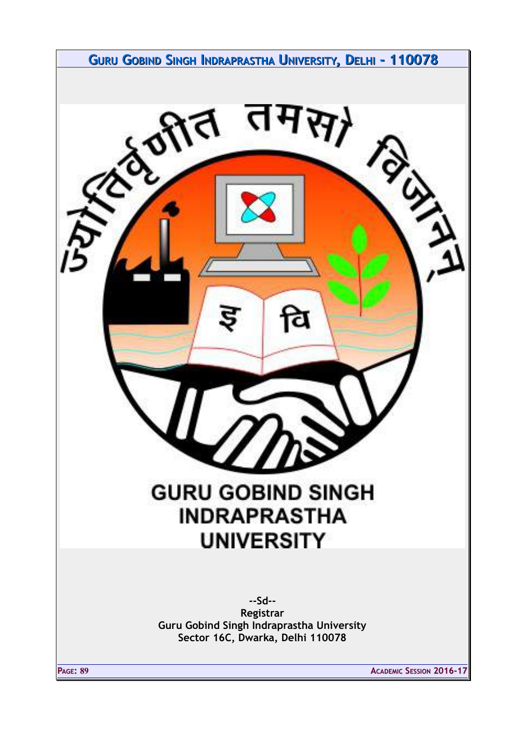--Sd--

**Registrar**

**Guru Gobind Singh Indraprastha University**

**Sector 16C, Dwarka, Delhi 110078**